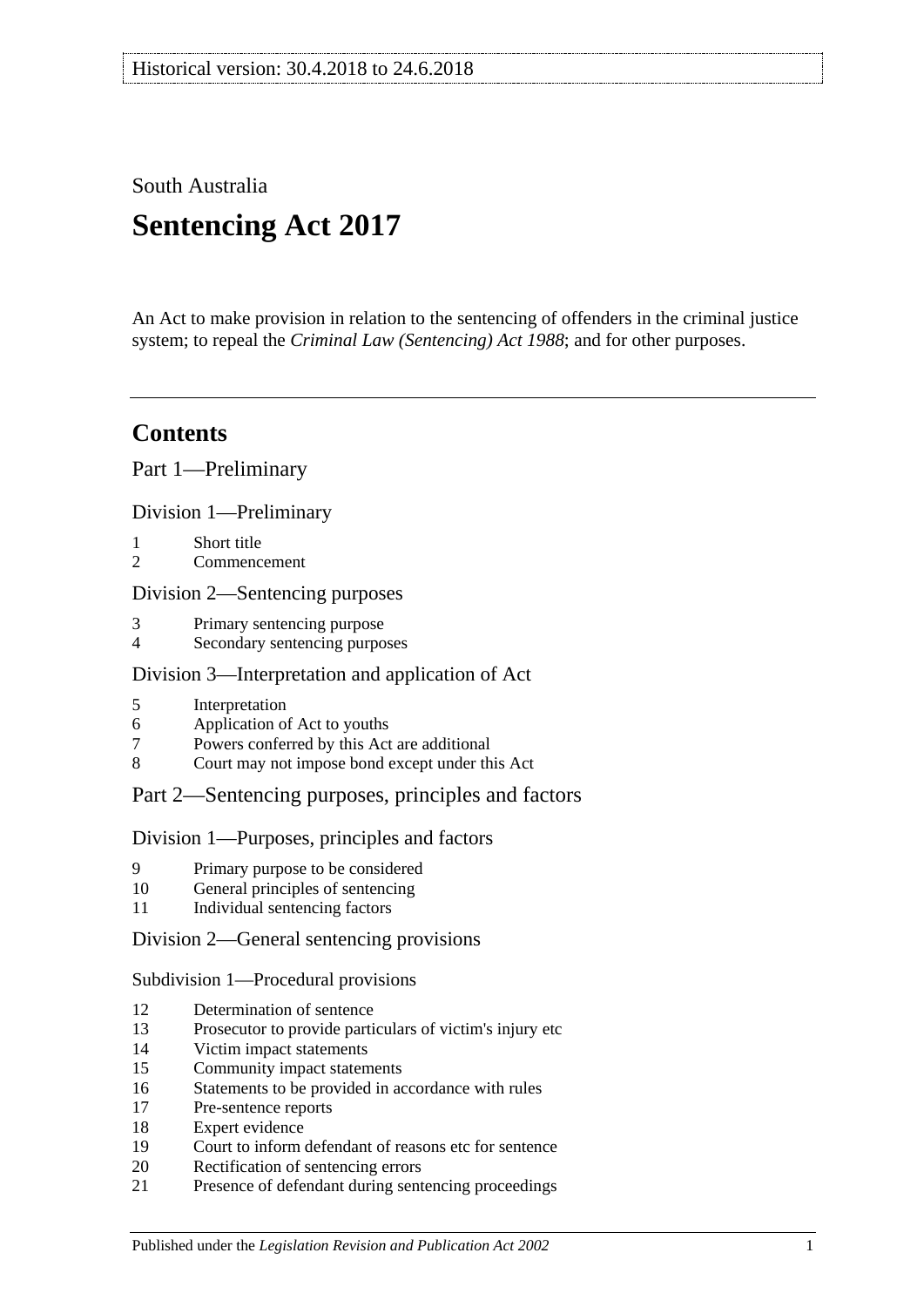Historical version: 30.4.2018 to 24.6.2018

South Australia

# Sentencing Act 2017

An Act to make provision in relation to the sentencing of offenders in the criminal justice system; to repeal the *Criminal Law (Sentencing) Act 1988*; and for other purposes.

---

## Contents

Part 1—Preliminary

Division 1—Preliminary

1 Short title
2 Commencement

Division 2—Sentencing purposes

3 Primary sentencing purpose
4 Secondary sentencing purposes

Division 3—Interpretation and application of Act

5 Interpretation
6 Application of Act to youths
7 Powers conferred by this Act are additional
8 Court may not impose bond except under this Act

Part 2—Sentencing purposes, principles and factors

Division 1—Purposes, principles and factors

9 Primary purpose to be considered
10 General principles of sentencing
11 Individual sentencing factors

Division 2—General sentencing provisions

Subdivision 1—Procedural provisions

12 Determination of sentence
13 Prosecutor to provide particulars of victim's injury etc
14 Victim impact statements
15 Community impact statements
16 Statements to be provided in accordance with rules
17 Pre-sentence reports
18 Expert evidence
19 Court to inform defendant of reasons etc for sentence
20 Rectification of sentencing errors
21 Presence of defendant during sentencing proceedings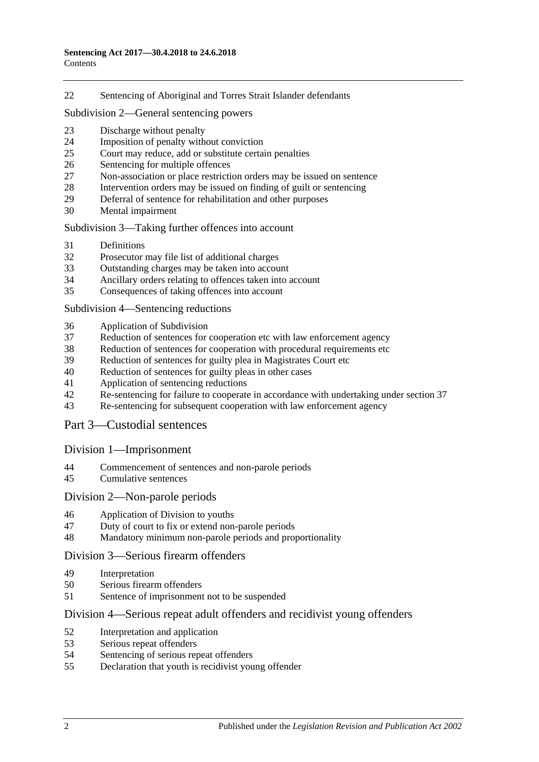22 Sentencing of Aboriginal and Torres Strait Islander defendants

Subdivision 2—General sentencing powers

23 Discharge without penalty
24 Imposition of penalty without conviction
25 Court may reduce, add or substitute certain penalties
26 Sentencing for multiple offences
27 Non-association or place restriction orders may be issued on sentence
28 Intervention orders may be issued on finding of guilt or sentencing
29 Deferral of sentence for rehabilitation and other purposes
30 Mental impairment

Subdivision 3—Taking further offences into account

31 Definitions
32 Prosecutor may file list of additional charges
33 Outstanding charges may be taken into account
34 Ancillary orders relating to offences taken into account
35 Consequences of taking offences into account

Subdivision 4—Sentencing reductions

36 Application of Subdivision
37 Reduction of sentences for cooperation etc with law enforcement agency
38 Reduction of sentences for cooperation with procedural requirements etc
39 Reduction of sentences for guilty plea in Magistrates Court etc
40 Reduction of sentences for guilty pleas in other cases
41 Application of sentencing reductions
42 Re-sentencing for failure to cooperate in accordance with undertaking under section 37
43 Re-sentencing for subsequent cooperation with law enforcement agency

Part 3—Custodial sentences

Division 1—Imprisonment

44 Commencement of sentences and non-parole periods
45 Cumulative sentences

Division 2—Non-parole periods

46 Application of Division to youths
47 Duty of court to fix or extend non-parole periods
48 Mandatory minimum non-parole periods and proportionality

Division 3—Serious firearm offenders

49 Interpretation
50 Serious firearm offenders
51 Sentence of imprisonment not to be suspended

Division 4—Serious repeat adult offenders and recidivist young offenders

52 Interpretation and application
53 Serious repeat offenders
54 Sentencing of serious repeat offenders
55 Declaration that youth is recidivist young offender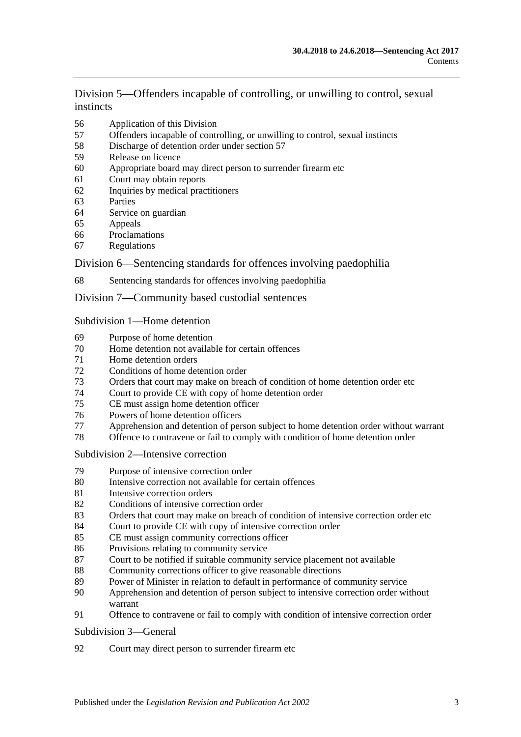## Division 5—Offenders incapable of controlling, or unwilling to control, sexual instincts

56 Application of this Division
57 Offenders incapable of controlling, or unwilling to control, sexual instincts
58 Discharge of detention order under section 57
59 Release on licence
60 Appropriate board may direct person to surrender firearm etc
61 Court may obtain reports
62 Inquiries by medical practitioners
63 Parties
64 Service on guardian
65 Appeals
66 Proclamations
67 Regulations

## Division 6—Sentencing standards for offences involving paedophilia

68 Sentencing standards for offences involving paedophilia

## Division 7—Community based custodial sentences

### Subdivision 1—Home detention

69 Purpose of home detention
70 Home detention not available for certain offences
71 Home detention orders
72 Conditions of home detention order
73 Orders that court may make on breach of condition of home detention order etc
74 Court to provide CE with copy of home detention order
75 CE must assign home detention officer
76 Powers of home detention officers
77 Apprehension and detention of person subject to home detention order without warrant
78 Offence to contravene or fail to comply with condition of home detention order

### Subdivision 2—Intensive correction

79 Purpose of intensive correction order
80 Intensive correction not available for certain offences
81 Intensive correction orders
82 Conditions of intensive correction order
83 Orders that court may make on breach of condition of intensive correction order etc
84 Court to provide CE with copy of intensive correction order
85 CE must assign community corrections officer
86 Provisions relating to community service
87 Court to be notified if suitable community service placement not available
88 Community corrections officer to give reasonable directions
89 Power of Minister in relation to default in performance of community service
90 Apprehension and detention of person subject to intensive correction order without warrant
91 Offence to contravene or fail to comply with condition of intensive correction order

### Subdivision 3—General

92 Court may direct person to surrender firearm etc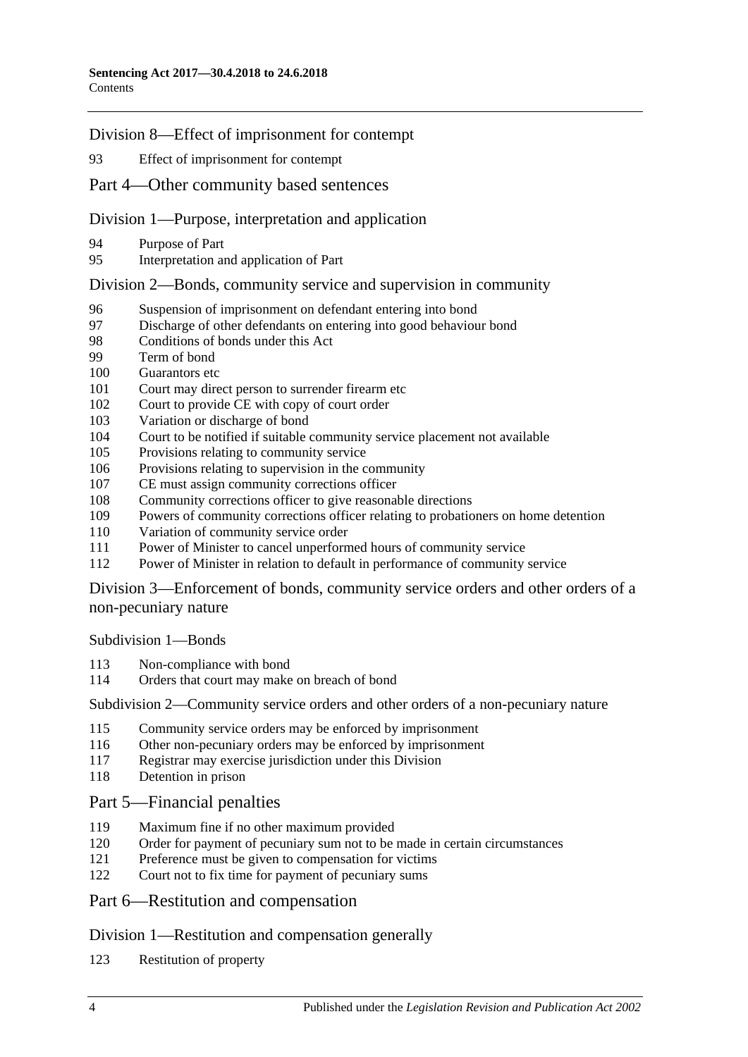## Division 8—Effect of imprisonment for contempt

93 Effect of imprisonment for contempt

# Part 4—Other community based sentences

## Division 1—Purpose, interpretation and application

94 Purpose of Part
95 Interpretation and application of Part

## Division 2—Bonds, community service and supervision in community

96 Suspension of imprisonment on defendant entering into bond
97 Discharge of other defendants on entering into good behaviour bond
98 Conditions of bonds under this Act
99 Term of bond
100 Guarantors etc
101 Court may direct person to surrender firearm etc
102 Court to provide CE with copy of court order
103 Variation or discharge of bond
104 Court to be notified if suitable community service placement not available
105 Provisions relating to community service
106 Provisions relating to supervision in the community
107 CE must assign community corrections officer
108 Community corrections officer to give reasonable directions
109 Powers of community corrections officer relating to probationers on home detention
110 Variation of community service order
111 Power of Minister to cancel unperformed hours of community service
112 Power of Minister in relation to default in performance of community service

## Division 3—Enforcement of bonds, community service orders and other orders of a non-pecuniary nature

### Subdivision 1—Bonds

113 Non-compliance with bond
114 Orders that court may make on breach of bond

### Subdivision 2—Community service orders and other orders of a non-pecuniary nature

115 Community service orders may be enforced by imprisonment
116 Other non-pecuniary orders may be enforced by imprisonment
117 Registrar may exercise jurisdiction under this Division
118 Detention in prison

# Part 5—Financial penalties

119 Maximum fine if no other maximum provided
120 Order for payment of pecuniary sum not to be made in certain circumstances
121 Preference must be given to compensation for victims
122 Court not to fix time for payment of pecuniary sums

# Part 6—Restitution and compensation

## Division 1—Restitution and compensation generally

123 Restitution of property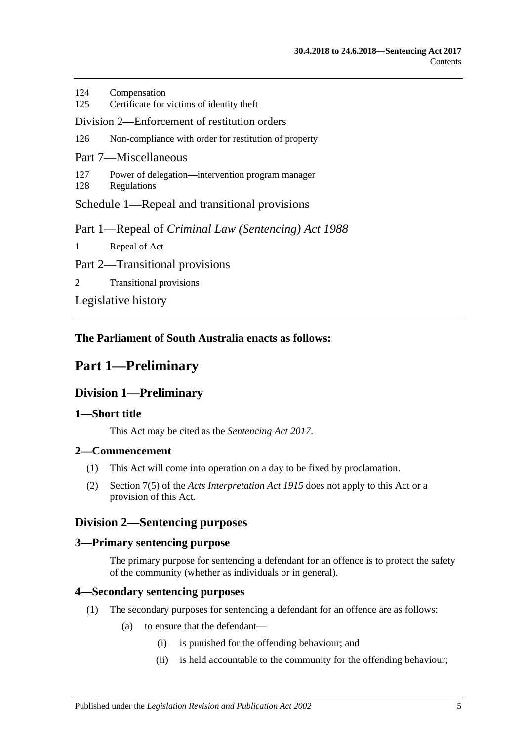124 Compensation

125 Certificate for victims of identity theft

Division 2—Enforcement of restitution orders

126 Non-compliance with order for restitution of property

Part 7—Miscellaneous

127 Power of delegation—intervention program manager

128 Regulations

Schedule 1—Repeal and transitional provisions

Part 1—Repeal of *Criminal Law (Sentencing) Act 1988*

1 Repeal of Act

Part 2—Transitional provisions

2 Transitional provisions

Legislative history

**The Parliament of South Australia enacts as follows:**

# Part 1—Preliminary

## Division 1—Preliminary

### 1—Short title

This Act may be cited as the *Sentencing Act 2017*.

### 2—Commencement

(1) This Act will come into operation on a day to be fixed by proclamation.

(2) Section 7(5) of the *Acts Interpretation Act 1915* does not apply to this Act or a provision of this Act.

## Division 2—Sentencing purposes

### 3—Primary sentencing purpose

The primary purpose for sentencing a defendant for an offence is to protect the safety of the community (whether as individuals or in general).

### 4—Secondary sentencing purposes

(1) The secondary purposes for sentencing a defendant for an offence are as follows:

(a) to ensure that the defendant—

(i) is punished for the offending behaviour; and

(ii) is held accountable to the community for the offending behaviour;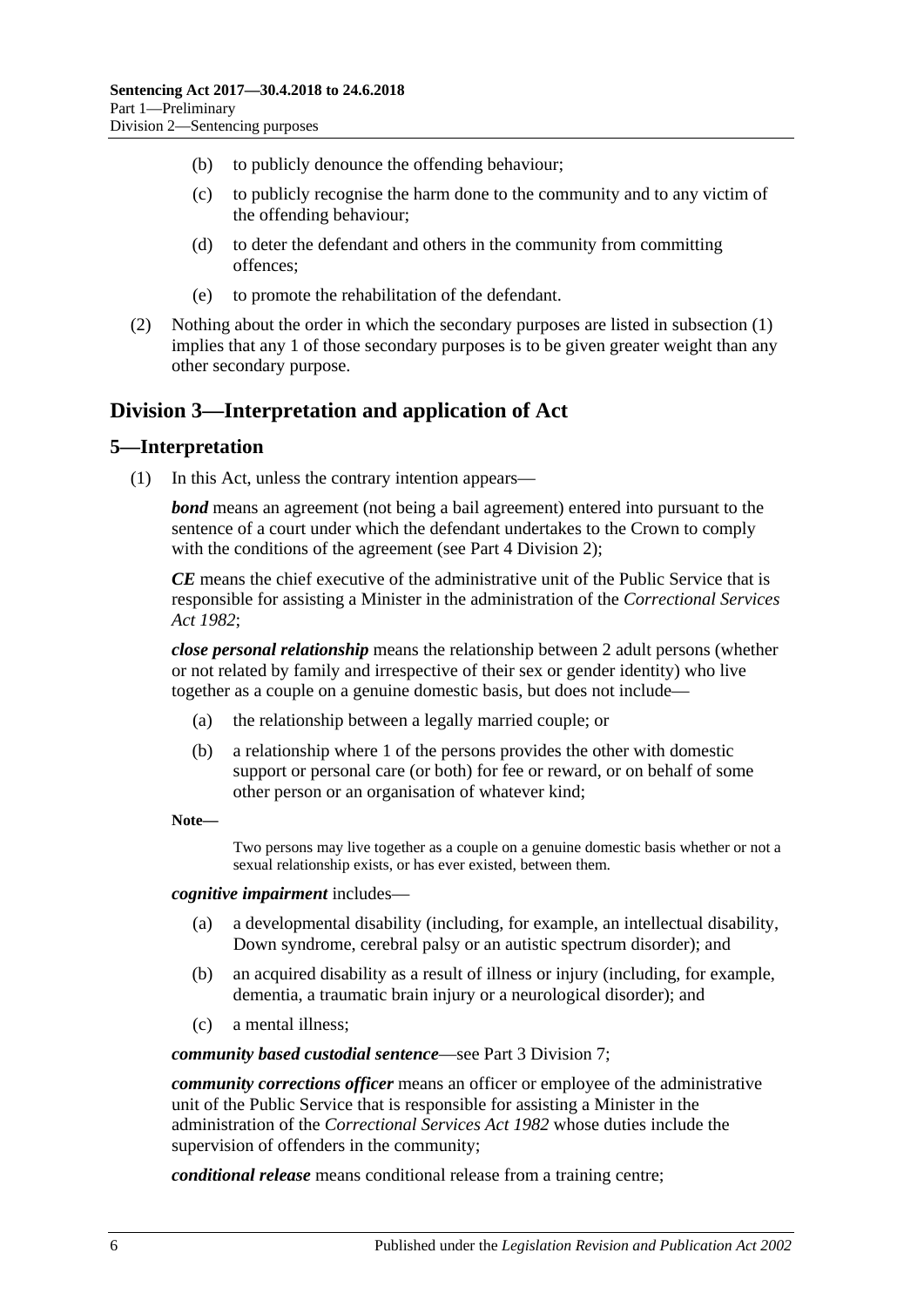(b) to publicly denounce the offending behaviour;

(c) to publicly recognise the harm done to the community and to any victim of the offending behaviour;

(d) to deter the defendant and others in the community from committing offences;

(e) to promote the rehabilitation of the defendant.

(2) Nothing about the order in which the secondary purposes are listed in subsection (1) implies that any 1 of those secondary purposes is to be given greater weight than any other secondary purpose.

## Division 3—Interpretation and application of Act

### 5—Interpretation

(1) In this Act, unless the contrary intention appears—

***bond*** means an agreement (not being a bail agreement) entered into pursuant to the sentence of a court under which the defendant undertakes to the Crown to comply with the conditions of the agreement (see Part 4 Division 2);

***CE*** means the chief executive of the administrative unit of the Public Service that is responsible for assisting a Minister in the administration of the *Correctional Services Act 1982*;

***close personal relationship*** means the relationship between 2 adult persons (whether or not related by family and irrespective of their sex or gender identity) who live together as a couple on a genuine domestic basis, but does not include—

(a) the relationship between a legally married couple; or

(b) a relationship where 1 of the persons provides the other with domestic support or personal care (or both) for fee or reward, or on behalf of some other person or an organisation of whatever kind;

**Note—**

Two persons may live together as a couple on a genuine domestic basis whether or not a sexual relationship exists, or has ever existed, between them.

***cognitive impairment*** includes—

(a) a developmental disability (including, for example, an intellectual disability, Down syndrome, cerebral palsy or an autistic spectrum disorder); and

(b) an acquired disability as a result of illness or injury (including, for example, dementia, a traumatic brain injury or a neurological disorder); and

(c) a mental illness;

***community based custodial sentence***—see Part 3 Division 7;

***community corrections officer*** means an officer or employee of the administrative unit of the Public Service that is responsible for assisting a Minister in the administration of the *Correctional Services Act 1982* whose duties include the supervision of offenders in the community;

***conditional release*** means conditional release from a training centre;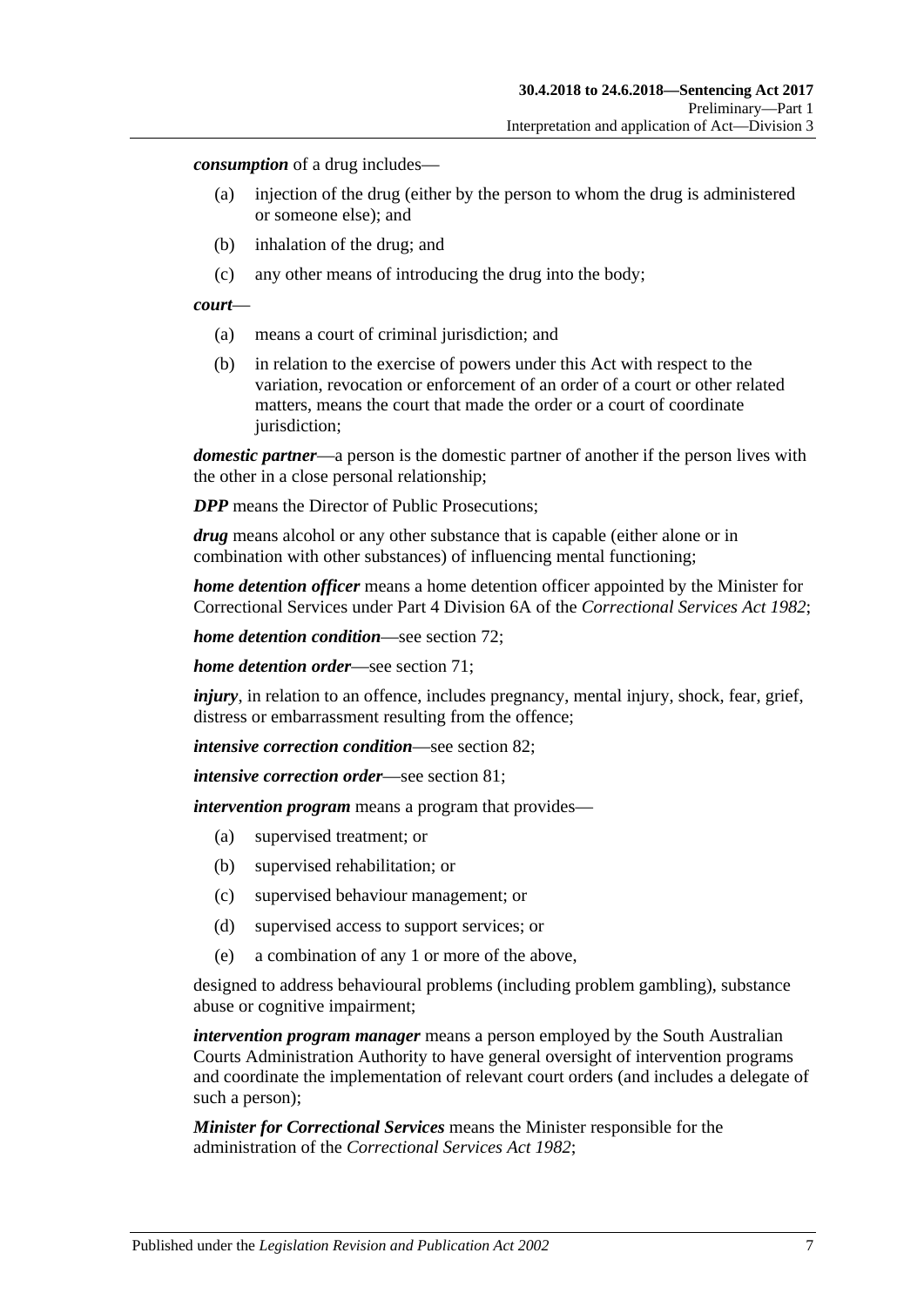***consumption*** of a drug includes—

- (a) injection of the drug (either by the person to whom the drug is administered or someone else); and
- (b) inhalation of the drug; and
- (c) any other means of introducing the drug into the body;

***court***—

- (a) means a court of criminal jurisdiction; and
- (b) in relation to the exercise of powers under this Act with respect to the variation, revocation or enforcement of an order of a court or other related matters, means the court that made the order or a court of coordinate jurisdiction;

***domestic partner***—a person is the domestic partner of another if the person lives with the other in a close personal relationship;

***DPP*** means the Director of Public Prosecutions;

***drug*** means alcohol or any other substance that is capable (either alone or in combination with other substances) of influencing mental functioning;

***home detention officer*** means a home detention officer appointed by the Minister for Correctional Services under Part 4 Division 6A of the *Correctional Services Act 1982*;

***home detention condition***—see section 72;

***home detention order***—see section 71;

***injury***, in relation to an offence, includes pregnancy, mental injury, shock, fear, grief, distress or embarrassment resulting from the offence;

***intensive correction condition***—see section 82;

***intensive correction order***—see section 81;

***intervention program*** means a program that provides—

- (a) supervised treatment; or
- (b) supervised rehabilitation; or
- (c) supervised behaviour management; or
- (d) supervised access to support services; or
- (e) a combination of any 1 or more of the above,

designed to address behavioural problems (including problem gambling), substance abuse or cognitive impairment;

***intervention program manager*** means a person employed by the South Australian Courts Administration Authority to have general oversight of intervention programs and coordinate the implementation of relevant court orders (and includes a delegate of such a person);

***Minister for Correctional Services*** means the Minister responsible for the administration of the *Correctional Services Act 1982*;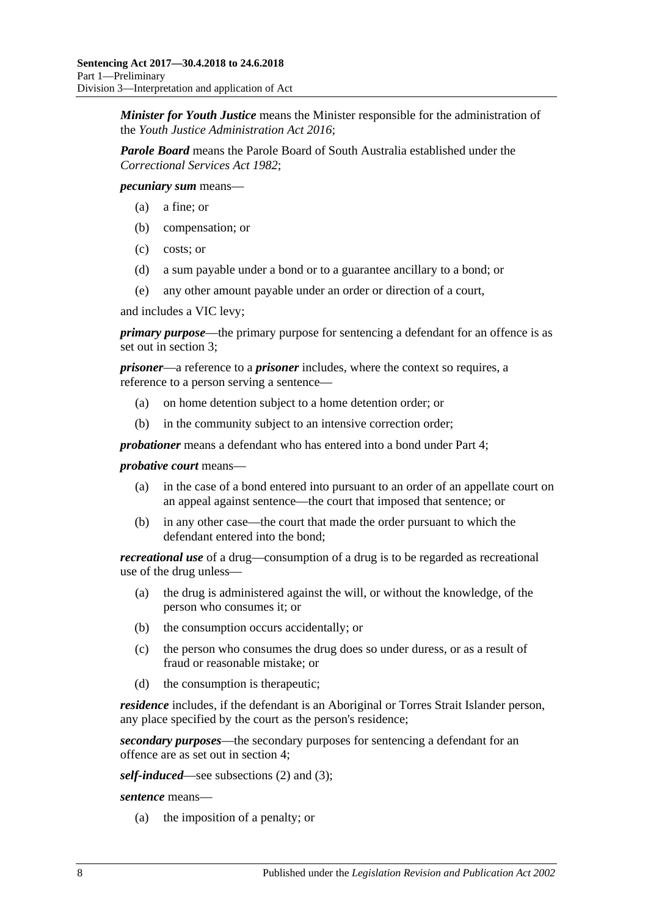***Minister for Youth Justice*** means the Minister responsible for the administration of the *Youth Justice Administration Act 2016*;

***Parole Board*** means the Parole Board of South Australia established under the *Correctional Services Act 1982*;

***pecuniary sum*** means—

- (a) a fine; or
- (b) compensation; or
- (c) costs; or
- (d) a sum payable under a bond or to a guarantee ancillary to a bond; or
- (e) any other amount payable under an order or direction of a court,

and includes a VIC levy;

***primary purpose***—the primary purpose for sentencing a defendant for an offence is as set out in section 3;

***prisoner***—a reference to a ***prisoner*** includes, where the context so requires, a reference to a person serving a sentence—

- (a) on home detention subject to a home detention order; or
- (b) in the community subject to an intensive correction order;

***probationer*** means a defendant who has entered into a bond under Part 4;

***probative court*** means—

- (a) in the case of a bond entered into pursuant to an order of an appellate court on an appeal against sentence—the court that imposed that sentence; or
- (b) in any other case—the court that made the order pursuant to which the defendant entered into the bond;

***recreational use*** of a drug—consumption of a drug is to be regarded as recreational use of the drug unless—

- (a) the drug is administered against the will, or without the knowledge, of the person who consumes it; or
- (b) the consumption occurs accidentally; or
- (c) the person who consumes the drug does so under duress, or as a result of fraud or reasonable mistake; or
- (d) the consumption is therapeutic;

***residence*** includes, if the defendant is an Aboriginal or Torres Strait Islander person, any place specified by the court as the person's residence;

***secondary purposes***—the secondary purposes for sentencing a defendant for an offence are as set out in section 4;

***self-induced***—see subsections (2) and (3);

***sentence*** means—

- (a) the imposition of a penalty; or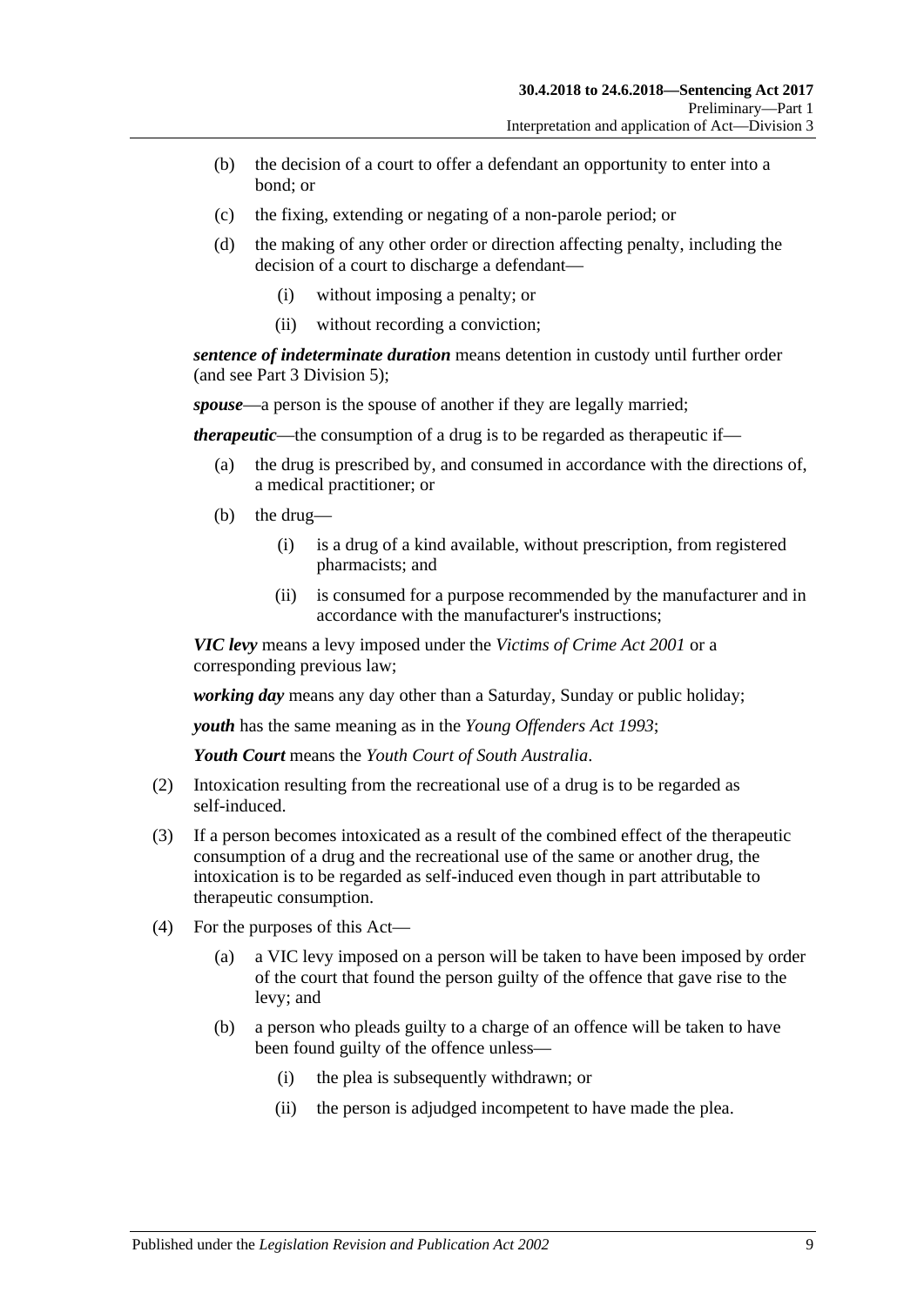(b) the decision of a court to offer a defendant an opportunity to enter into a bond; or

(c) the fixing, extending or negating of a non-parole period; or

(d) the making of any other order or direction affecting penalty, including the decision of a court to discharge a defendant—

(i) without imposing a penalty; or

(ii) without recording a conviction;

***sentence of indeterminate duration*** means detention in custody until further order (and see Part 3 Division 5);

***spouse***—a person is the spouse of another if they are legally married;

***therapeutic***—the consumption of a drug is to be regarded as therapeutic if—

(a) the drug is prescribed by, and consumed in accordance with the directions of, a medical practitioner; or

(b) the drug—

(i) is a drug of a kind available, without prescription, from registered pharmacists; and

(ii) is consumed for a purpose recommended by the manufacturer and in accordance with the manufacturer's instructions;

***VIC levy*** means a levy imposed under the *Victims of Crime Act 2001* or a corresponding previous law;

***working day*** means any day other than a Saturday, Sunday or public holiday;

***youth*** has the same meaning as in the *Young Offenders Act 1993*;

***Youth Court*** means the *Youth Court of South Australia*.

(2) Intoxication resulting from the recreational use of a drug is to be regarded as self-induced.

(3) If a person becomes intoxicated as a result of the combined effect of the therapeutic consumption of a drug and the recreational use of the same or another drug, the intoxication is to be regarded as self-induced even though in part attributable to therapeutic consumption.

(4) For the purposes of this Act—

(a) a VIC levy imposed on a person will be taken to have been imposed by order of the court that found the person guilty of the offence that gave rise to the levy; and

(b) a person who pleads guilty to a charge of an offence will be taken to have been found guilty of the offence unless—

(i) the plea is subsequently withdrawn; or

(ii) the person is adjudged incompetent to have made the plea.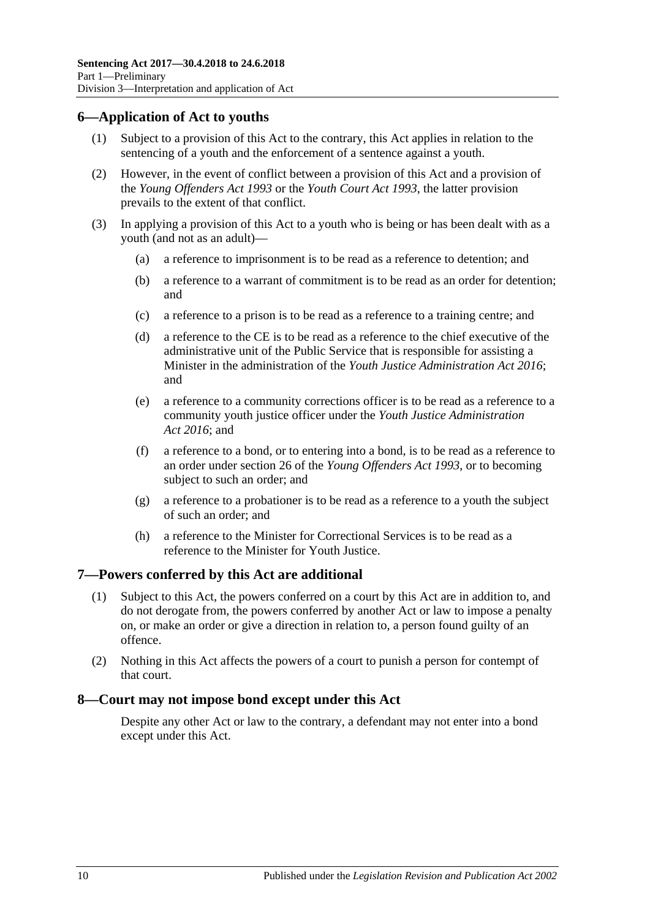## 6—Application of Act to youths

(1) Subject to a provision of this Act to the contrary, this Act applies in relation to the sentencing of a youth and the enforcement of a sentence against a youth.

(2) However, in the event of conflict between a provision of this Act and a provision of the *Young Offenders Act 1993* or the *Youth Court Act 1993*, the latter provision prevails to the extent of that conflict.

(3) In applying a provision of this Act to a youth who is being or has been dealt with as a youth (and not as an adult)—

(a) a reference to imprisonment is to be read as a reference to detention; and

(b) a reference to a warrant of commitment is to be read as an order for detention; and

(c) a reference to a prison is to be read as a reference to a training centre; and

(d) a reference to the CE is to be read as a reference to the chief executive of the administrative unit of the Public Service that is responsible for assisting a Minister in the administration of the *Youth Justice Administration Act 2016*; and

(e) a reference to a community corrections officer is to be read as a reference to a community youth justice officer under the *Youth Justice Administration Act 2016*; and

(f) a reference to a bond, or to entering into a bond, is to be read as a reference to an order under section 26 of the *Young Offenders Act 1993*, or to becoming subject to such an order; and

(g) a reference to a probationer is to be read as a reference to a youth the subject of such an order; and

(h) a reference to the Minister for Correctional Services is to be read as a reference to the Minister for Youth Justice.

## 7—Powers conferred by this Act are additional

(1) Subject to this Act, the powers conferred on a court by this Act are in addition to, and do not derogate from, the powers conferred by another Act or law to impose a penalty on, or make an order or give a direction in relation to, a person found guilty of an offence.

(2) Nothing in this Act affects the powers of a court to punish a person for contempt of that court.

## 8—Court may not impose bond except under this Act

Despite any other Act or law to the contrary, a defendant may not enter into a bond except under this Act.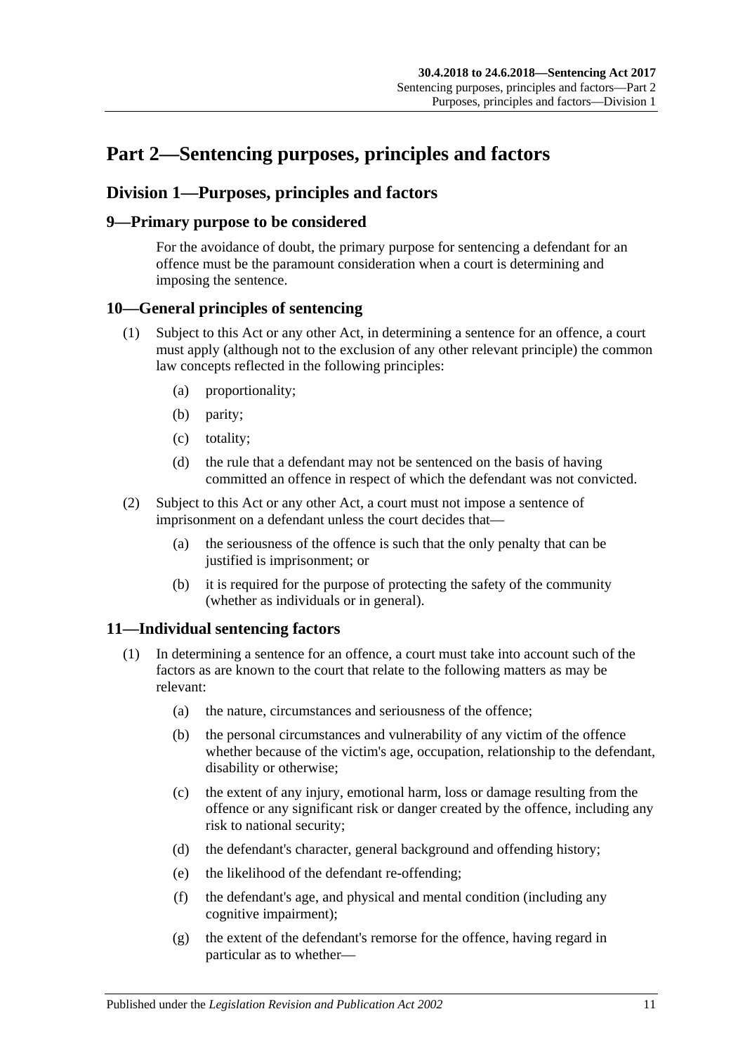# Part 2—Sentencing purposes, principles and factors

## Division 1—Purposes, principles and factors

### 9—Primary purpose to be considered

For the avoidance of doubt, the primary purpose for sentencing a defendant for an offence must be the paramount consideration when a court is determining and imposing the sentence.

### 10—General principles of sentencing

(1) Subject to this Act or any other Act, in determining a sentence for an offence, a court must apply (although not to the exclusion of any other relevant principle) the common law concepts reflected in the following principles:

- (a) proportionality;
- (b) parity;
- (c) totality;
- (d) the rule that a defendant may not be sentenced on the basis of having committed an offence in respect of which the defendant was not convicted.

(2) Subject to this Act or any other Act, a court must not impose a sentence of imprisonment on a defendant unless the court decides that—

- (a) the seriousness of the offence is such that the only penalty that can be justified is imprisonment; or
- (b) it is required for the purpose of protecting the safety of the community (whether as individuals or in general).

### 11—Individual sentencing factors

(1) In determining a sentence for an offence, a court must take into account such of the factors as are known to the court that relate to the following matters as may be relevant:

- (a) the nature, circumstances and seriousness of the offence;
- (b) the personal circumstances and vulnerability of any victim of the offence whether because of the victim's age, occupation, relationship to the defendant, disability or otherwise;
- (c) the extent of any injury, emotional harm, loss or damage resulting from the offence or any significant risk or danger created by the offence, including any risk to national security;
- (d) the defendant's character, general background and offending history;
- (e) the likelihood of the defendant re-offending;
- (f) the defendant's age, and physical and mental condition (including any cognitive impairment);
- (g) the extent of the defendant's remorse for the offence, having regard in particular as to whether—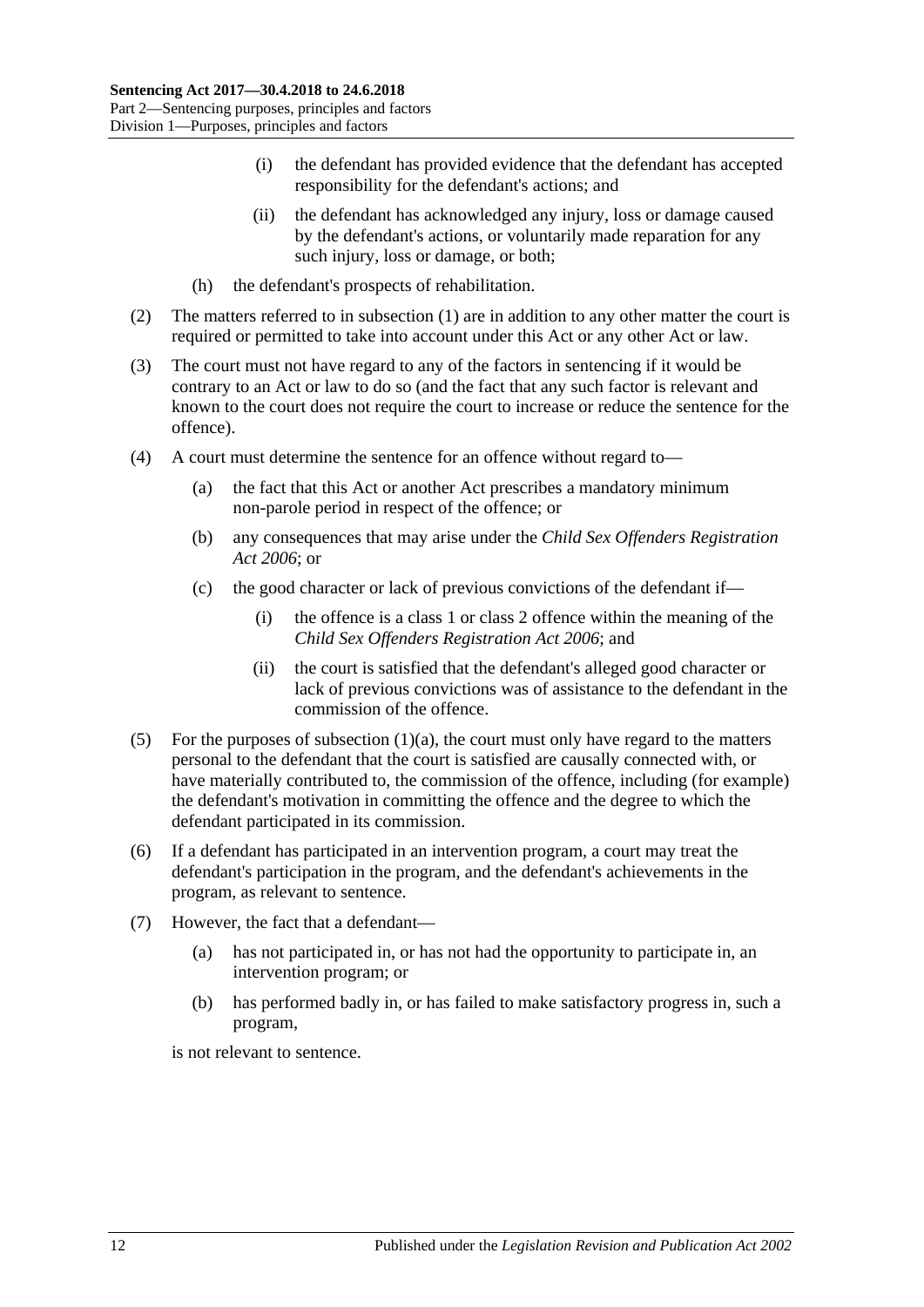(i) the defendant has provided evidence that the defendant has accepted responsibility for the defendant's actions; and

(ii) the defendant has acknowledged any injury, loss or damage caused by the defendant's actions, or voluntarily made reparation for any such injury, loss or damage, or both;

(h) the defendant's prospects of rehabilitation.

(2) The matters referred to in subsection (1) are in addition to any other matter the court is required or permitted to take into account under this Act or any other Act or law.

(3) The court must not have regard to any of the factors in sentencing if it would be contrary to an Act or law to do so (and the fact that any such factor is relevant and known to the court does not require the court to increase or reduce the sentence for the offence).

(4) A court must determine the sentence for an offence without regard to—

(a) the fact that this Act or another Act prescribes a mandatory minimum non-parole period in respect of the offence; or

(b) any consequences that may arise under the *Child Sex Offenders Registration Act 2006*; or

(c) the good character or lack of previous convictions of the defendant if—

(i) the offence is a class 1 or class 2 offence within the meaning of the *Child Sex Offenders Registration Act 2006*; and

(ii) the court is satisfied that the defendant's alleged good character or lack of previous convictions was of assistance to the defendant in the commission of the offence.

(5) For the purposes of subsection (1)(a), the court must only have regard to the matters personal to the defendant that the court is satisfied are causally connected with, or have materially contributed to, the commission of the offence, including (for example) the defendant's motivation in committing the offence and the degree to which the defendant participated in its commission.

(6) If a defendant has participated in an intervention program, a court may treat the defendant's participation in the program, and the defendant's achievements in the program, as relevant to sentence.

(7) However, the fact that a defendant—

(a) has not participated in, or has not had the opportunity to participate in, an intervention program; or

(b) has performed badly in, or has failed to make satisfactory progress in, such a program,

is not relevant to sentence.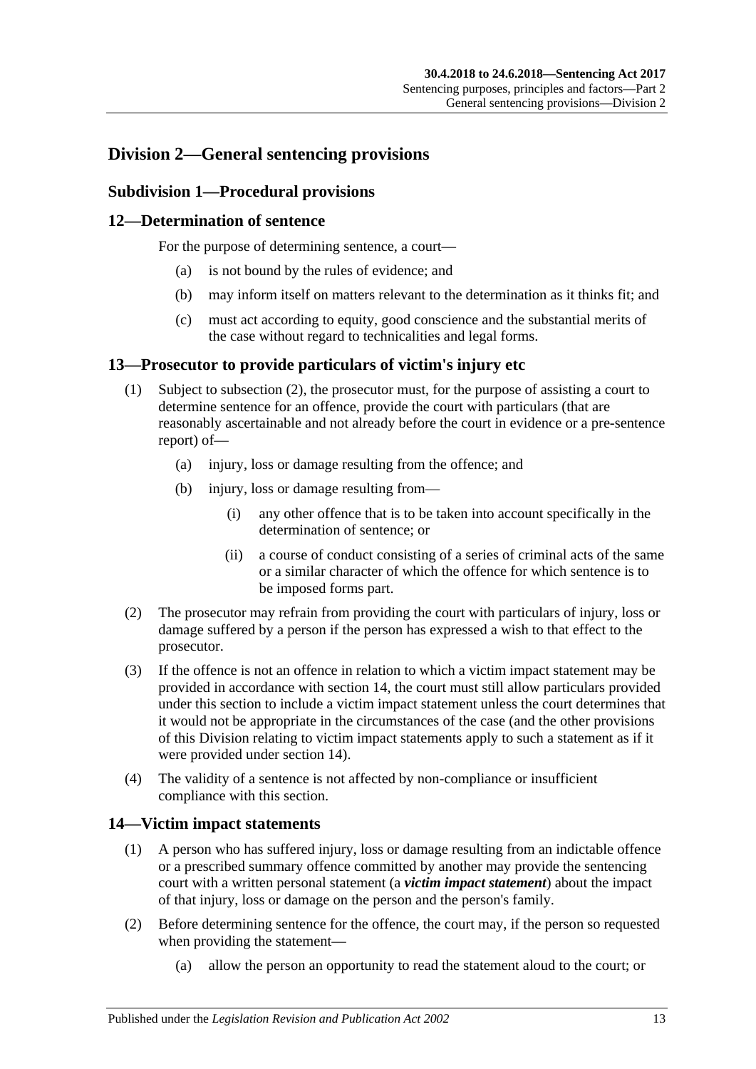## Division 2—General sentencing provisions

### Subdivision 1—Procedural provisions

### 12—Determination of sentence

For the purpose of determining sentence, a court—

- (a) is not bound by the rules of evidence; and
- (b) may inform itself on matters relevant to the determination as it thinks fit; and
- (c) must act according to equity, good conscience and the substantial merits of the case without regard to technicalities and legal forms.

### 13—Prosecutor to provide particulars of victim's injury etc

(1) Subject to subsection (2), the prosecutor must, for the purpose of assisting a court to determine sentence for an offence, provide the court with particulars (that are reasonably ascertainable and not already before the court in evidence or a pre-sentence report) of—

- (a) injury, loss or damage resulting from the offence; and
- (b) injury, loss or damage resulting from—
  - (i) any other offence that is to be taken into account specifically in the determination of sentence; or
  - (ii) a course of conduct consisting of a series of criminal acts of the same or a similar character of which the offence for which sentence is to be imposed forms part.

(2) The prosecutor may refrain from providing the court with particulars of injury, loss or damage suffered by a person if the person has expressed a wish to that effect to the prosecutor.

(3) If the offence is not an offence in relation to which a victim impact statement may be provided in accordance with section 14, the court must still allow particulars provided under this section to include a victim impact statement unless the court determines that it would not be appropriate in the circumstances of the case (and the other provisions of this Division relating to victim impact statements apply to such a statement as if it were provided under section 14).

(4) The validity of a sentence is not affected by non-compliance or insufficient compliance with this section.

### 14—Victim impact statements

(1) A person who has suffered injury, loss or damage resulting from an indictable offence or a prescribed summary offence committed by another may provide the sentencing court with a written personal statement (a ***victim impact statement***) about the impact of that injury, loss or damage on the person and the person's family.

(2) Before determining sentence for the offence, the court may, if the person so requested when providing the statement—

- (a) allow the person an opportunity to read the statement aloud to the court; or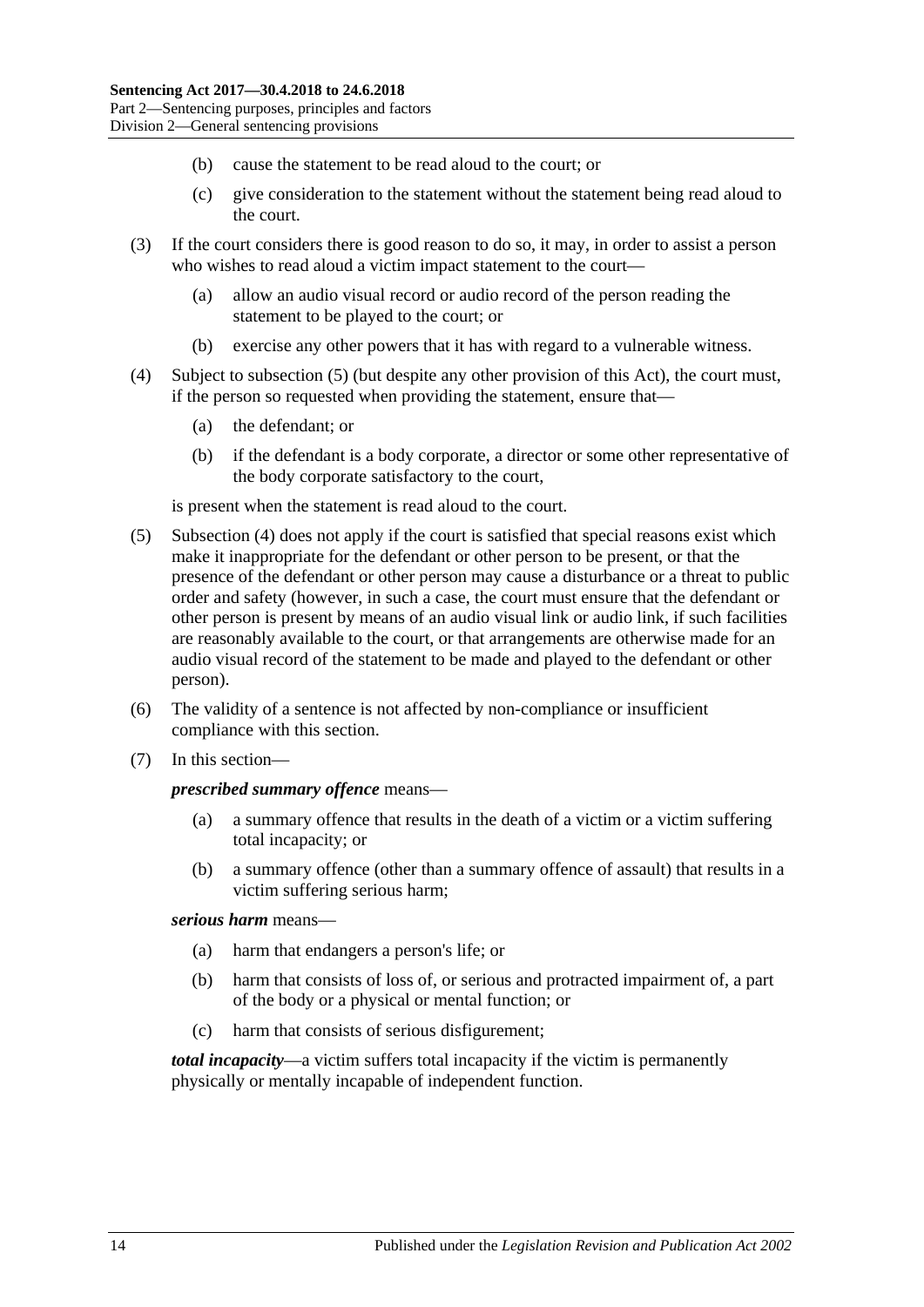(b) cause the statement to be read aloud to the court; or

(c) give consideration to the statement without the statement being read aloud to the court.

(3) If the court considers there is good reason to do so, it may, in order to assist a person who wishes to read aloud a victim impact statement to the court—

(a) allow an audio visual record or audio record of the person reading the statement to be played to the court; or

(b) exercise any other powers that it has with regard to a vulnerable witness.

(4) Subject to subsection (5) (but despite any other provision of this Act), the court must, if the person so requested when providing the statement, ensure that—

(a) the defendant; or

(b) if the defendant is a body corporate, a director or some other representative of the body corporate satisfactory to the court,

is present when the statement is read aloud to the court.

(5) Subsection (4) does not apply if the court is satisfied that special reasons exist which make it inappropriate for the defendant or other person to be present, or that the presence of the defendant or other person may cause a disturbance or a threat to public order and safety (however, in such a case, the court must ensure that the defendant or other person is present by means of an audio visual link or audio link, if such facilities are reasonably available to the court, or that arrangements are otherwise made for an audio visual record of the statement to be made and played to the defendant or other person).

(6) The validity of a sentence is not affected by non-compliance or insufficient compliance with this section.

(7) In this section—

***prescribed summary offence*** means—

(a) a summary offence that results in the death of a victim or a victim suffering total incapacity; or

(b) a summary offence (other than a summary offence of assault) that results in a victim suffering serious harm;

***serious harm*** means—

(a) harm that endangers a person's life; or

(b) harm that consists of loss of, or serious and protracted impairment of, a part of the body or a physical or mental function; or

(c) harm that consists of serious disfigurement;

***total incapacity***—a victim suffers total incapacity if the victim is permanently physically or mentally incapable of independent function.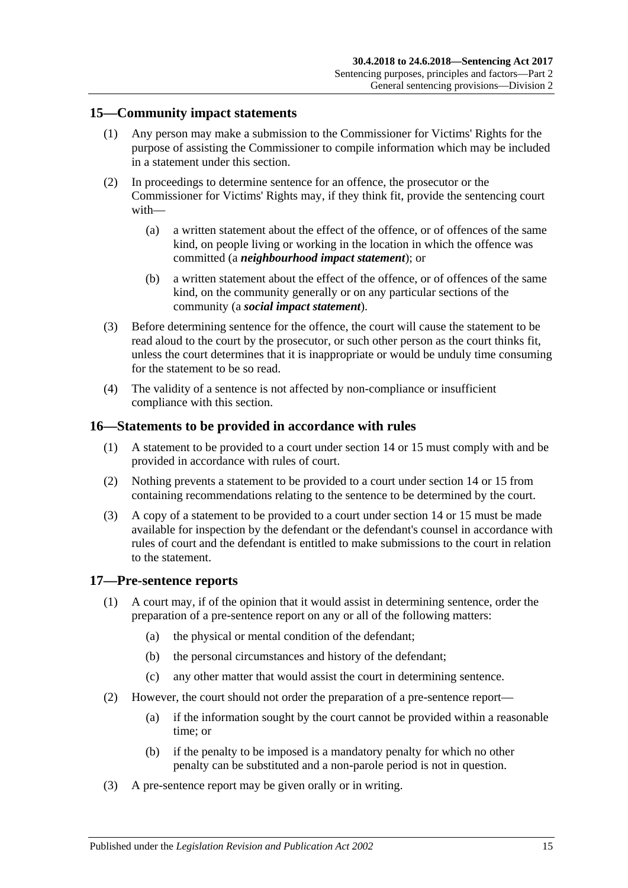## 15—Community impact statements

(1) Any person may make a submission to the Commissioner for Victims' Rights for the purpose of assisting the Commissioner to compile information which may be included in a statement under this section.

(2) In proceedings to determine sentence for an offence, the prosecutor or the Commissioner for Victims' Rights may, if they think fit, provide the sentencing court with—

(a) a written statement about the effect of the offence, or of offences of the same kind, on people living or working in the location in which the offence was committed (a ***neighbourhood impact statement***); or

(b) a written statement about the effect of the offence, or of offences of the same kind, on the community generally or on any particular sections of the community (a ***social impact statement***).

(3) Before determining sentence for the offence, the court will cause the statement to be read aloud to the court by the prosecutor, or such other person as the court thinks fit, unless the court determines that it is inappropriate or would be unduly time consuming for the statement to be so read.

(4) The validity of a sentence is not affected by non-compliance or insufficient compliance with this section.

## 16—Statements to be provided in accordance with rules

(1) A statement to be provided to a court under section 14 or 15 must comply with and be provided in accordance with rules of court.

(2) Nothing prevents a statement to be provided to a court under section 14 or 15 from containing recommendations relating to the sentence to be determined by the court.

(3) A copy of a statement to be provided to a court under section 14 or 15 must be made available for inspection by the defendant or the defendant's counsel in accordance with rules of court and the defendant is entitled to make submissions to the court in relation to the statement.

## 17—Pre-sentence reports

(1) A court may, if of the opinion that it would assist in determining sentence, order the preparation of a pre-sentence report on any or all of the following matters:

(a) the physical or mental condition of the defendant;

(b) the personal circumstances and history of the defendant;

(c) any other matter that would assist the court in determining sentence.

(2) However, the court should not order the preparation of a pre-sentence report—

(a) if the information sought by the court cannot be provided within a reasonable time; or

(b) if the penalty to be imposed is a mandatory penalty for which no other penalty can be substituted and a non-parole period is not in question.

(3) A pre-sentence report may be given orally or in writing.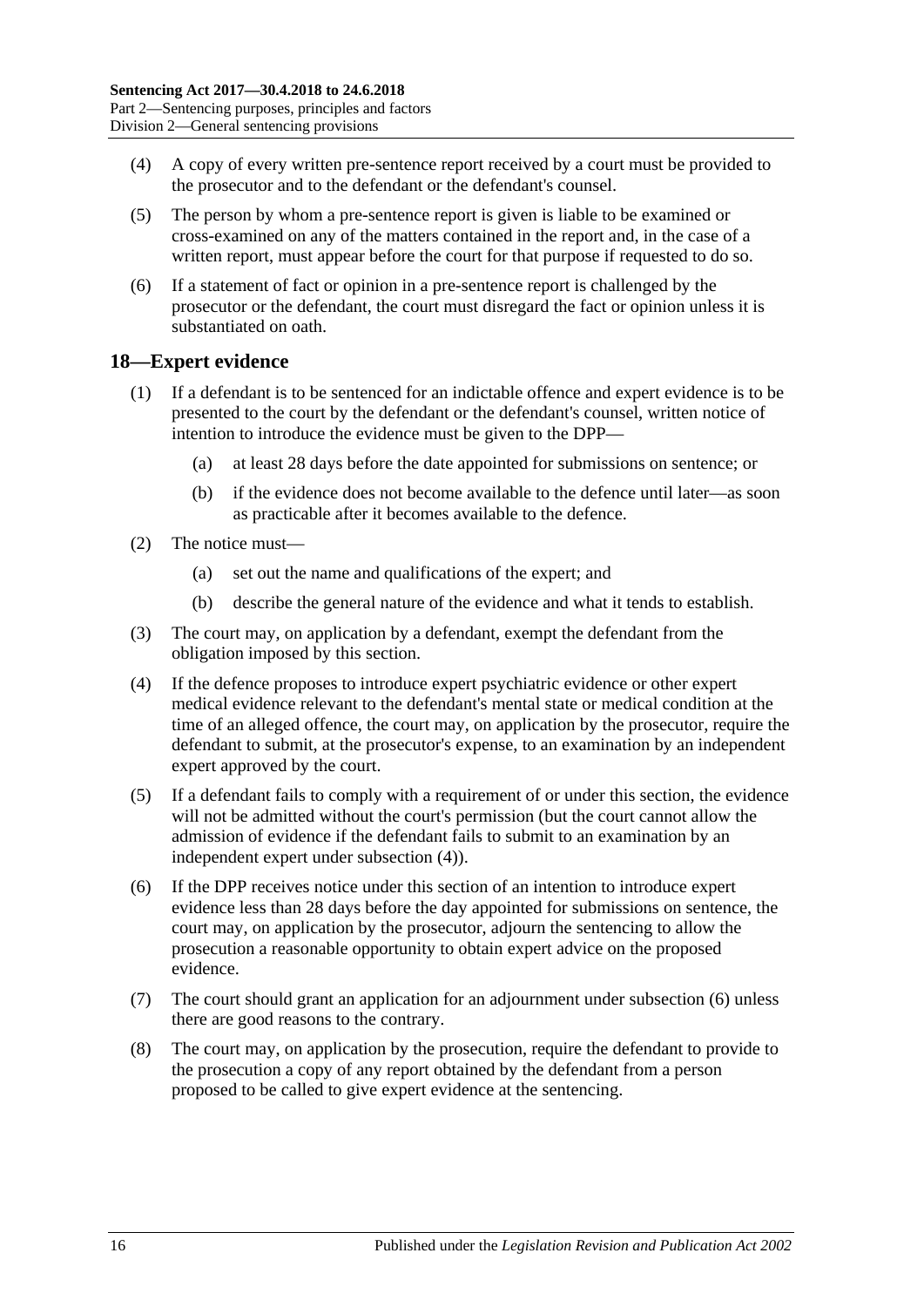(4) A copy of every written pre-sentence report received by a court must be provided to the prosecutor and to the defendant or the defendant's counsel.

(5) The person by whom a pre-sentence report is given is liable to be examined or cross-examined on any of the matters contained in the report and, in the case of a written report, must appear before the court for that purpose if requested to do so.

(6) If a statement of fact or opinion in a pre-sentence report is challenged by the prosecutor or the defendant, the court must disregard the fact or opinion unless it is substantiated on oath.

## 18—Expert evidence

(1) If a defendant is to be sentenced for an indictable offence and expert evidence is to be presented to the court by the defendant or the defendant's counsel, written notice of intention to introduce the evidence must be given to the DPP—

- (a) at least 28 days before the date appointed for submissions on sentence; or
- (b) if the evidence does not become available to the defence until later—as soon as practicable after it becomes available to the defence.

(2) The notice must—

- (a) set out the name and qualifications of the expert; and
- (b) describe the general nature of the evidence and what it tends to establish.

(3) The court may, on application by a defendant, exempt the defendant from the obligation imposed by this section.

(4) If the defence proposes to introduce expert psychiatric evidence or other expert medical evidence relevant to the defendant's mental state or medical condition at the time of an alleged offence, the court may, on application by the prosecutor, require the defendant to submit, at the prosecutor's expense, to an examination by an independent expert approved by the court.

(5) If a defendant fails to comply with a requirement of or under this section, the evidence will not be admitted without the court's permission (but the court cannot allow the admission of evidence if the defendant fails to submit to an examination by an independent expert under subsection (4)).

(6) If the DPP receives notice under this section of an intention to introduce expert evidence less than 28 days before the day appointed for submissions on sentence, the court may, on application by the prosecutor, adjourn the sentencing to allow the prosecution a reasonable opportunity to obtain expert advice on the proposed evidence.

(7) The court should grant an application for an adjournment under subsection (6) unless there are good reasons to the contrary.

(8) The court may, on application by the prosecution, require the defendant to provide to the prosecution a copy of any report obtained by the defendant from a person proposed to be called to give expert evidence at the sentencing.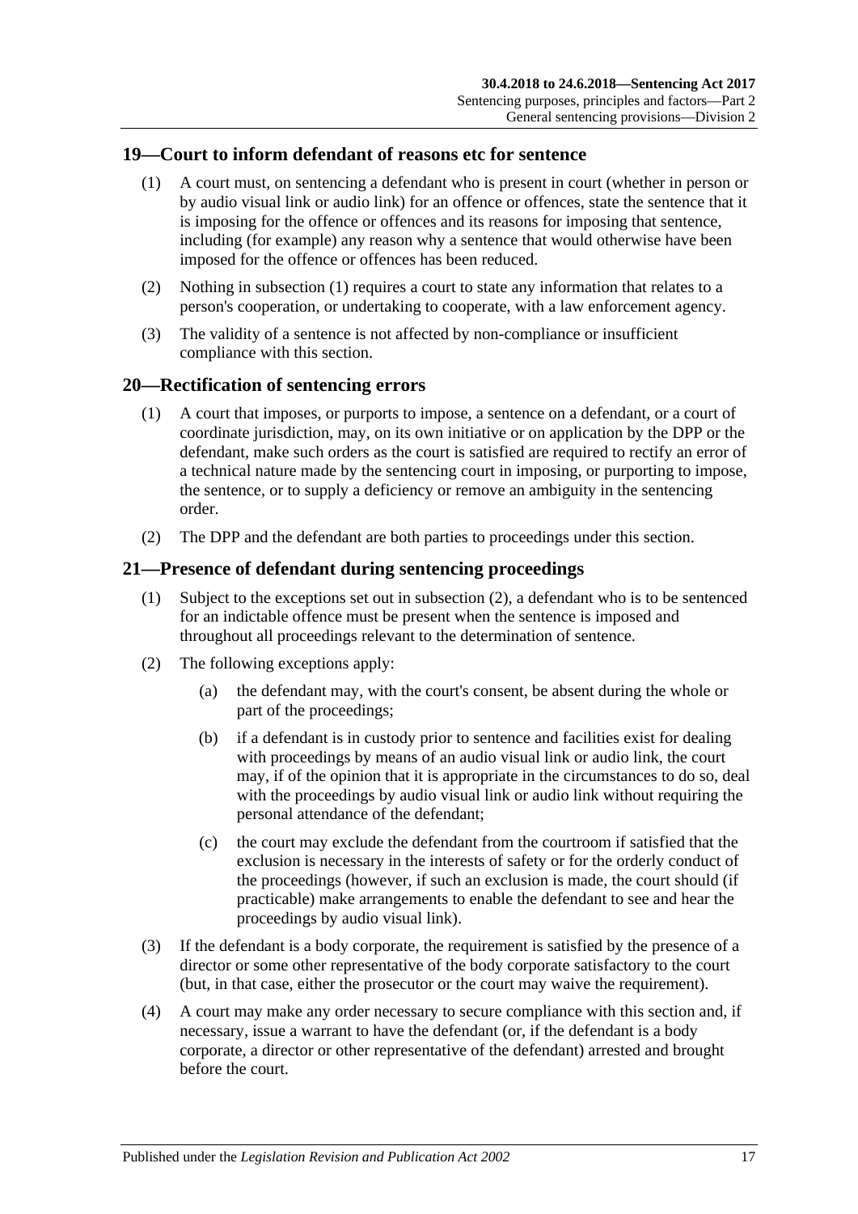## 19—Court to inform defendant of reasons etc for sentence

(1) A court must, on sentencing a defendant who is present in court (whether in person or by audio visual link or audio link) for an offence or offences, state the sentence that it is imposing for the offence or offences and its reasons for imposing that sentence, including (for example) any reason why a sentence that would otherwise have been imposed for the offence or offences has been reduced.

(2) Nothing in subsection (1) requires a court to state any information that relates to a person's cooperation, or undertaking to cooperate, with a law enforcement agency.

(3) The validity of a sentence is not affected by non-compliance or insufficient compliance with this section.

## 20—Rectification of sentencing errors

(1) A court that imposes, or purports to impose, a sentence on a defendant, or a court of coordinate jurisdiction, may, on its own initiative or on application by the DPP or the defendant, make such orders as the court is satisfied are required to rectify an error of a technical nature made by the sentencing court in imposing, or purporting to impose, the sentence, or to supply a deficiency or remove an ambiguity in the sentencing order.

(2) The DPP and the defendant are both parties to proceedings under this section.

## 21—Presence of defendant during sentencing proceedings

(1) Subject to the exceptions set out in subsection (2), a defendant who is to be sentenced for an indictable offence must be present when the sentence is imposed and throughout all proceedings relevant to the determination of sentence.

(2) The following exceptions apply:

(a) the defendant may, with the court's consent, be absent during the whole or part of the proceedings;

(b) if a defendant is in custody prior to sentence and facilities exist for dealing with proceedings by means of an audio visual link or audio link, the court may, if of the opinion that it is appropriate in the circumstances to do so, deal with the proceedings by audio visual link or audio link without requiring the personal attendance of the defendant;

(c) the court may exclude the defendant from the courtroom if satisfied that the exclusion is necessary in the interests of safety or for the orderly conduct of the proceedings (however, if such an exclusion is made, the court should (if practicable) make arrangements to enable the defendant to see and hear the proceedings by audio visual link).

(3) If the defendant is a body corporate, the requirement is satisfied by the presence of a director or some other representative of the body corporate satisfactory to the court (but, in that case, either the prosecutor or the court may waive the requirement).

(4) A court may make any order necessary to secure compliance with this section and, if necessary, issue a warrant to have the defendant (or, if the defendant is a body corporate, a director or other representative of the defendant) arrested and brought before the court.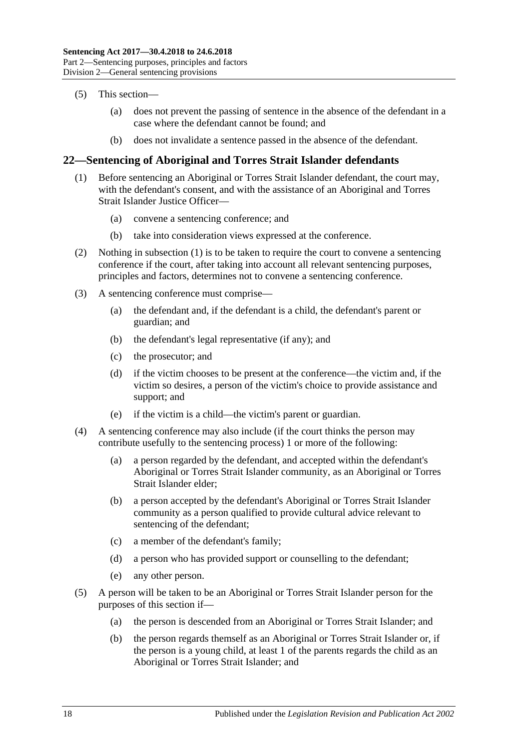(5) This section—

(a) does not prevent the passing of sentence in the absence of the defendant in a case where the defendant cannot be found; and

(b) does not invalidate a sentence passed in the absence of the defendant.

## 22—Sentencing of Aboriginal and Torres Strait Islander defendants

(1) Before sentencing an Aboriginal or Torres Strait Islander defendant, the court may, with the defendant's consent, and with the assistance of an Aboriginal and Torres Strait Islander Justice Officer—

(a) convene a sentencing conference; and

(b) take into consideration views expressed at the conference.

(2) Nothing in subsection (1) is to be taken to require the court to convene a sentencing conference if the court, after taking into account all relevant sentencing purposes, principles and factors, determines not to convene a sentencing conference.

(3) A sentencing conference must comprise—

(a) the defendant and, if the defendant is a child, the defendant's parent or guardian; and

(b) the defendant's legal representative (if any); and

(c) the prosecutor; and

(d) if the victim chooses to be present at the conference—the victim and, if the victim so desires, a person of the victim's choice to provide assistance and support; and

(e) if the victim is a child—the victim's parent or guardian.

(4) A sentencing conference may also include (if the court thinks the person may contribute usefully to the sentencing process) 1 or more of the following:

(a) a person regarded by the defendant, and accepted within the defendant's Aboriginal or Torres Strait Islander community, as an Aboriginal or Torres Strait Islander elder;

(b) a person accepted by the defendant's Aboriginal or Torres Strait Islander community as a person qualified to provide cultural advice relevant to sentencing of the defendant;

(c) a member of the defendant's family;

(d) a person who has provided support or counselling to the defendant;

(e) any other person.

(5) A person will be taken to be an Aboriginal or Torres Strait Islander person for the purposes of this section if—

(a) the person is descended from an Aboriginal or Torres Strait Islander; and

(b) the person regards themself as an Aboriginal or Torres Strait Islander or, if the person is a young child, at least 1 of the parents regards the child as an Aboriginal or Torres Strait Islander; and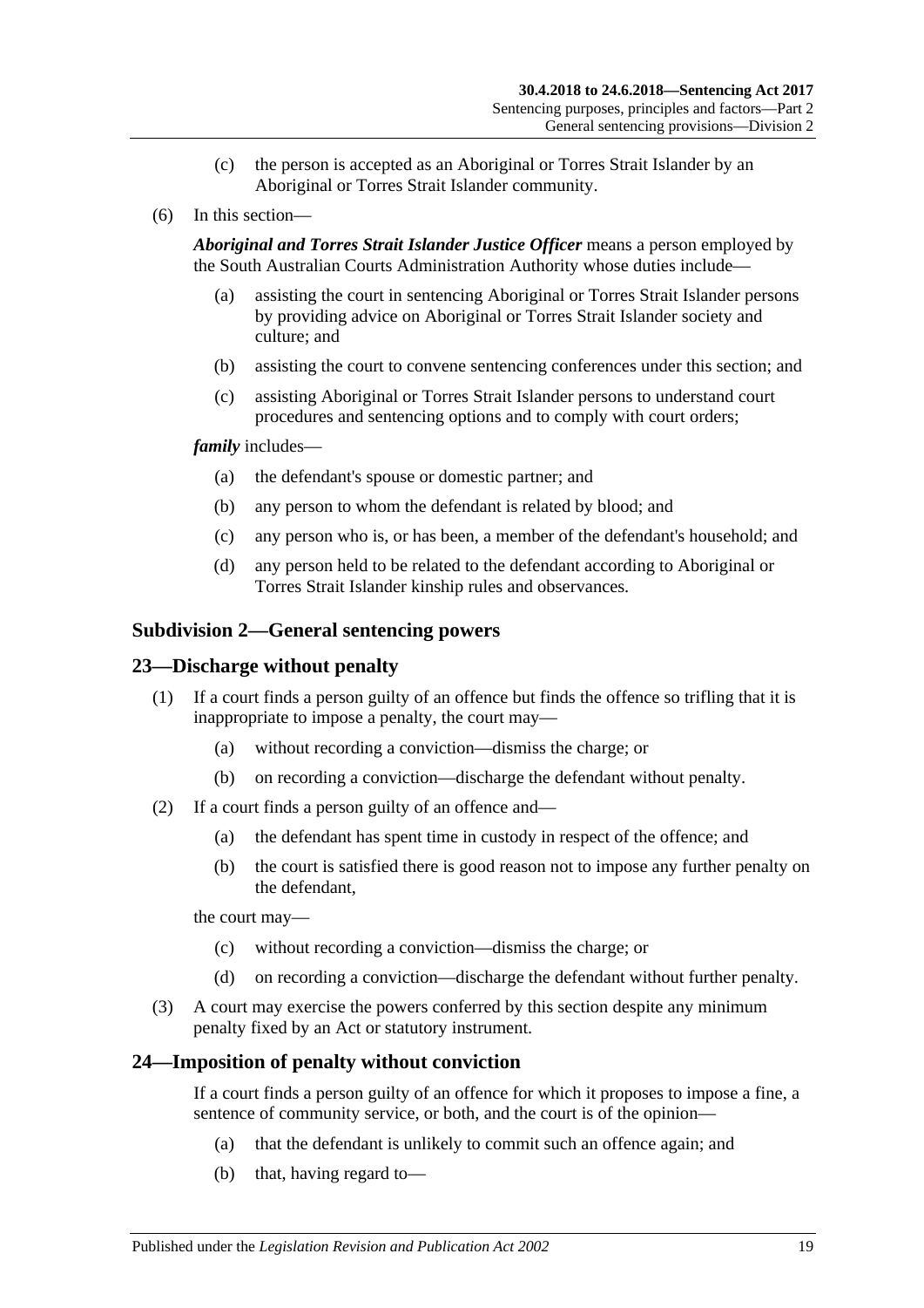(c) the person is accepted as an Aboriginal or Torres Strait Islander by an Aboriginal or Torres Strait Islander community.

(6) In this section—

***Aboriginal and Torres Strait Islander Justice Officer*** means a person employed by the South Australian Courts Administration Authority whose duties include—

(a) assisting the court in sentencing Aboriginal or Torres Strait Islander persons by providing advice on Aboriginal or Torres Strait Islander society and culture; and

(b) assisting the court to convene sentencing conferences under this section; and

(c) assisting Aboriginal or Torres Strait Islander persons to understand court procedures and sentencing options and to comply with court orders;

***family*** includes—

(a) the defendant's spouse or domestic partner; and

(b) any person to whom the defendant is related by blood; and

(c) any person who is, or has been, a member of the defendant's household; and

(d) any person held to be related to the defendant according to Aboriginal or Torres Strait Islander kinship rules and observances.

## Subdivision 2—General sentencing powers

## 23—Discharge without penalty

(1) If a court finds a person guilty of an offence but finds the offence so trifling that it is inappropriate to impose a penalty, the court may—

(a) without recording a conviction—dismiss the charge; or

(b) on recording a conviction—discharge the defendant without penalty.

(2) If a court finds a person guilty of an offence and—

(a) the defendant has spent time in custody in respect of the offence; and

(b) the court is satisfied there is good reason not to impose any further penalty on the defendant,

the court may—

(c) without recording a conviction—dismiss the charge; or

(d) on recording a conviction—discharge the defendant without further penalty.

(3) A court may exercise the powers conferred by this section despite any minimum penalty fixed by an Act or statutory instrument.

## 24—Imposition of penalty without conviction

If a court finds a person guilty of an offence for which it proposes to impose a fine, a sentence of community service, or both, and the court is of the opinion—

(a) that the defendant is unlikely to commit such an offence again; and

(b) that, having regard to—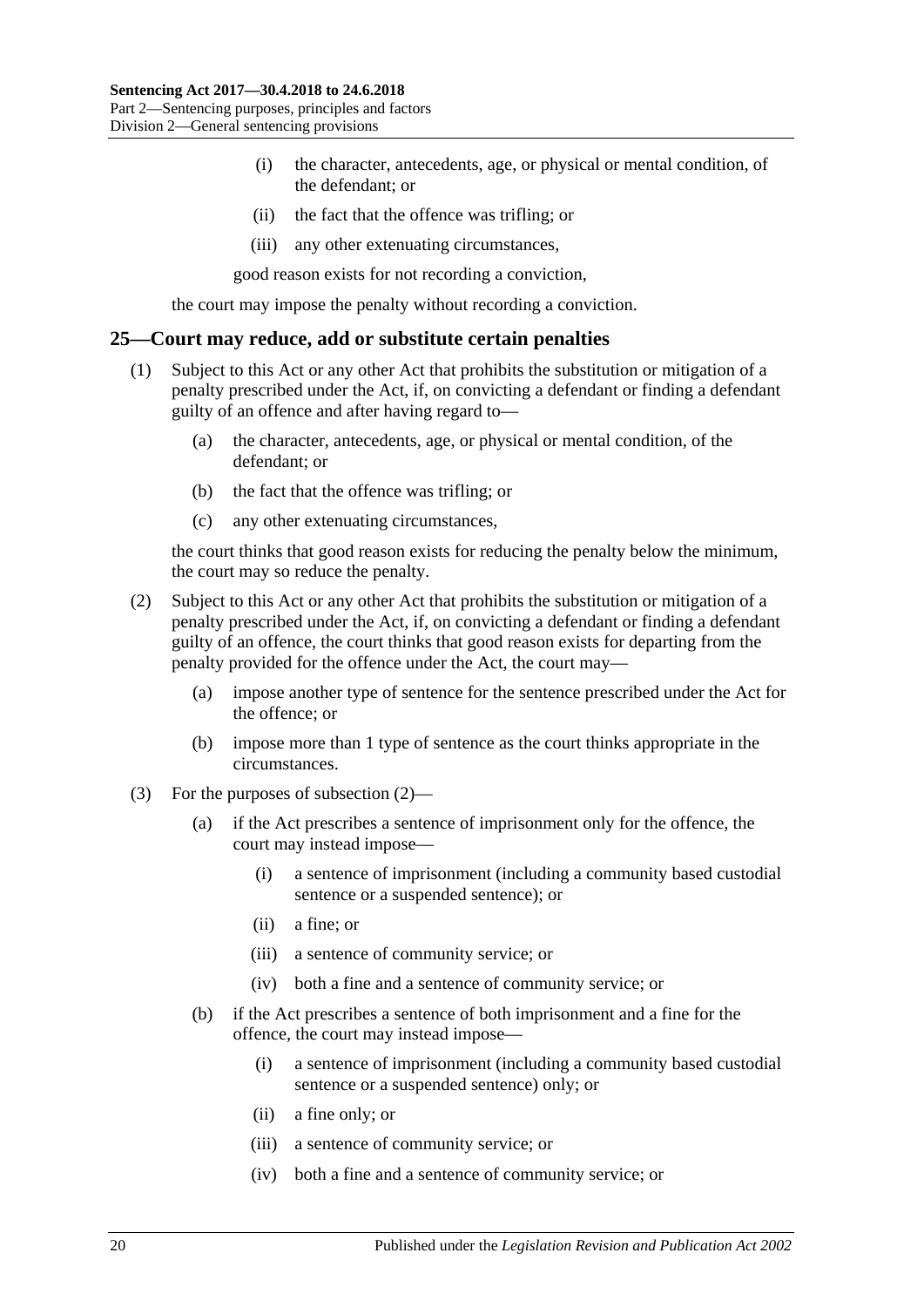(i) the character, antecedents, age, or physical or mental condition, of the defendant; or

(ii) the fact that the offence was trifling; or

(iii) any other extenuating circumstances,

good reason exists for not recording a conviction,

the court may impose the penalty without recording a conviction.

## 25—Court may reduce, add or substitute certain penalties

(1) Subject to this Act or any other Act that prohibits the substitution or mitigation of a penalty prescribed under the Act, if, on convicting a defendant or finding a defendant guilty of an offence and after having regard to—

(a) the character, antecedents, age, or physical or mental condition, of the defendant; or

(b) the fact that the offence was trifling; or

(c) any other extenuating circumstances,

the court thinks that good reason exists for reducing the penalty below the minimum, the court may so reduce the penalty.

(2) Subject to this Act or any other Act that prohibits the substitution or mitigation of a penalty prescribed under the Act, if, on convicting a defendant or finding a defendant guilty of an offence, the court thinks that good reason exists for departing from the penalty provided for the offence under the Act, the court may—

(a) impose another type of sentence for the sentence prescribed under the Act for the offence; or

(b) impose more than 1 type of sentence as the court thinks appropriate in the circumstances.

(3) For the purposes of subsection (2)—

(a) if the Act prescribes a sentence of imprisonment only for the offence, the court may instead impose—

(i) a sentence of imprisonment (including a community based custodial sentence or a suspended sentence); or

(ii) a fine; or

(iii) a sentence of community service; or

(iv) both a fine and a sentence of community service; or

(b) if the Act prescribes a sentence of both imprisonment and a fine for the offence, the court may instead impose—

(i) a sentence of imprisonment (including a community based custodial sentence or a suspended sentence) only; or

(ii) a fine only; or

(iii) a sentence of community service; or

(iv) both a fine and a sentence of community service; or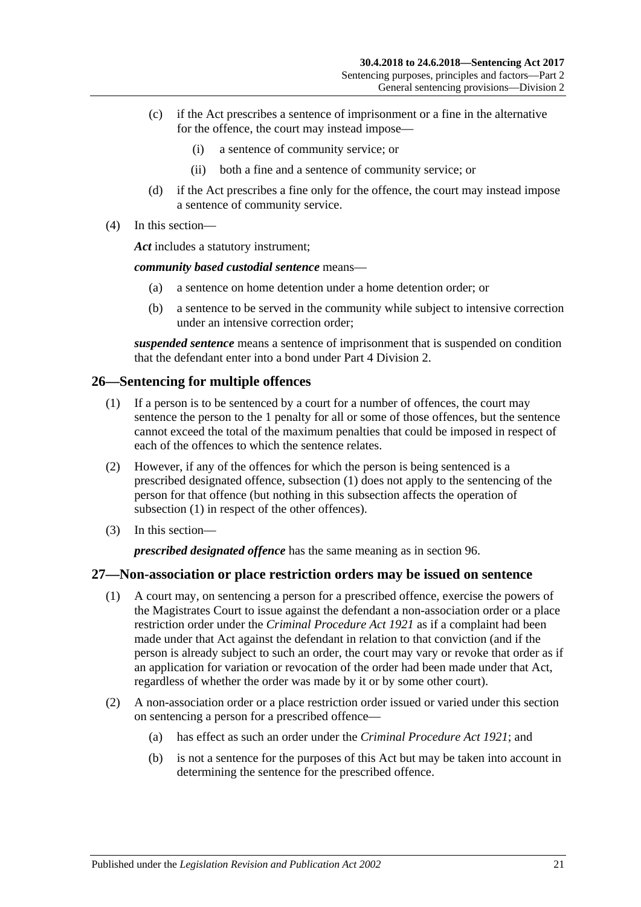(c) if the Act prescribes a sentence of imprisonment or a fine in the alternative for the offence, the court may instead impose—

(i) a sentence of community service; or

(ii) both a fine and a sentence of community service; or

(d) if the Act prescribes a fine only for the offence, the court may instead impose a sentence of community service.

(4) In this section—

***Act*** includes a statutory instrument;

***community based custodial sentence*** means—

(a) a sentence on home detention under a home detention order; or

(b) a sentence to be served in the community while subject to intensive correction under an intensive correction order;

***suspended sentence*** means a sentence of imprisonment that is suspended on condition that the defendant enter into a bond under Part 4 Division 2.

## 26—Sentencing for multiple offences

(1) If a person is to be sentenced by a court for a number of offences, the court may sentence the person to the 1 penalty for all or some of those offences, but the sentence cannot exceed the total of the maximum penalties that could be imposed in respect of each of the offences to which the sentence relates.

(2) However, if any of the offences for which the person is being sentenced is a prescribed designated offence, subsection (1) does not apply to the sentencing of the person for that offence (but nothing in this subsection affects the operation of subsection (1) in respect of the other offences).

(3) In this section—

***prescribed designated offence*** has the same meaning as in section 96.

## 27—Non-association or place restriction orders may be issued on sentence

(1) A court may, on sentencing a person for a prescribed offence, exercise the powers of the Magistrates Court to issue against the defendant a non-association order or a place restriction order under the *Criminal Procedure Act 1921* as if a complaint had been made under that Act against the defendant in relation to that conviction (and if the person is already subject to such an order, the court may vary or revoke that order as if an application for variation or revocation of the order had been made under that Act, regardless of whether the order was made by it or by some other court).

(2) A non-association order or a place restriction order issued or varied under this section on sentencing a person for a prescribed offence—

(a) has effect as such an order under the *Criminal Procedure Act 1921*; and

(b) is not a sentence for the purposes of this Act but may be taken into account in determining the sentence for the prescribed offence.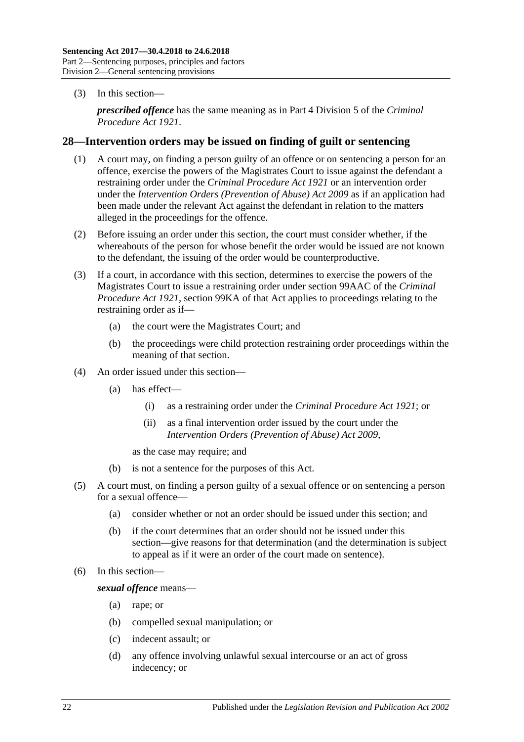(3) In this section—

***prescribed offence*** has the same meaning as in Part 4 Division 5 of the *Criminal Procedure Act 1921*.

## 28—Intervention orders may be issued on finding of guilt or sentencing

(1) A court may, on finding a person guilty of an offence or on sentencing a person for an offence, exercise the powers of the Magistrates Court to issue against the defendant a restraining order under the *Criminal Procedure Act 1921* or an intervention order under the *Intervention Orders (Prevention of Abuse) Act 2009* as if an application had been made under the relevant Act against the defendant in relation to the matters alleged in the proceedings for the offence.

(2) Before issuing an order under this section, the court must consider whether, if the whereabouts of the person for whose benefit the order would be issued are not known to the defendant, the issuing of the order would be counterproductive.

(3) If a court, in accordance with this section, determines to exercise the powers of the Magistrates Court to issue a restraining order under section 99AAC of the *Criminal Procedure Act 1921*, section 99KA of that Act applies to proceedings relating to the restraining order as if—

(a) the court were the Magistrates Court; and

(b) the proceedings were child protection restraining order proceedings within the meaning of that section.

(4) An order issued under this section—

(a) has effect—

(i) as a restraining order under the *Criminal Procedure Act 1921*; or

(ii) as a final intervention order issued by the court under the *Intervention Orders (Prevention of Abuse) Act 2009*,

as the case may require; and

(b) is not a sentence for the purposes of this Act.

(5) A court must, on finding a person guilty of a sexual offence or on sentencing a person for a sexual offence—

(a) consider whether or not an order should be issued under this section; and

(b) if the court determines that an order should not be issued under this section—give reasons for that determination (and the determination is subject to appeal as if it were an order of the court made on sentence).

(6) In this section—

***sexual offence*** means—

(a) rape; or

(b) compelled sexual manipulation; or

(c) indecent assault; or

(d) any offence involving unlawful sexual intercourse or an act of gross indecency; or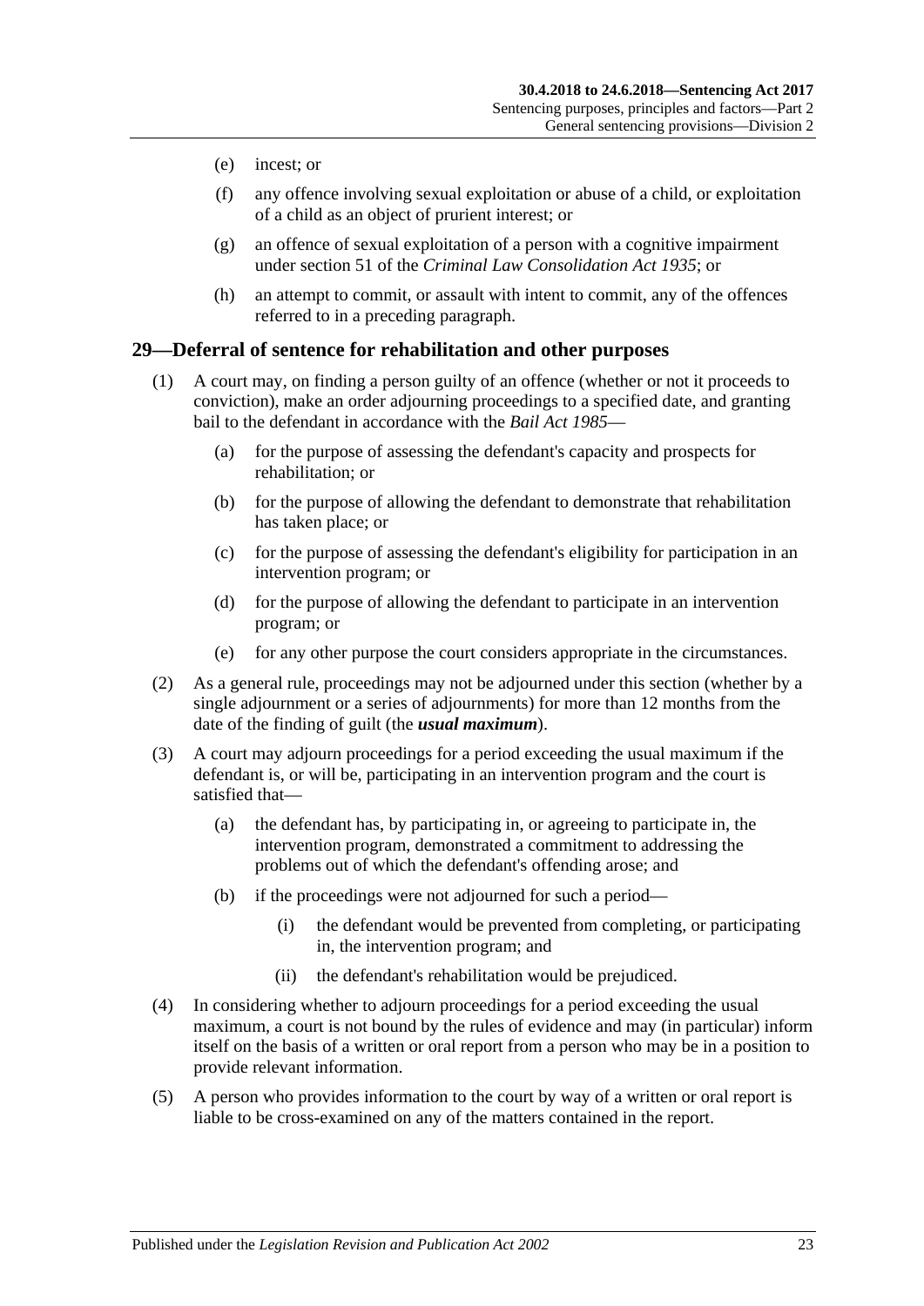(e) incest; or

(f) any offence involving sexual exploitation or abuse of a child, or exploitation of a child as an object of prurient interest; or

(g) an offence of sexual exploitation of a person with a cognitive impairment under section 51 of the *Criminal Law Consolidation Act 1935*; or

(h) an attempt to commit, or assault with intent to commit, any of the offences referred to in a preceding paragraph.

## 29—Deferral of sentence for rehabilitation and other purposes

(1) A court may, on finding a person guilty of an offence (whether or not it proceeds to conviction), make an order adjourning proceedings to a specified date, and granting bail to the defendant in accordance with the *Bail Act 1985*—

(a) for the purpose of assessing the defendant's capacity and prospects for rehabilitation; or

(b) for the purpose of allowing the defendant to demonstrate that rehabilitation has taken place; or

(c) for the purpose of assessing the defendant's eligibility for participation in an intervention program; or

(d) for the purpose of allowing the defendant to participate in an intervention program; or

(e) for any other purpose the court considers appropriate in the circumstances.

(2) As a general rule, proceedings may not be adjourned under this section (whether by a single adjournment or a series of adjournments) for more than 12 months from the date of the finding of guilt (the ***usual maximum***).

(3) A court may adjourn proceedings for a period exceeding the usual maximum if the defendant is, or will be, participating in an intervention program and the court is satisfied that—

(a) the defendant has, by participating in, or agreeing to participate in, the intervention program, demonstrated a commitment to addressing the problems out of which the defendant's offending arose; and

(b) if the proceedings were not adjourned for such a period—

(i) the defendant would be prevented from completing, or participating in, the intervention program; and

(ii) the defendant's rehabilitation would be prejudiced.

(4) In considering whether to adjourn proceedings for a period exceeding the usual maximum, a court is not bound by the rules of evidence and may (in particular) inform itself on the basis of a written or oral report from a person who may be in a position to provide relevant information.

(5) A person who provides information to the court by way of a written or oral report is liable to be cross-examined on any of the matters contained in the report.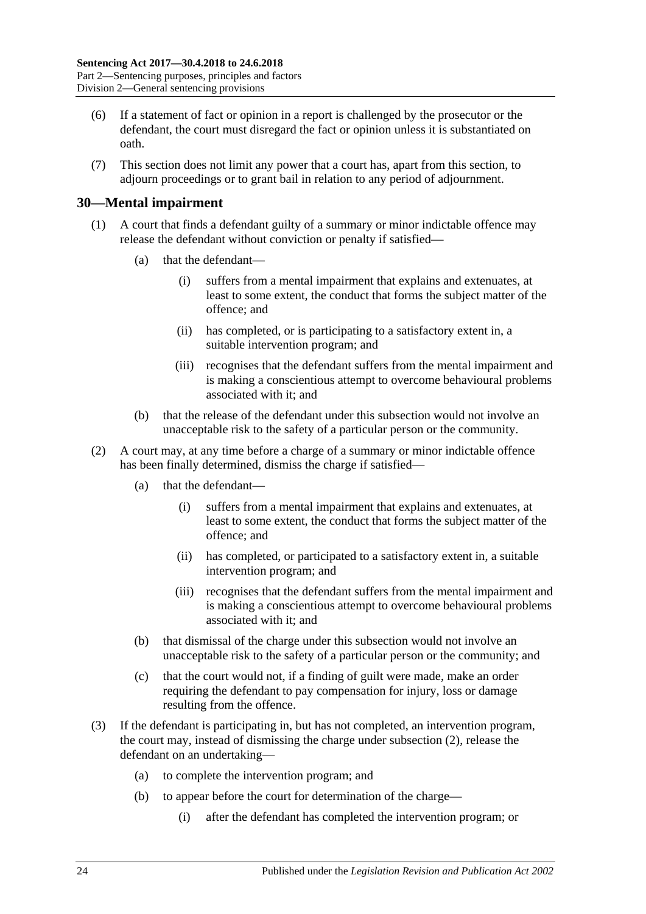(6) If a statement of fact or opinion in a report is challenged by the prosecutor or the defendant, the court must disregard the fact or opinion unless it is substantiated on oath.

(7) This section does not limit any power that a court has, apart from this section, to adjourn proceedings or to grant bail in relation to any period of adjournment.

## 30—Mental impairment

(1) A court that finds a defendant guilty of a summary or minor indictable offence may release the defendant without conviction or penalty if satisfied—

(a) that the defendant—

(i) suffers from a mental impairment that explains and extenuates, at least to some extent, the conduct that forms the subject matter of the offence; and

(ii) has completed, or is participating to a satisfactory extent in, a suitable intervention program; and

(iii) recognises that the defendant suffers from the mental impairment and is making a conscientious attempt to overcome behavioural problems associated with it; and

(b) that the release of the defendant under this subsection would not involve an unacceptable risk to the safety of a particular person or the community.

(2) A court may, at any time before a charge of a summary or minor indictable offence has been finally determined, dismiss the charge if satisfied—

(a) that the defendant—

(i) suffers from a mental impairment that explains and extenuates, at least to some extent, the conduct that forms the subject matter of the offence; and

(ii) has completed, or participated to a satisfactory extent in, a suitable intervention program; and

(iii) recognises that the defendant suffers from the mental impairment and is making a conscientious attempt to overcome behavioural problems associated with it; and

(b) that dismissal of the charge under this subsection would not involve an unacceptable risk to the safety of a particular person or the community; and

(c) that the court would not, if a finding of guilt were made, make an order requiring the defendant to pay compensation for injury, loss or damage resulting from the offence.

(3) If the defendant is participating in, but has not completed, an intervention program, the court may, instead of dismissing the charge under subsection (2), release the defendant on an undertaking—

(a) to complete the intervention program; and

(b) to appear before the court for determination of the charge—

(i) after the defendant has completed the intervention program; or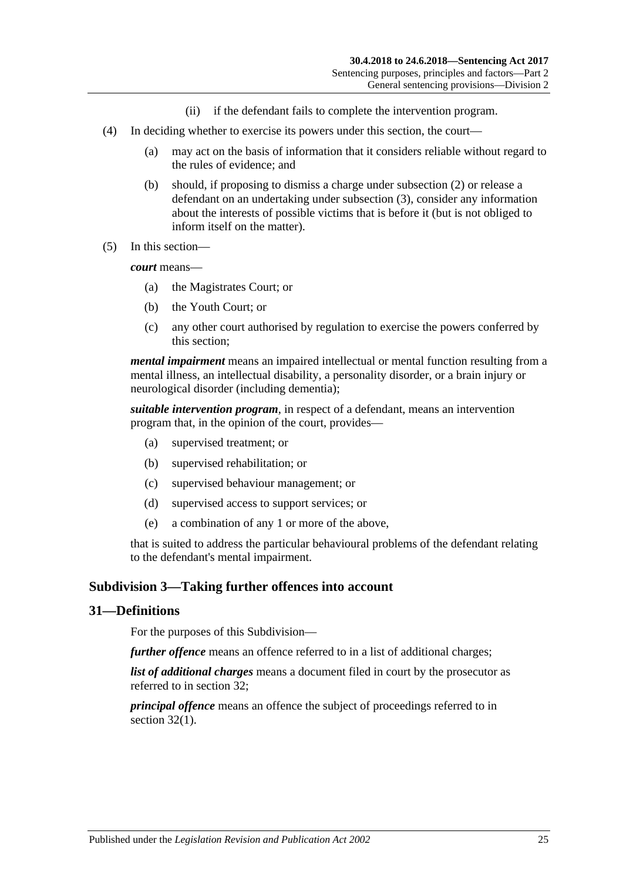(ii) if the defendant fails to complete the intervention program.

(4) In deciding whether to exercise its powers under this section, the court—

(a) may act on the basis of information that it considers reliable without regard to the rules of evidence; and

(b) should, if proposing to dismiss a charge under subsection (2) or release a defendant on an undertaking under subsection (3), consider any information about the interests of possible victims that is before it (but is not obliged to inform itself on the matter).

(5) In this section—

***court*** means—

(a) the Magistrates Court; or

(b) the Youth Court; or

(c) any other court authorised by regulation to exercise the powers conferred by this section;

***mental impairment*** means an impaired intellectual or mental function resulting from a mental illness, an intellectual disability, a personality disorder, or a brain injury or neurological disorder (including dementia);

***suitable intervention program***, in respect of a defendant, means an intervention program that, in the opinion of the court, provides—

(a) supervised treatment; or

(b) supervised rehabilitation; or

(c) supervised behaviour management; or

(d) supervised access to support services; or

(e) a combination of any 1 or more of the above,

that is suited to address the particular behavioural problems of the defendant relating to the defendant's mental impairment.

### Subdivision 3—Taking further offences into account

## 31—Definitions

For the purposes of this Subdivision—

***further offence*** means an offence referred to in a list of additional charges;

***list of additional charges*** means a document filed in court by the prosecutor as referred to in section 32;

***principal offence*** means an offence the subject of proceedings referred to in section 32(1).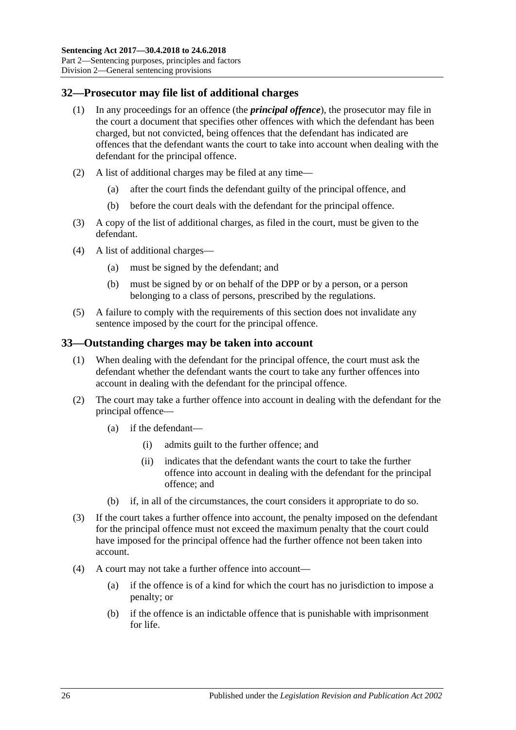## 32—Prosecutor may file list of additional charges

(1) In any proceedings for an offence (the ***principal offence***), the prosecutor may file in the court a document that specifies other offences with which the defendant has been charged, but not convicted, being offences that the defendant has indicated are offences that the defendant wants the court to take into account when dealing with the defendant for the principal offence.

(2) A list of additional charges may be filed at any time—

(a) after the court finds the defendant guilty of the principal offence, and

(b) before the court deals with the defendant for the principal offence.

(3) A copy of the list of additional charges, as filed in the court, must be given to the defendant.

(4) A list of additional charges—

(a) must be signed by the defendant; and

(b) must be signed by or on behalf of the DPP or by a person, or a person belonging to a class of persons, prescribed by the regulations.

(5) A failure to comply with the requirements of this section does not invalidate any sentence imposed by the court for the principal offence.

## 33—Outstanding charges may be taken into account

(1) When dealing with the defendant for the principal offence, the court must ask the defendant whether the defendant wants the court to take any further offences into account in dealing with the defendant for the principal offence.

(2) The court may take a further offence into account in dealing with the defendant for the principal offence—

(a) if the defendant—

(i) admits guilt to the further offence; and

(ii) indicates that the defendant wants the court to take the further offence into account in dealing with the defendant for the principal offence; and

(b) if, in all of the circumstances, the court considers it appropriate to do so.

(3) If the court takes a further offence into account, the penalty imposed on the defendant for the principal offence must not exceed the maximum penalty that the court could have imposed for the principal offence had the further offence not been taken into account.

(4) A court may not take a further offence into account—

(a) if the offence is of a kind for which the court has no jurisdiction to impose a penalty; or

(b) if the offence is an indictable offence that is punishable with imprisonment for life.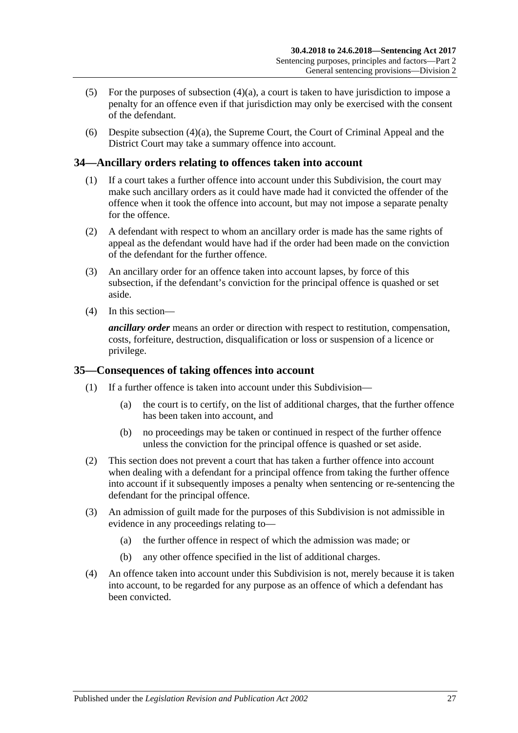(5) For the purposes of subsection (4)(a), a court is taken to have jurisdiction to impose a penalty for an offence even if that jurisdiction may only be exercised with the consent of the defendant.

(6) Despite subsection (4)(a), the Supreme Court, the Court of Criminal Appeal and the District Court may take a summary offence into account.

## 34—Ancillary orders relating to offences taken into account

(1) If a court takes a further offence into account under this Subdivision, the court may make such ancillary orders as it could have made had it convicted the offender of the offence when it took the offence into account, but may not impose a separate penalty for the offence.

(2) A defendant with respect to whom an ancillary order is made has the same rights of appeal as the defendant would have had if the order had been made on the conviction of the defendant for the further offence.

(3) An ancillary order for an offence taken into account lapses, by force of this subsection, if the defendant's conviction for the principal offence is quashed or set aside.

(4) In this section—

***ancillary order*** means an order or direction with respect to restitution, compensation, costs, forfeiture, destruction, disqualification or loss or suspension of a licence or privilege.

## 35—Consequences of taking offences into account

(1) If a further offence is taken into account under this Subdivision—

- (a) the court is to certify, on the list of additional charges, that the further offence has been taken into account, and
- (b) no proceedings may be taken or continued in respect of the further offence unless the conviction for the principal offence is quashed or set aside.

(2) This section does not prevent a court that has taken a further offence into account when dealing with a defendant for a principal offence from taking the further offence into account if it subsequently imposes a penalty when sentencing or re-sentencing the defendant for the principal offence.

(3) An admission of guilt made for the purposes of this Subdivision is not admissible in evidence in any proceedings relating to—

- (a) the further offence in respect of which the admission was made; or
- (b) any other offence specified in the list of additional charges.

(4) An offence taken into account under this Subdivision is not, merely because it is taken into account, to be regarded for any purpose as an offence of which a defendant has been convicted.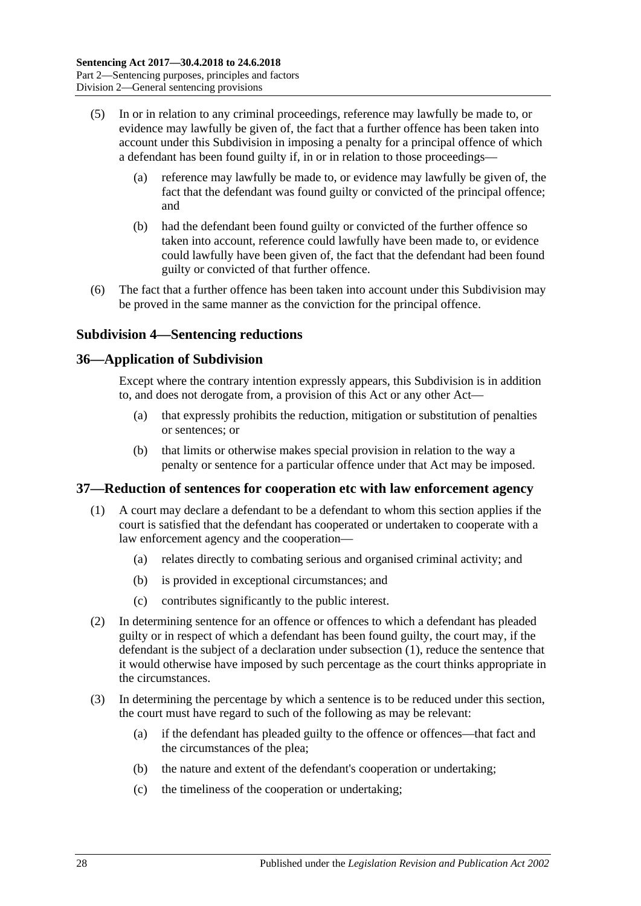(5) In or in relation to any criminal proceedings, reference may lawfully be made to, or evidence may lawfully be given of, the fact that a further offence has been taken into account under this Subdivision in imposing a penalty for a principal offence of which a defendant has been found guilty if, in or in relation to those proceedings—

(a) reference may lawfully be made to, or evidence may lawfully be given of, the fact that the defendant was found guilty or convicted of the principal offence; and

(b) had the defendant been found guilty or convicted of the further offence so taken into account, reference could lawfully have been made to, or evidence could lawfully have been given of, the fact that the defendant had been found guilty or convicted of that further offence.

(6) The fact that a further offence has been taken into account under this Subdivision may be proved in the same manner as the conviction for the principal offence.

## Subdivision 4—Sentencing reductions

### 36—Application of Subdivision

Except where the contrary intention expressly appears, this Subdivision is in addition to, and does not derogate from, a provision of this Act or any other Act—

(a) that expressly prohibits the reduction, mitigation or substitution of penalties or sentences; or

(b) that limits or otherwise makes special provision in relation to the way a penalty or sentence for a particular offence under that Act may be imposed.

### 37—Reduction of sentences for cooperation etc with law enforcement agency

(1) A court may declare a defendant to be a defendant to whom this section applies if the court is satisfied that the defendant has cooperated or undertaken to cooperate with a law enforcement agency and the cooperation—

(a) relates directly to combating serious and organised criminal activity; and

(b) is provided in exceptional circumstances; and

(c) contributes significantly to the public interest.

(2) In determining sentence for an offence or offences to which a defendant has pleaded guilty or in respect of which a defendant has been found guilty, the court may, if the defendant is the subject of a declaration under subsection (1), reduce the sentence that it would otherwise have imposed by such percentage as the court thinks appropriate in the circumstances.

(3) In determining the percentage by which a sentence is to be reduced under this section, the court must have regard to such of the following as may be relevant:

(a) if the defendant has pleaded guilty to the offence or offences—that fact and the circumstances of the plea;

(b) the nature and extent of the defendant's cooperation or undertaking;

(c) the timeliness of the cooperation or undertaking;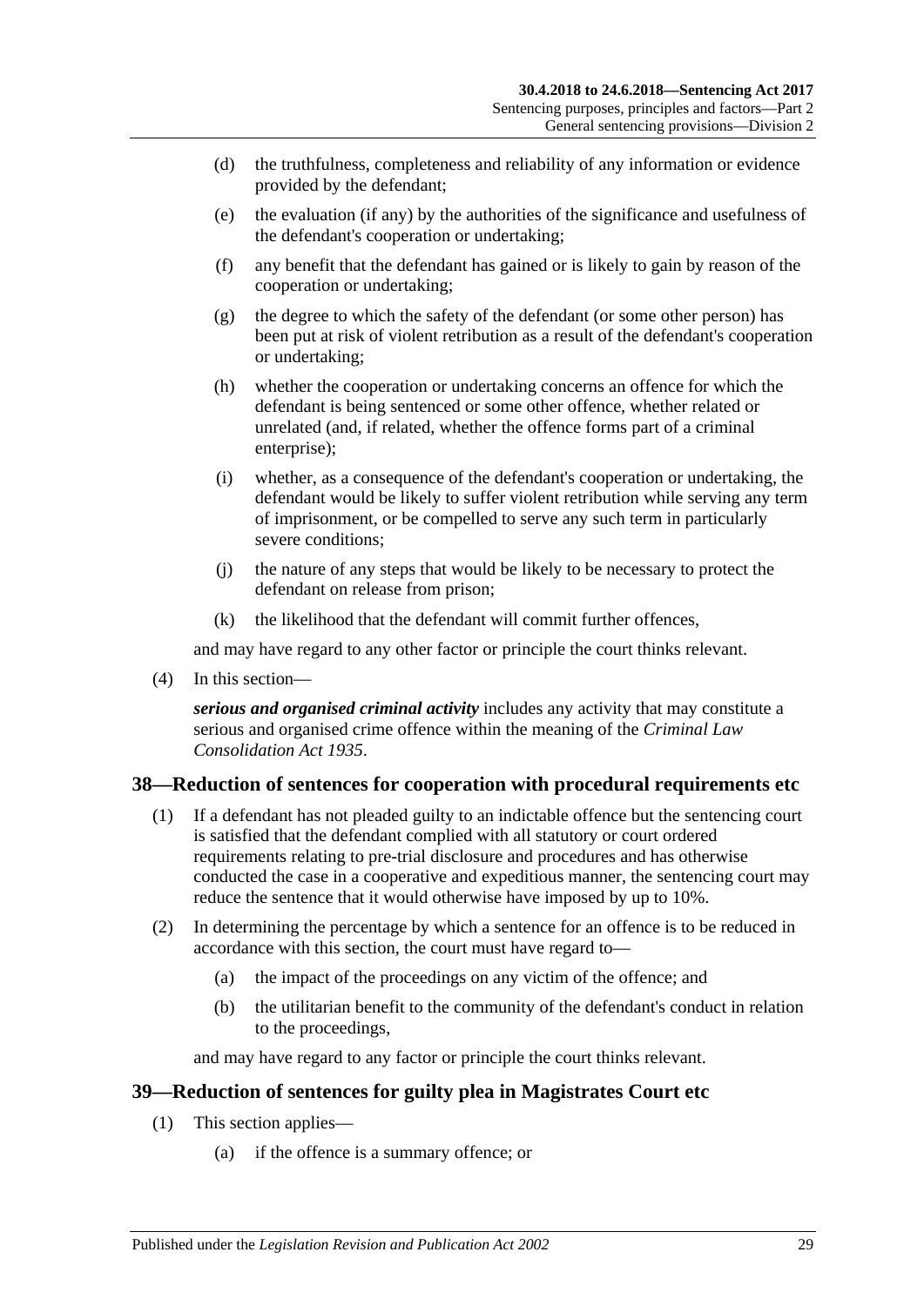(d) the truthfulness, completeness and reliability of any information or evidence provided by the defendant;

(e) the evaluation (if any) by the authorities of the significance and usefulness of the defendant's cooperation or undertaking;

(f) any benefit that the defendant has gained or is likely to gain by reason of the cooperation or undertaking;

(g) the degree to which the safety of the defendant (or some other person) has been put at risk of violent retribution as a result of the defendant's cooperation or undertaking;

(h) whether the cooperation or undertaking concerns an offence for which the defendant is being sentenced or some other offence, whether related or unrelated (and, if related, whether the offence forms part of a criminal enterprise);

(i) whether, as a consequence of the defendant's cooperation or undertaking, the defendant would be likely to suffer violent retribution while serving any term of imprisonment, or be compelled to serve any such term in particularly severe conditions;

(j) the nature of any steps that would be likely to be necessary to protect the defendant on release from prison;

(k) the likelihood that the defendant will commit further offences,

and may have regard to any other factor or principle the court thinks relevant.

(4) In this section—

***serious and organised criminal activity*** includes any activity that may constitute a serious and organised crime offence within the meaning of the *Criminal Law Consolidation Act 1935*.

## 38—Reduction of sentences for cooperation with procedural requirements etc

(1) If a defendant has not pleaded guilty to an indictable offence but the sentencing court is satisfied that the defendant complied with all statutory or court ordered requirements relating to pre-trial disclosure and procedures and has otherwise conducted the case in a cooperative and expeditious manner, the sentencing court may reduce the sentence that it would otherwise have imposed by up to 10%.

(2) In determining the percentage by which a sentence for an offence is to be reduced in accordance with this section, the court must have regard to—

(a) the impact of the proceedings on any victim of the offence; and

(b) the utilitarian benefit to the community of the defendant's conduct in relation to the proceedings,

and may have regard to any factor or principle the court thinks relevant.

## 39—Reduction of sentences for guilty plea in Magistrates Court etc

(1) This section applies—

(a) if the offence is a summary offence; or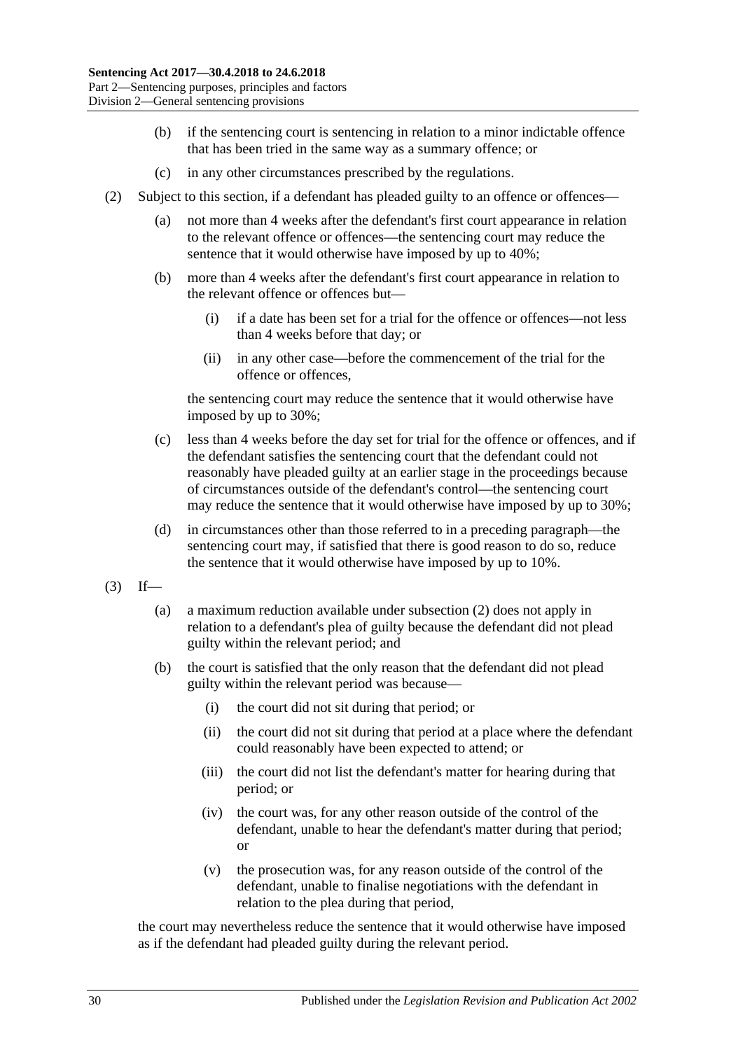(b) if the sentencing court is sentencing in relation to a minor indictable offence that has been tried in the same way as a summary offence; or

(c) in any other circumstances prescribed by the regulations.

(2) Subject to this section, if a defendant has pleaded guilty to an offence or offences—

(a) not more than 4 weeks after the defendant's first court appearance in relation to the relevant offence or offences—the sentencing court may reduce the sentence that it would otherwise have imposed by up to 40%;

(b) more than 4 weeks after the defendant's first court appearance in relation to the relevant offence or offences but—

(i) if a date has been set for a trial for the offence or offences—not less than 4 weeks before that day; or

(ii) in any other case—before the commencement of the trial for the offence or offences,

the sentencing court may reduce the sentence that it would otherwise have imposed by up to 30%;

(c) less than 4 weeks before the day set for trial for the offence or offences, and if the defendant satisfies the sentencing court that the defendant could not reasonably have pleaded guilty at an earlier stage in the proceedings because of circumstances outside of the defendant's control—the sentencing court may reduce the sentence that it would otherwise have imposed by up to 30%;

(d) in circumstances other than those referred to in a preceding paragraph—the sentencing court may, if satisfied that there is good reason to do so, reduce the sentence that it would otherwise have imposed by up to 10%.

(3) If—

(a) a maximum reduction available under subsection (2) does not apply in relation to a defendant's plea of guilty because the defendant did not plead guilty within the relevant period; and

(b) the court is satisfied that the only reason that the defendant did not plead guilty within the relevant period was because—

(i) the court did not sit during that period; or

(ii) the court did not sit during that period at a place where the defendant could reasonably have been expected to attend; or

(iii) the court did not list the defendant's matter for hearing during that period; or

(iv) the court was, for any other reason outside of the control of the defendant, unable to hear the defendant's matter during that period; or

(v) the prosecution was, for any reason outside of the control of the defendant, unable to finalise negotiations with the defendant in relation to the plea during that period,

the court may nevertheless reduce the sentence that it would otherwise have imposed as if the defendant had pleaded guilty during the relevant period.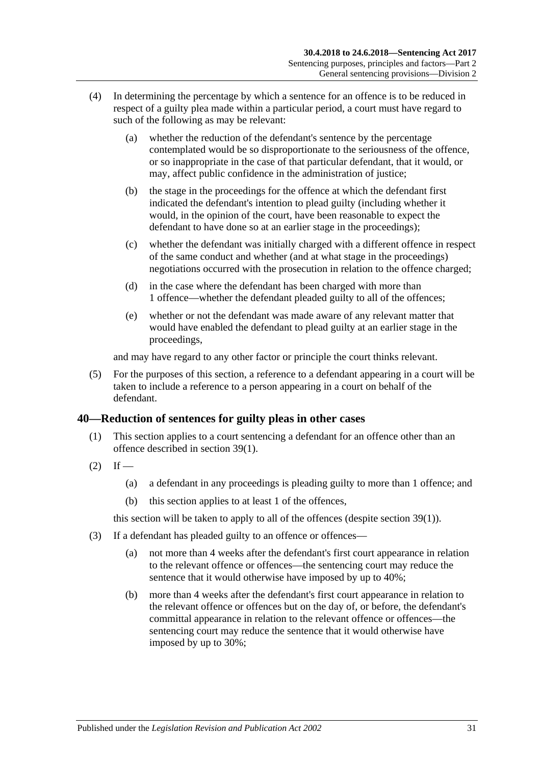(4) In determining the percentage by which a sentence for an offence is to be reduced in respect of a guilty plea made within a particular period, a court must have regard to such of the following as may be relevant:

   (a) whether the reduction of the defendant's sentence by the percentage contemplated would be so disproportionate to the seriousness of the offence, or so inappropriate in the case of that particular defendant, that it would, or may, affect public confidence in the administration of justice;

   (b) the stage in the proceedings for the offence at which the defendant first indicated the defendant's intention to plead guilty (including whether it would, in the opinion of the court, have been reasonable to expect the defendant to have done so at an earlier stage in the proceedings);

   (c) whether the defendant was initially charged with a different offence in respect of the same conduct and whether (and at what stage in the proceedings) negotiations occurred with the prosecution in relation to the offence charged;

   (d) in the case where the defendant has been charged with more than 1 offence—whether the defendant pleaded guilty to all of the offences;

   (e) whether or not the defendant was made aware of any relevant matter that would have enabled the defendant to plead guilty at an earlier stage in the proceedings,

and may have regard to any other factor or principle the court thinks relevant.

(5) For the purposes of this section, a reference to a defendant appearing in a court will be taken to include a reference to a person appearing in a court on behalf of the defendant.

## 40—Reduction of sentences for guilty pleas in other cases

(1) This section applies to a court sentencing a defendant for an offence other than an offence described in section 39(1).

(2) If —

   (a) a defendant in any proceedings is pleading guilty to more than 1 offence; and

   (b) this section applies to at least 1 of the offences,

this section will be taken to apply to all of the offences (despite section 39(1)).

(3) If a defendant has pleaded guilty to an offence or offences—

   (a) not more than 4 weeks after the defendant's first court appearance in relation to the relevant offence or offences—the sentencing court may reduce the sentence that it would otherwise have imposed by up to 40%;

   (b) more than 4 weeks after the defendant's first court appearance in relation to the relevant offence or offences but on the day of, or before, the defendant's committal appearance in relation to the relevant offence or offences—the sentencing court may reduce the sentence that it would otherwise have imposed by up to 30%;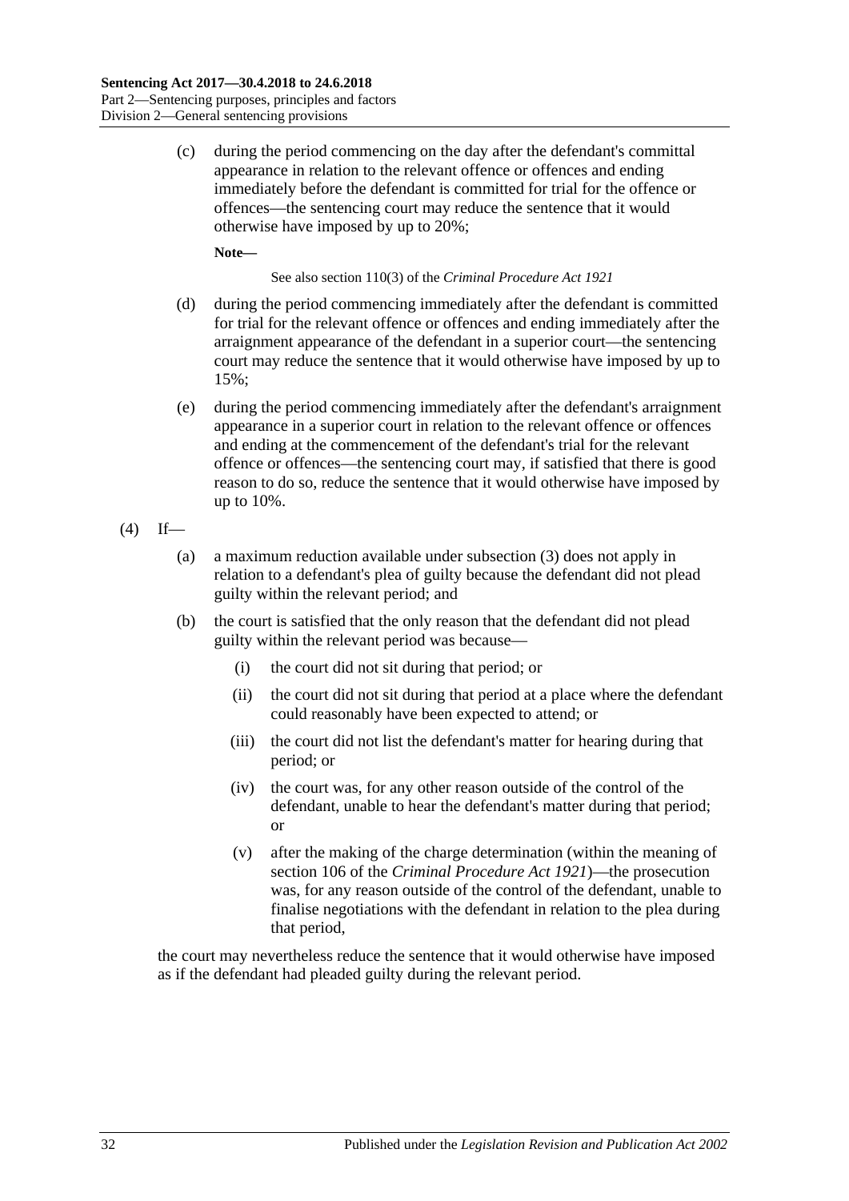(c) during the period commencing on the day after the defendant's committal appearance in relation to the relevant offence or offences and ending immediately before the defendant is committed for trial for the offence or offences—the sentencing court may reduce the sentence that it would otherwise have imposed by up to 20%;

**Note—**

See also section 110(3) of the *Criminal Procedure Act 1921*

(d) during the period commencing immediately after the defendant is committed for trial for the relevant offence or offences and ending immediately after the arraignment appearance of the defendant in a superior court—the sentencing court may reduce the sentence that it would otherwise have imposed by up to 15%;

(e) during the period commencing immediately after the defendant's arraignment appearance in a superior court in relation to the relevant offence or offences and ending at the commencement of the defendant's trial for the relevant offence or offences—the sentencing court may, if satisfied that there is good reason to do so, reduce the sentence that it would otherwise have imposed by up to 10%.

(4) If—

(a) a maximum reduction available under subsection (3) does not apply in relation to a defendant's plea of guilty because the defendant did not plead guilty within the relevant period; and

(b) the court is satisfied that the only reason that the defendant did not plead guilty within the relevant period was because—

(i) the court did not sit during that period; or

(ii) the court did not sit during that period at a place where the defendant could reasonably have been expected to attend; or

(iii) the court did not list the defendant's matter for hearing during that period; or

(iv) the court was, for any other reason outside of the control of the defendant, unable to hear the defendant's matter during that period; or

(v) after the making of the charge determination (within the meaning of section 106 of the *Criminal Procedure Act 1921*)—the prosecution was, for any reason outside of the control of the defendant, unable to finalise negotiations with the defendant in relation to the plea during that period,

the court may nevertheless reduce the sentence that it would otherwise have imposed as if the defendant had pleaded guilty during the relevant period.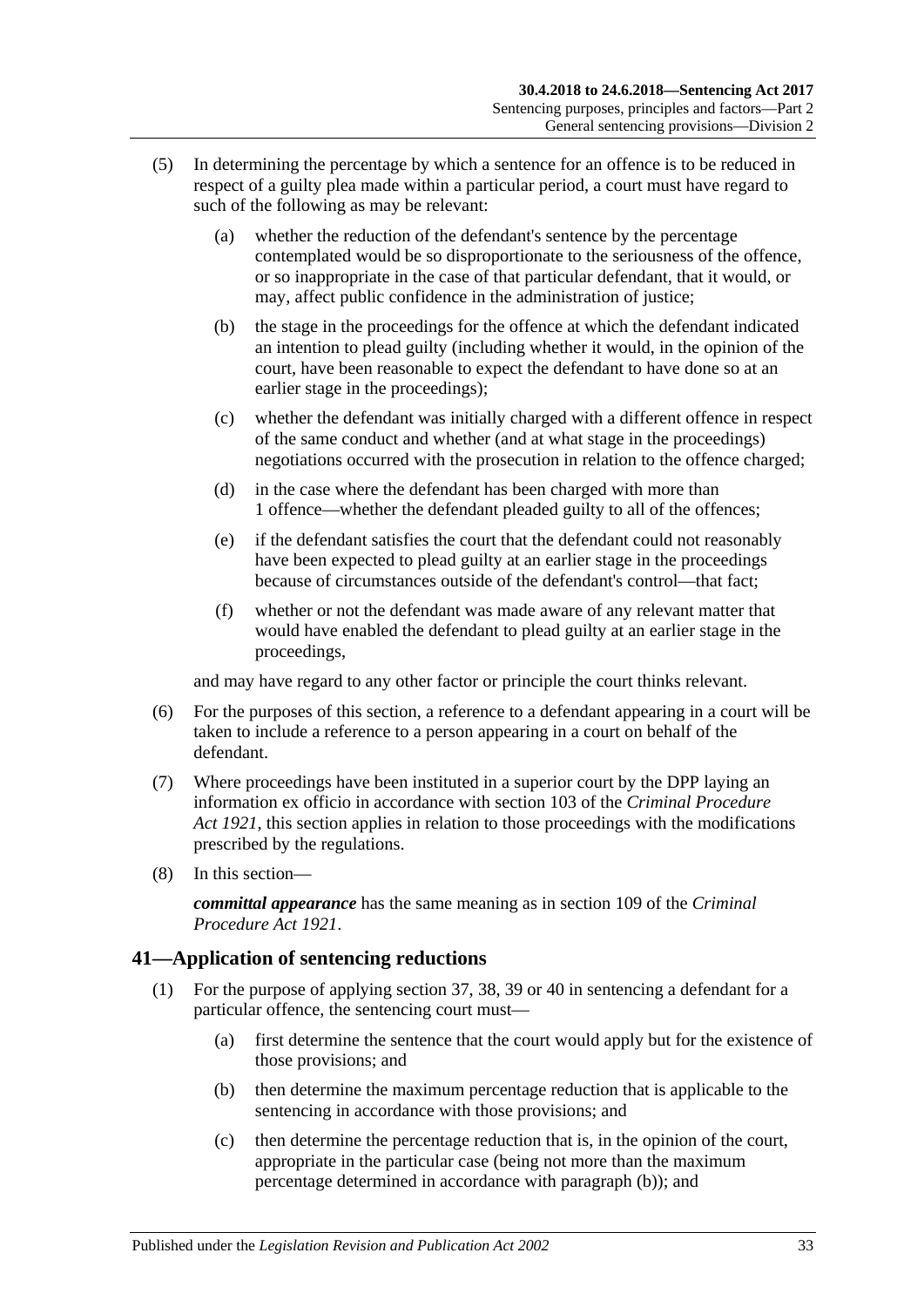(5) In determining the percentage by which a sentence for an offence is to be reduced in respect of a guilty plea made within a particular period, a court must have regard to such of the following as may be relevant:

  (a) whether the reduction of the defendant's sentence by the percentage contemplated would be so disproportionate to the seriousness of the offence, or so inappropriate in the case of that particular defendant, that it would, or may, affect public confidence in the administration of justice;

  (b) the stage in the proceedings for the offence at which the defendant indicated an intention to plead guilty (including whether it would, in the opinion of the court, have been reasonable to expect the defendant to have done so at an earlier stage in the proceedings);

  (c) whether the defendant was initially charged with a different offence in respect of the same conduct and whether (and at what stage in the proceedings) negotiations occurred with the prosecution in relation to the offence charged;

  (d) in the case where the defendant has been charged with more than 1 offence—whether the defendant pleaded guilty to all of the offences;

  (e) if the defendant satisfies the court that the defendant could not reasonably have been expected to plead guilty at an earlier stage in the proceedings because of circumstances outside of the defendant's control—that fact;

  (f) whether or not the defendant was made aware of any relevant matter that would have enabled the defendant to plead guilty at an earlier stage in the proceedings,

and may have regard to any other factor or principle the court thinks relevant.

(6) For the purposes of this section, a reference to a defendant appearing in a court will be taken to include a reference to a person appearing in a court on behalf of the defendant.

(7) Where proceedings have been instituted in a superior court by the DPP laying an information ex officio in accordance with section 103 of the *Criminal Procedure Act 1921*, this section applies in relation to those proceedings with the modifications prescribed by the regulations.

(8) In this section—

***committal appearance*** has the same meaning as in section 109 of the *Criminal Procedure Act 1921*.

## 41—Application of sentencing reductions

(1) For the purpose of applying section 37, 38, 39 or 40 in sentencing a defendant for a particular offence, the sentencing court must—

  (a) first determine the sentence that the court would apply but for the existence of those provisions; and

  (b) then determine the maximum percentage reduction that is applicable to the sentencing in accordance with those provisions; and

  (c) then determine the percentage reduction that is, in the opinion of the court, appropriate in the particular case (being not more than the maximum percentage determined in accordance with paragraph (b)); and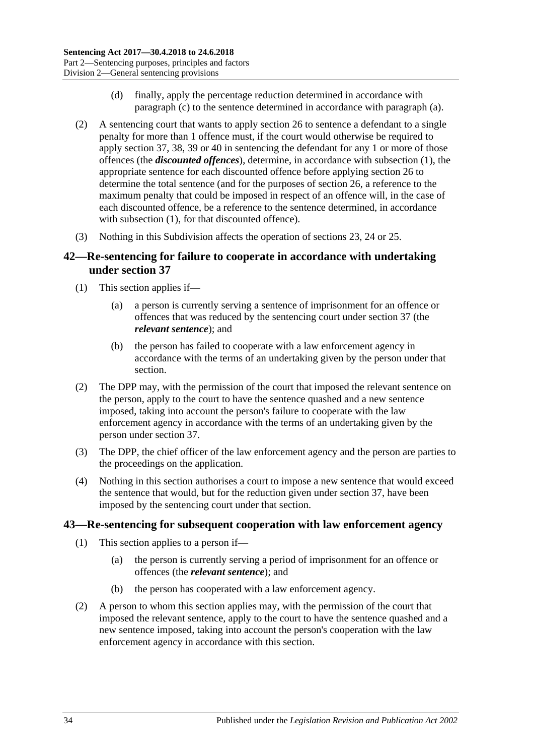(d) finally, apply the percentage reduction determined in accordance with paragraph (c) to the sentence determined in accordance with paragraph (a).

(2) A sentencing court that wants to apply section 26 to sentence a defendant to a single penalty for more than 1 offence must, if the court would otherwise be required to apply section 37, 38, 39 or 40 in sentencing the defendant for any 1 or more of those offences (the ***discounted offences***), determine, in accordance with subsection (1), the appropriate sentence for each discounted offence before applying section 26 to determine the total sentence (and for the purposes of section 26, a reference to the maximum penalty that could be imposed in respect of an offence will, in the case of each discounted offence, be a reference to the sentence determined, in accordance with subsection (1), for that discounted offence).

(3) Nothing in this Subdivision affects the operation of sections 23, 24 or 25.

## 42—Re-sentencing for failure to cooperate in accordance with undertaking under section 37

(1) This section applies if—

(a) a person is currently serving a sentence of imprisonment for an offence or offences that was reduced by the sentencing court under section 37 (the ***relevant sentence***); and

(b) the person has failed to cooperate with a law enforcement agency in accordance with the terms of an undertaking given by the person under that section.

(2) The DPP may, with the permission of the court that imposed the relevant sentence on the person, apply to the court to have the sentence quashed and a new sentence imposed, taking into account the person's failure to cooperate with the law enforcement agency in accordance with the terms of an undertaking given by the person under section 37.

(3) The DPP, the chief officer of the law enforcement agency and the person are parties to the proceedings on the application.

(4) Nothing in this section authorises a court to impose a new sentence that would exceed the sentence that would, but for the reduction given under section 37, have been imposed by the sentencing court under that section.

## 43—Re-sentencing for subsequent cooperation with law enforcement agency

(1) This section applies to a person if—

(a) the person is currently serving a period of imprisonment for an offence or offences (the ***relevant sentence***); and

(b) the person has cooperated with a law enforcement agency.

(2) A person to whom this section applies may, with the permission of the court that imposed the relevant sentence, apply to the court to have the sentence quashed and a new sentence imposed, taking into account the person's cooperation with the law enforcement agency in accordance with this section.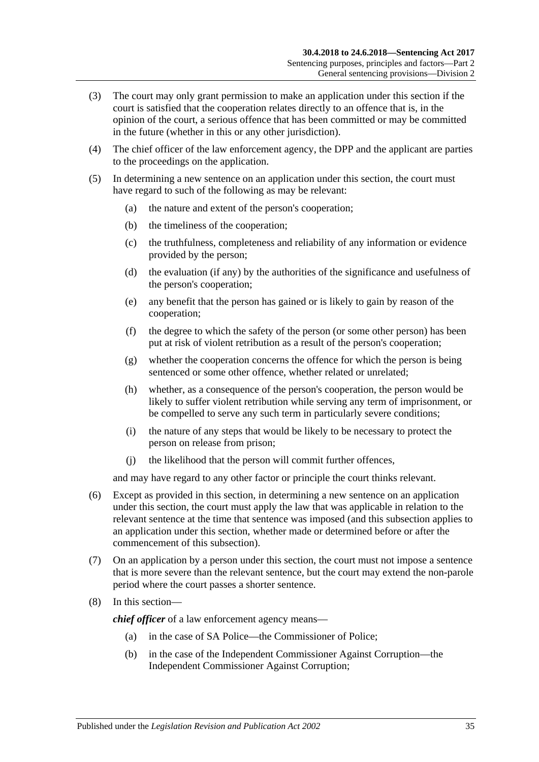(3) The court may only grant permission to make an application under this section if the court is satisfied that the cooperation relates directly to an offence that is, in the opinion of the court, a serious offence that has been committed or may be committed in the future (whether in this or any other jurisdiction).

(4) The chief officer of the law enforcement agency, the DPP and the applicant are parties to the proceedings on the application.

(5) In determining a new sentence on an application under this section, the court must have regard to such of the following as may be relevant:

- (a) the nature and extent of the person's cooperation;
- (b) the timeliness of the cooperation;
- (c) the truthfulness, completeness and reliability of any information or evidence provided by the person;
- (d) the evaluation (if any) by the authorities of the significance and usefulness of the person's cooperation;
- (e) any benefit that the person has gained or is likely to gain by reason of the cooperation;
- (f) the degree to which the safety of the person (or some other person) has been put at risk of violent retribution as a result of the person's cooperation;
- (g) whether the cooperation concerns the offence for which the person is being sentenced or some other offence, whether related or unrelated;
- (h) whether, as a consequence of the person's cooperation, the person would be likely to suffer violent retribution while serving any term of imprisonment, or be compelled to serve any such term in particularly severe conditions;
- (i) the nature of any steps that would be likely to be necessary to protect the person on release from prison;
- (j) the likelihood that the person will commit further offences,

and may have regard to any other factor or principle the court thinks relevant.

(6) Except as provided in this section, in determining a new sentence on an application under this section, the court must apply the law that was applicable in relation to the relevant sentence at the time that sentence was imposed (and this subsection applies to an application under this section, whether made or determined before or after the commencement of this subsection).

(7) On an application by a person under this section, the court must not impose a sentence that is more severe than the relevant sentence, but the court may extend the non-parole period where the court passes a shorter sentence.

(8) In this section—

***chief officer*** of a law enforcement agency means—

- (a) in the case of SA Police—the Commissioner of Police;
- (b) in the case of the Independent Commissioner Against Corruption—the Independent Commissioner Against Corruption;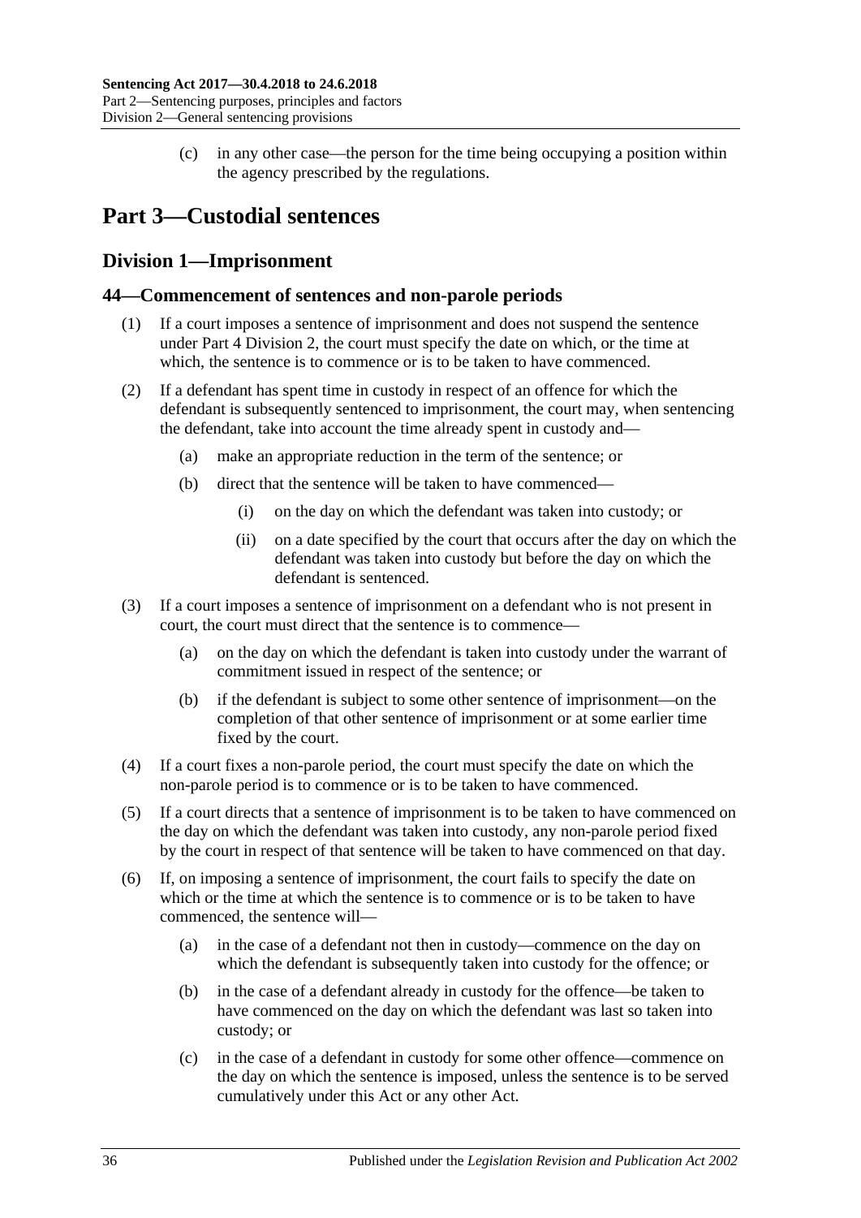(c) in any other case—the person for the time being occupying a position within the agency prescribed by the regulations.

# Part 3—Custodial sentences

## Division 1—Imprisonment

### 44—Commencement of sentences and non-parole periods

(1) If a court imposes a sentence of imprisonment and does not suspend the sentence under Part 4 Division 2, the court must specify the date on which, or the time at which, the sentence is to commence or is to be taken to have commenced.

(2) If a defendant has spent time in custody in respect of an offence for which the defendant is subsequently sentenced to imprisonment, the court may, when sentencing the defendant, take into account the time already spent in custody and—

(a) make an appropriate reduction in the term of the sentence; or

(b) direct that the sentence will be taken to have commenced—

(i) on the day on which the defendant was taken into custody; or

(ii) on a date specified by the court that occurs after the day on which the defendant was taken into custody but before the day on which the defendant is sentenced.

(3) If a court imposes a sentence of imprisonment on a defendant who is not present in court, the court must direct that the sentence is to commence—

(a) on the day on which the defendant is taken into custody under the warrant of commitment issued in respect of the sentence; or

(b) if the defendant is subject to some other sentence of imprisonment—on the completion of that other sentence of imprisonment or at some earlier time fixed by the court.

(4) If a court fixes a non-parole period, the court must specify the date on which the non-parole period is to commence or is to be taken to have commenced.

(5) If a court directs that a sentence of imprisonment is to be taken to have commenced on the day on which the defendant was taken into custody, any non-parole period fixed by the court in respect of that sentence will be taken to have commenced on that day.

(6) If, on imposing a sentence of imprisonment, the court fails to specify the date on which or the time at which the sentence is to commence or is to be taken to have commenced, the sentence will—

(a) in the case of a defendant not then in custody—commence on the day on which the defendant is subsequently taken into custody for the offence; or

(b) in the case of a defendant already in custody for the offence—be taken to have commenced on the day on which the defendant was last so taken into custody; or

(c) in the case of a defendant in custody for some other offence—commence on the day on which the sentence is imposed, unless the sentence is to be served cumulatively under this Act or any other Act.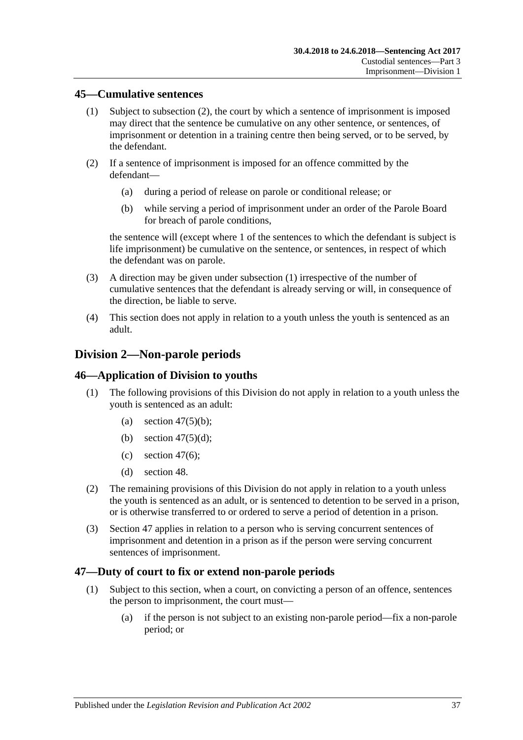## 45—Cumulative sentences

(1) Subject to subsection (2), the court by which a sentence of imprisonment is imposed may direct that the sentence be cumulative on any other sentence, or sentences, of imprisonment or detention in a training centre then being served, or to be served, by the defendant.

(2) If a sentence of imprisonment is imposed for an offence committed by the defendant—

(a) during a period of release on parole or conditional release; or

(b) while serving a period of imprisonment under an order of the Parole Board for breach of parole conditions,

the sentence will (except where 1 of the sentences to which the defendant is subject is life imprisonment) be cumulative on the sentence, or sentences, in respect of which the defendant was on parole.

(3) A direction may be given under subsection (1) irrespective of the number of cumulative sentences that the defendant is already serving or will, in consequence of the direction, be liable to serve.

(4) This section does not apply in relation to a youth unless the youth is sentenced as an adult.

# Division 2—Non-parole periods

## 46—Application of Division to youths

(1) The following provisions of this Division do not apply in relation to a youth unless the youth is sentenced as an adult:

(a) section 47(5)(b);

(b) section 47(5)(d);

(c) section 47(6);

(d) section 48.

(2) The remaining provisions of this Division do not apply in relation to a youth unless the youth is sentenced as an adult, or is sentenced to detention to be served in a prison, or is otherwise transferred to or ordered to serve a period of detention in a prison.

(3) Section 47 applies in relation to a person who is serving concurrent sentences of imprisonment and detention in a prison as if the person were serving concurrent sentences of imprisonment.

## 47—Duty of court to fix or extend non-parole periods

(1) Subject to this section, when a court, on convicting a person of an offence, sentences the person to imprisonment, the court must—

(a) if the person is not subject to an existing non-parole period—fix a non-parole period; or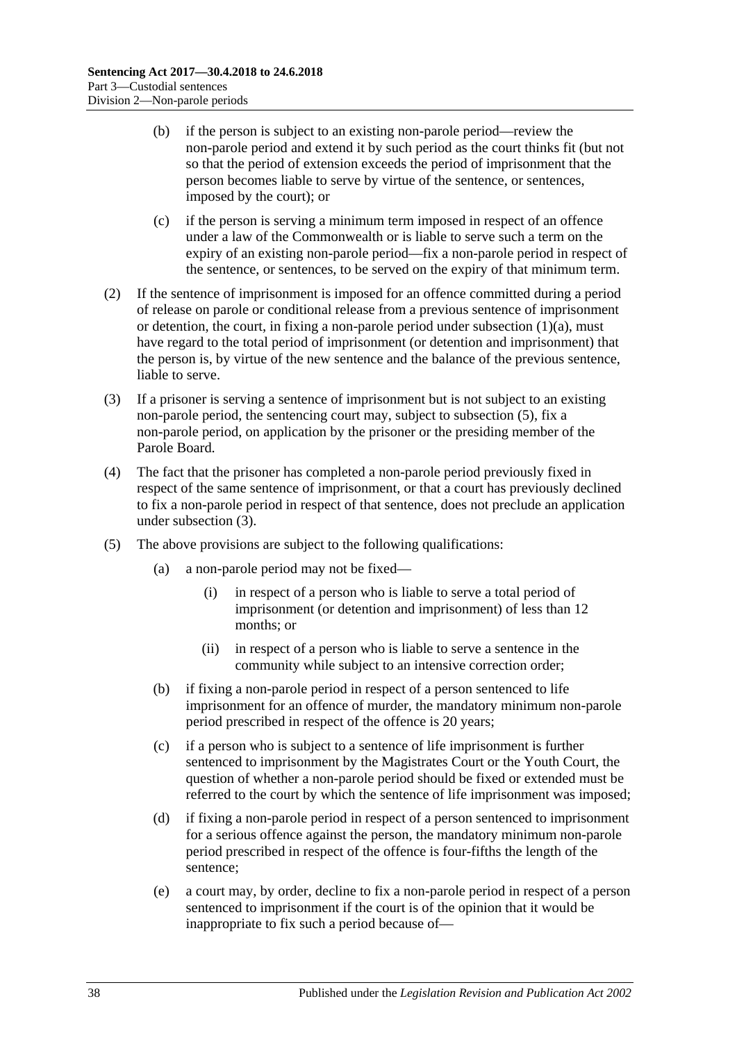(b) if the person is subject to an existing non-parole period—review the non-parole period and extend it by such period as the court thinks fit (but not so that the period of extension exceeds the period of imprisonment that the person becomes liable to serve by virtue of the sentence, or sentences, imposed by the court); or

(c) if the person is serving a minimum term imposed in respect of an offence under a law of the Commonwealth or is liable to serve such a term on the expiry of an existing non-parole period—fix a non-parole period in respect of the sentence, or sentences, to be served on the expiry of that minimum term.

(2) If the sentence of imprisonment is imposed for an offence committed during a period of release on parole or conditional release from a previous sentence of imprisonment or detention, the court, in fixing a non-parole period under subsection (1)(a), must have regard to the total period of imprisonment (or detention and imprisonment) that the person is, by virtue of the new sentence and the balance of the previous sentence, liable to serve.

(3) If a prisoner is serving a sentence of imprisonment but is not subject to an existing non-parole period, the sentencing court may, subject to subsection (5), fix a non-parole period, on application by the prisoner or the presiding member of the Parole Board.

(4) The fact that the prisoner has completed a non-parole period previously fixed in respect of the same sentence of imprisonment, or that a court has previously declined to fix a non-parole period in respect of that sentence, does not preclude an application under subsection (3).

(5) The above provisions are subject to the following qualifications:

(a) a non-parole period may not be fixed—

(i) in respect of a person who is liable to serve a total period of imprisonment (or detention and imprisonment) of less than 12 months; or

(ii) in respect of a person who is liable to serve a sentence in the community while subject to an intensive correction order;

(b) if fixing a non-parole period in respect of a person sentenced to life imprisonment for an offence of murder, the mandatory minimum non-parole period prescribed in respect of the offence is 20 years;

(c) if a person who is subject to a sentence of life imprisonment is further sentenced to imprisonment by the Magistrates Court or the Youth Court, the question of whether a non-parole period should be fixed or extended must be referred to the court by which the sentence of life imprisonment was imposed;

(d) if fixing a non-parole period in respect of a person sentenced to imprisonment for a serious offence against the person, the mandatory minimum non-parole period prescribed in respect of the offence is four-fifths the length of the sentence;

(e) a court may, by order, decline to fix a non-parole period in respect of a person sentenced to imprisonment if the court is of the opinion that it would be inappropriate to fix such a period because of—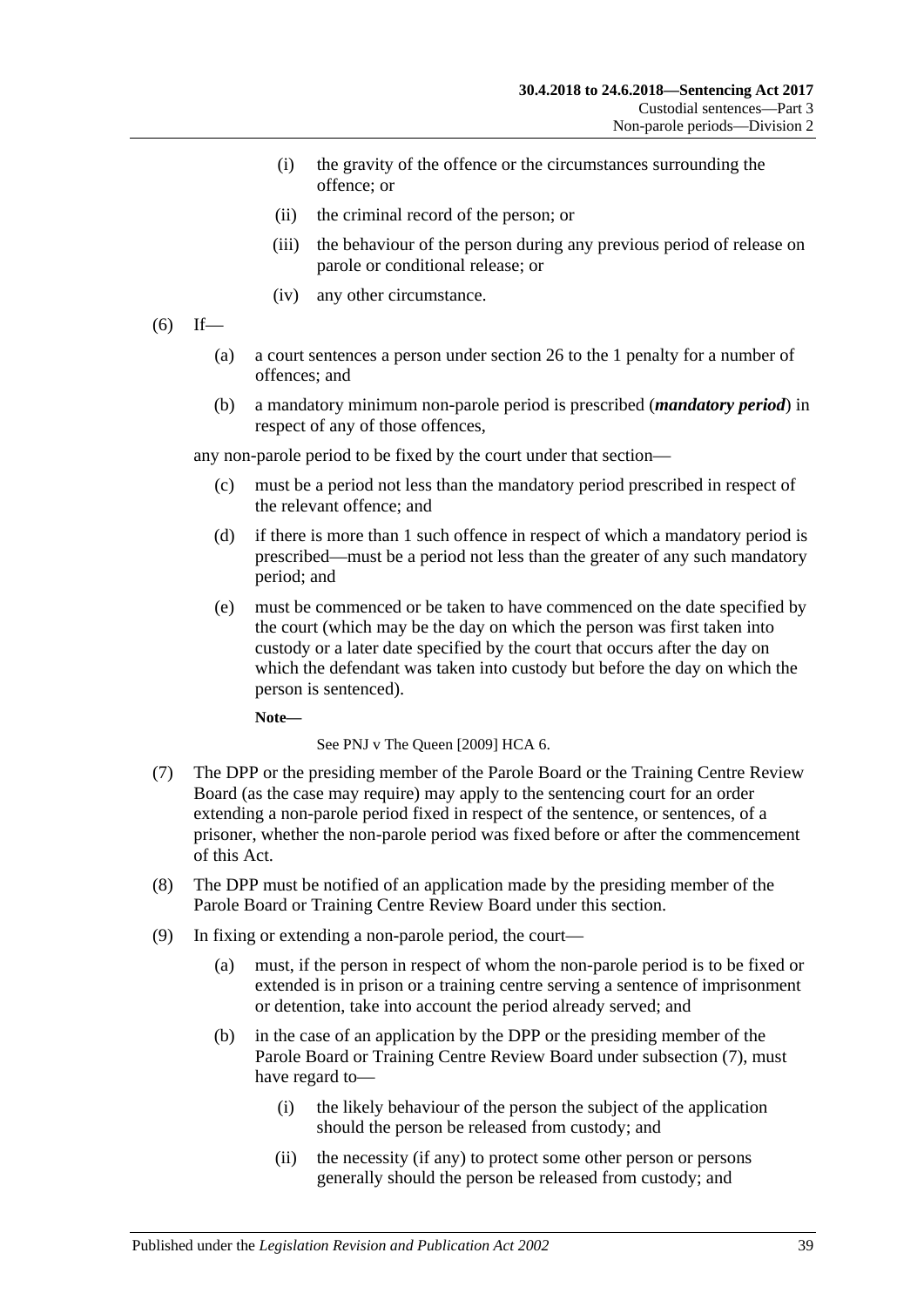(i) the gravity of the offence or the circumstances surrounding the offence; or

(ii) the criminal record of the person; or

(iii) the behaviour of the person during any previous period of release on parole or conditional release; or

(iv) any other circumstance.

(6) If—

(a) a court sentences a person under section 26 to the 1 penalty for a number of offences; and

(b) a mandatory minimum non-parole period is prescribed (***mandatory period***) in respect of any of those offences,

any non-parole period to be fixed by the court under that section—

(c) must be a period not less than the mandatory period prescribed in respect of the relevant offence; and

(d) if there is more than 1 such offence in respect of which a mandatory period is prescribed—must be a period not less than the greater of any such mandatory period; and

(e) must be commenced or be taken to have commenced on the date specified by the court (which may be the day on which the person was first taken into custody or a later date specified by the court that occurs after the day on which the defendant was taken into custody but before the day on which the person is sentenced).

**Note—**

See PNJ v The Queen [2009] HCA 6.

(7) The DPP or the presiding member of the Parole Board or the Training Centre Review Board (as the case may require) may apply to the sentencing court for an order extending a non-parole period fixed in respect of the sentence, or sentences, of a prisoner, whether the non-parole period was fixed before or after the commencement of this Act.

(8) The DPP must be notified of an application made by the presiding member of the Parole Board or Training Centre Review Board under this section.

(9) In fixing or extending a non-parole period, the court—

(a) must, if the person in respect of whom the non-parole period is to be fixed or extended is in prison or a training centre serving a sentence of imprisonment or detention, take into account the period already served; and

(b) in the case of an application by the DPP or the presiding member of the Parole Board or Training Centre Review Board under subsection (7), must have regard to—

(i) the likely behaviour of the person the subject of the application should the person be released from custody; and

(ii) the necessity (if any) to protect some other person or persons generally should the person be released from custody; and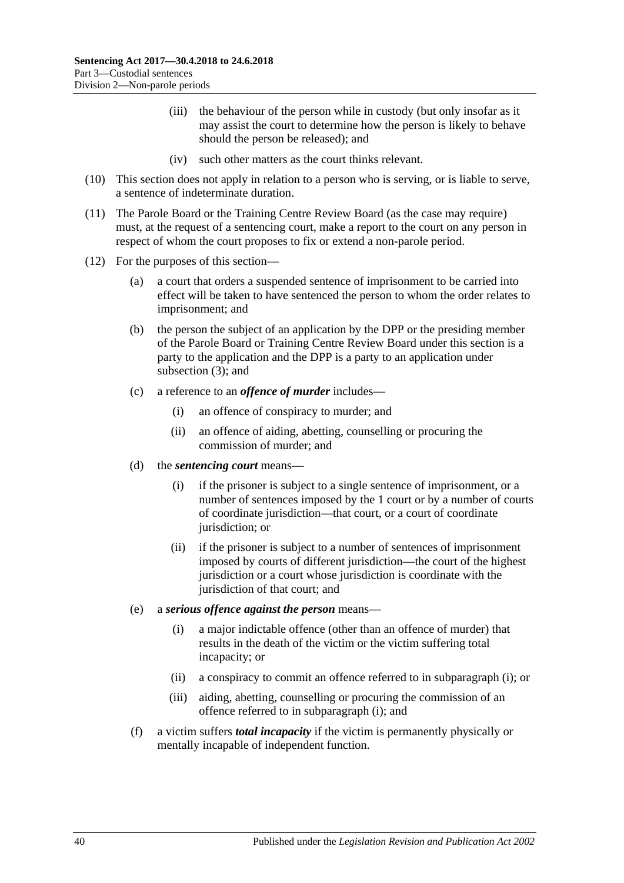(iii) the behaviour of the person while in custody (but only insofar as it may assist the court to determine how the person is likely to behave should the person be released); and

(iv) such other matters as the court thinks relevant.

(10) This section does not apply in relation to a person who is serving, or is liable to serve, a sentence of indeterminate duration.

(11) The Parole Board or the Training Centre Review Board (as the case may require) must, at the request of a sentencing court, make a report to the court on any person in respect of whom the court proposes to fix or extend a non-parole period.

(12) For the purposes of this section—

(a) a court that orders a suspended sentence of imprisonment to be carried into effect will be taken to have sentenced the person to whom the order relates to imprisonment; and

(b) the person the subject of an application by the DPP or the presiding member of the Parole Board or Training Centre Review Board under this section is a party to the application and the DPP is a party to an application under subsection (3); and

(c) a reference to an ***offence of murder*** includes—

(i) an offence of conspiracy to murder; and

(ii) an offence of aiding, abetting, counselling or procuring the commission of murder; and

(d) the ***sentencing court*** means—

(i) if the prisoner is subject to a single sentence of imprisonment, or a number of sentences imposed by the 1 court or by a number of courts of coordinate jurisdiction—that court, or a court of coordinate jurisdiction; or

(ii) if the prisoner is subject to a number of sentences of imprisonment imposed by courts of different jurisdiction—the court of the highest jurisdiction or a court whose jurisdiction is coordinate with the jurisdiction of that court; and

(e) a ***serious offence against the person*** means—

(i) a major indictable offence (other than an offence of murder) that results in the death of the victim or the victim suffering total incapacity; or

(ii) a conspiracy to commit an offence referred to in subparagraph (i); or

(iii) aiding, abetting, counselling or procuring the commission of an offence referred to in subparagraph (i); and

(f) a victim suffers ***total incapacity*** if the victim is permanently physically or mentally incapable of independent function.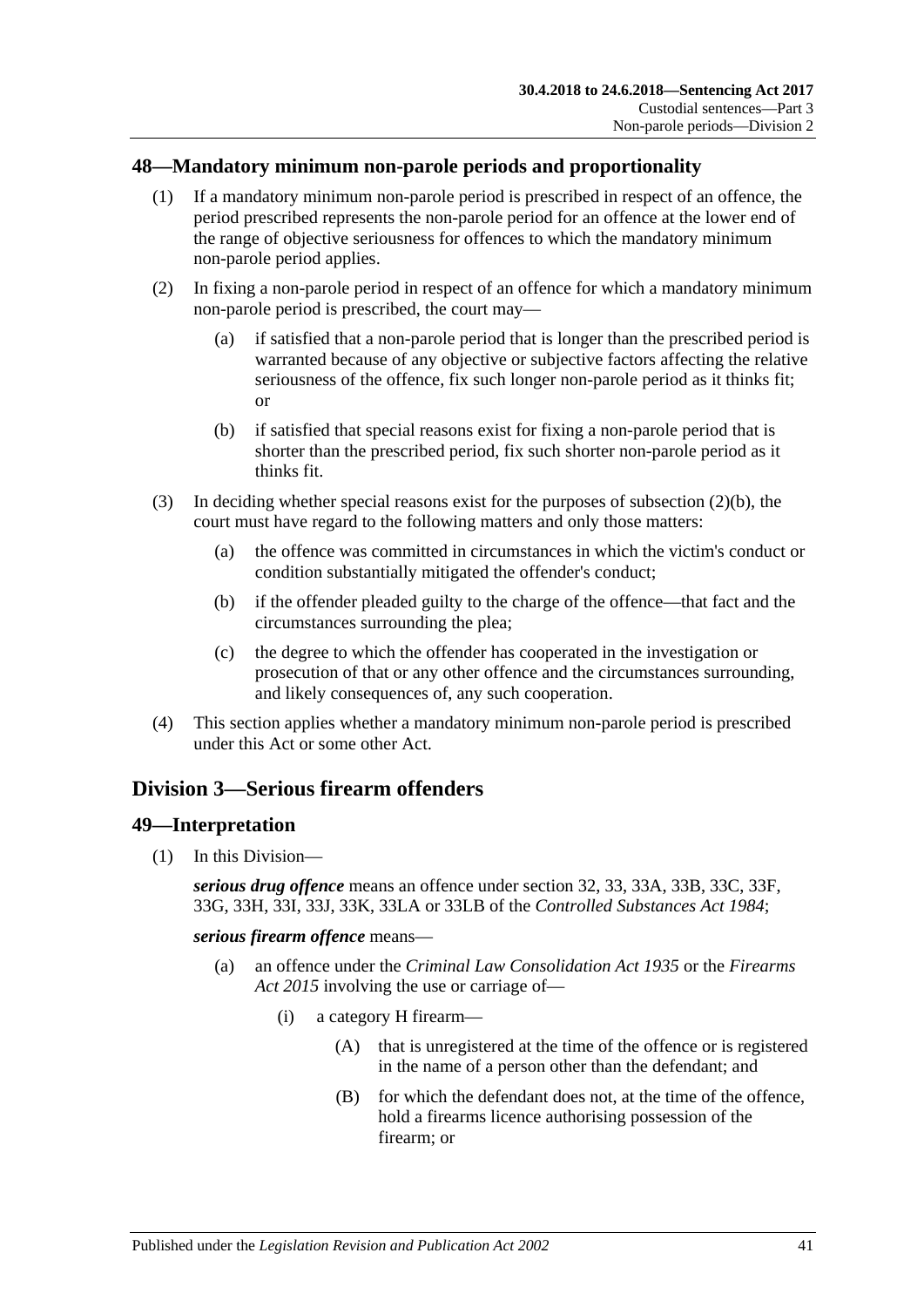## 48—Mandatory minimum non-parole periods and proportionality

(1) If a mandatory minimum non-parole period is prescribed in respect of an offence, the period prescribed represents the non-parole period for an offence at the lower end of the range of objective seriousness for offences to which the mandatory minimum non-parole period applies.

(2) In fixing a non-parole period in respect of an offence for which a mandatory minimum non-parole period is prescribed, the court may—

(a) if satisfied that a non-parole period that is longer than the prescribed period is warranted because of any objective or subjective factors affecting the relative seriousness of the offence, fix such longer non-parole period as it thinks fit; or

(b) if satisfied that special reasons exist for fixing a non-parole period that is shorter than the prescribed period, fix such shorter non-parole period as it thinks fit.

(3) In deciding whether special reasons exist for the purposes of subsection (2)(b), the court must have regard to the following matters and only those matters:

(a) the offence was committed in circumstances in which the victim's conduct or condition substantially mitigated the offender's conduct;

(b) if the offender pleaded guilty to the charge of the offence—that fact and the circumstances surrounding the plea;

(c) the degree to which the offender has cooperated in the investigation or prosecution of that or any other offence and the circumstances surrounding, and likely consequences of, any such cooperation.

(4) This section applies whether a mandatory minimum non-parole period is prescribed under this Act or some other Act.

# Division 3—Serious firearm offenders

## 49—Interpretation

(1) In this Division—

***serious drug offence*** means an offence under section 32, 33, 33A, 33B, 33C, 33F, 33G, 33H, 33I, 33J, 33K, 33LA or 33LB of the *Controlled Substances Act 1984*;

***serious firearm offence*** means—

(a) an offence under the *Criminal Law Consolidation Act 1935* or the *Firearms Act 2015* involving the use or carriage of—

(i) a category H firearm—

(A) that is unregistered at the time of the offence or is registered in the name of a person other than the defendant; and

(B) for which the defendant does not, at the time of the offence, hold a firearms licence authorising possession of the firearm; or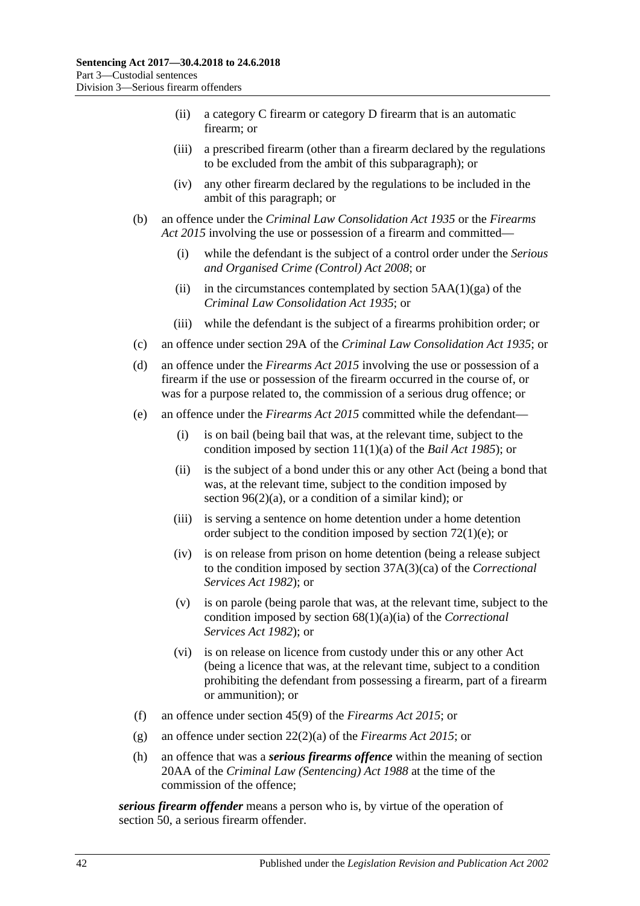(ii) a category C firearm or category D firearm that is an automatic firearm; or

(iii) a prescribed firearm (other than a firearm declared by the regulations to be excluded from the ambit of this subparagraph); or

(iv) any other firearm declared by the regulations to be included in the ambit of this paragraph; or

(b) an offence under the *Criminal Law Consolidation Act 1935* or the *Firearms Act 2015* involving the use or possession of a firearm and committed—

(i) while the defendant is the subject of a control order under the *Serious and Organised Crime (Control) Act 2008*; or

(ii) in the circumstances contemplated by section 5AA(1)(ga) of the *Criminal Law Consolidation Act 1935*; or

(iii) while the defendant is the subject of a firearms prohibition order; or

(c) an offence under section 29A of the *Criminal Law Consolidation Act 1935*; or

(d) an offence under the *Firearms Act 2015* involving the use or possession of a firearm if the use or possession of the firearm occurred in the course of, or was for a purpose related to, the commission of a serious drug offence; or

(e) an offence under the *Firearms Act 2015* committed while the defendant—

(i) is on bail (being bail that was, at the relevant time, subject to the condition imposed by section 11(1)(a) of the *Bail Act 1985*); or

(ii) is the subject of a bond under this or any other Act (being a bond that was, at the relevant time, subject to the condition imposed by section 96(2)(a), or a condition of a similar kind); or

(iii) is serving a sentence on home detention under a home detention order subject to the condition imposed by section 72(1)(e); or

(iv) is on release from prison on home detention (being a release subject to the condition imposed by section 37A(3)(ca) of the *Correctional Services Act 1982*); or

(v) is on parole (being parole that was, at the relevant time, subject to the condition imposed by section 68(1)(a)(ia) of the *Correctional Services Act 1982*); or

(vi) is on release on licence from custody under this or any other Act (being a licence that was, at the relevant time, subject to a condition prohibiting the defendant from possessing a firearm, part of a firearm or ammunition); or

(f) an offence under section 45(9) of the *Firearms Act 2015*; or

(g) an offence under section 22(2)(a) of the *Firearms Act 2015*; or

(h) an offence that was a ***serious firearms offence*** within the meaning of section 20AA of the *Criminal Law (Sentencing) Act 1988* at the time of the commission of the offence;

***serious firearm offender*** means a person who is, by virtue of the operation of section 50, a serious firearm offender.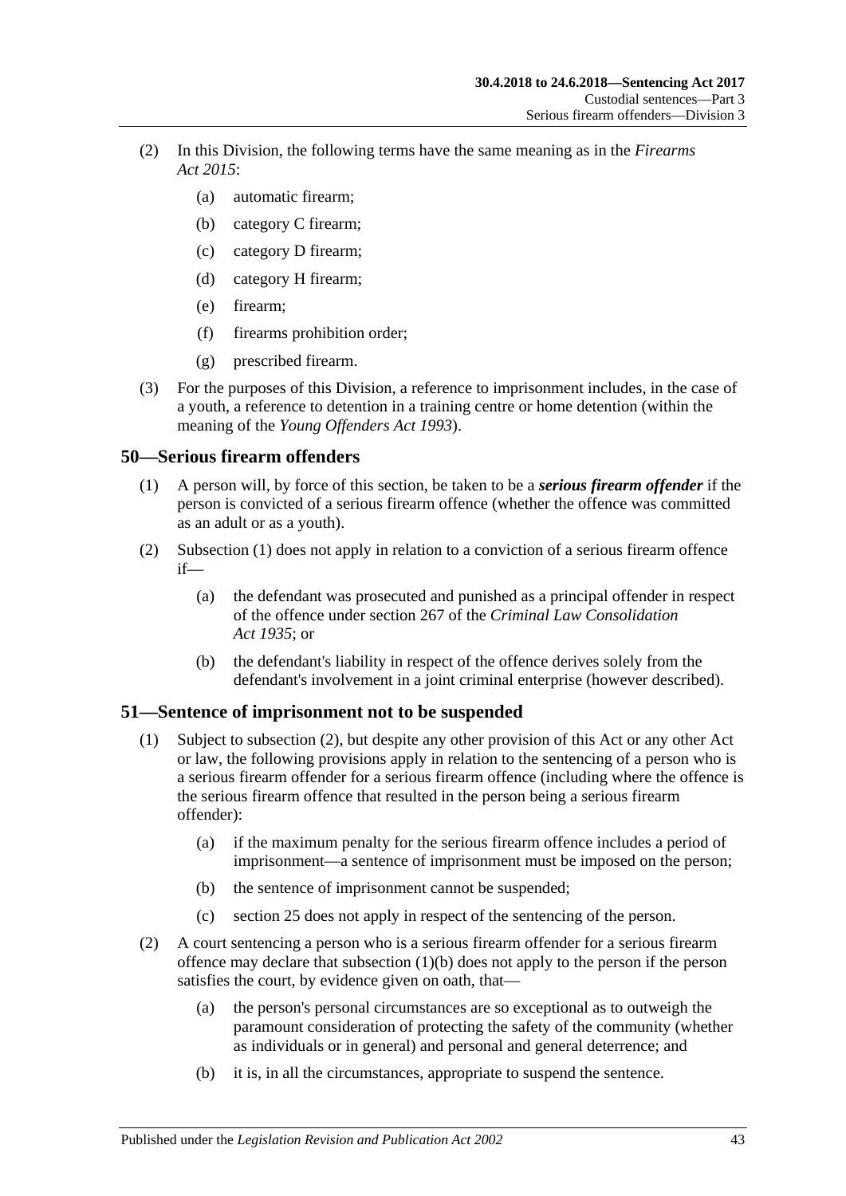(2) In this Division, the following terms have the same meaning as in the *Firearms Act 2015*:

- (a) automatic firearm;
- (b) category C firearm;
- (c) category D firearm;
- (d) category H firearm;
- (e) firearm;
- (f) firearms prohibition order;
- (g) prescribed firearm.

(3) For the purposes of this Division, a reference to imprisonment includes, in the case of a youth, a reference to detention in a training centre or home detention (within the meaning of the *Young Offenders Act 1993*).

## 50—Serious firearm offenders

(1) A person will, by force of this section, be taken to be a ***serious firearm offender*** if the person is convicted of a serious firearm offence (whether the offence was committed as an adult or as a youth).

(2) Subsection (1) does not apply in relation to a conviction of a serious firearm offence if—

- (a) the defendant was prosecuted and punished as a principal offender in respect of the offence under section 267 of the *Criminal Law Consolidation Act 1935*; or
- (b) the defendant's liability in respect of the offence derives solely from the defendant's involvement in a joint criminal enterprise (however described).

## 51—Sentence of imprisonment not to be suspended

(1) Subject to subsection (2), but despite any other provision of this Act or any other Act or law, the following provisions apply in relation to the sentencing of a person who is a serious firearm offender for a serious firearm offence (including where the offence is the serious firearm offence that resulted in the person being a serious firearm offender):

- (a) if the maximum penalty for the serious firearm offence includes a period of imprisonment—a sentence of imprisonment must be imposed on the person;
- (b) the sentence of imprisonment cannot be suspended;
- (c) section 25 does not apply in respect of the sentencing of the person.

(2) A court sentencing a person who is a serious firearm offender for a serious firearm offence may declare that subsection (1)(b) does not apply to the person if the person satisfies the court, by evidence given on oath, that—

- (a) the person's personal circumstances are so exceptional as to outweigh the paramount consideration of protecting the safety of the community (whether as individuals or in general) and personal and general deterrence; and
- (b) it is, in all the circumstances, appropriate to suspend the sentence.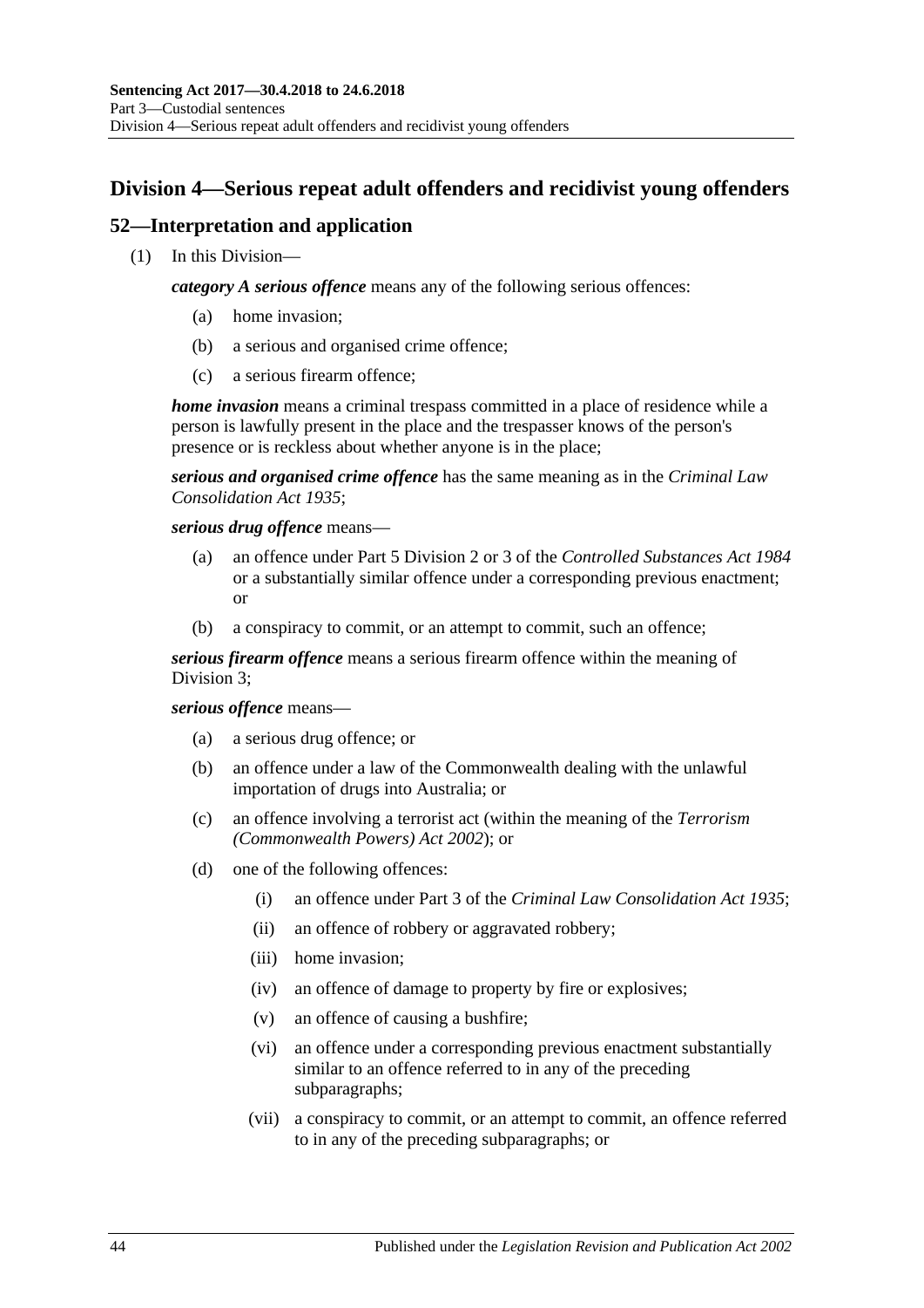## Division 4—Serious repeat adult offenders and recidivist young offenders

### 52—Interpretation and application

(1) In this Division—

***category A serious offence*** means any of the following serious offences:

- (a) home invasion;
- (b) a serious and organised crime offence;
- (c) a serious firearm offence;

***home invasion*** means a criminal trespass committed in a place of residence while a person is lawfully present in the place and the trespasser knows of the person's presence or is reckless about whether anyone is in the place;

***serious and organised crime offence*** has the same meaning as in the *Criminal Law Consolidation Act 1935*;

***serious drug offence*** means—

- (a) an offence under Part 5 Division 2 or 3 of the *Controlled Substances Act 1984* or a substantially similar offence under a corresponding previous enactment; or
- (b) a conspiracy to commit, or an attempt to commit, such an offence;

***serious firearm offence*** means a serious firearm offence within the meaning of Division 3;

***serious offence*** means—

- (a) a serious drug offence; or
- (b) an offence under a law of the Commonwealth dealing with the unlawful importation of drugs into Australia; or
- (c) an offence involving a terrorist act (within the meaning of the *Terrorism (Commonwealth Powers) Act 2002*); or
- (d) one of the following offences:
  - (i) an offence under Part 3 of the *Criminal Law Consolidation Act 1935*;
  - (ii) an offence of robbery or aggravated robbery;
  - (iii) home invasion;
  - (iv) an offence of damage to property by fire or explosives;
  - (v) an offence of causing a bushfire;
  - (vi) an offence under a corresponding previous enactment substantially similar to an offence referred to in any of the preceding subparagraphs;
  - (vii) a conspiracy to commit, or an attempt to commit, an offence referred to in any of the preceding subparagraphs; or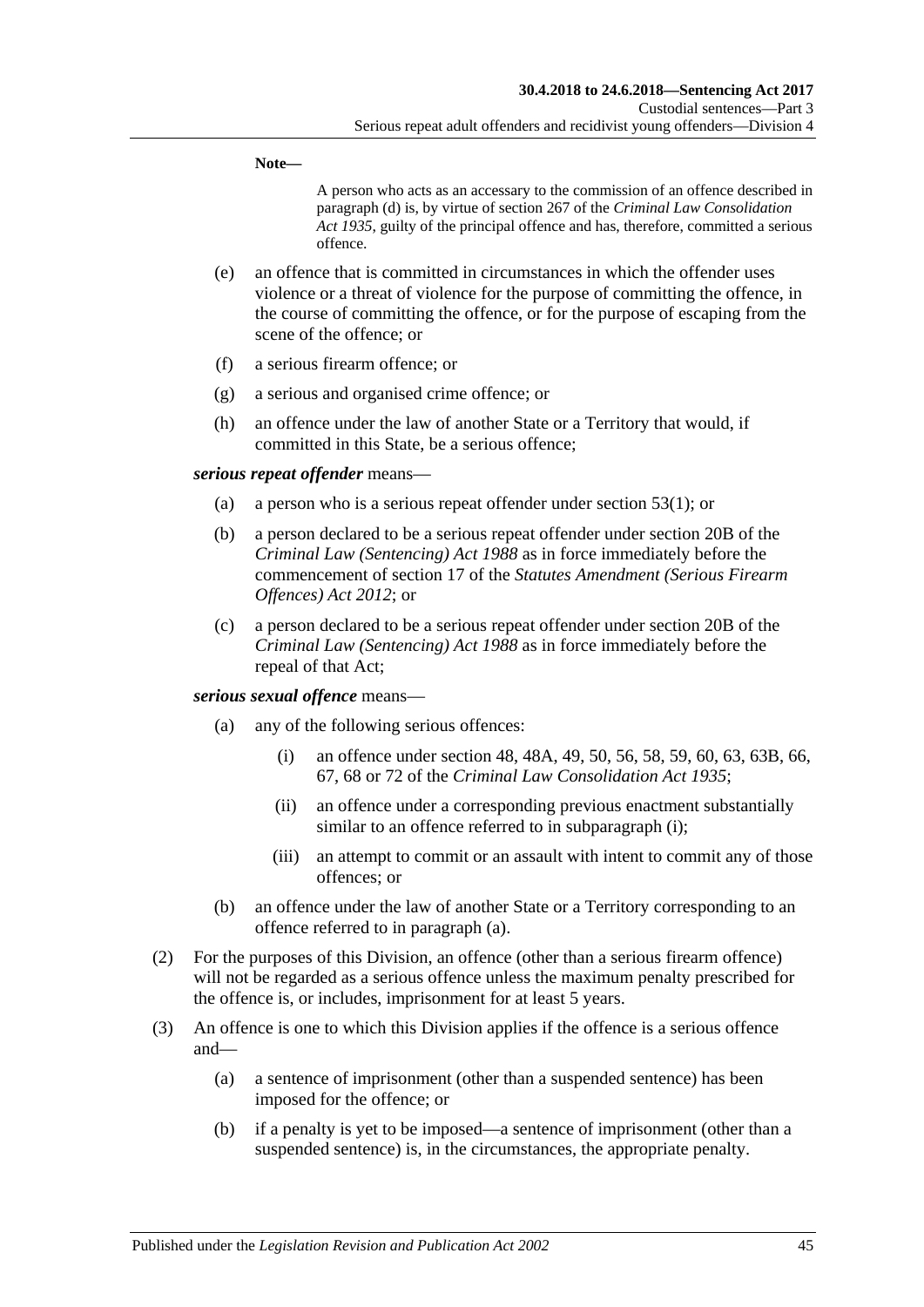**Note—**

A person who acts as an accessary to the commission of an offence described in paragraph (d) is, by virtue of section 267 of the *Criminal Law Consolidation Act 1935*, guilty of the principal offence and has, therefore, committed a serious offence.

(e) an offence that is committed in circumstances in which the offender uses violence or a threat of violence for the purpose of committing the offence, in the course of committing the offence, or for the purpose of escaping from the scene of the offence; or

(f) a serious firearm offence; or

(g) a serious and organised crime offence; or

(h) an offence under the law of another State or a Territory that would, if committed in this State, be a serious offence;

***serious repeat offender*** means—

(a) a person who is a serious repeat offender under section 53(1); or

(b) a person declared to be a serious repeat offender under section 20B of the *Criminal Law (Sentencing) Act 1988* as in force immediately before the commencement of section 17 of the *Statutes Amendment (Serious Firearm Offences) Act 2012*; or

(c) a person declared to be a serious repeat offender under section 20B of the *Criminal Law (Sentencing) Act 1988* as in force immediately before the repeal of that Act;

***serious sexual offence*** means—

(a) any of the following serious offences:

(i) an offence under section 48, 48A, 49, 50, 56, 58, 59, 60, 63, 63B, 66, 67, 68 or 72 of the *Criminal Law Consolidation Act 1935*;

(ii) an offence under a corresponding previous enactment substantially similar to an offence referred to in subparagraph (i);

(iii) an attempt to commit or an assault with intent to commit any of those offences; or

(b) an offence under the law of another State or a Territory corresponding to an offence referred to in paragraph (a).

(2) For the purposes of this Division, an offence (other than a serious firearm offence) will not be regarded as a serious offence unless the maximum penalty prescribed for the offence is, or includes, imprisonment for at least 5 years.

(3) An offence is one to which this Division applies if the offence is a serious offence and—

(a) a sentence of imprisonment (other than a suspended sentence) has been imposed for the offence; or

(b) if a penalty is yet to be imposed—a sentence of imprisonment (other than a suspended sentence) is, in the circumstances, the appropriate penalty.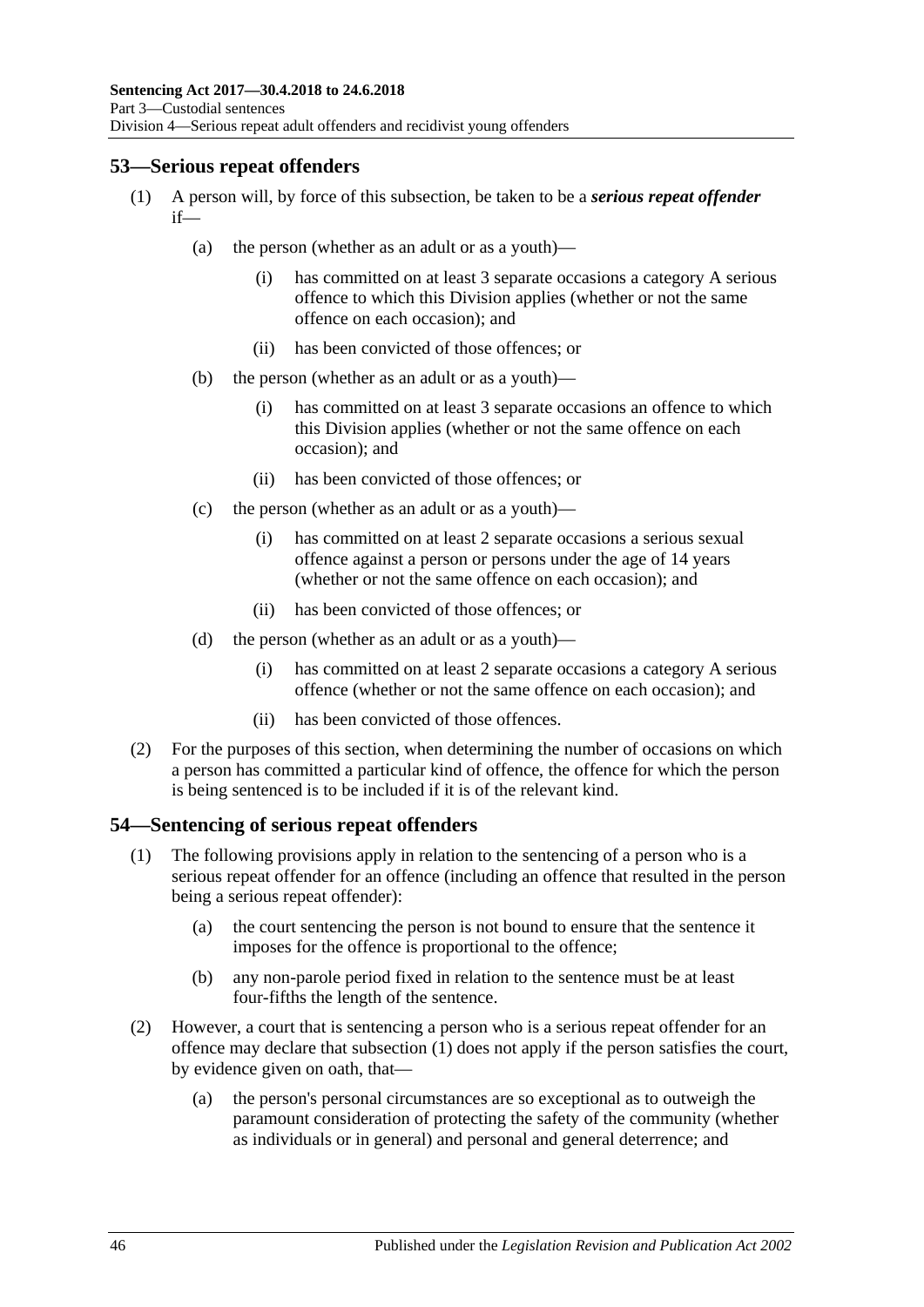## 53—Serious repeat offenders

(1) A person will, by force of this subsection, be taken to be a ***serious repeat offender*** if—

(a) the person (whether as an adult or as a youth)—

(i) has committed on at least 3 separate occasions a category A serious offence to which this Division applies (whether or not the same offence on each occasion); and

(ii) has been convicted of those offences; or

(b) the person (whether as an adult or as a youth)—

(i) has committed on at least 3 separate occasions an offence to which this Division applies (whether or not the same offence on each occasion); and

(ii) has been convicted of those offences; or

(c) the person (whether as an adult or as a youth)—

(i) has committed on at least 2 separate occasions a serious sexual offence against a person or persons under the age of 14 years (whether or not the same offence on each occasion); and

(ii) has been convicted of those offences; or

(d) the person (whether as an adult or as a youth)—

(i) has committed on at least 2 separate occasions a category A serious offence (whether or not the same offence on each occasion); and

(ii) has been convicted of those offences.

(2) For the purposes of this section, when determining the number of occasions on which a person has committed a particular kind of offence, the offence for which the person is being sentenced is to be included if it is of the relevant kind.

## 54—Sentencing of serious repeat offenders

(1) The following provisions apply in relation to the sentencing of a person who is a serious repeat offender for an offence (including an offence that resulted in the person being a serious repeat offender):

(a) the court sentencing the person is not bound to ensure that the sentence it imposes for the offence is proportional to the offence;

(b) any non-parole period fixed in relation to the sentence must be at least four-fifths the length of the sentence.

(2) However, a court that is sentencing a person who is a serious repeat offender for an offence may declare that subsection (1) does not apply if the person satisfies the court, by evidence given on oath, that—

(a) the person's personal circumstances are so exceptional as to outweigh the paramount consideration of protecting the safety of the community (whether as individuals or in general) and personal and general deterrence; and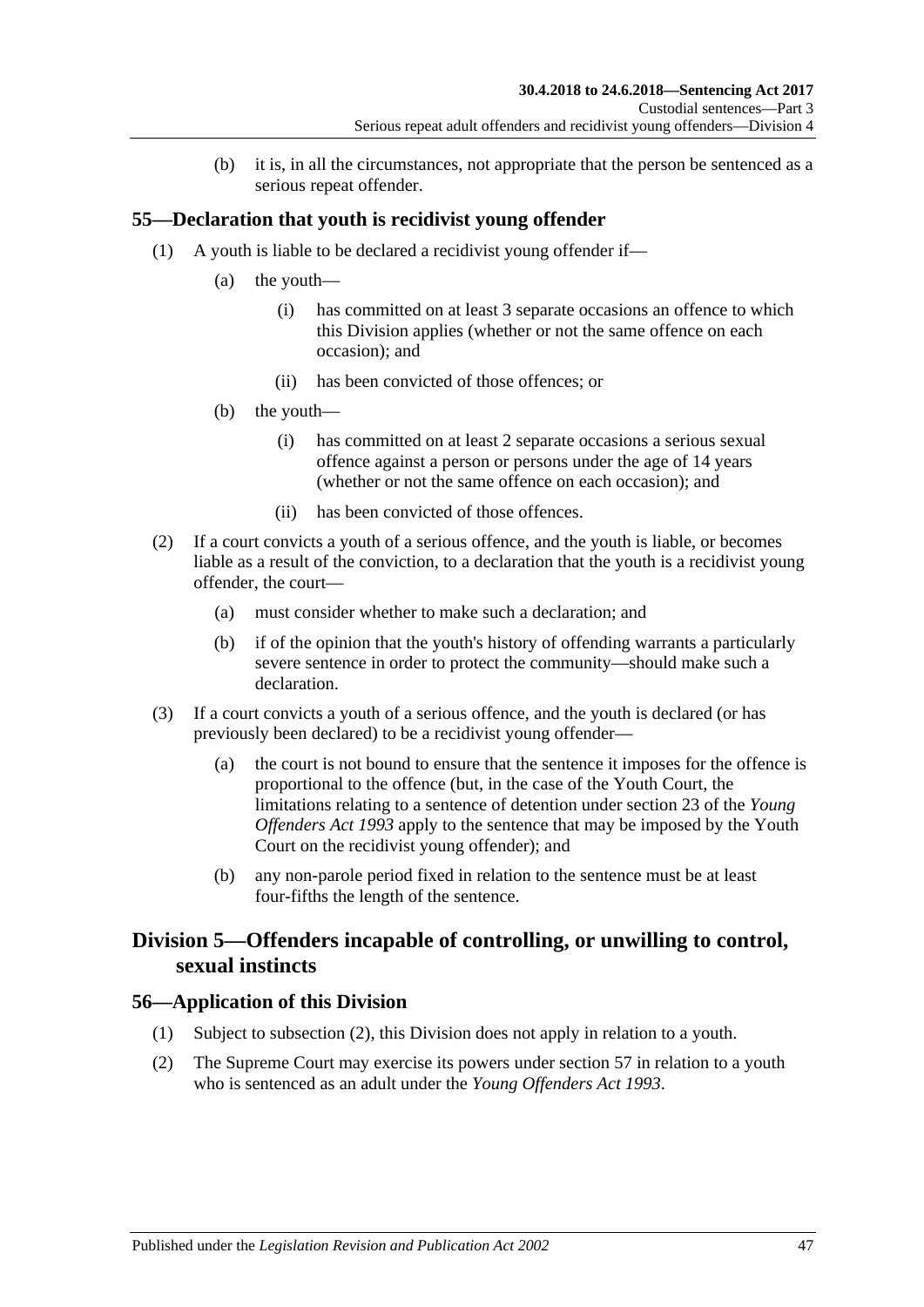(b) it is, in all the circumstances, not appropriate that the person be sentenced as a serious repeat offender.

## 55—Declaration that youth is recidivist young offender

(1) A youth is liable to be declared a recidivist young offender if—

(a) the youth—

(i) has committed on at least 3 separate occasions an offence to which this Division applies (whether or not the same offence on each occasion); and

(ii) has been convicted of those offences; or

(b) the youth—

(i) has committed on at least 2 separate occasions a serious sexual offence against a person or persons under the age of 14 years (whether or not the same offence on each occasion); and

(ii) has been convicted of those offences.

(2) If a court convicts a youth of a serious offence, and the youth is liable, or becomes liable as a result of the conviction, to a declaration that the youth is a recidivist young offender, the court—

(a) must consider whether to make such a declaration; and

(b) if of the opinion that the youth's history of offending warrants a particularly severe sentence in order to protect the community—should make such a declaration.

(3) If a court convicts a youth of a serious offence, and the youth is declared (or has previously been declared) to be a recidivist young offender—

(a) the court is not bound to ensure that the sentence it imposes for the offence is proportional to the offence (but, in the case of the Youth Court, the limitations relating to a sentence of detention under section 23 of the *Young Offenders Act 1993* apply to the sentence that may be imposed by the Youth Court on the recidivist young offender); and

(b) any non-parole period fixed in relation to the sentence must be at least four-fifths the length of the sentence.

# Division 5—Offenders incapable of controlling, or unwilling to control, sexual instincts

## 56—Application of this Division

(1) Subject to subsection (2), this Division does not apply in relation to a youth.

(2) The Supreme Court may exercise its powers under section 57 in relation to a youth who is sentenced as an adult under the *Young Offenders Act 1993*.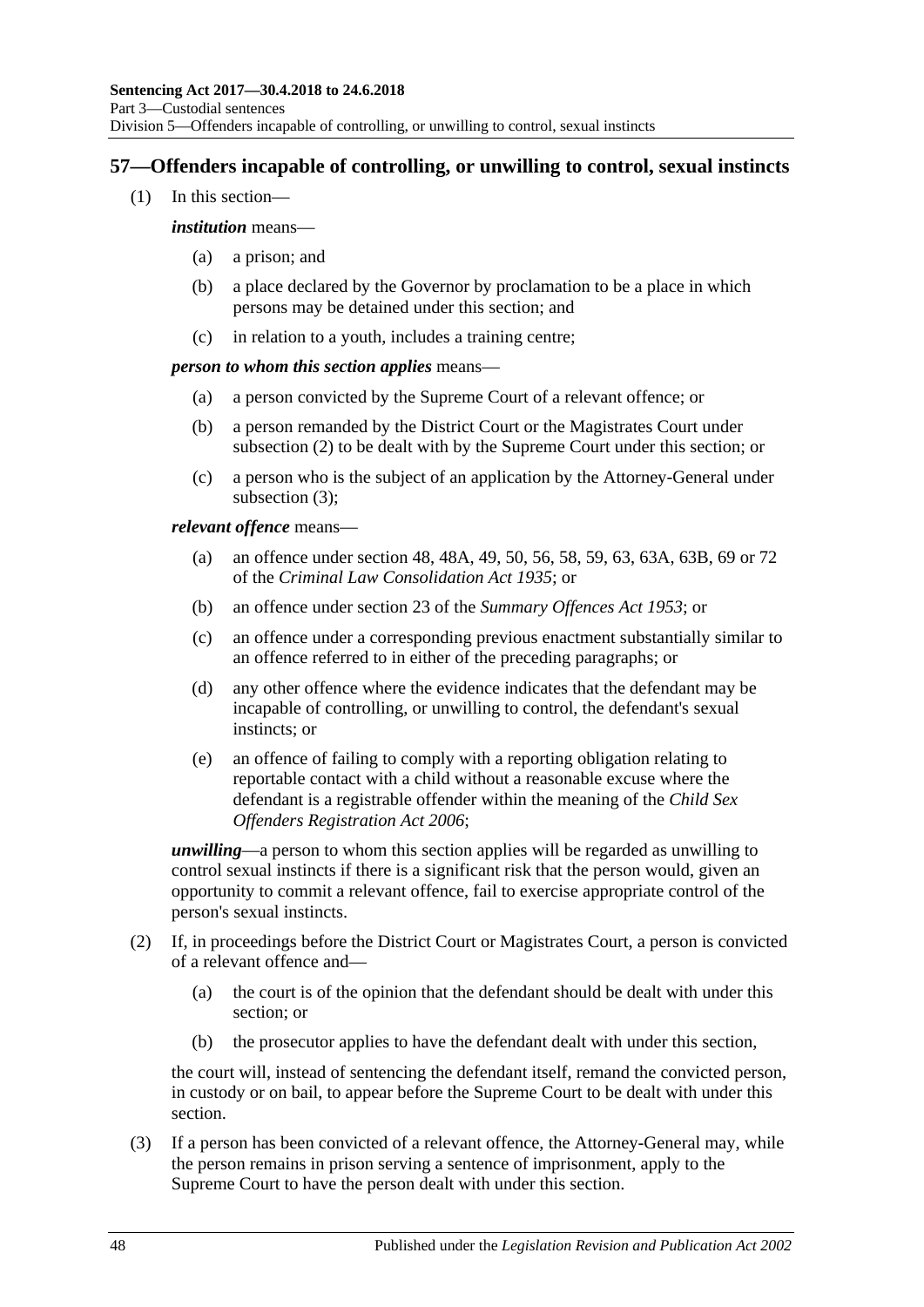## 57—Offenders incapable of controlling, or unwilling to control, sexual instincts

(1) In this section—

***institution*** means—

- (a) a prison; and
- (b) a place declared by the Governor by proclamation to be a place in which persons may be detained under this section; and
- (c) in relation to a youth, includes a training centre;

***person to whom this section applies*** means—

- (a) a person convicted by the Supreme Court of a relevant offence; or
- (b) a person remanded by the District Court or the Magistrates Court under subsection (2) to be dealt with by the Supreme Court under this section; or
- (c) a person who is the subject of an application by the Attorney-General under subsection (3);

***relevant offence*** means—

- (a) an offence under section 48, 48A, 49, 50, 56, 58, 59, 63, 63A, 63B, 69 or 72 of the *Criminal Law Consolidation Act 1935*; or
- (b) an offence under section 23 of the *Summary Offences Act 1953*; or
- (c) an offence under a corresponding previous enactment substantially similar to an offence referred to in either of the preceding paragraphs; or
- (d) any other offence where the evidence indicates that the defendant may be incapable of controlling, or unwilling to control, the defendant's sexual instincts; or
- (e) an offence of failing to comply with a reporting obligation relating to reportable contact with a child without a reasonable excuse where the defendant is a registrable offender within the meaning of the *Child Sex Offenders Registration Act 2006*;

***unwilling***—a person to whom this section applies will be regarded as unwilling to control sexual instincts if there is a significant risk that the person would, given an opportunity to commit a relevant offence, fail to exercise appropriate control of the person's sexual instincts.

(2) If, in proceedings before the District Court or Magistrates Court, a person is convicted of a relevant offence and—

- (a) the court is of the opinion that the defendant should be dealt with under this section; or
- (b) the prosecutor applies to have the defendant dealt with under this section,

the court will, instead of sentencing the defendant itself, remand the convicted person, in custody or on bail, to appear before the Supreme Court to be dealt with under this section.

(3) If a person has been convicted of a relevant offence, the Attorney-General may, while the person remains in prison serving a sentence of imprisonment, apply to the Supreme Court to have the person dealt with under this section.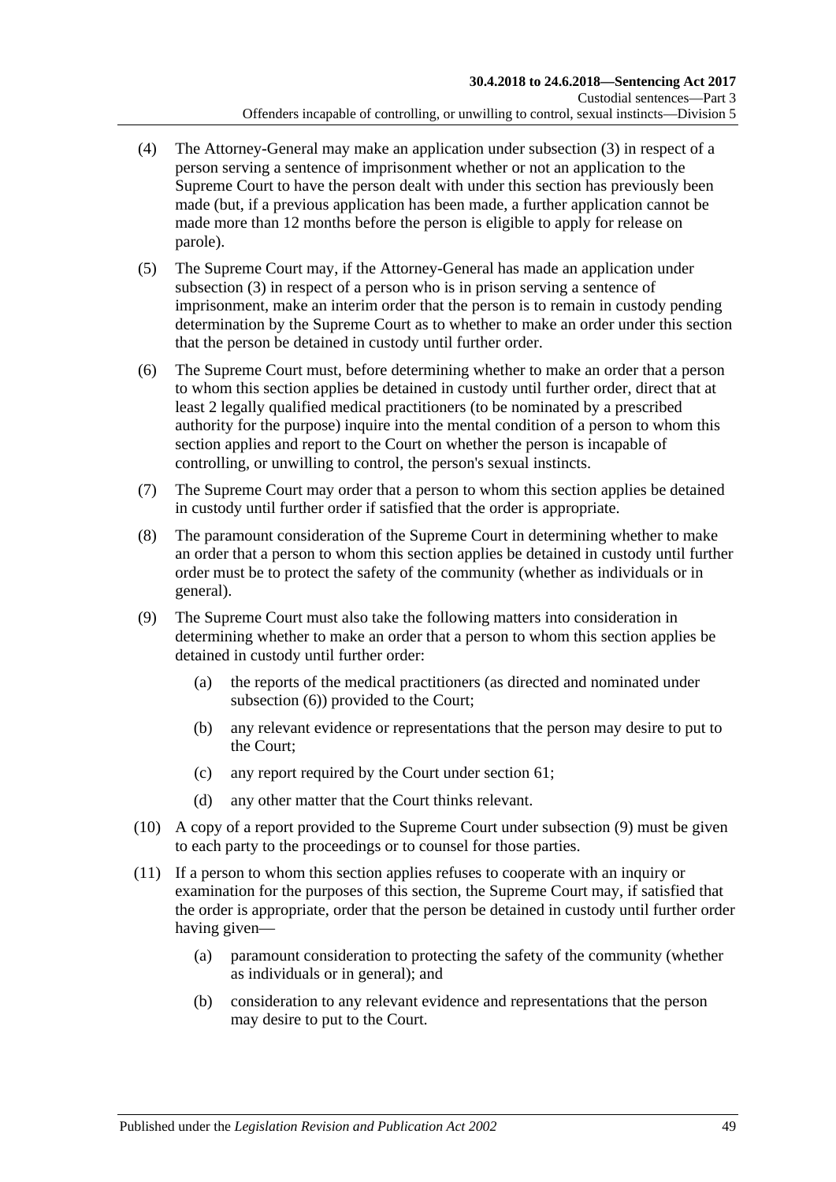(4) The Attorney-General may make an application under subsection (3) in respect of a person serving a sentence of imprisonment whether or not an application to the Supreme Court to have the person dealt with under this section has previously been made (but, if a previous application has been made, a further application cannot be made more than 12 months before the person is eligible to apply for release on parole).

(5) The Supreme Court may, if the Attorney-General has made an application under subsection (3) in respect of a person who is in prison serving a sentence of imprisonment, make an interim order that the person is to remain in custody pending determination by the Supreme Court as to whether to make an order under this section that the person be detained in custody until further order.

(6) The Supreme Court must, before determining whether to make an order that a person to whom this section applies be detained in custody until further order, direct that at least 2 legally qualified medical practitioners (to be nominated by a prescribed authority for the purpose) inquire into the mental condition of a person to whom this section applies and report to the Court on whether the person is incapable of controlling, or unwilling to control, the person's sexual instincts.

(7) The Supreme Court may order that a person to whom this section applies be detained in custody until further order if satisfied that the order is appropriate.

(8) The paramount consideration of the Supreme Court in determining whether to make an order that a person to whom this section applies be detained in custody until further order must be to protect the safety of the community (whether as individuals or in general).

(9) The Supreme Court must also take the following matters into consideration in determining whether to make an order that a person to whom this section applies be detained in custody until further order:

- (a) the reports of the medical practitioners (as directed and nominated under subsection (6)) provided to the Court;
- (b) any relevant evidence or representations that the person may desire to put to the Court;
- (c) any report required by the Court under section 61;
- (d) any other matter that the Court thinks relevant.

(10) A copy of a report provided to the Supreme Court under subsection (9) must be given to each party to the proceedings or to counsel for those parties.

(11) If a person to whom this section applies refuses to cooperate with an inquiry or examination for the purposes of this section, the Supreme Court may, if satisfied that the order is appropriate, order that the person be detained in custody until further order having given—

- (a) paramount consideration to protecting the safety of the community (whether as individuals or in general); and
- (b) consideration to any relevant evidence and representations that the person may desire to put to the Court.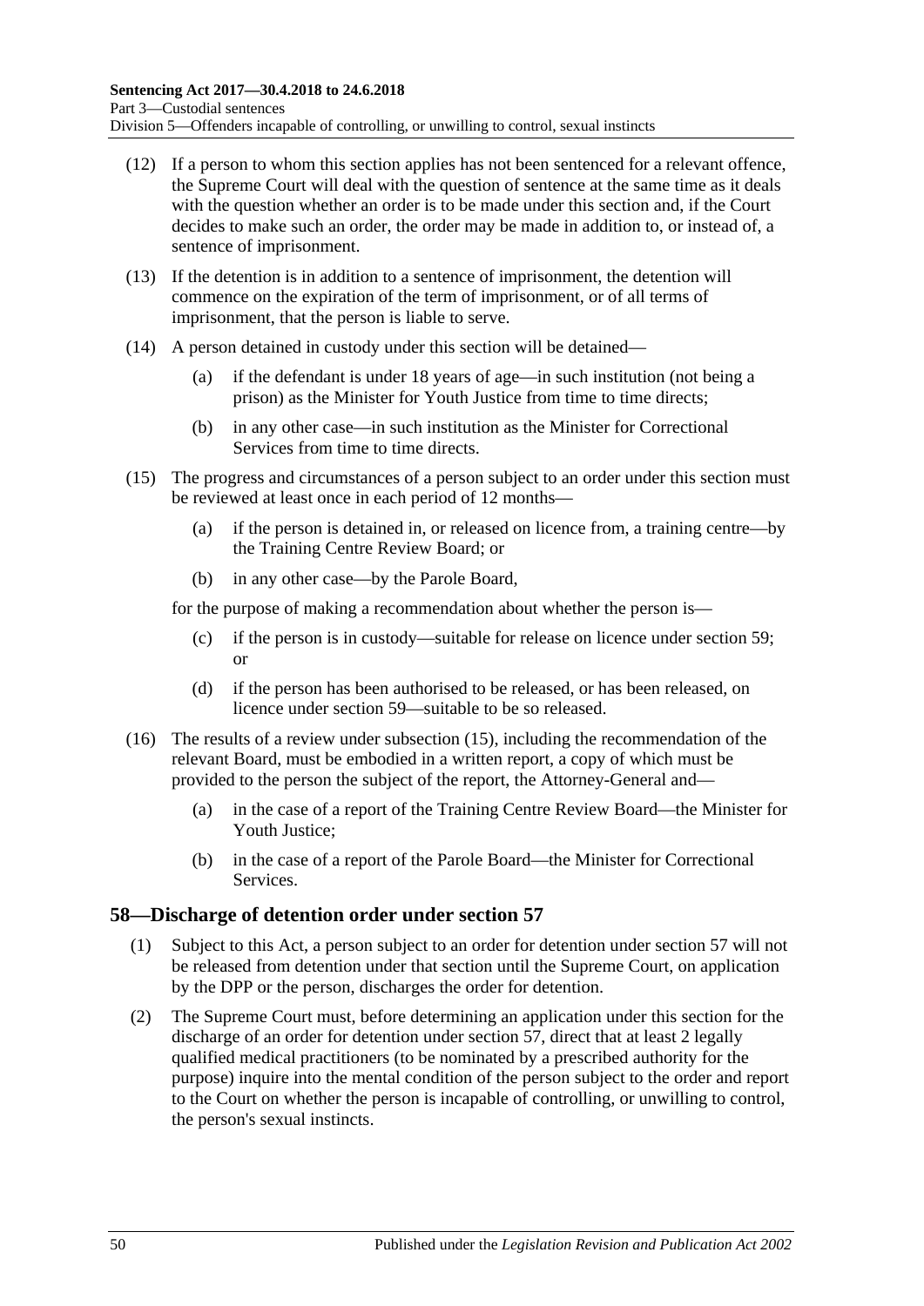(12) If a person to whom this section applies has not been sentenced for a relevant offence, the Supreme Court will deal with the question of sentence at the same time as it deals with the question whether an order is to be made under this section and, if the Court decides to make such an order, the order may be made in addition to, or instead of, a sentence of imprisonment.

(13) If the detention is in addition to a sentence of imprisonment, the detention will commence on the expiration of the term of imprisonment, or of all terms of imprisonment, that the person is liable to serve.

(14) A person detained in custody under this section will be detained—

- (a) if the defendant is under 18 years of age—in such institution (not being a prison) as the Minister for Youth Justice from time to time directs;
- (b) in any other case—in such institution as the Minister for Correctional Services from time to time directs.

(15) The progress and circumstances of a person subject to an order under this section must be reviewed at least once in each period of 12 months—

- (a) if the person is detained in, or released on licence from, a training centre—by the Training Centre Review Board; or
- (b) in any other case—by the Parole Board,

for the purpose of making a recommendation about whether the person is—

- (c) if the person is in custody—suitable for release on licence under section 59; or
- (d) if the person has been authorised to be released, or has been released, on licence under section 59—suitable to be so released.

(16) The results of a review under subsection (15), including the recommendation of the relevant Board, must be embodied in a written report, a copy of which must be provided to the person the subject of the report, the Attorney-General and—

- (a) in the case of a report of the Training Centre Review Board—the Minister for Youth Justice;
- (b) in the case of a report of the Parole Board—the Minister for Correctional Services.

## 58—Discharge of detention order under section 57

(1) Subject to this Act, a person subject to an order for detention under section 57 will not be released from detention under that section until the Supreme Court, on application by the DPP or the person, discharges the order for detention.

(2) The Supreme Court must, before determining an application under this section for the discharge of an order for detention under section 57, direct that at least 2 legally qualified medical practitioners (to be nominated by a prescribed authority for the purpose) inquire into the mental condition of the person subject to the order and report to the Court on whether the person is incapable of controlling, or unwilling to control, the person's sexual instincts.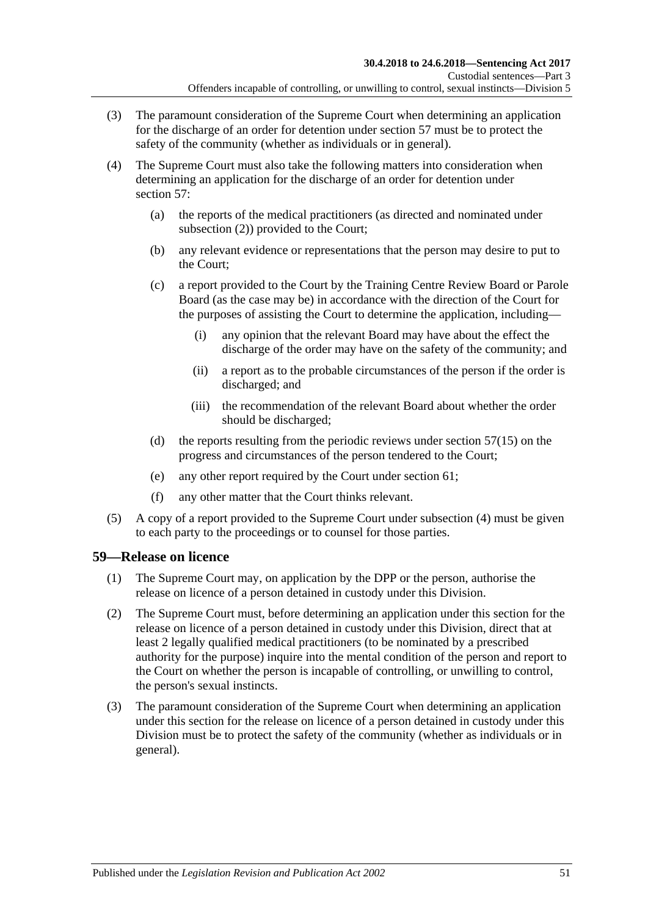(3) The paramount consideration of the Supreme Court when determining an application for the discharge of an order for detention under section 57 must be to protect the safety of the community (whether as individuals or in general).

(4) The Supreme Court must also take the following matters into consideration when determining an application for the discharge of an order for detention under section 57:

(a) the reports of the medical practitioners (as directed and nominated under subsection (2)) provided to the Court;

(b) any relevant evidence or representations that the person may desire to put to the Court;

(c) a report provided to the Court by the Training Centre Review Board or Parole Board (as the case may be) in accordance with the direction of the Court for the purposes of assisting the Court to determine the application, including—

(i) any opinion that the relevant Board may have about the effect the discharge of the order may have on the safety of the community; and

(ii) a report as to the probable circumstances of the person if the order is discharged; and

(iii) the recommendation of the relevant Board about whether the order should be discharged;

(d) the reports resulting from the periodic reviews under section 57(15) on the progress and circumstances of the person tendered to the Court;

(e) any other report required by the Court under section 61;

(f) any other matter that the Court thinks relevant.

(5) A copy of a report provided to the Supreme Court under subsection (4) must be given to each party to the proceedings or to counsel for those parties.

## 59—Release on licence

(1) The Supreme Court may, on application by the DPP or the person, authorise the release on licence of a person detained in custody under this Division.

(2) The Supreme Court must, before determining an application under this section for the release on licence of a person detained in custody under this Division, direct that at least 2 legally qualified medical practitioners (to be nominated by a prescribed authority for the purpose) inquire into the mental condition of the person and report to the Court on whether the person is incapable of controlling, or unwilling to control, the person's sexual instincts.

(3) The paramount consideration of the Supreme Court when determining an application under this section for the release on licence of a person detained in custody under this Division must be to protect the safety of the community (whether as individuals or in general).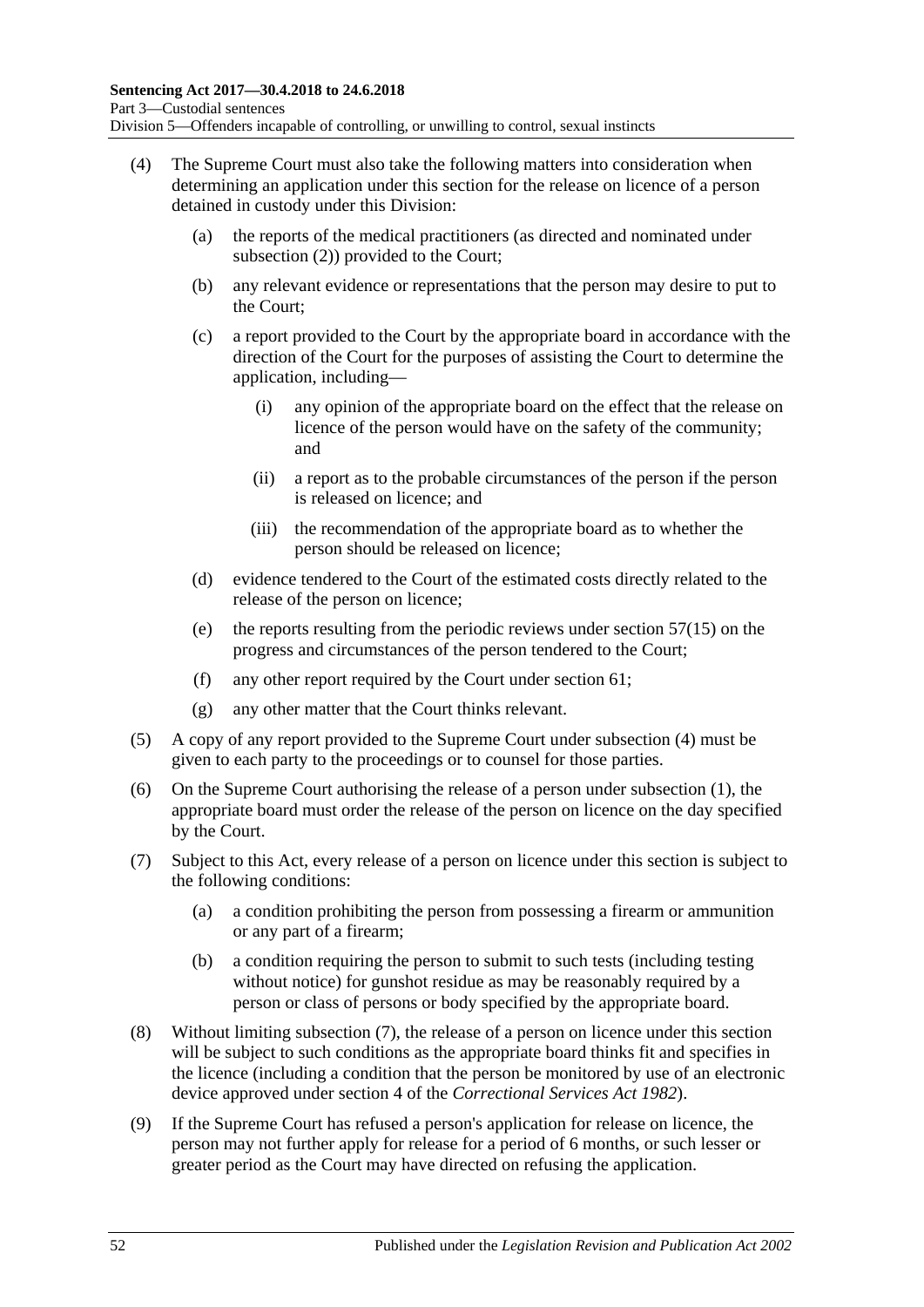(4) The Supreme Court must also take the following matters into consideration when determining an application under this section for the release on licence of a person detained in custody under this Division:

(a) the reports of the medical practitioners (as directed and nominated under subsection (2)) provided to the Court;

(b) any relevant evidence or representations that the person may desire to put to the Court;

(c) a report provided to the Court by the appropriate board in accordance with the direction of the Court for the purposes of assisting the Court to determine the application, including—

(i) any opinion of the appropriate board on the effect that the release on licence of the person would have on the safety of the community; and

(ii) a report as to the probable circumstances of the person if the person is released on licence; and

(iii) the recommendation of the appropriate board as to whether the person should be released on licence;

(d) evidence tendered to the Court of the estimated costs directly related to the release of the person on licence;

(e) the reports resulting from the periodic reviews under section 57(15) on the progress and circumstances of the person tendered to the Court;

(f) any other report required by the Court under section 61;

(g) any other matter that the Court thinks relevant.

(5) A copy of any report provided to the Supreme Court under subsection (4) must be given to each party to the proceedings or to counsel for those parties.

(6) On the Supreme Court authorising the release of a person under subsection (1), the appropriate board must order the release of the person on licence on the day specified by the Court.

(7) Subject to this Act, every release of a person on licence under this section is subject to the following conditions:

(a) a condition prohibiting the person from possessing a firearm or ammunition or any part of a firearm;

(b) a condition requiring the person to submit to such tests (including testing without notice) for gunshot residue as may be reasonably required by a person or class of persons or body specified by the appropriate board.

(8) Without limiting subsection (7), the release of a person on licence under this section will be subject to such conditions as the appropriate board thinks fit and specifies in the licence (including a condition that the person be monitored by use of an electronic device approved under section 4 of the *Correctional Services Act 1982*).

(9) If the Supreme Court has refused a person's application for release on licence, the person may not further apply for release for a period of 6 months, or such lesser or greater period as the Court may have directed on refusing the application.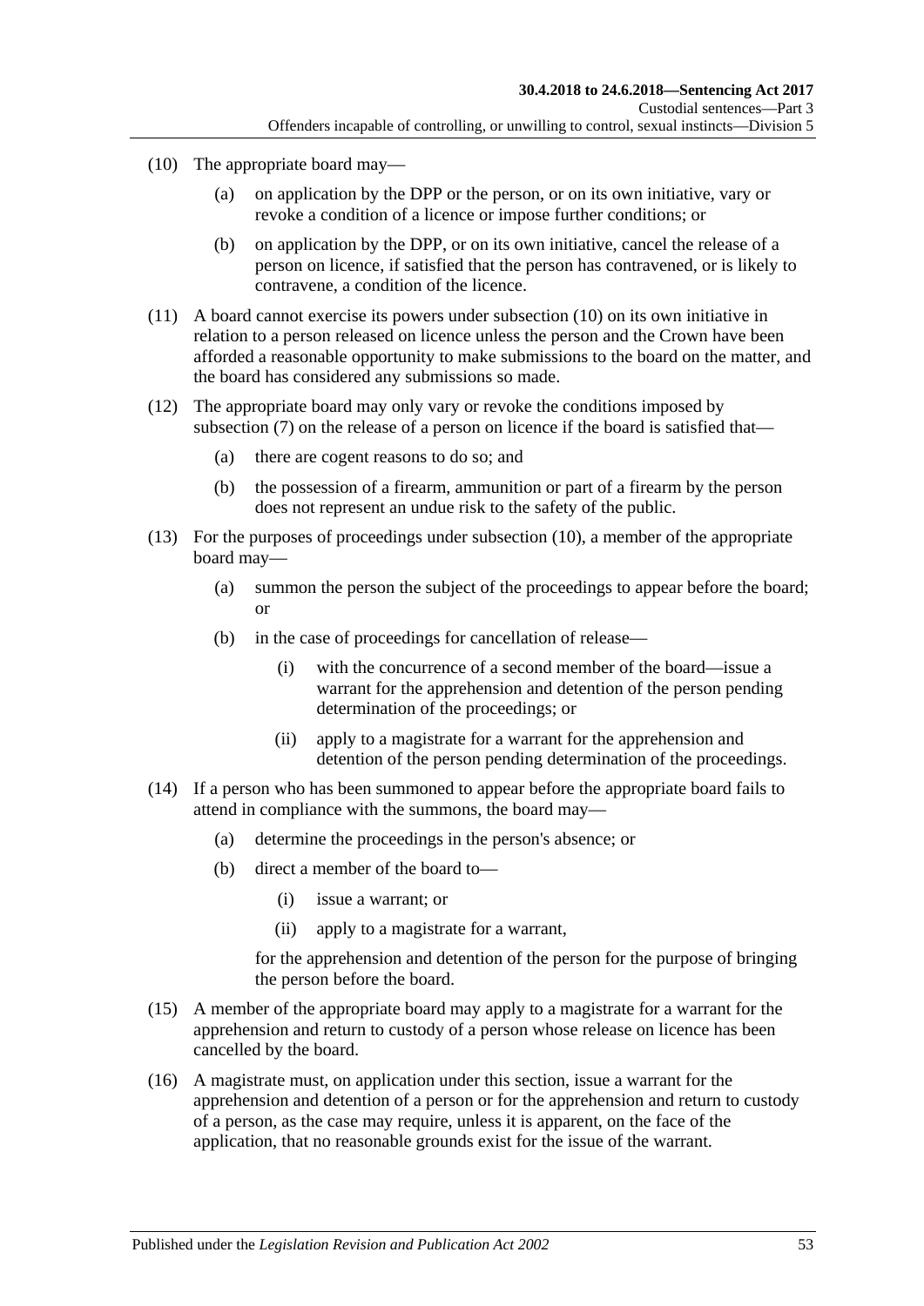(10) The appropriate board may—

  (a) on application by the DPP or the person, or on its own initiative, vary or revoke a condition of a licence or impose further conditions; or

  (b) on application by the DPP, or on its own initiative, cancel the release of a person on licence, if satisfied that the person has contravened, or is likely to contravene, a condition of the licence.

(11) A board cannot exercise its powers under subsection (10) on its own initiative in relation to a person released on licence unless the person and the Crown have been afforded a reasonable opportunity to make submissions to the board on the matter, and the board has considered any submissions so made.

(12) The appropriate board may only vary or revoke the conditions imposed by subsection (7) on the release of a person on licence if the board is satisfied that—

  (a) there are cogent reasons to do so; and

  (b) the possession of a firearm, ammunition or part of a firearm by the person does not represent an undue risk to the safety of the public.

(13) For the purposes of proceedings under subsection (10), a member of the appropriate board may—

  (a) summon the person the subject of the proceedings to appear before the board; or

  (b) in the case of proceedings for cancellation of release—

    (i) with the concurrence of a second member of the board—issue a warrant for the apprehension and detention of the person pending determination of the proceedings; or

    (ii) apply to a magistrate for a warrant for the apprehension and detention of the person pending determination of the proceedings.

(14) If a person who has been summoned to appear before the appropriate board fails to attend in compliance with the summons, the board may—

  (a) determine the proceedings in the person's absence; or

  (b) direct a member of the board to—

    (i) issue a warrant; or

    (ii) apply to a magistrate for a warrant,

  for the apprehension and detention of the person for the purpose of bringing the person before the board.

(15) A member of the appropriate board may apply to a magistrate for a warrant for the apprehension and return to custody of a person whose release on licence has been cancelled by the board.

(16) A magistrate must, on application under this section, issue a warrant for the apprehension and detention of a person or for the apprehension and return to custody of a person, as the case may require, unless it is apparent, on the face of the application, that no reasonable grounds exist for the issue of the warrant.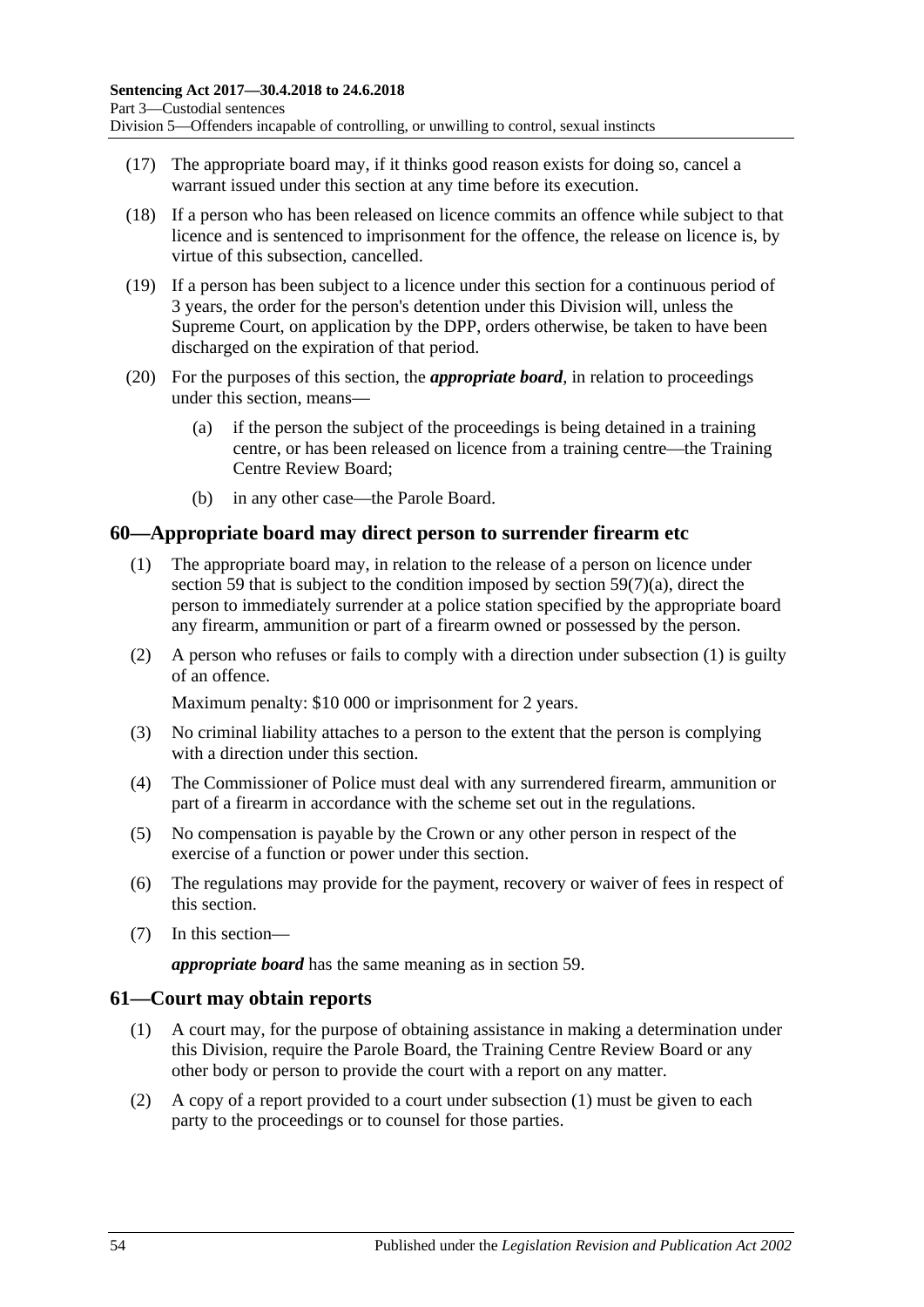(17) The appropriate board may, if it thinks good reason exists for doing so, cancel a warrant issued under this section at any time before its execution.

(18) If a person who has been released on licence commits an offence while subject to that licence and is sentenced to imprisonment for the offence, the release on licence is, by virtue of this subsection, cancelled.

(19) If a person has been subject to a licence under this section for a continuous period of 3 years, the order for the person's detention under this Division will, unless the Supreme Court, on application by the DPP, orders otherwise, be taken to have been discharged on the expiration of that period.

(20) For the purposes of this section, the ***appropriate board***, in relation to proceedings under this section, means—

(a) if the person the subject of the proceedings is being detained in a training centre, or has been released on licence from a training centre—the Training Centre Review Board;

(b) in any other case—the Parole Board.

## 60—Appropriate board may direct person to surrender firearm etc

(1) The appropriate board may, in relation to the release of a person on licence under section 59 that is subject to the condition imposed by section 59(7)(a), direct the person to immediately surrender at a police station specified by the appropriate board any firearm, ammunition or part of a firearm owned or possessed by the person.

(2) A person who refuses or fails to comply with a direction under subsection (1) is guilty of an offence.

Maximum penalty: $10 000 or imprisonment for 2 years.

(3) No criminal liability attaches to a person to the extent that the person is complying with a direction under this section.

(4) The Commissioner of Police must deal with any surrendered firearm, ammunition or part of a firearm in accordance with the scheme set out in the regulations.

(5) No compensation is payable by the Crown or any other person in respect of the exercise of a function or power under this section.

(6) The regulations may provide for the payment, recovery or waiver of fees in respect of this section.

(7) In this section—

***appropriate board*** has the same meaning as in section 59.

## 61—Court may obtain reports

(1) A court may, for the purpose of obtaining assistance in making a determination under this Division, require the Parole Board, the Training Centre Review Board or any other body or person to provide the court with a report on any matter.

(2) A copy of a report provided to a court under subsection (1) must be given to each party to the proceedings or to counsel for those parties.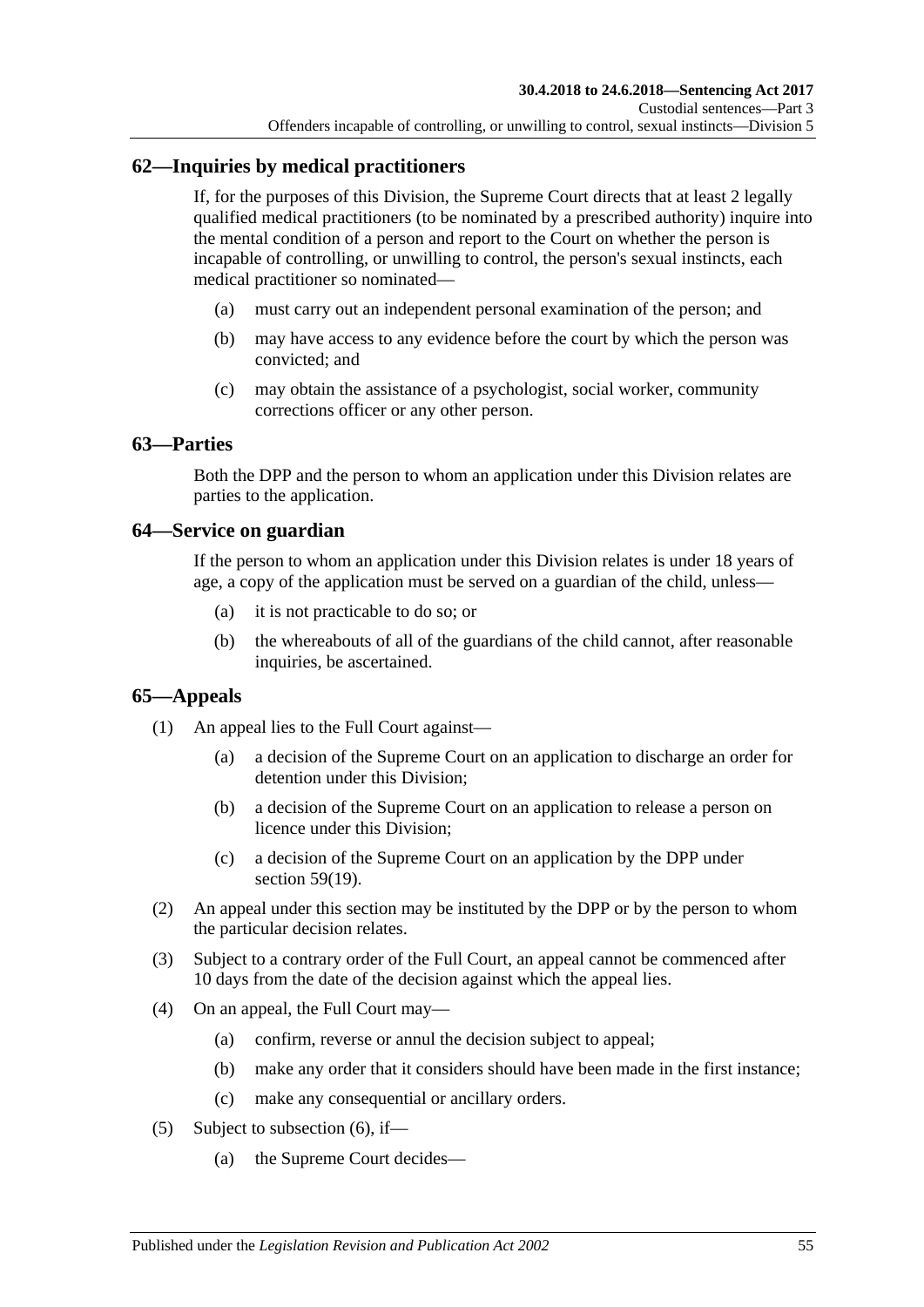## 62—Inquiries by medical practitioners

If, for the purposes of this Division, the Supreme Court directs that at least 2 legally qualified medical practitioners (to be nominated by a prescribed authority) inquire into the mental condition of a person and report to the Court on whether the person is incapable of controlling, or unwilling to control, the person's sexual instincts, each medical practitioner so nominated—

- (a) must carry out an independent personal examination of the person; and
- (b) may have access to any evidence before the court by which the person was convicted; and
- (c) may obtain the assistance of a psychologist, social worker, community corrections officer or any other person.

## 63—Parties

Both the DPP and the person to whom an application under this Division relates are parties to the application.

## 64—Service on guardian

If the person to whom an application under this Division relates is under 18 years of age, a copy of the application must be served on a guardian of the child, unless—

- (a) it is not practicable to do so; or
- (b) the whereabouts of all of the guardians of the child cannot, after reasonable inquiries, be ascertained.

## 65—Appeals

(1) An appeal lies to the Full Court against—

- (a) a decision of the Supreme Court on an application to discharge an order for detention under this Division;
- (b) a decision of the Supreme Court on an application to release a person on licence under this Division;
- (c) a decision of the Supreme Court on an application by the DPP under section 59(19).

(2) An appeal under this section may be instituted by the DPP or by the person to whom the particular decision relates.

(3) Subject to a contrary order of the Full Court, an appeal cannot be commenced after 10 days from the date of the decision against which the appeal lies.

(4) On an appeal, the Full Court may—

- (a) confirm, reverse or annul the decision subject to appeal;
- (b) make any order that it considers should have been made in the first instance;
- (c) make any consequential or ancillary orders.

(5) Subject to subsection (6), if—

- (a) the Supreme Court decides—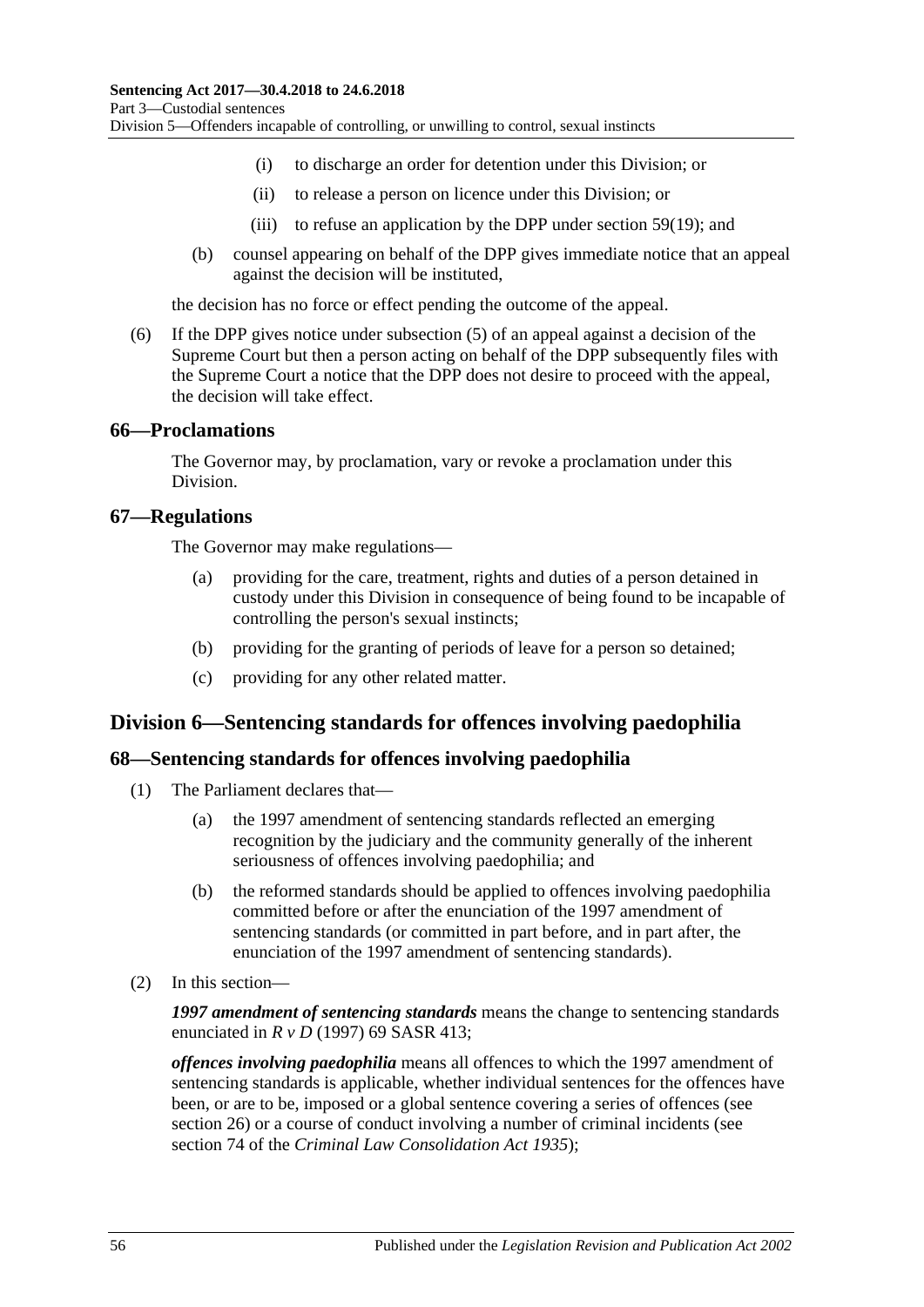(i) to discharge an order for detention under this Division; or

(ii) to release a person on licence under this Division; or

(iii) to refuse an application by the DPP under section 59(19); and

(b) counsel appearing on behalf of the DPP gives immediate notice that an appeal against the decision will be instituted,

the decision has no force or effect pending the outcome of the appeal.

(6) If the DPP gives notice under subsection (5) of an appeal against a decision of the Supreme Court but then a person acting on behalf of the DPP subsequently files with the Supreme Court a notice that the DPP does not desire to proceed with the appeal, the decision will take effect.

### 66—Proclamations

The Governor may, by proclamation, vary or revoke a proclamation under this Division.

### 67—Regulations

The Governor may make regulations—

(a) providing for the care, treatment, rights and duties of a person detained in custody under this Division in consequence of being found to be incapable of controlling the person's sexual instincts;

(b) providing for the granting of periods of leave for a person so detained;

(c) providing for any other related matter.

## Division 6—Sentencing standards for offences involving paedophilia

### 68—Sentencing standards for offences involving paedophilia

(1) The Parliament declares that—

(a) the 1997 amendment of sentencing standards reflected an emerging recognition by the judiciary and the community generally of the inherent seriousness of offences involving paedophilia; and

(b) the reformed standards should be applied to offences involving paedophilia committed before or after the enunciation of the 1997 amendment of sentencing standards (or committed in part before, and in part after, the enunciation of the 1997 amendment of sentencing standards).

(2) In this section—

***1997 amendment of sentencing standards*** means the change to sentencing standards enunciated in *R v D* (1997) 69 SASR 413;

***offences involving paedophilia*** means all offences to which the 1997 amendment of sentencing standards is applicable, whether individual sentences for the offences have been, or are to be, imposed or a global sentence covering a series of offences (see section 26) or a course of conduct involving a number of criminal incidents (see section 74 of the *Criminal Law Consolidation Act 1935*);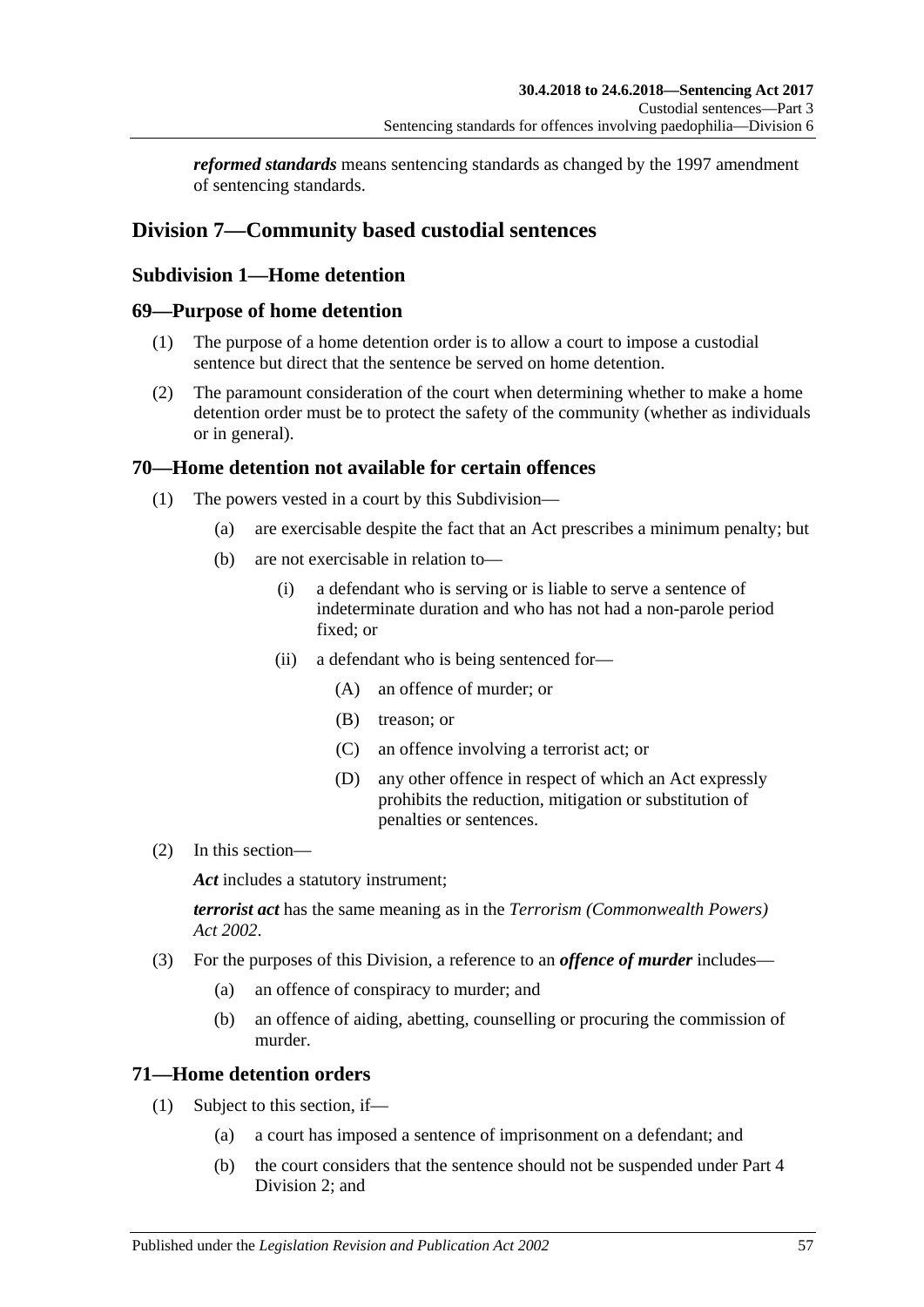***reformed standards*** means sentencing standards as changed by the 1997 amendment of sentencing standards.

## Division 7—Community based custodial sentences

### Subdivision 1—Home detention

### 69—Purpose of home detention

(1) The purpose of a home detention order is to allow a court to impose a custodial sentence but direct that the sentence be served on home detention.

(2) The paramount consideration of the court when determining whether to make a home detention order must be to protect the safety of the community (whether as individuals or in general).

### 70—Home detention not available for certain offences

(1) The powers vested in a court by this Subdivision—

- (a) are exercisable despite the fact that an Act prescribes a minimum penalty; but
- (b) are not exercisable in relation to—
  - (i) a defendant who is serving or is liable to serve a sentence of indeterminate duration and who has not had a non-parole period fixed; or
  - (ii) a defendant who is being sentenced for—
    - (A) an offence of murder; or
    - (B) treason; or
    - (C) an offence involving a terrorist act; or
    - (D) any other offence in respect of which an Act expressly prohibits the reduction, mitigation or substitution of penalties or sentences.

(2) In this section—

***Act*** includes a statutory instrument;

***terrorist act*** has the same meaning as in the *Terrorism (Commonwealth Powers) Act 2002*.

(3) For the purposes of this Division, a reference to an ***offence of murder*** includes—

- (a) an offence of conspiracy to murder; and
- (b) an offence of aiding, abetting, counselling or procuring the commission of murder.

### 71—Home detention orders

(1) Subject to this section, if—

- (a) a court has imposed a sentence of imprisonment on a defendant; and
- (b) the court considers that the sentence should not be suspended under Part 4 Division 2; and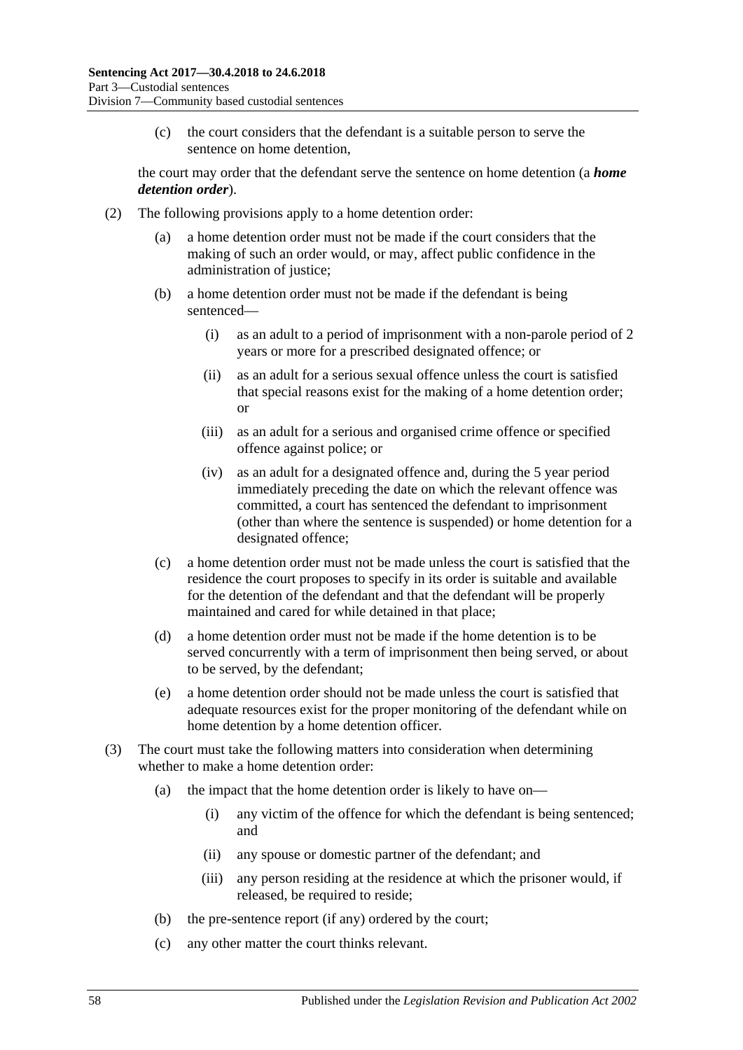(c) the court considers that the defendant is a suitable person to serve the sentence on home detention,

the court may order that the defendant serve the sentence on home detention (a ***home detention order***).

(2) The following provisions apply to a home detention order:

(a) a home detention order must not be made if the court considers that the making of such an order would, or may, affect public confidence in the administration of justice;

(b) a home detention order must not be made if the defendant is being sentenced—

(i) as an adult to a period of imprisonment with a non-parole period of 2 years or more for a prescribed designated offence; or

(ii) as an adult for a serious sexual offence unless the court is satisfied that special reasons exist for the making of a home detention order; or

(iii) as an adult for a serious and organised crime offence or specified offence against police; or

(iv) as an adult for a designated offence and, during the 5 year period immediately preceding the date on which the relevant offence was committed, a court has sentenced the defendant to imprisonment (other than where the sentence is suspended) or home detention for a designated offence;

(c) a home detention order must not be made unless the court is satisfied that the residence the court proposes to specify in its order is suitable and available for the detention of the defendant and that the defendant will be properly maintained and cared for while detained in that place;

(d) a home detention order must not be made if the home detention is to be served concurrently with a term of imprisonment then being served, or about to be served, by the defendant;

(e) a home detention order should not be made unless the court is satisfied that adequate resources exist for the proper monitoring of the defendant while on home detention by a home detention officer.

(3) The court must take the following matters into consideration when determining whether to make a home detention order:

(a) the impact that the home detention order is likely to have on—

(i) any victim of the offence for which the defendant is being sentenced; and

(ii) any spouse or domestic partner of the defendant; and

(iii) any person residing at the residence at which the prisoner would, if released, be required to reside;

(b) the pre-sentence report (if any) ordered by the court;

(c) any other matter the court thinks relevant.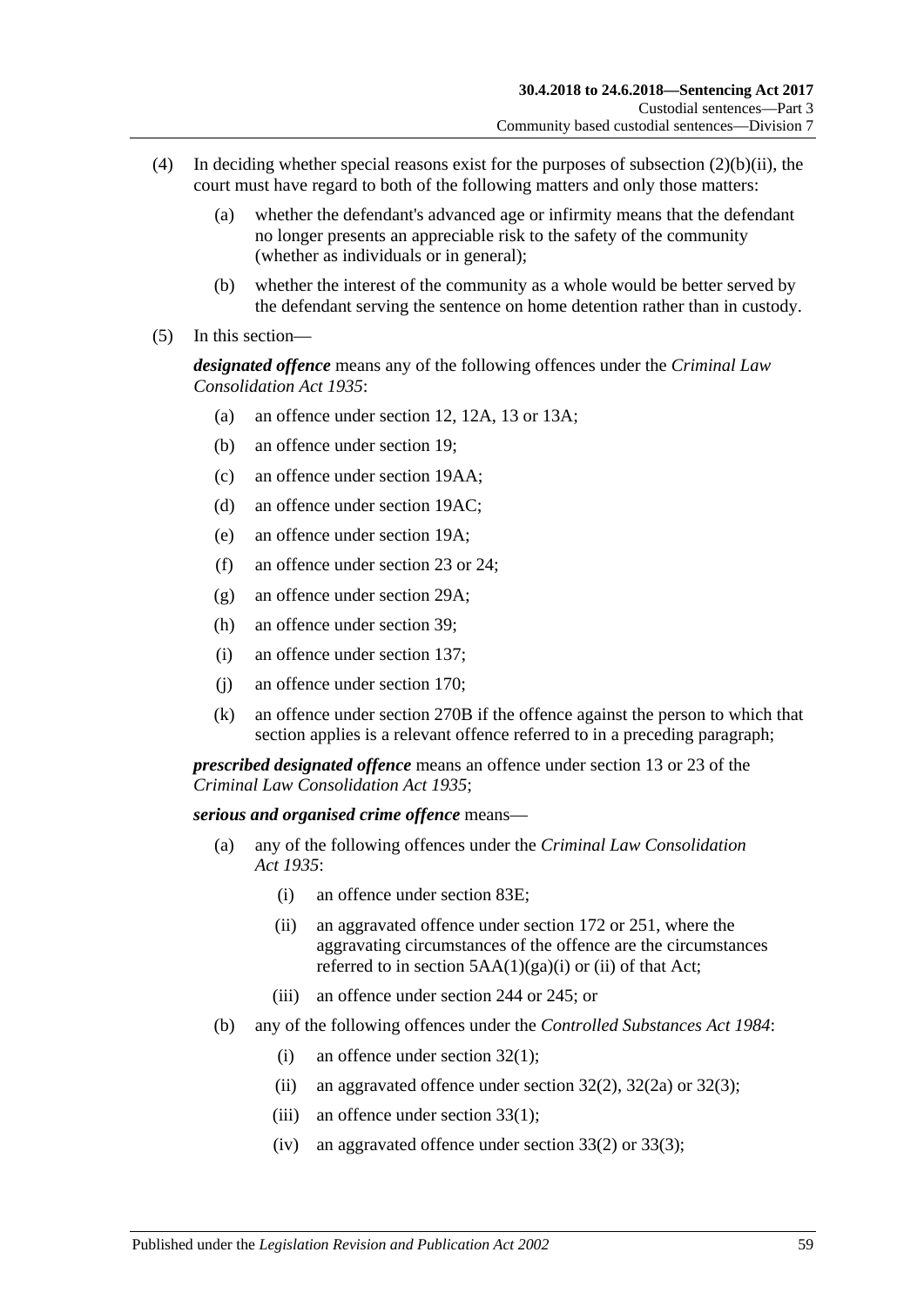(4) In deciding whether special reasons exist for the purposes of subsection (2)(b)(ii), the court must have regard to both of the following matters and only those matters:

  (a) whether the defendant's advanced age or infirmity means that the defendant no longer presents an appreciable risk to the safety of the community (whether as individuals or in general);

  (b) whether the interest of the community as a whole would be better served by the defendant serving the sentence on home detention rather than in custody.

(5) In this section—

***designated offence*** means any of the following offences under the *Criminal Law Consolidation Act 1935*:

  (a) an offence under section 12, 12A, 13 or 13A;

  (b) an offence under section 19;

  (c) an offence under section 19AA;

  (d) an offence under section 19AC;

  (e) an offence under section 19A;

  (f) an offence under section 23 or 24;

  (g) an offence under section 29A;

  (h) an offence under section 39;

  (i) an offence under section 137;

  (j) an offence under section 170;

  (k) an offence under section 270B if the offence against the person to which that section applies is a relevant offence referred to in a preceding paragraph;

***prescribed designated offence*** means an offence under section 13 or 23 of the *Criminal Law Consolidation Act 1935*;

***serious and organised crime offence*** means—

  (a) any of the following offences under the *Criminal Law Consolidation Act 1935*:

    (i) an offence under section 83E;

    (ii) an aggravated offence under section 172 or 251, where the aggravating circumstances of the offence are the circumstances referred to in section 5AA(1)(ga)(i) or (ii) of that Act;

    (iii) an offence under section 244 or 245; or

  (b) any of the following offences under the *Controlled Substances Act 1984*:

    (i) an offence under section 32(1);

    (ii) an aggravated offence under section 32(2), 32(2a) or 32(3);

    (iii) an offence under section 33(1);

    (iv) an aggravated offence under section 33(2) or 33(3);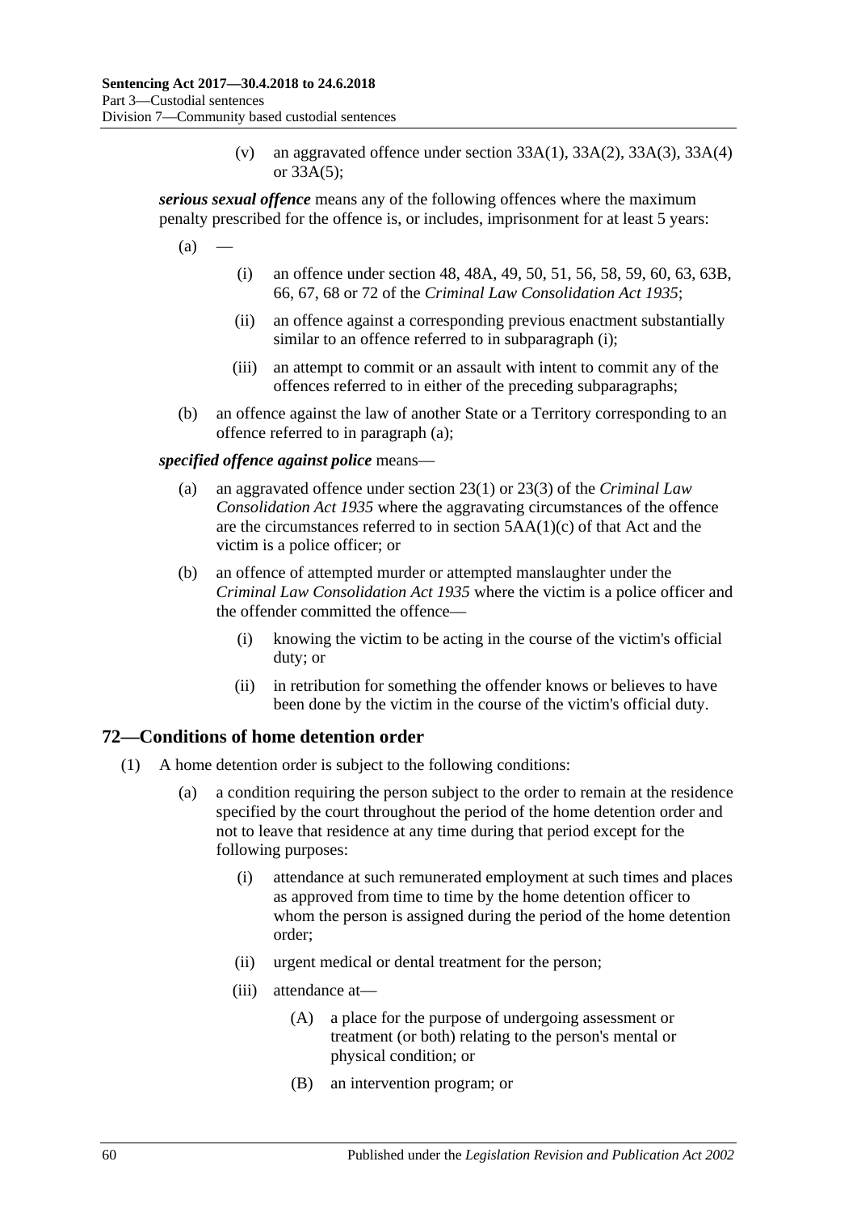(v) an aggravated offence under section 33A(1), 33A(2), 33A(3), 33A(4) or 33A(5);

***serious sexual offence*** means any of the following offences where the maximum penalty prescribed for the offence is, or includes, imprisonment for at least 5 years:

(a) —

(i) an offence under section 48, 48A, 49, 50, 51, 56, 58, 59, 60, 63, 63B, 66, 67, 68 or 72 of the *Criminal Law Consolidation Act 1935*;

(ii) an offence against a corresponding previous enactment substantially similar to an offence referred to in subparagraph (i);

(iii) an attempt to commit or an assault with intent to commit any of the offences referred to in either of the preceding subparagraphs;

(b) an offence against the law of another State or a Territory corresponding to an offence referred to in paragraph (a);

***specified offence against police*** means—

(a) an aggravated offence under section 23(1) or 23(3) of the *Criminal Law Consolidation Act 1935* where the aggravating circumstances of the offence are the circumstances referred to in section 5AA(1)(c) of that Act and the victim is a police officer; or

(b) an offence of attempted murder or attempted manslaughter under the *Criminal Law Consolidation Act 1935* where the victim is a police officer and the offender committed the offence—

(i) knowing the victim to be acting in the course of the victim's official duty; or

(ii) in retribution for something the offender knows or believes to have been done by the victim in the course of the victim's official duty.

## 72—Conditions of home detention order

(1) A home detention order is subject to the following conditions:

(a) a condition requiring the person subject to the order to remain at the residence specified by the court throughout the period of the home detention order and not to leave that residence at any time during that period except for the following purposes:

(i) attendance at such remunerated employment at such times and places as approved from time to time by the home detention officer to whom the person is assigned during the period of the home detention order;

(ii) urgent medical or dental treatment for the person;

(iii) attendance at—

(A) a place for the purpose of undergoing assessment or treatment (or both) relating to the person's mental or physical condition; or

(B) an intervention program; or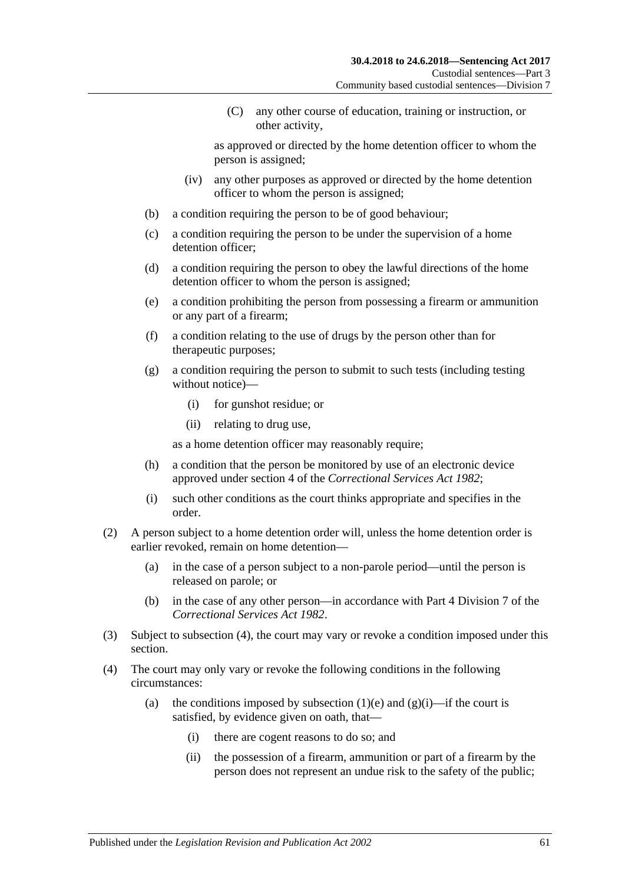(C) any other course of education, training or instruction, or other activity,

as approved or directed by the home detention officer to whom the person is assigned;

(iv) any other purposes as approved or directed by the home detention officer to whom the person is assigned;

(b) a condition requiring the person to be of good behaviour;

(c) a condition requiring the person to be under the supervision of a home detention officer;

(d) a condition requiring the person to obey the lawful directions of the home detention officer to whom the person is assigned;

(e) a condition prohibiting the person from possessing a firearm or ammunition or any part of a firearm;

(f) a condition relating to the use of drugs by the person other than for therapeutic purposes;

(g) a condition requiring the person to submit to such tests (including testing without notice)—

(i) for gunshot residue; or

(ii) relating to drug use,

as a home detention officer may reasonably require;

(h) a condition that the person be monitored by use of an electronic device approved under section 4 of the *Correctional Services Act 1982*;

(i) such other conditions as the court thinks appropriate and specifies in the order.

(2) A person subject to a home detention order will, unless the home detention order is earlier revoked, remain on home detention—

(a) in the case of a person subject to a non-parole period—until the person is released on parole; or

(b) in the case of any other person—in accordance with Part 4 Division 7 of the *Correctional Services Act 1982*.

(3) Subject to subsection (4), the court may vary or revoke a condition imposed under this section.

(4) The court may only vary or revoke the following conditions in the following circumstances:

(a) the conditions imposed by subsection (1)(e) and (g)(i)—if the court is satisfied, by evidence given on oath, that—

(i) there are cogent reasons to do so; and

(ii) the possession of a firearm, ammunition or part of a firearm by the person does not represent an undue risk to the safety of the public;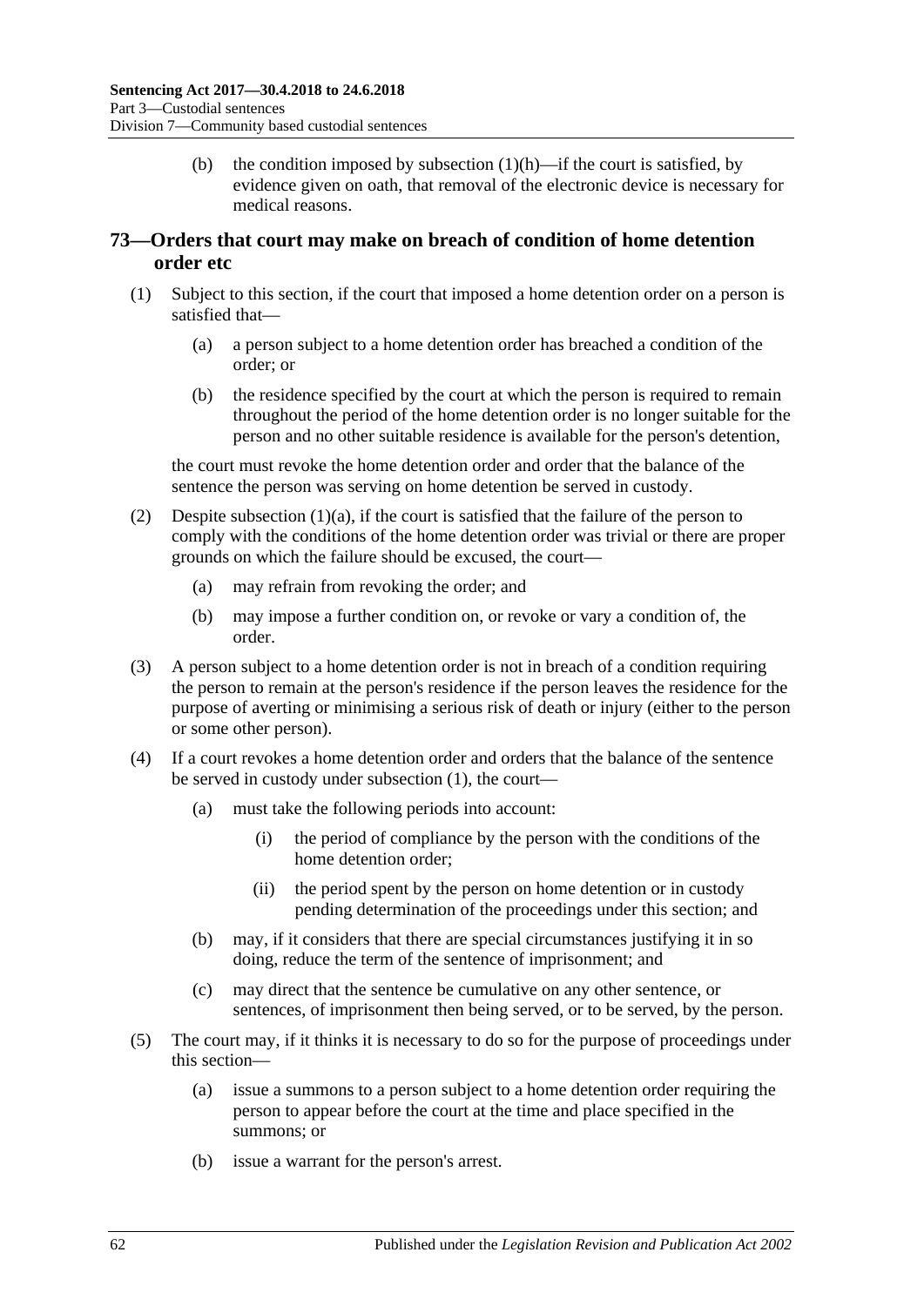(b) the condition imposed by subsection (1)(h)—if the court is satisfied, by evidence given on oath, that removal of the electronic device is necessary for medical reasons.

## 73—Orders that court may make on breach of condition of home detention order etc

(1) Subject to this section, if the court that imposed a home detention order on a person is satisfied that—

(a) a person subject to a home detention order has breached a condition of the order; or

(b) the residence specified by the court at which the person is required to remain throughout the period of the home detention order is no longer suitable for the person and no other suitable residence is available for the person's detention,

the court must revoke the home detention order and order that the balance of the sentence the person was serving on home detention be served in custody.

(2) Despite subsection (1)(a), if the court is satisfied that the failure of the person to comply with the conditions of the home detention order was trivial or there are proper grounds on which the failure should be excused, the court—

(a) may refrain from revoking the order; and

(b) may impose a further condition on, or revoke or vary a condition of, the order.

(3) A person subject to a home detention order is not in breach of a condition requiring the person to remain at the person's residence if the person leaves the residence for the purpose of averting or minimising a serious risk of death or injury (either to the person or some other person).

(4) If a court revokes a home detention order and orders that the balance of the sentence be served in custody under subsection (1), the court—

(a) must take the following periods into account:

(i) the period of compliance by the person with the conditions of the home detention order;

(ii) the period spent by the person on home detention or in custody pending determination of the proceedings under this section; and

(b) may, if it considers that there are special circumstances justifying it in so doing, reduce the term of the sentence of imprisonment; and

(c) may direct that the sentence be cumulative on any other sentence, or sentences, of imprisonment then being served, or to be served, by the person.

(5) The court may, if it thinks it is necessary to do so for the purpose of proceedings under this section—

(a) issue a summons to a person subject to a home detention order requiring the person to appear before the court at the time and place specified in the summons; or

(b) issue a warrant for the person's arrest.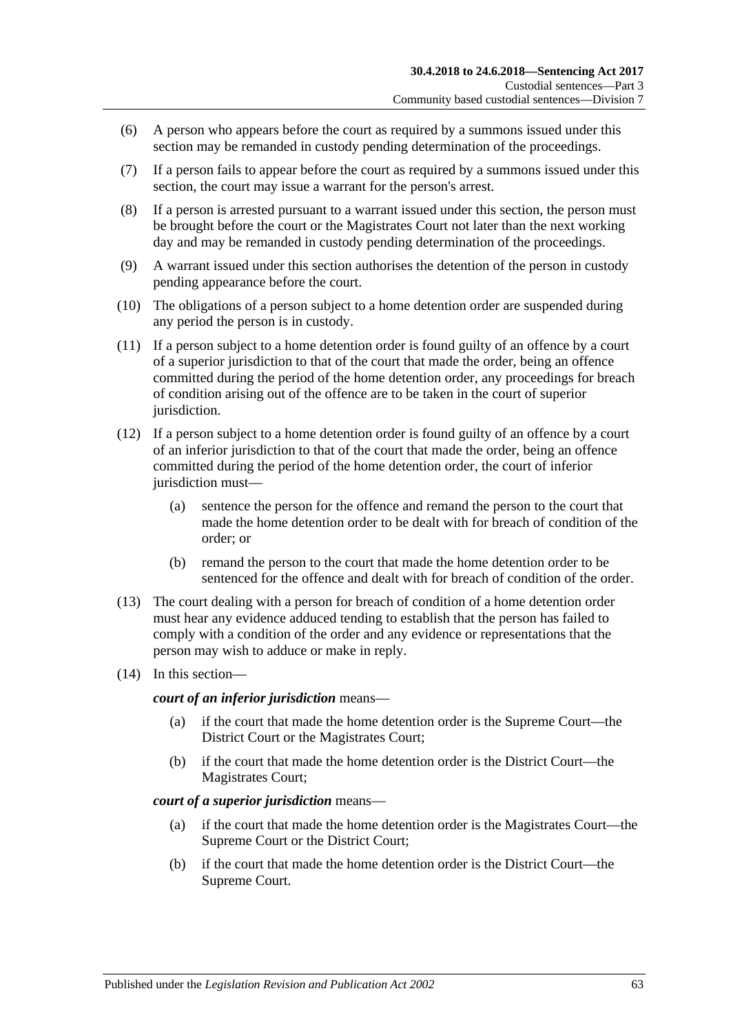(6) A person who appears before the court as required by a summons issued under this section may be remanded in custody pending determination of the proceedings.

(7) If a person fails to appear before the court as required by a summons issued under this section, the court may issue a warrant for the person's arrest.

(8) If a person is arrested pursuant to a warrant issued under this section, the person must be brought before the court or the Magistrates Court not later than the next working day and may be remanded in custody pending determination of the proceedings.

(9) A warrant issued under this section authorises the detention of the person in custody pending appearance before the court.

(10) The obligations of a person subject to a home detention order are suspended during any period the person is in custody.

(11) If a person subject to a home detention order is found guilty of an offence by a court of a superior jurisdiction to that of the court that made the order, being an offence committed during the period of the home detention order, any proceedings for breach of condition arising out of the offence are to be taken in the court of superior jurisdiction.

(12) If a person subject to a home detention order is found guilty of an offence by a court of an inferior jurisdiction to that of the court that made the order, being an offence committed during the period of the home detention order, the court of inferior jurisdiction must—

(a) sentence the person for the offence and remand the person to the court that made the home detention order to be dealt with for breach of condition of the order; or

(b) remand the person to the court that made the home detention order to be sentenced for the offence and dealt with for breach of condition of the order.

(13) The court dealing with a person for breach of condition of a home detention order must hear any evidence adduced tending to establish that the person has failed to comply with a condition of the order and any evidence or representations that the person may wish to adduce or make in reply.

(14) In this section—

***court of an inferior jurisdiction*** means—

(a) if the court that made the home detention order is the Supreme Court—the District Court or the Magistrates Court;

(b) if the court that made the home detention order is the District Court—the Magistrates Court;

***court of a superior jurisdiction*** means—

(a) if the court that made the home detention order is the Magistrates Court—the Supreme Court or the District Court;

(b) if the court that made the home detention order is the District Court—the Supreme Court.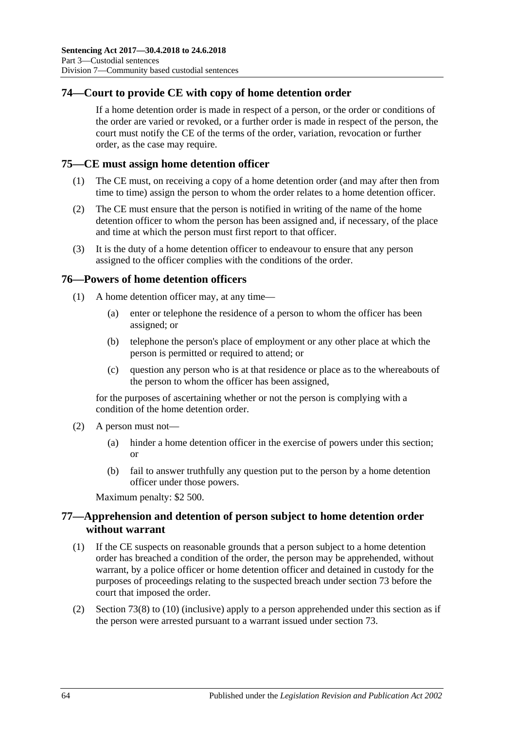## 74—Court to provide CE with copy of home detention order

If a home detention order is made in respect of a person, or the order or conditions of the order are varied or revoked, or a further order is made in respect of the person, the court must notify the CE of the terms of the order, variation, revocation or further order, as the case may require.

## 75—CE must assign home detention officer

(1) The CE must, on receiving a copy of a home detention order (and may after then from time to time) assign the person to whom the order relates to a home detention officer.

(2) The CE must ensure that the person is notified in writing of the name of the home detention officer to whom the person has been assigned and, if necessary, of the place and time at which the person must first report to that officer.

(3) It is the duty of a home detention officer to endeavour to ensure that any person assigned to the officer complies with the conditions of the order.

## 76—Powers of home detention officers

(1) A home detention officer may, at any time—

(a) enter or telephone the residence of a person to whom the officer has been assigned; or

(b) telephone the person's place of employment or any other place at which the person is permitted or required to attend; or

(c) question any person who is at that residence or place as to the whereabouts of the person to whom the officer has been assigned,

for the purposes of ascertaining whether or not the person is complying with a condition of the home detention order.

(2) A person must not—

(a) hinder a home detention officer in the exercise of powers under this section; or

(b) fail to answer truthfully any question put to the person by a home detention officer under those powers.

Maximum penalty: $2 500.

## 77—Apprehension and detention of person subject to home detention order without warrant

(1) If the CE suspects on reasonable grounds that a person subject to a home detention order has breached a condition of the order, the person may be apprehended, without warrant, by a police officer or home detention officer and detained in custody for the purposes of proceedings relating to the suspected breach under section 73 before the court that imposed the order.

(2) Section 73(8) to (10) (inclusive) apply to a person apprehended under this section as if the person were arrested pursuant to a warrant issued under section 73.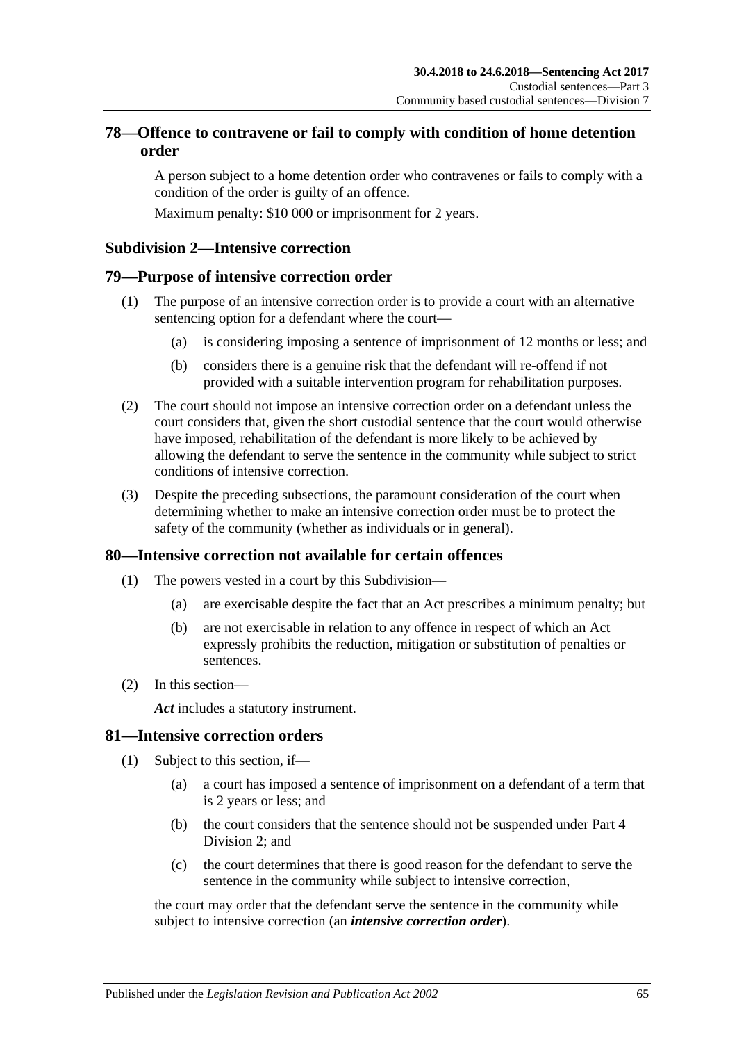## 78—Offence to contravene or fail to comply with condition of home detention order

A person subject to a home detention order who contravenes or fails to comply with a condition of the order is guilty of an offence.

Maximum penalty: $10 000 or imprisonment for 2 years.

### Subdivision 2—Intensive correction

## 79—Purpose of intensive correction order

(1) The purpose of an intensive correction order is to provide a court with an alternative sentencing option for a defendant where the court—

(a) is considering imposing a sentence of imprisonment of 12 months or less; and

(b) considers there is a genuine risk that the defendant will re-offend if not provided with a suitable intervention program for rehabilitation purposes.

(2) The court should not impose an intensive correction order on a defendant unless the court considers that, given the short custodial sentence that the court would otherwise have imposed, rehabilitation of the defendant is more likely to be achieved by allowing the defendant to serve the sentence in the community while subject to strict conditions of intensive correction.

(3) Despite the preceding subsections, the paramount consideration of the court when determining whether to make an intensive correction order must be to protect the safety of the community (whether as individuals or in general).

## 80—Intensive correction not available for certain offences

(1) The powers vested in a court by this Subdivision—

(a) are exercisable despite the fact that an Act prescribes a minimum penalty; but

(b) are not exercisable in relation to any offence in respect of which an Act expressly prohibits the reduction, mitigation or substitution of penalties or sentences.

(2) In this section—

***Act*** includes a statutory instrument.

## 81—Intensive correction orders

(1) Subject to this section, if—

(a) a court has imposed a sentence of imprisonment on a defendant of a term that is 2 years or less; and

(b) the court considers that the sentence should not be suspended under Part 4 Division 2; and

(c) the court determines that there is good reason for the defendant to serve the sentence in the community while subject to intensive correction,

the court may order that the defendant serve the sentence in the community while subject to intensive correction (an ***intensive correction order***).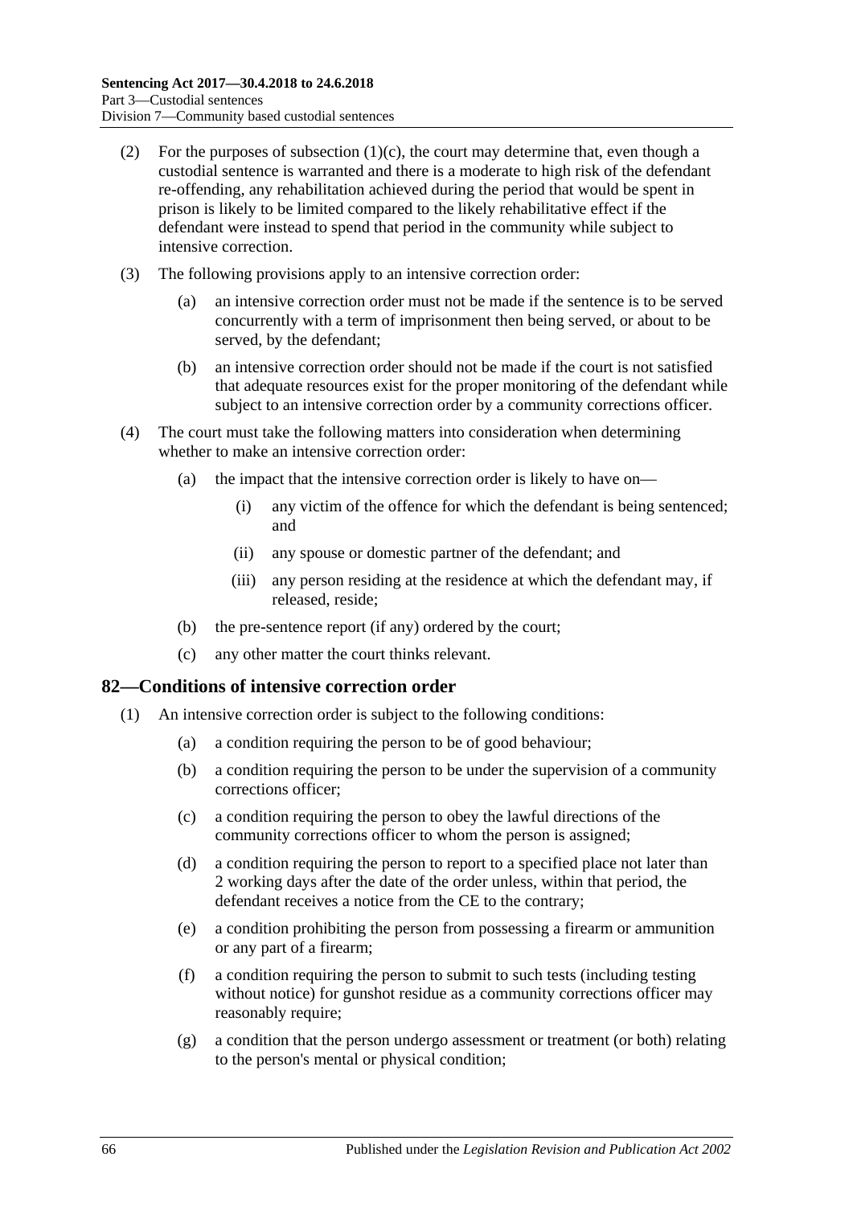(2) For the purposes of subsection (1)(c), the court may determine that, even though a custodial sentence is warranted and there is a moderate to high risk of the defendant re-offending, any rehabilitation achieved during the period that would be spent in prison is likely to be limited compared to the likely rehabilitative effect if the defendant were instead to spend that period in the community while subject to intensive correction.

(3) The following provisions apply to an intensive correction order:

(a) an intensive correction order must not be made if the sentence is to be served concurrently with a term of imprisonment then being served, or about to be served, by the defendant;

(b) an intensive correction order should not be made if the court is not satisfied that adequate resources exist for the proper monitoring of the defendant while subject to an intensive correction order by a community corrections officer.

(4) The court must take the following matters into consideration when determining whether to make an intensive correction order:

(a) the impact that the intensive correction order is likely to have on—

(i) any victim of the offence for which the defendant is being sentenced; and

(ii) any spouse or domestic partner of the defendant; and

(iii) any person residing at the residence at which the defendant may, if released, reside;

(b) the pre-sentence report (if any) ordered by the court;

(c) any other matter the court thinks relevant.

## 82—Conditions of intensive correction order

(1) An intensive correction order is subject to the following conditions:

(a) a condition requiring the person to be of good behaviour;

(b) a condition requiring the person to be under the supervision of a community corrections officer;

(c) a condition requiring the person to obey the lawful directions of the community corrections officer to whom the person is assigned;

(d) a condition requiring the person to report to a specified place not later than 2 working days after the date of the order unless, within that period, the defendant receives a notice from the CE to the contrary;

(e) a condition prohibiting the person from possessing a firearm or ammunition or any part of a firearm;

(f) a condition requiring the person to submit to such tests (including testing without notice) for gunshot residue as a community corrections officer may reasonably require;

(g) a condition that the person undergo assessment or treatment (or both) relating to the person's mental or physical condition;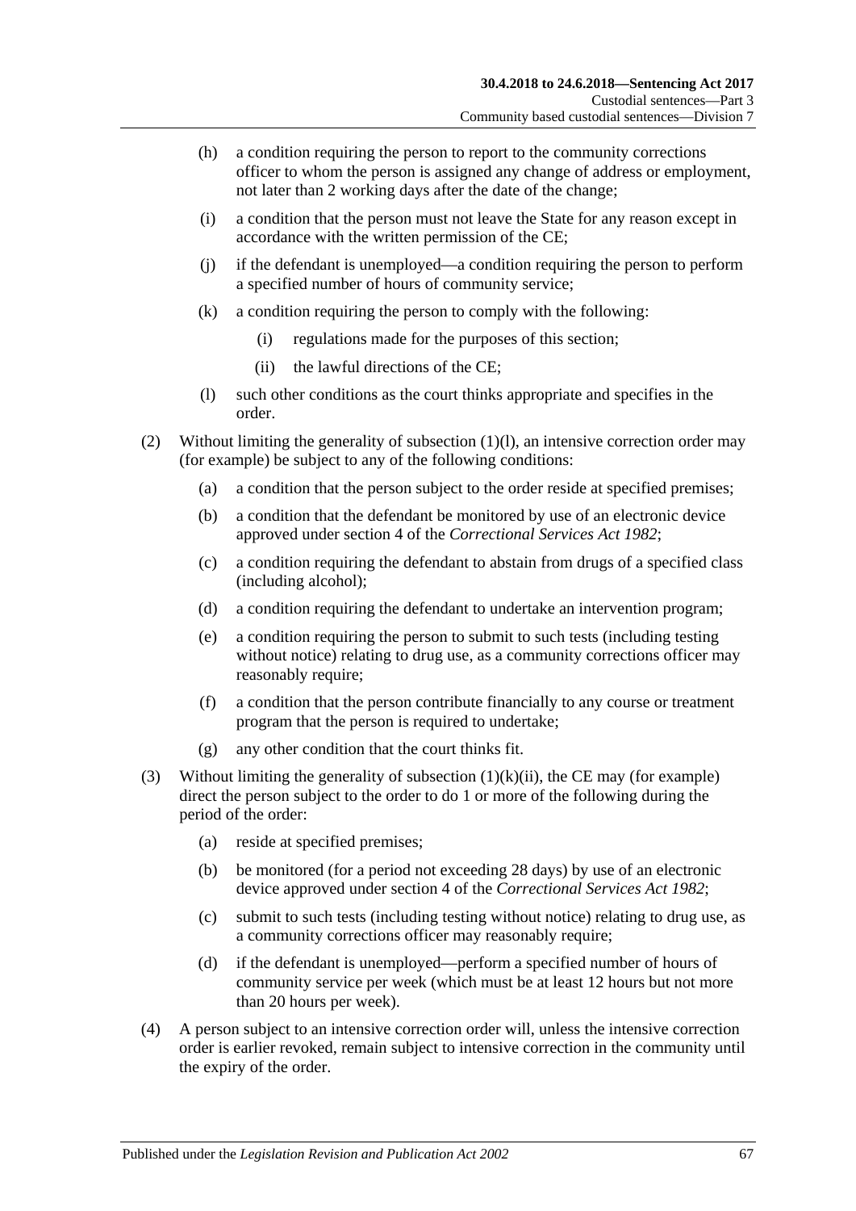(h) a condition requiring the person to report to the community corrections officer to whom the person is assigned any change of address or employment, not later than 2 working days after the date of the change;

(i) a condition that the person must not leave the State for any reason except in accordance with the written permission of the CE;

(j) if the defendant is unemployed—a condition requiring the person to perform a specified number of hours of community service;

(k) a condition requiring the person to comply with the following:

  (i) regulations made for the purposes of this section;

  (ii) the lawful directions of the CE;

(l) such other conditions as the court thinks appropriate and specifies in the order.

(2) Without limiting the generality of subsection (1)(l), an intensive correction order may (for example) be subject to any of the following conditions:

(a) a condition that the person subject to the order reside at specified premises;

(b) a condition that the defendant be monitored by use of an electronic device approved under section 4 of the *Correctional Services Act 1982*;

(c) a condition requiring the defendant to abstain from drugs of a specified class (including alcohol);

(d) a condition requiring the defendant to undertake an intervention program;

(e) a condition requiring the person to submit to such tests (including testing without notice) relating to drug use, as a community corrections officer may reasonably require;

(f) a condition that the person contribute financially to any course or treatment program that the person is required to undertake;

(g) any other condition that the court thinks fit.

(3) Without limiting the generality of subsection (1)(k)(ii), the CE may (for example) direct the person subject to the order to do 1 or more of the following during the period of the order:

(a) reside at specified premises;

(b) be monitored (for a period not exceeding 28 days) by use of an electronic device approved under section 4 of the *Correctional Services Act 1982*;

(c) submit to such tests (including testing without notice) relating to drug use, as a community corrections officer may reasonably require;

(d) if the defendant is unemployed—perform a specified number of hours of community service per week (which must be at least 12 hours but not more than 20 hours per week).

(4) A person subject to an intensive correction order will, unless the intensive correction order is earlier revoked, remain subject to intensive correction in the community until the expiry of the order.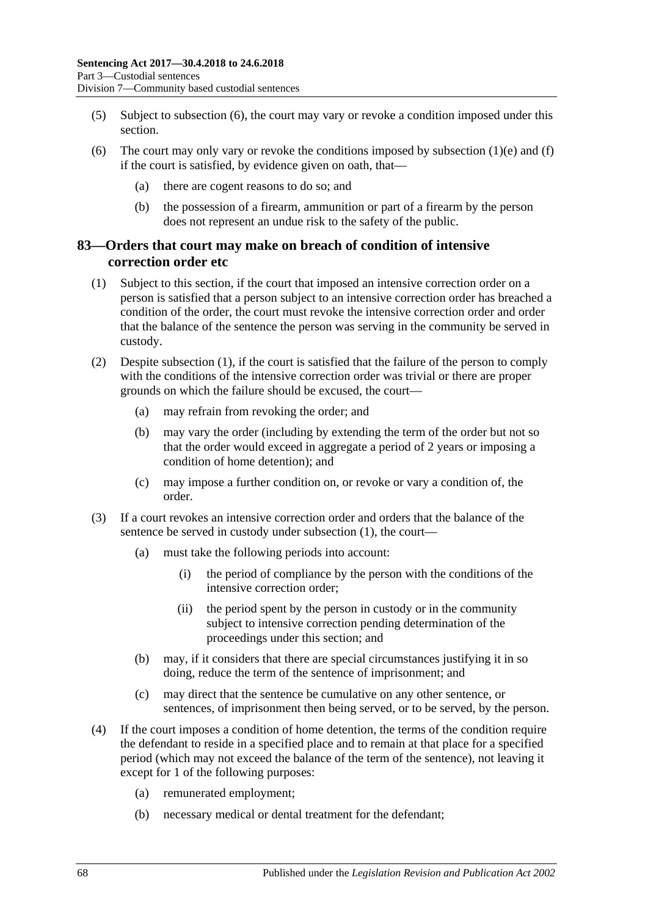(5) Subject to subsection (6), the court may vary or revoke a condition imposed under this section.

(6) The court may only vary or revoke the conditions imposed by subsection (1)(e) and (f) if the court is satisfied, by evidence given on oath, that—

(a) there are cogent reasons to do so; and

(b) the possession of a firearm, ammunition or part of a firearm by the person does not represent an undue risk to the safety of the public.

## 83—Orders that court may make on breach of condition of intensive correction order etc

(1) Subject to this section, if the court that imposed an intensive correction order on a person is satisfied that a person subject to an intensive correction order has breached a condition of the order, the court must revoke the intensive correction order and order that the balance of the sentence the person was serving in the community be served in custody.

(2) Despite subsection (1), if the court is satisfied that the failure of the person to comply with the conditions of the intensive correction order was trivial or there are proper grounds on which the failure should be excused, the court—

(a) may refrain from revoking the order; and

(b) may vary the order (including by extending the term of the order but not so that the order would exceed in aggregate a period of 2 years or imposing a condition of home detention); and

(c) may impose a further condition on, or revoke or vary a condition of, the order.

(3) If a court revokes an intensive correction order and orders that the balance of the sentence be served in custody under subsection (1), the court—

(a) must take the following periods into account:

(i) the period of compliance by the person with the conditions of the intensive correction order;

(ii) the period spent by the person in custody or in the community subject to intensive correction pending determination of the proceedings under this section; and

(b) may, if it considers that there are special circumstances justifying it in so doing, reduce the term of the sentence of imprisonment; and

(c) may direct that the sentence be cumulative on any other sentence, or sentences, of imprisonment then being served, or to be served, by the person.

(4) If the court imposes a condition of home detention, the terms of the condition require the defendant to reside in a specified place and to remain at that place for a specified period (which may not exceed the balance of the term of the sentence), not leaving it except for 1 of the following purposes:

(a) remunerated employment;

(b) necessary medical or dental treatment for the defendant;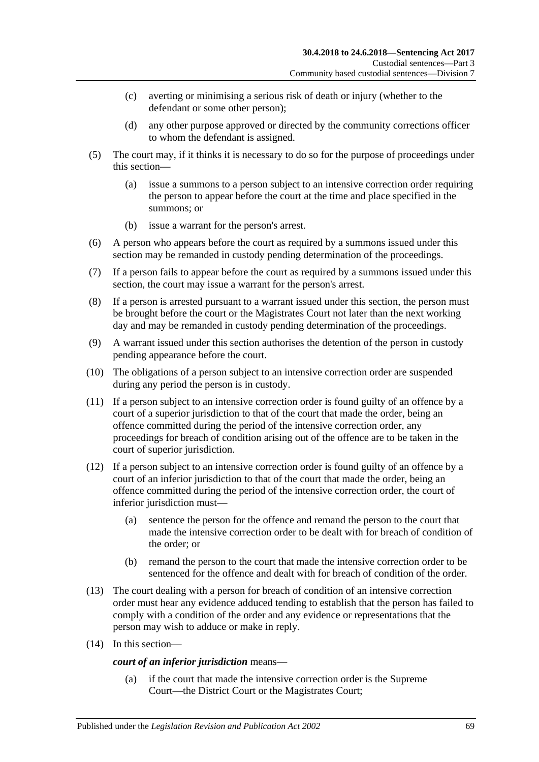(c) averting or minimising a serious risk of death or injury (whether to the defendant or some other person);

(d) any other purpose approved or directed by the community corrections officer to whom the defendant is assigned.

(5) The court may, if it thinks it is necessary to do so for the purpose of proceedings under this section—

(a) issue a summons to a person subject to an intensive correction order requiring the person to appear before the court at the time and place specified in the summons; or

(b) issue a warrant for the person's arrest.

(6) A person who appears before the court as required by a summons issued under this section may be remanded in custody pending determination of the proceedings.

(7) If a person fails to appear before the court as required by a summons issued under this section, the court may issue a warrant for the person's arrest.

(8) If a person is arrested pursuant to a warrant issued under this section, the person must be brought before the court or the Magistrates Court not later than the next working day and may be remanded in custody pending determination of the proceedings.

(9) A warrant issued under this section authorises the detention of the person in custody pending appearance before the court.

(10) The obligations of a person subject to an intensive correction order are suspended during any period the person is in custody.

(11) If a person subject to an intensive correction order is found guilty of an offence by a court of a superior jurisdiction to that of the court that made the order, being an offence committed during the period of the intensive correction order, any proceedings for breach of condition arising out of the offence are to be taken in the court of superior jurisdiction.

(12) If a person subject to an intensive correction order is found guilty of an offence by a court of an inferior jurisdiction to that of the court that made the order, being an offence committed during the period of the intensive correction order, the court of inferior jurisdiction must—

(a) sentence the person for the offence and remand the person to the court that made the intensive correction order to be dealt with for breach of condition of the order; or

(b) remand the person to the court that made the intensive correction order to be sentenced for the offence and dealt with for breach of condition of the order.

(13) The court dealing with a person for breach of condition of an intensive correction order must hear any evidence adduced tending to establish that the person has failed to comply with a condition of the order and any evidence or representations that the person may wish to adduce or make in reply.

(14) In this section—

***court of an inferior jurisdiction*** means—

(a) if the court that made the intensive correction order is the Supreme Court—the District Court or the Magistrates Court;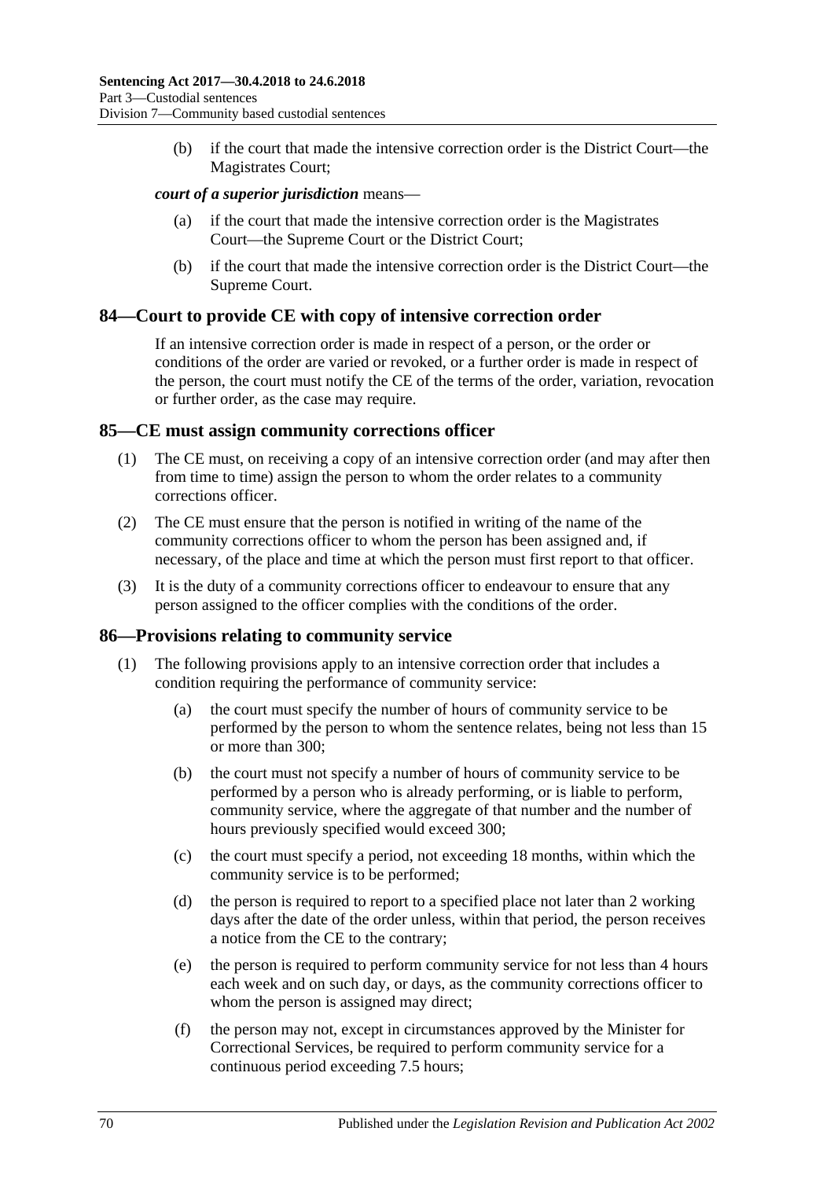(b) if the court that made the intensive correction order is the District Court—the Magistrates Court;

***court of a superior jurisdiction*** means—

(a) if the court that made the intensive correction order is the Magistrates Court—the Supreme Court or the District Court;

(b) if the court that made the intensive correction order is the District Court—the Supreme Court.

## 84—Court to provide CE with copy of intensive correction order

If an intensive correction order is made in respect of a person, or the order or conditions of the order are varied or revoked, or a further order is made in respect of the person, the court must notify the CE of the terms of the order, variation, revocation or further order, as the case may require.

## 85—CE must assign community corrections officer

(1) The CE must, on receiving a copy of an intensive correction order (and may after then from time to time) assign the person to whom the order relates to a community corrections officer.

(2) The CE must ensure that the person is notified in writing of the name of the community corrections officer to whom the person has been assigned and, if necessary, of the place and time at which the person must first report to that officer.

(3) It is the duty of a community corrections officer to endeavour to ensure that any person assigned to the officer complies with the conditions of the order.

## 86—Provisions relating to community service

(1) The following provisions apply to an intensive correction order that includes a condition requiring the performance of community service:

(a) the court must specify the number of hours of community service to be performed by the person to whom the sentence relates, being not less than 15 or more than 300;

(b) the court must not specify a number of hours of community service to be performed by a person who is already performing, or is liable to perform, community service, where the aggregate of that number and the number of hours previously specified would exceed 300;

(c) the court must specify a period, not exceeding 18 months, within which the community service is to be performed;

(d) the person is required to report to a specified place not later than 2 working days after the date of the order unless, within that period, the person receives a notice from the CE to the contrary;

(e) the person is required to perform community service for not less than 4 hours each week and on such day, or days, as the community corrections officer to whom the person is assigned may direct;

(f) the person may not, except in circumstances approved by the Minister for Correctional Services, be required to perform community service for a continuous period exceeding 7.5 hours;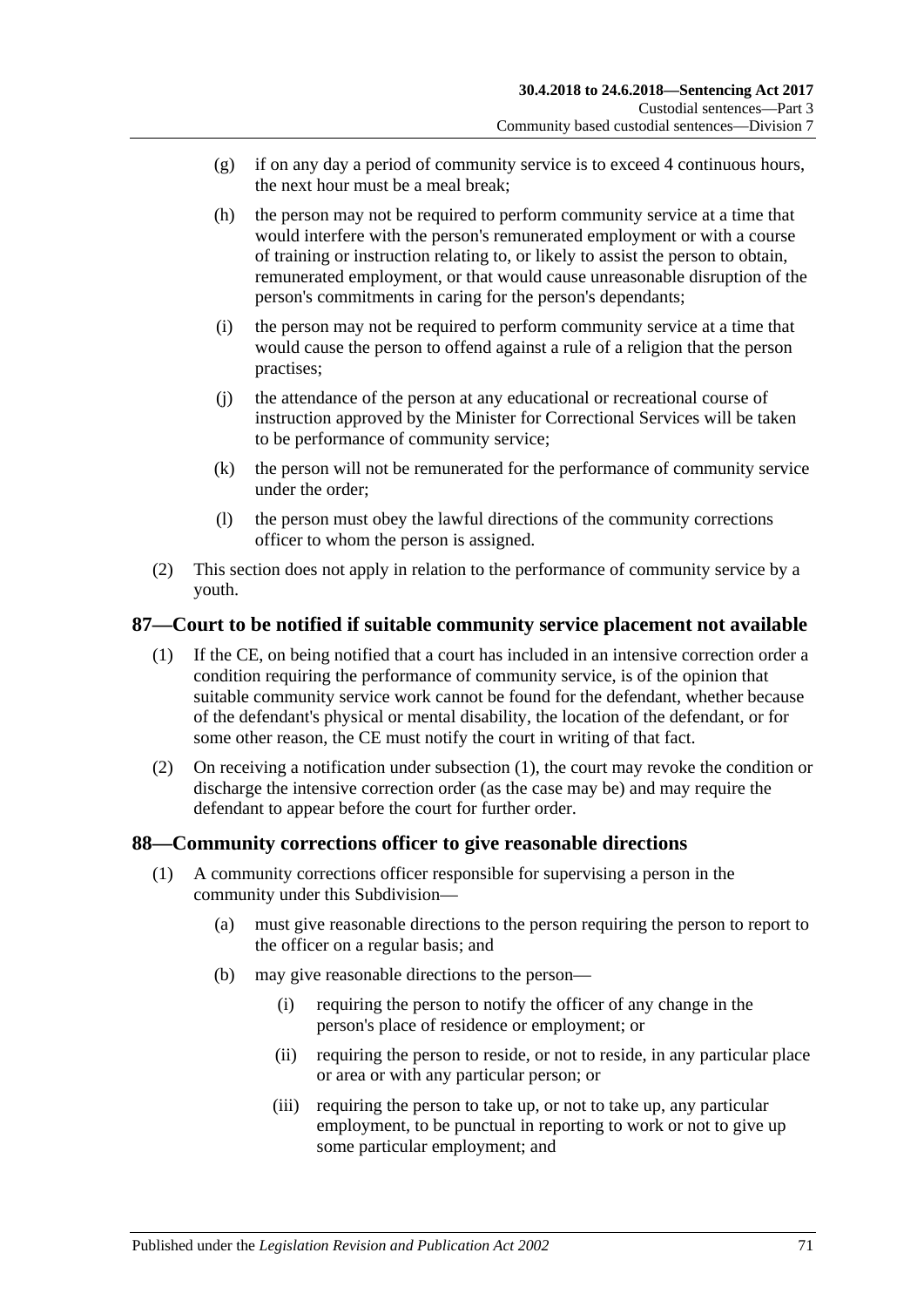- (g) if on any day a period of community service is to exceed 4 continuous hours, the next hour must be a meal break;
- (h) the person may not be required to perform community service at a time that would interfere with the person's remunerated employment or with a course of training or instruction relating to, or likely to assist the person to obtain, remunerated employment, or that would cause unreasonable disruption of the person's commitments in caring for the person's dependants;
- (i) the person may not be required to perform community service at a time that would cause the person to offend against a rule of a religion that the person practises;
- (j) the attendance of the person at any educational or recreational course of instruction approved by the Minister for Correctional Services will be taken to be performance of community service;
- (k) the person will not be remunerated for the performance of community service under the order;
- (l) the person must obey the lawful directions of the community corrections officer to whom the person is assigned.

(2) This section does not apply in relation to the performance of community service by a youth.

## 87—Court to be notified if suitable community service placement not available

(1) If the CE, on being notified that a court has included in an intensive correction order a condition requiring the performance of community service, is of the opinion that suitable community service work cannot be found for the defendant, whether because of the defendant's physical or mental disability, the location of the defendant, or for some other reason, the CE must notify the court in writing of that fact.

(2) On receiving a notification under subsection (1), the court may revoke the condition or discharge the intensive correction order (as the case may be) and may require the defendant to appear before the court for further order.

## 88—Community corrections officer to give reasonable directions

(1) A community corrections officer responsible for supervising a person in the community under this Subdivision—

- (a) must give reasonable directions to the person requiring the person to report to the officer on a regular basis; and
- (b) may give reasonable directions to the person—
  - (i) requiring the person to notify the officer of any change in the person's place of residence or employment; or
  - (ii) requiring the person to reside, or not to reside, in any particular place or area or with any particular person; or
  - (iii) requiring the person to take up, or not to take up, any particular employment, to be punctual in reporting to work or not to give up some particular employment; and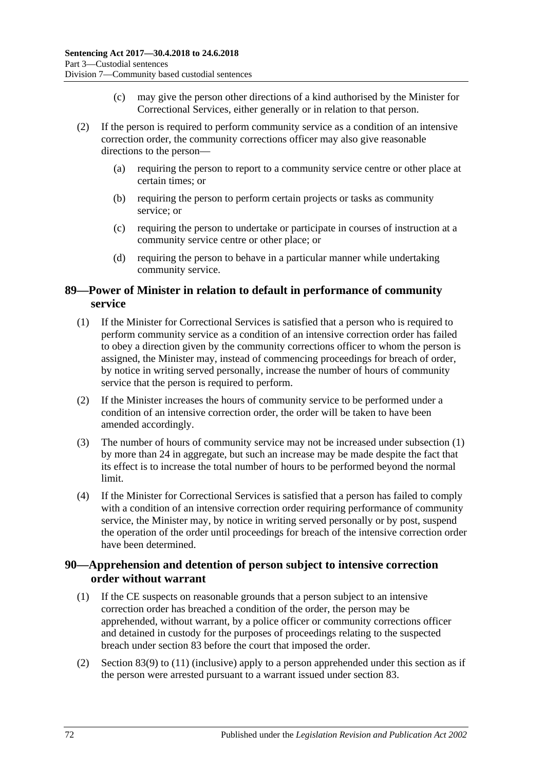(c) may give the person other directions of a kind authorised by the Minister for Correctional Services, either generally or in relation to that person.

(2) If the person is required to perform community service as a condition of an intensive correction order, the community corrections officer may also give reasonable directions to the person—

(a) requiring the person to report to a community service centre or other place at certain times; or

(b) requiring the person to perform certain projects or tasks as community service; or

(c) requiring the person to undertake or participate in courses of instruction at a community service centre or other place; or

(d) requiring the person to behave in a particular manner while undertaking community service.

## 89—Power of Minister in relation to default in performance of community service

(1) If the Minister for Correctional Services is satisfied that a person who is required to perform community service as a condition of an intensive correction order has failed to obey a direction given by the community corrections officer to whom the person is assigned, the Minister may, instead of commencing proceedings for breach of order, by notice in writing served personally, increase the number of hours of community service that the person is required to perform.

(2) If the Minister increases the hours of community service to be performed under a condition of an intensive correction order, the order will be taken to have been amended accordingly.

(3) The number of hours of community service may not be increased under subsection (1) by more than 24 in aggregate, but such an increase may be made despite the fact that its effect is to increase the total number of hours to be performed beyond the normal limit.

(4) If the Minister for Correctional Services is satisfied that a person has failed to comply with a condition of an intensive correction order requiring performance of community service, the Minister may, by notice in writing served personally or by post, suspend the operation of the order until proceedings for breach of the intensive correction order have been determined.

## 90—Apprehension and detention of person subject to intensive correction order without warrant

(1) If the CE suspects on reasonable grounds that a person subject to an intensive correction order has breached a condition of the order, the person may be apprehended, without warrant, by a police officer or community corrections officer and detained in custody for the purposes of proceedings relating to the suspected breach under section 83 before the court that imposed the order.

(2) Section 83(9) to (11) (inclusive) apply to a person apprehended under this section as if the person were arrested pursuant to a warrant issued under section 83.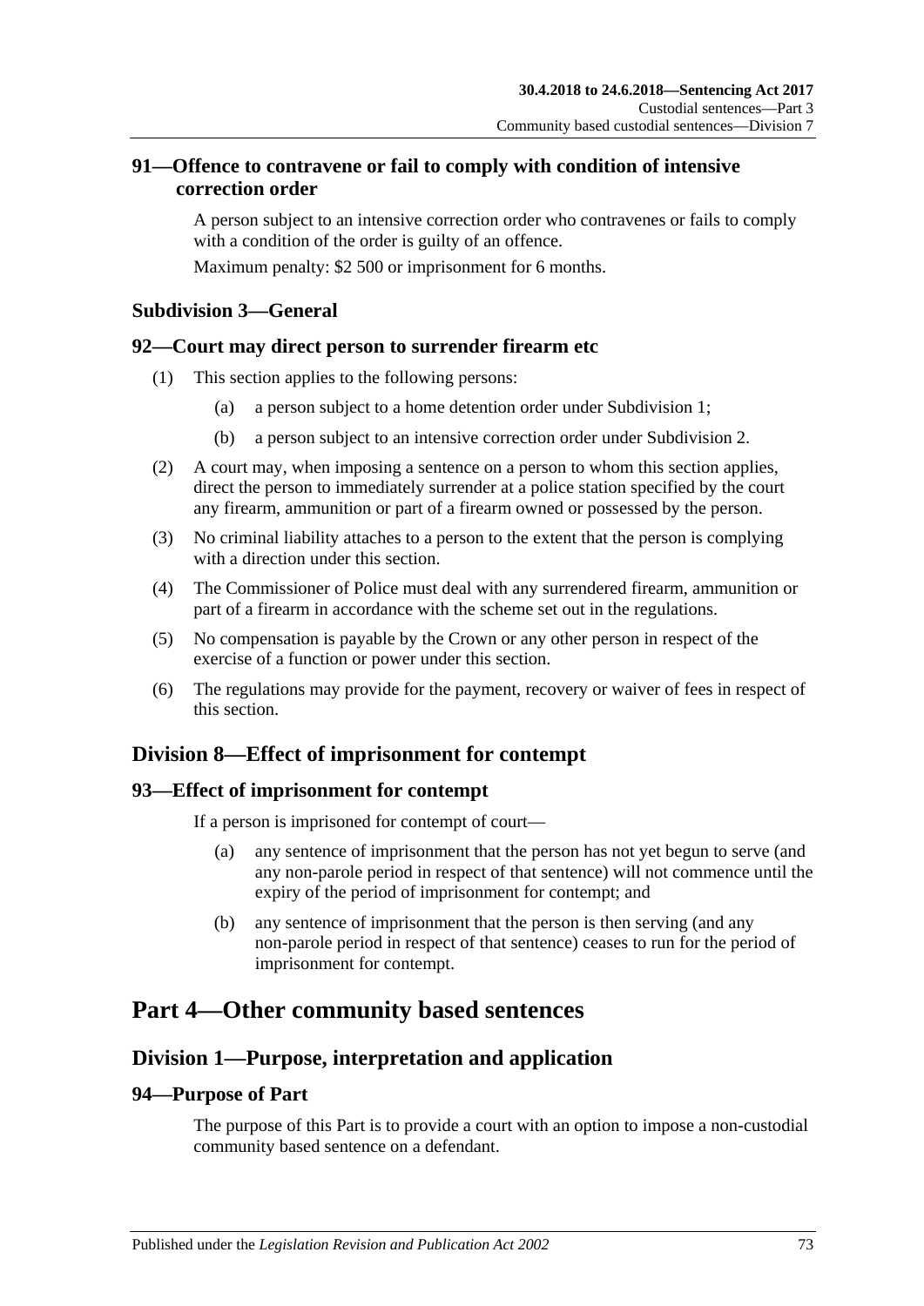### 91—Offence to contravene or fail to comply with condition of intensive correction order

A person subject to an intensive correction order who contravenes or fails to comply with a condition of the order is guilty of an offence.

Maximum penalty: $2 500 or imprisonment for 6 months.

#### Subdivision 3—General

### 92—Court may direct person to surrender firearm etc

(1) This section applies to the following persons:

(a) a person subject to a home detention order under Subdivision 1;

(b) a person subject to an intensive correction order under Subdivision 2.

(2) A court may, when imposing a sentence on a person to whom this section applies, direct the person to immediately surrender at a police station specified by the court any firearm, ammunition or part of a firearm owned or possessed by the person.

(3) No criminal liability attaches to a person to the extent that the person is complying with a direction under this section.

(4) The Commissioner of Police must deal with any surrendered firearm, ammunition or part of a firearm in accordance with the scheme set out in the regulations.

(5) No compensation is payable by the Crown or any other person in respect of the exercise of a function or power under this section.

(6) The regulations may provide for the payment, recovery or waiver of fees in respect of this section.

## Division 8—Effect of imprisonment for contempt

### 93—Effect of imprisonment for contempt

If a person is imprisoned for contempt of court—

(a) any sentence of imprisonment that the person has not yet begun to serve (and any non-parole period in respect of that sentence) will not commence until the expiry of the period of imprisonment for contempt; and

(b) any sentence of imprisonment that the person is then serving (and any non-parole period in respect of that sentence) ceases to run for the period of imprisonment for contempt.

# Part 4—Other community based sentences

## Division 1—Purpose, interpretation and application

### 94—Purpose of Part

The purpose of this Part is to provide a court with an option to impose a non-custodial community based sentence on a defendant.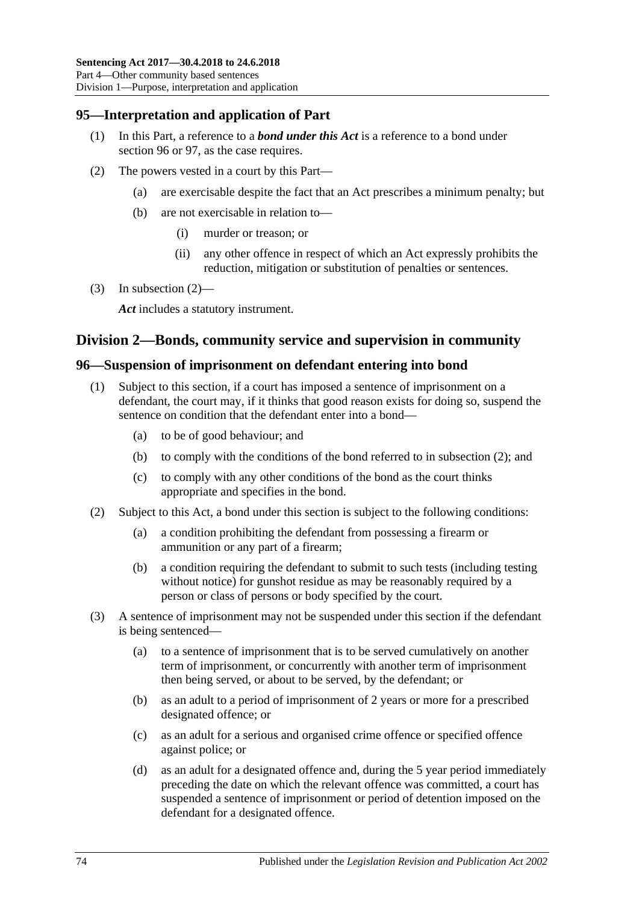## 95—Interpretation and application of Part

(1) In this Part, a reference to a ***bond under this Act*** is a reference to a bond under section 96 or 97, as the case requires.

(2) The powers vested in a court by this Part—

(a) are exercisable despite the fact that an Act prescribes a minimum penalty; but

(b) are not exercisable in relation to—

(i) murder or treason; or

(ii) any other offence in respect of which an Act expressly prohibits the reduction, mitigation or substitution of penalties or sentences.

(3) In subsection (2)—

***Act*** includes a statutory instrument.

# Division 2—Bonds, community service and supervision in community

## 96—Suspension of imprisonment on defendant entering into bond

(1) Subject to this section, if a court has imposed a sentence of imprisonment on a defendant, the court may, if it thinks that good reason exists for doing so, suspend the sentence on condition that the defendant enter into a bond—

(a) to be of good behaviour; and

(b) to comply with the conditions of the bond referred to in subsection (2); and

(c) to comply with any other conditions of the bond as the court thinks appropriate and specifies in the bond.

(2) Subject to this Act, a bond under this section is subject to the following conditions:

(a) a condition prohibiting the defendant from possessing a firearm or ammunition or any part of a firearm;

(b) a condition requiring the defendant to submit to such tests (including testing without notice) for gunshot residue as may be reasonably required by a person or class of persons or body specified by the court.

(3) A sentence of imprisonment may not be suspended under this section if the defendant is being sentenced—

(a) to a sentence of imprisonment that is to be served cumulatively on another term of imprisonment, or concurrently with another term of imprisonment then being served, or about to be served, by the defendant; or

(b) as an adult to a period of imprisonment of 2 years or more for a prescribed designated offence; or

(c) as an adult for a serious and organised crime offence or specified offence against police; or

(d) as an adult for a designated offence and, during the 5 year period immediately preceding the date on which the relevant offence was committed, a court has suspended a sentence of imprisonment or period of detention imposed on the defendant for a designated offence.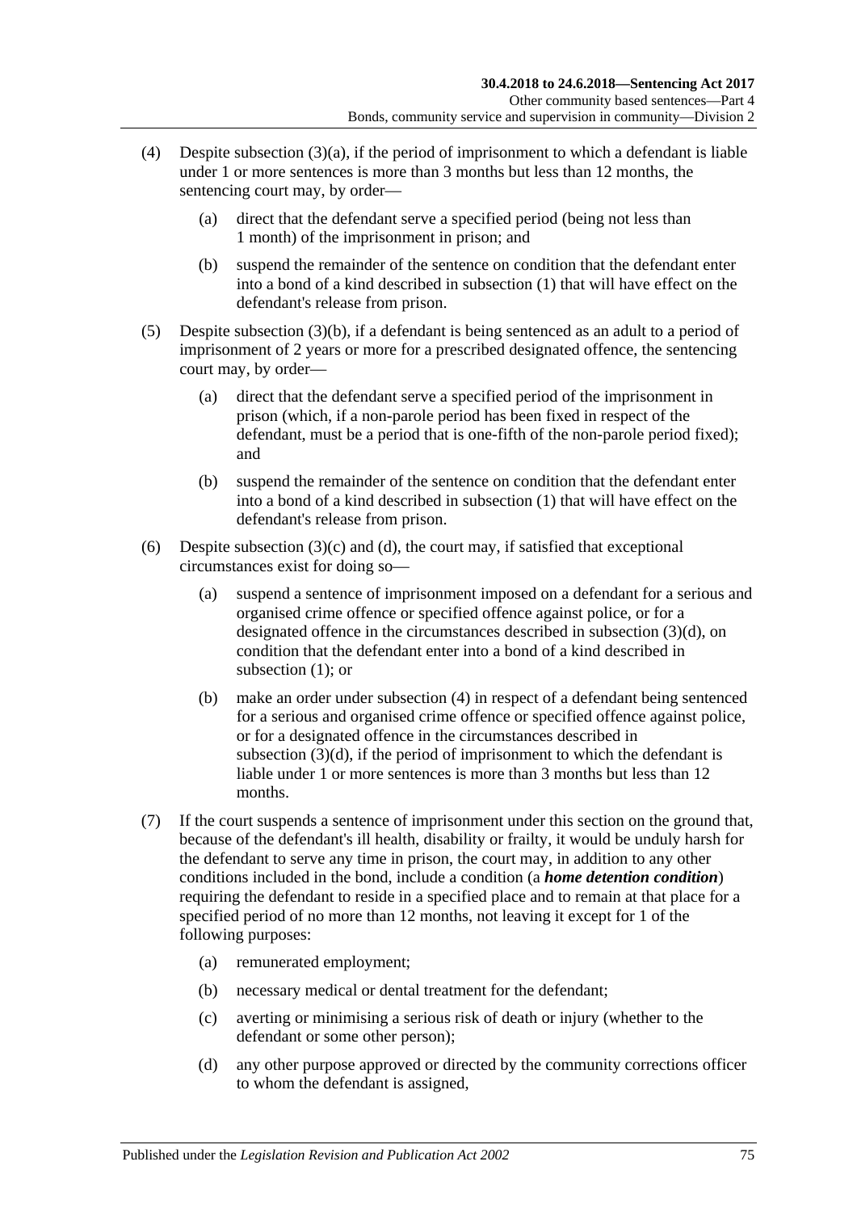(4) Despite subsection (3)(a), if the period of imprisonment to which a defendant is liable under 1 or more sentences is more than 3 months but less than 12 months, the sentencing court may, by order—

   (a) direct that the defendant serve a specified period (being not less than 1 month) of the imprisonment in prison; and

   (b) suspend the remainder of the sentence on condition that the defendant enter into a bond of a kind described in subsection (1) that will have effect on the defendant's release from prison.

(5) Despite subsection (3)(b), if a defendant is being sentenced as an adult to a period of imprisonment of 2 years or more for a prescribed designated offence, the sentencing court may, by order—

   (a) direct that the defendant serve a specified period of the imprisonment in prison (which, if a non-parole period has been fixed in respect of the defendant, must be a period that is one-fifth of the non-parole period fixed); and

   (b) suspend the remainder of the sentence on condition that the defendant enter into a bond of a kind described in subsection (1) that will have effect on the defendant's release from prison.

(6) Despite subsection (3)(c) and (d), the court may, if satisfied that exceptional circumstances exist for doing so—

   (a) suspend a sentence of imprisonment imposed on a defendant for a serious and organised crime offence or specified offence against police, or for a designated offence in the circumstances described in subsection (3)(d), on condition that the defendant enter into a bond of a kind described in subsection (1); or

   (b) make an order under subsection (4) in respect of a defendant being sentenced for a serious and organised crime offence or specified offence against police, or for a designated offence in the circumstances described in subsection (3)(d), if the period of imprisonment to which the defendant is liable under 1 or more sentences is more than 3 months but less than 12 months.

(7) If the court suspends a sentence of imprisonment under this section on the ground that, because of the defendant's ill health, disability or frailty, it would be unduly harsh for the defendant to serve any time in prison, the court may, in addition to any other conditions included in the bond, include a condition (a ***home detention condition***) requiring the defendant to reside in a specified place and to remain at that place for a specified period of no more than 12 months, not leaving it except for 1 of the following purposes:

   (a) remunerated employment;

   (b) necessary medical or dental treatment for the defendant;

   (c) averting or minimising a serious risk of death or injury (whether to the defendant or some other person);

   (d) any other purpose approved or directed by the community corrections officer to whom the defendant is assigned,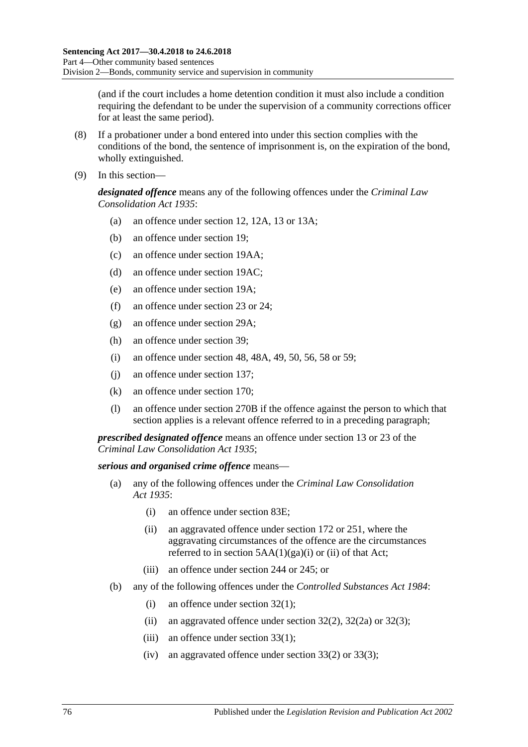(and if the court includes a home detention condition it must also include a condition requiring the defendant to be under the supervision of a community corrections officer for at least the same period).

(8) If a probationer under a bond entered into under this section complies with the conditions of the bond, the sentence of imprisonment is, on the expiration of the bond, wholly extinguished.

(9) In this section—

***designated offence*** means any of the following offences under the *Criminal Law Consolidation Act 1935*:

- (a) an offence under section 12, 12A, 13 or 13A;
- (b) an offence under section 19;
- (c) an offence under section 19AA;
- (d) an offence under section 19AC;
- (e) an offence under section 19A;
- (f) an offence under section 23 or 24;
- (g) an offence under section 29A;
- (h) an offence under section 39;
- (i) an offence under section 48, 48A, 49, 50, 56, 58 or 59;
- (j) an offence under section 137;
- (k) an offence under section 170;
- (l) an offence under section 270B if the offence against the person to which that section applies is a relevant offence referred to in a preceding paragraph;

***prescribed designated offence*** means an offence under section 13 or 23 of the *Criminal Law Consolidation Act 1935*;

***serious and organised crime offence*** means—

- (a) any of the following offences under the *Criminal Law Consolidation Act 1935*:
  - (i) an offence under section 83E;
  - (ii) an aggravated offence under section 172 or 251, where the aggravating circumstances of the offence are the circumstances referred to in section 5AA(1)(ga)(i) or (ii) of that Act;
  - (iii) an offence under section 244 or 245; or
- (b) any of the following offences under the *Controlled Substances Act 1984*:
  - (i) an offence under section 32(1);
  - (ii) an aggravated offence under section 32(2), 32(2a) or 32(3);
  - (iii) an offence under section 33(1);
  - (iv) an aggravated offence under section 33(2) or 33(3);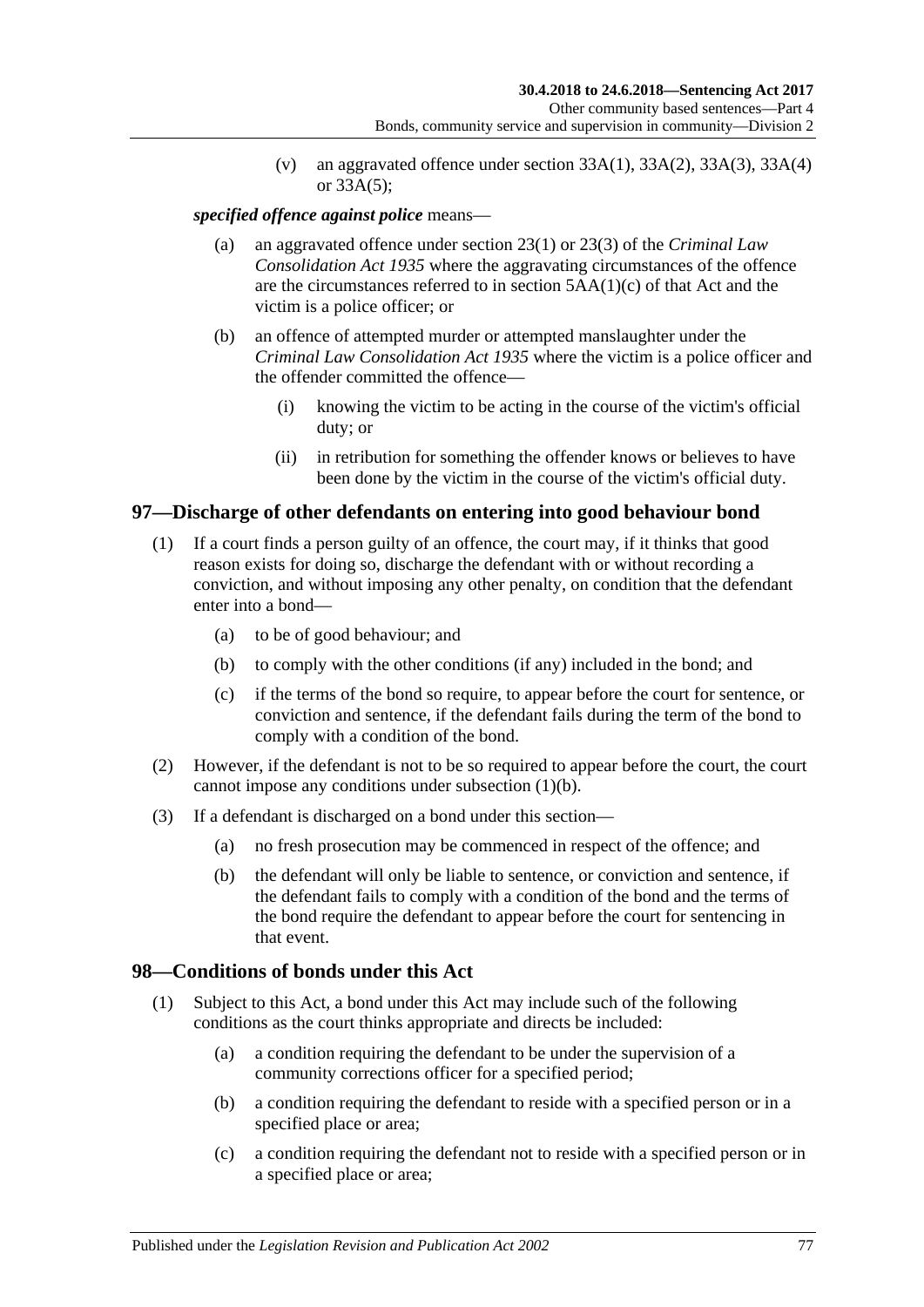(v) an aggravated offence under section 33A(1), 33A(2), 33A(3), 33A(4) or 33A(5);

***specified offence against police*** means—

(a) an aggravated offence under section 23(1) or 23(3) of the *Criminal Law Consolidation Act 1935* where the aggravating circumstances of the offence are the circumstances referred to in section 5AA(1)(c) of that Act and the victim is a police officer; or

(b) an offence of attempted murder or attempted manslaughter under the *Criminal Law Consolidation Act 1935* where the victim is a police officer and the offender committed the offence—

(i) knowing the victim to be acting in the course of the victim's official duty; or

(ii) in retribution for something the offender knows or believes to have been done by the victim in the course of the victim's official duty.

## 97—Discharge of other defendants on entering into good behaviour bond

(1) If a court finds a person guilty of an offence, the court may, if it thinks that good reason exists for doing so, discharge the defendant with or without recording a conviction, and without imposing any other penalty, on condition that the defendant enter into a bond—

(a) to be of good behaviour; and

(b) to comply with the other conditions (if any) included in the bond; and

(c) if the terms of the bond so require, to appear before the court for sentence, or conviction and sentence, if the defendant fails during the term of the bond to comply with a condition of the bond.

(2) However, if the defendant is not to be so required to appear before the court, the court cannot impose any conditions under subsection (1)(b).

(3) If a defendant is discharged on a bond under this section—

(a) no fresh prosecution may be commenced in respect of the offence; and

(b) the defendant will only be liable to sentence, or conviction and sentence, if the defendant fails to comply with a condition of the bond and the terms of the bond require the defendant to appear before the court for sentencing in that event.

## 98—Conditions of bonds under this Act

(1) Subject to this Act, a bond under this Act may include such of the following conditions as the court thinks appropriate and directs be included:

(a) a condition requiring the defendant to be under the supervision of a community corrections officer for a specified period;

(b) a condition requiring the defendant to reside with a specified person or in a specified place or area;

(c) a condition requiring the defendant not to reside with a specified person or in a specified place or area;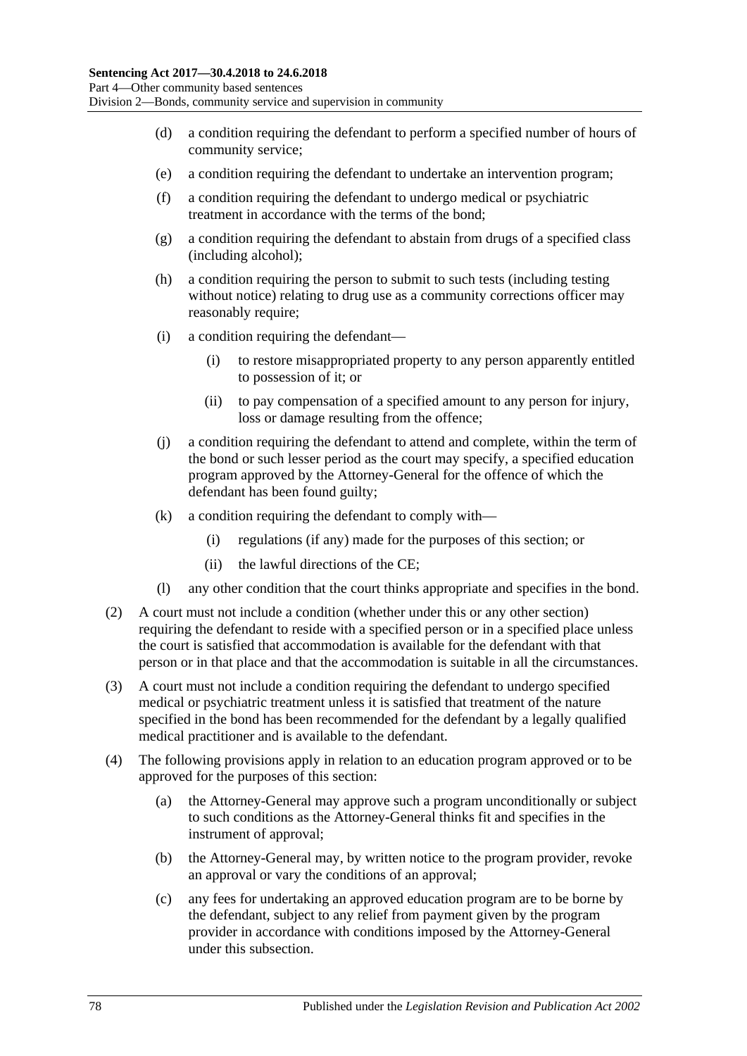(d) a condition requiring the defendant to perform a specified number of hours of community service;

(e) a condition requiring the defendant to undertake an intervention program;

(f) a condition requiring the defendant to undergo medical or psychiatric treatment in accordance with the terms of the bond;

(g) a condition requiring the defendant to abstain from drugs of a specified class (including alcohol);

(h) a condition requiring the person to submit to such tests (including testing without notice) relating to drug use as a community corrections officer may reasonably require;

(i) a condition requiring the defendant—

 (i) to restore misappropriated property to any person apparently entitled to possession of it; or

 (ii) to pay compensation of a specified amount to any person for injury, loss or damage resulting from the offence;

(j) a condition requiring the defendant to attend and complete, within the term of the bond or such lesser period as the court may specify, a specified education program approved by the Attorney-General for the offence of which the defendant has been found guilty;

(k) a condition requiring the defendant to comply with—

 (i) regulations (if any) made for the purposes of this section; or

 (ii) the lawful directions of the CE;

(l) any other condition that the court thinks appropriate and specifies in the bond.

(2) A court must not include a condition (whether under this or any other section) requiring the defendant to reside with a specified person or in a specified place unless the court is satisfied that accommodation is available for the defendant with that person or in that place and that the accommodation is suitable in all the circumstances.

(3) A court must not include a condition requiring the defendant to undergo specified medical or psychiatric treatment unless it is satisfied that treatment of the nature specified in the bond has been recommended for the defendant by a legally qualified medical practitioner and is available to the defendant.

(4) The following provisions apply in relation to an education program approved or to be approved for the purposes of this section:

(a) the Attorney-General may approve such a program unconditionally or subject to such conditions as the Attorney-General thinks fit and specifies in the instrument of approval;

(b) the Attorney-General may, by written notice to the program provider, revoke an approval or vary the conditions of an approval;

(c) any fees for undertaking an approved education program are to be borne by the defendant, subject to any relief from payment given by the program provider in accordance with conditions imposed by the Attorney-General under this subsection.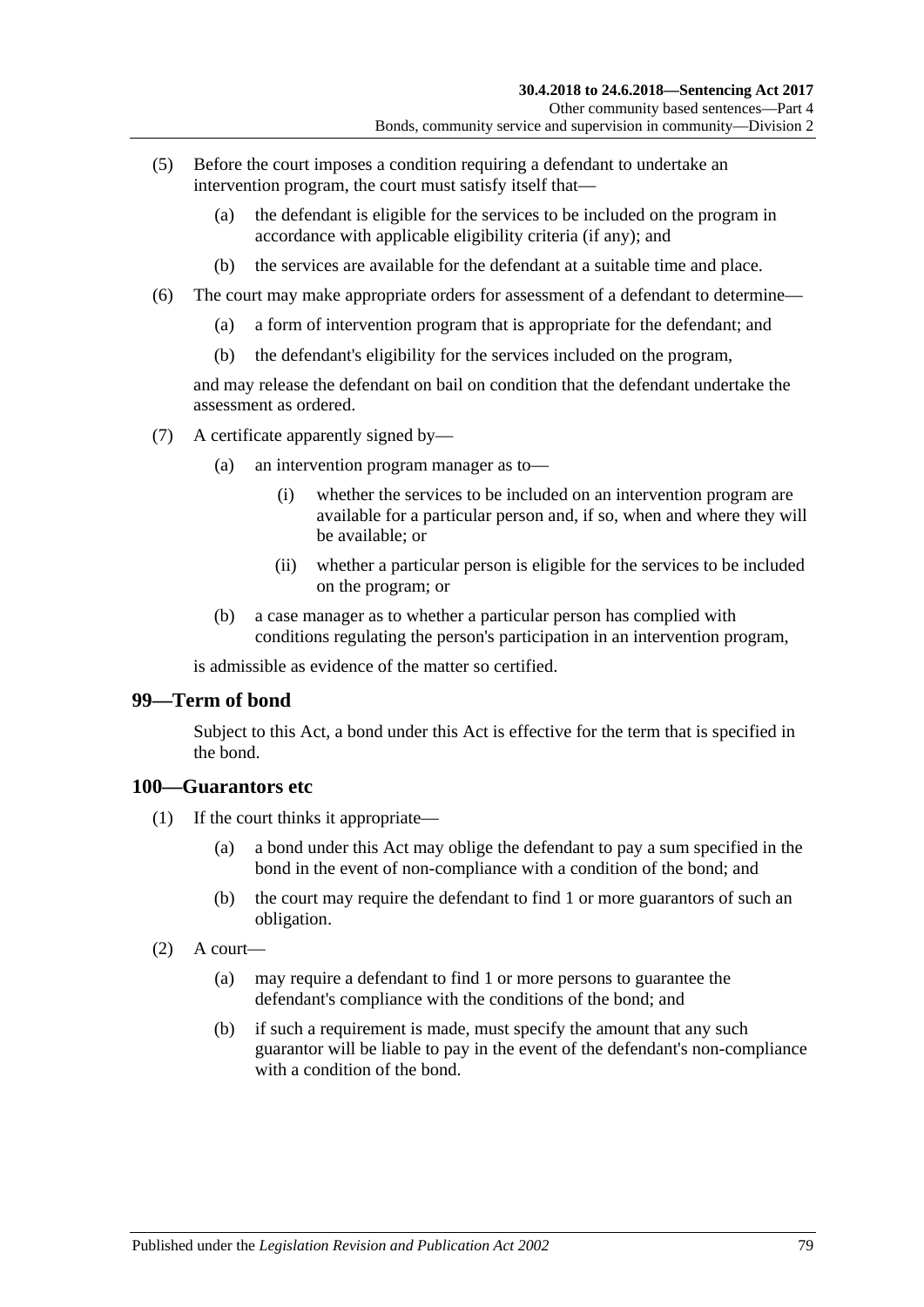(5) Before the court imposes a condition requiring a defendant to undertake an intervention program, the court must satisfy itself that—

(a) the defendant is eligible for the services to be included on the program in accordance with applicable eligibility criteria (if any); and

(b) the services are available for the defendant at a suitable time and place.

(6) The court may make appropriate orders for assessment of a defendant to determine—

(a) a form of intervention program that is appropriate for the defendant; and

(b) the defendant's eligibility for the services included on the program,

and may release the defendant on bail on condition that the defendant undertake the assessment as ordered.

(7) A certificate apparently signed by—

(a) an intervention program manager as to—

(i) whether the services to be included on an intervention program are available for a particular person and, if so, when and where they will be available; or

(ii) whether a particular person is eligible for the services to be included on the program; or

(b) a case manager as to whether a particular person has complied with conditions regulating the person's participation in an intervention program,

is admissible as evidence of the matter so certified.

## 99—Term of bond

Subject to this Act, a bond under this Act is effective for the term that is specified in the bond.

## 100—Guarantors etc

(1) If the court thinks it appropriate—

(a) a bond under this Act may oblige the defendant to pay a sum specified in the bond in the event of non-compliance with a condition of the bond; and

(b) the court may require the defendant to find 1 or more guarantors of such an obligation.

(2) A court—

(a) may require a defendant to find 1 or more persons to guarantee the defendant's compliance with the conditions of the bond; and

(b) if such a requirement is made, must specify the amount that any such guarantor will be liable to pay in the event of the defendant's non-compliance with a condition of the bond.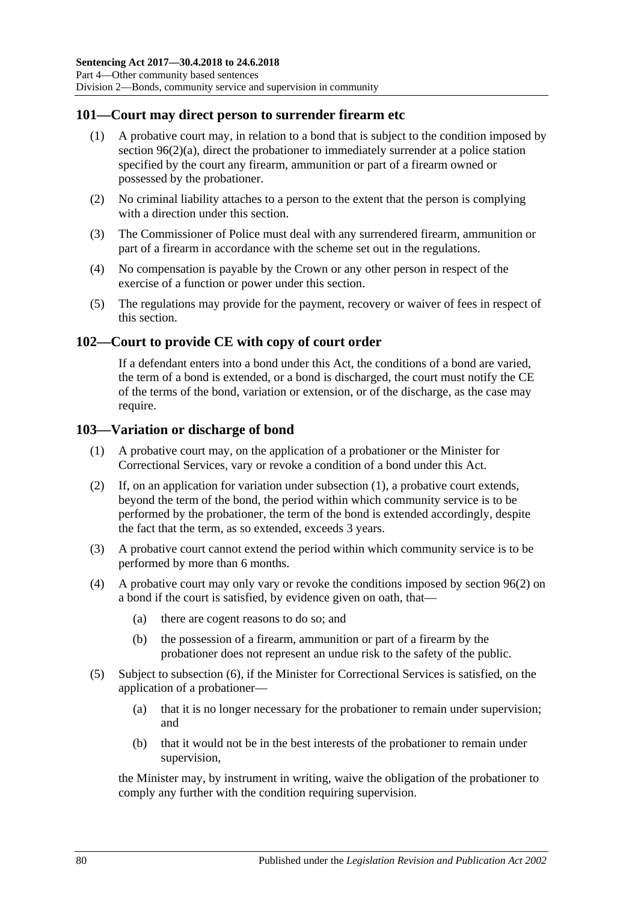## 101—Court may direct person to surrender firearm etc

(1) A probative court may, in relation to a bond that is subject to the condition imposed by section 96(2)(a), direct the probationer to immediately surrender at a police station specified by the court any firearm, ammunition or part of a firearm owned or possessed by the probationer.

(2) No criminal liability attaches to a person to the extent that the person is complying with a direction under this section.

(3) The Commissioner of Police must deal with any surrendered firearm, ammunition or part of a firearm in accordance with the scheme set out in the regulations.

(4) No compensation is payable by the Crown or any other person in respect of the exercise of a function or power under this section.

(5) The regulations may provide for the payment, recovery or waiver of fees in respect of this section.

## 102—Court to provide CE with copy of court order

If a defendant enters into a bond under this Act, the conditions of a bond are varied, the term of a bond is extended, or a bond is discharged, the court must notify the CE of the terms of the bond, variation or extension, or of the discharge, as the case may require.

## 103—Variation or discharge of bond

(1) A probative court may, on the application of a probationer or the Minister for Correctional Services, vary or revoke a condition of a bond under this Act.

(2) If, on an application for variation under subsection (1), a probative court extends, beyond the term of the bond, the period within which community service is to be performed by the probationer, the term of the bond is extended accordingly, despite the fact that the term, as so extended, exceeds 3 years.

(3) A probative court cannot extend the period within which community service is to be performed by more than 6 months.

(4) A probative court may only vary or revoke the conditions imposed by section 96(2) on a bond if the court is satisfied, by evidence given on oath, that—

 (a) there are cogent reasons to do so; and

 (b) the possession of a firearm, ammunition or part of a firearm by the probationer does not represent an undue risk to the safety of the public.

(5) Subject to subsection (6), if the Minister for Correctional Services is satisfied, on the application of a probationer—

 (a) that it is no longer necessary for the probationer to remain under supervision; and

 (b) that it would not be in the best interests of the probationer to remain under supervision,

the Minister may, by instrument in writing, waive the obligation of the probationer to comply any further with the condition requiring supervision.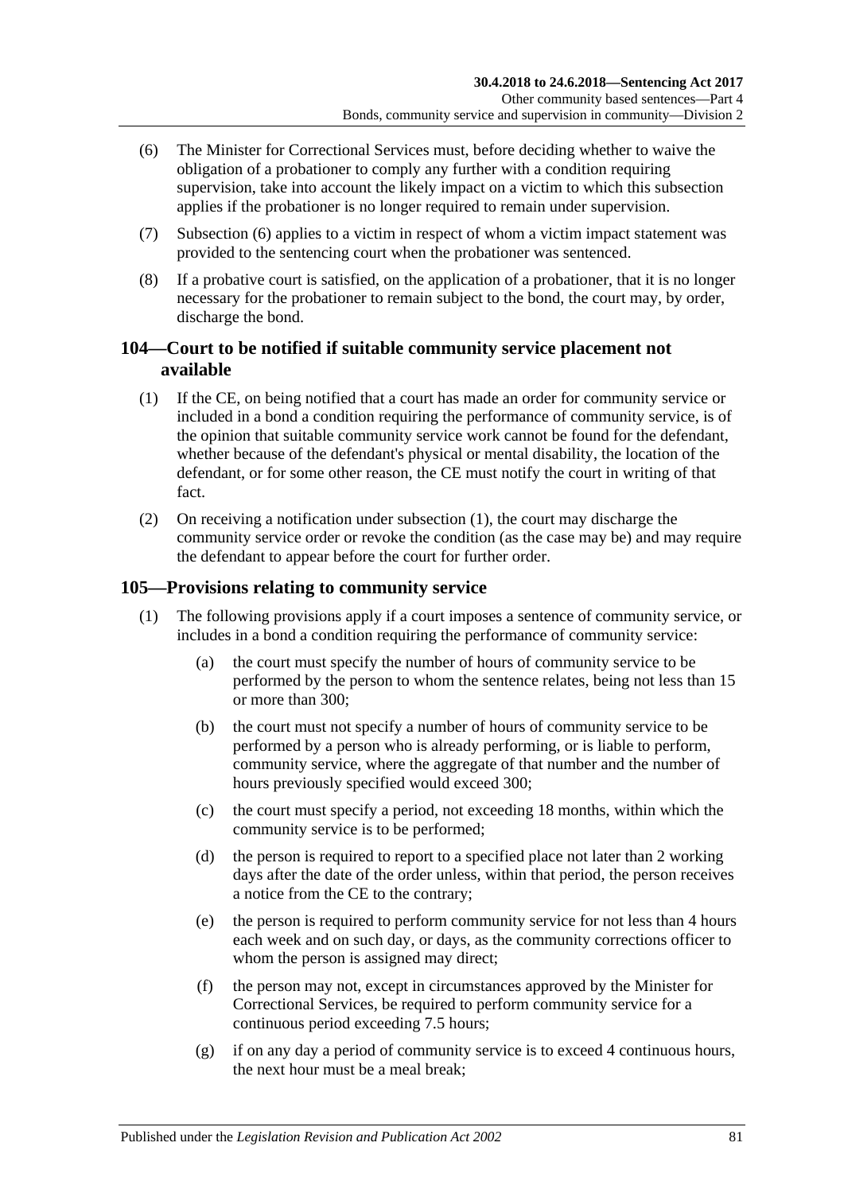(6) The Minister for Correctional Services must, before deciding whether to waive the obligation of a probationer to comply any further with a condition requiring supervision, take into account the likely impact on a victim to which this subsection applies if the probationer is no longer required to remain under supervision.

(7) Subsection (6) applies to a victim in respect of whom a victim impact statement was provided to the sentencing court when the probationer was sentenced.

(8) If a probative court is satisfied, on the application of a probationer, that it is no longer necessary for the probationer to remain subject to the bond, the court may, by order, discharge the bond.

## 104—Court to be notified if suitable community service placement not available

(1) If the CE, on being notified that a court has made an order for community service or included in a bond a condition requiring the performance of community service, is of the opinion that suitable community service work cannot be found for the defendant, whether because of the defendant's physical or mental disability, the location of the defendant, or for some other reason, the CE must notify the court in writing of that fact.

(2) On receiving a notification under subsection (1), the court may discharge the community service order or revoke the condition (as the case may be) and may require the defendant to appear before the court for further order.

## 105—Provisions relating to community service

(1) The following provisions apply if a court imposes a sentence of community service, or includes in a bond a condition requiring the performance of community service:

(a) the court must specify the number of hours of community service to be performed by the person to whom the sentence relates, being not less than 15 or more than 300;

(b) the court must not specify a number of hours of community service to be performed by a person who is already performing, or is liable to perform, community service, where the aggregate of that number and the number of hours previously specified would exceed 300;

(c) the court must specify a period, not exceeding 18 months, within which the community service is to be performed;

(d) the person is required to report to a specified place not later than 2 working days after the date of the order unless, within that period, the person receives a notice from the CE to the contrary;

(e) the person is required to perform community service for not less than 4 hours each week and on such day, or days, as the community corrections officer to whom the person is assigned may direct;

(f) the person may not, except in circumstances approved by the Minister for Correctional Services, be required to perform community service for a continuous period exceeding 7.5 hours;

(g) if on any day a period of community service is to exceed 4 continuous hours, the next hour must be a meal break;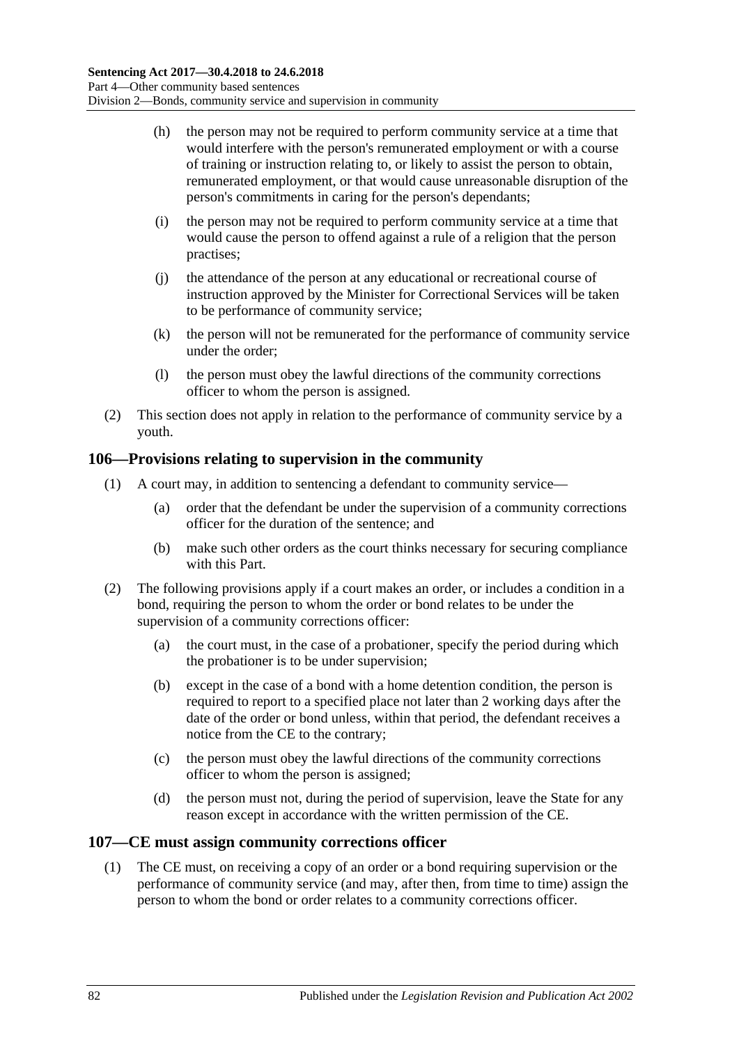(h) the person may not be required to perform community service at a time that would interfere with the person's remunerated employment or with a course of training or instruction relating to, or likely to assist the person to obtain, remunerated employment, or that would cause unreasonable disruption of the person's commitments in caring for the person's dependants;

(i) the person may not be required to perform community service at a time that would cause the person to offend against a rule of a religion that the person practises;

(j) the attendance of the person at any educational or recreational course of instruction approved by the Minister for Correctional Services will be taken to be performance of community service;

(k) the person will not be remunerated for the performance of community service under the order;

(l) the person must obey the lawful directions of the community corrections officer to whom the person is assigned.

(2) This section does not apply in relation to the performance of community service by a youth.

## 106—Provisions relating to supervision in the community

(1) A court may, in addition to sentencing a defendant to community service—

(a) order that the defendant be under the supervision of a community corrections officer for the duration of the sentence; and

(b) make such other orders as the court thinks necessary for securing compliance with this Part.

(2) The following provisions apply if a court makes an order, or includes a condition in a bond, requiring the person to whom the order or bond relates to be under the supervision of a community corrections officer:

(a) the court must, in the case of a probationer, specify the period during which the probationer is to be under supervision;

(b) except in the case of a bond with a home detention condition, the person is required to report to a specified place not later than 2 working days after the date of the order or bond unless, within that period, the defendant receives a notice from the CE to the contrary;

(c) the person must obey the lawful directions of the community corrections officer to whom the person is assigned;

(d) the person must not, during the period of supervision, leave the State for any reason except in accordance with the written permission of the CE.

## 107—CE must assign community corrections officer

(1) The CE must, on receiving a copy of an order or a bond requiring supervision or the performance of community service (and may, after then, from time to time) assign the person to whom the bond or order relates to a community corrections officer.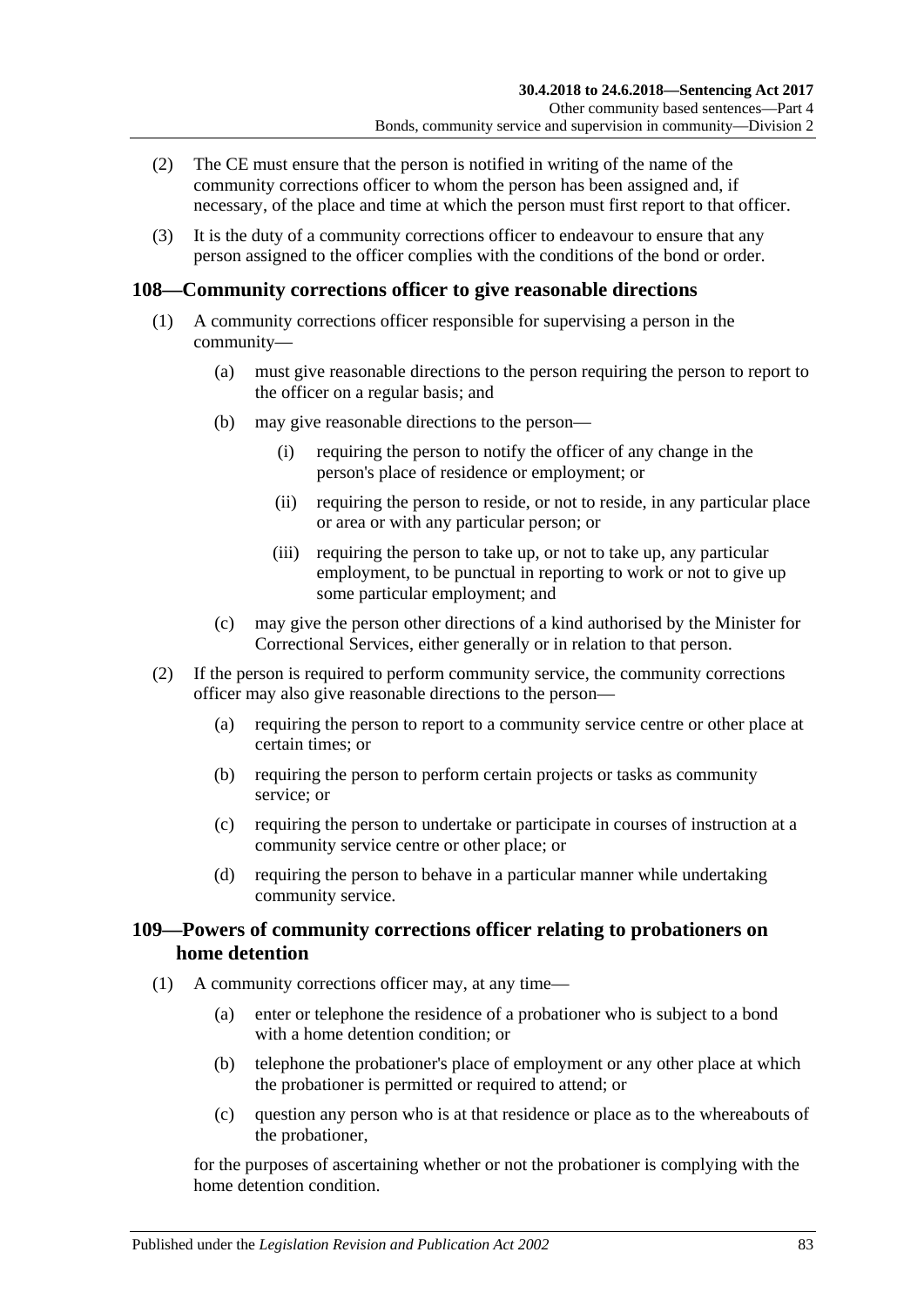(2) The CE must ensure that the person is notified in writing of the name of the community corrections officer to whom the person has been assigned and, if necessary, of the place and time at which the person must first report to that officer.

(3) It is the duty of a community corrections officer to endeavour to ensure that any person assigned to the officer complies with the conditions of the bond or order.

## 108—Community corrections officer to give reasonable directions

(1) A community corrections officer responsible for supervising a person in the community—

(a) must give reasonable directions to the person requiring the person to report to the officer on a regular basis; and

(b) may give reasonable directions to the person—

(i) requiring the person to notify the officer of any change in the person's place of residence or employment; or

(ii) requiring the person to reside, or not to reside, in any particular place or area or with any particular person; or

(iii) requiring the person to take up, or not to take up, any particular employment, to be punctual in reporting to work or not to give up some particular employment; and

(c) may give the person other directions of a kind authorised by the Minister for Correctional Services, either generally or in relation to that person.

(2) If the person is required to perform community service, the community corrections officer may also give reasonable directions to the person—

(a) requiring the person to report to a community service centre or other place at certain times; or

(b) requiring the person to perform certain projects or tasks as community service; or

(c) requiring the person to undertake or participate in courses of instruction at a community service centre or other place; or

(d) requiring the person to behave in a particular manner while undertaking community service.

## 109—Powers of community corrections officer relating to probationers on home detention

(1) A community corrections officer may, at any time—

(a) enter or telephone the residence of a probationer who is subject to a bond with a home detention condition; or

(b) telephone the probationer's place of employment or any other place at which the probationer is permitted or required to attend; or

(c) question any person who is at that residence or place as to the whereabouts of the probationer,

for the purposes of ascertaining whether or not the probationer is complying with the home detention condition.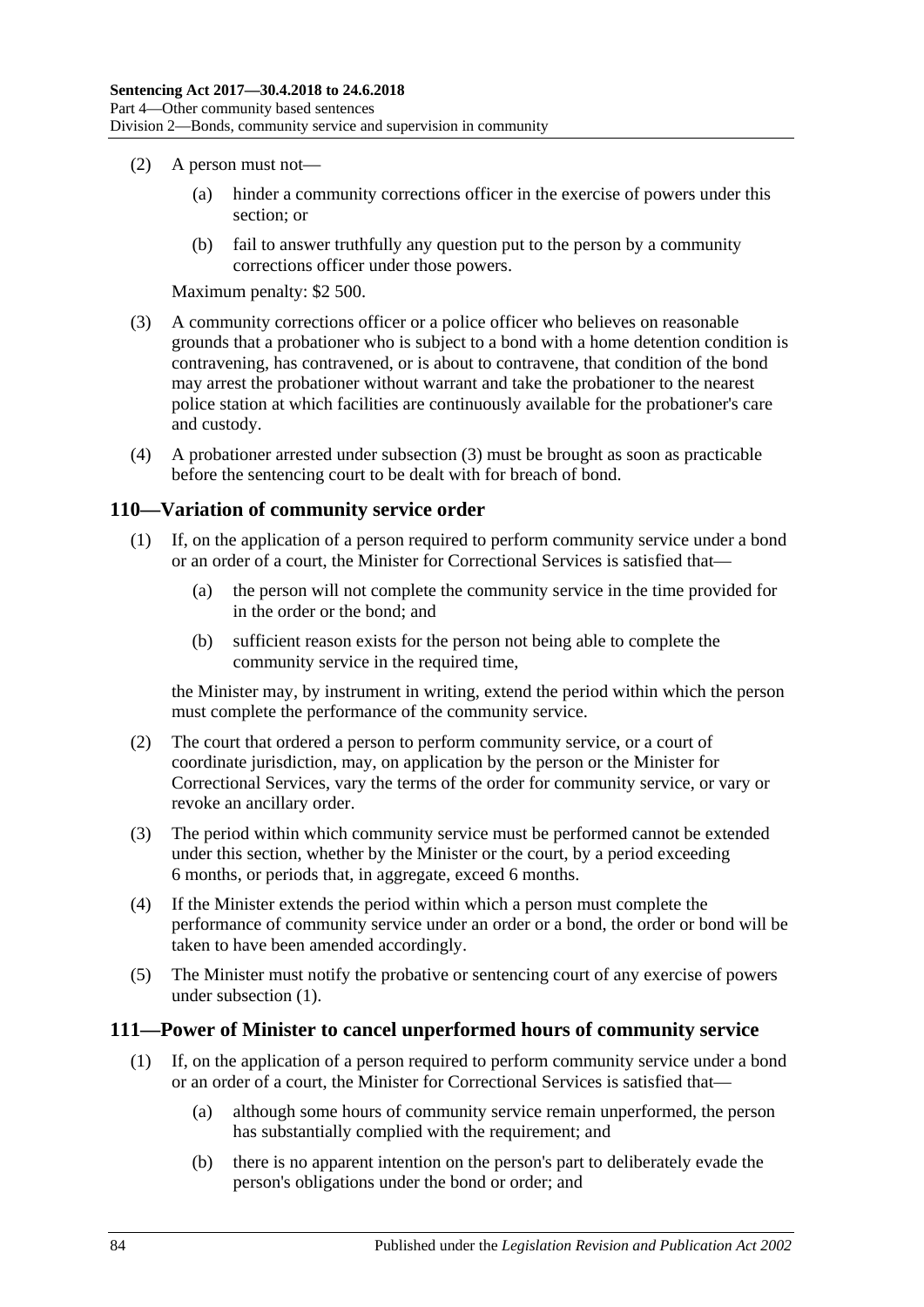(2) A person must not—

(a) hinder a community corrections officer in the exercise of powers under this section; or

(b) fail to answer truthfully any question put to the person by a community corrections officer under those powers.

Maximum penalty: $2 500.

(3) A community corrections officer or a police officer who believes on reasonable grounds that a probationer who is subject to a bond with a home detention condition is contravening, has contravened, or is about to contravene, that condition of the bond may arrest the probationer without warrant and take the probationer to the nearest police station at which facilities are continuously available for the probationer's care and custody.

(4) A probationer arrested under subsection (3) must be brought as soon as practicable before the sentencing court to be dealt with for breach of bond.

## 110—Variation of community service order

(1) If, on the application of a person required to perform community service under a bond or an order of a court, the Minister for Correctional Services is satisfied that—

(a) the person will not complete the community service in the time provided for in the order or the bond; and

(b) sufficient reason exists for the person not being able to complete the community service in the required time,

the Minister may, by instrument in writing, extend the period within which the person must complete the performance of the community service.

(2) The court that ordered a person to perform community service, or a court of coordinate jurisdiction, may, on application by the person or the Minister for Correctional Services, vary the terms of the order for community service, or vary or revoke an ancillary order.

(3) The period within which community service must be performed cannot be extended under this section, whether by the Minister or the court, by a period exceeding 6 months, or periods that, in aggregate, exceed 6 months.

(4) If the Minister extends the period within which a person must complete the performance of community service under an order or a bond, the order or bond will be taken to have been amended accordingly.

(5) The Minister must notify the probative or sentencing court of any exercise of powers under subsection (1).

## 111—Power of Minister to cancel unperformed hours of community service

(1) If, on the application of a person required to perform community service under a bond or an order of a court, the Minister for Correctional Services is satisfied that—

(a) although some hours of community service remain unperformed, the person has substantially complied with the requirement; and

(b) there is no apparent intention on the person's part to deliberately evade the person's obligations under the bond or order; and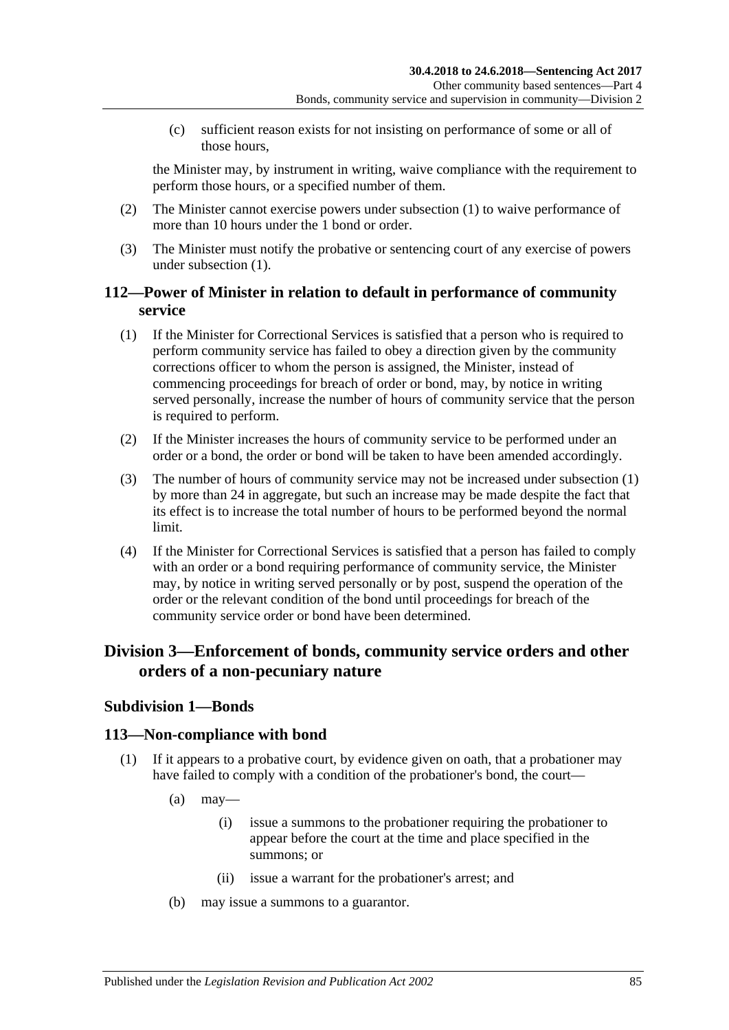(c) sufficient reason exists for not insisting on performance of some or all of those hours,

the Minister may, by instrument in writing, waive compliance with the requirement to perform those hours, or a specified number of them.

(2) The Minister cannot exercise powers under subsection (1) to waive performance of more than 10 hours under the 1 bond or order.

(3) The Minister must notify the probative or sentencing court of any exercise of powers under subsection (1).

## 112—Power of Minister in relation to default in performance of community service

(1) If the Minister for Correctional Services is satisfied that a person who is required to perform community service has failed to obey a direction given by the community corrections officer to whom the person is assigned, the Minister, instead of commencing proceedings for breach of order or bond, may, by notice in writing served personally, increase the number of hours of community service that the person is required to perform.

(2) If the Minister increases the hours of community service to be performed under an order or a bond, the order or bond will be taken to have been amended accordingly.

(3) The number of hours of community service may not be increased under subsection (1) by more than 24 in aggregate, but such an increase may be made despite the fact that its effect is to increase the total number of hours to be performed beyond the normal limit.

(4) If the Minister for Correctional Services is satisfied that a person has failed to comply with an order or a bond requiring performance of community service, the Minister may, by notice in writing served personally or by post, suspend the operation of the order or the relevant condition of the bond until proceedings for breach of the community service order or bond have been determined.

# Division 3—Enforcement of bonds, community service orders and other orders of a non-pecuniary nature

## Subdivision 1—Bonds

## 113—Non-compliance with bond

(1) If it appears to a probative court, by evidence given on oath, that a probationer may have failed to comply with a condition of the probationer's bond, the court—

(a) may—

(i) issue a summons to the probationer requiring the probationer to appear before the court at the time and place specified in the summons; or

(ii) issue a warrant for the probationer's arrest; and

(b) may issue a summons to a guarantor.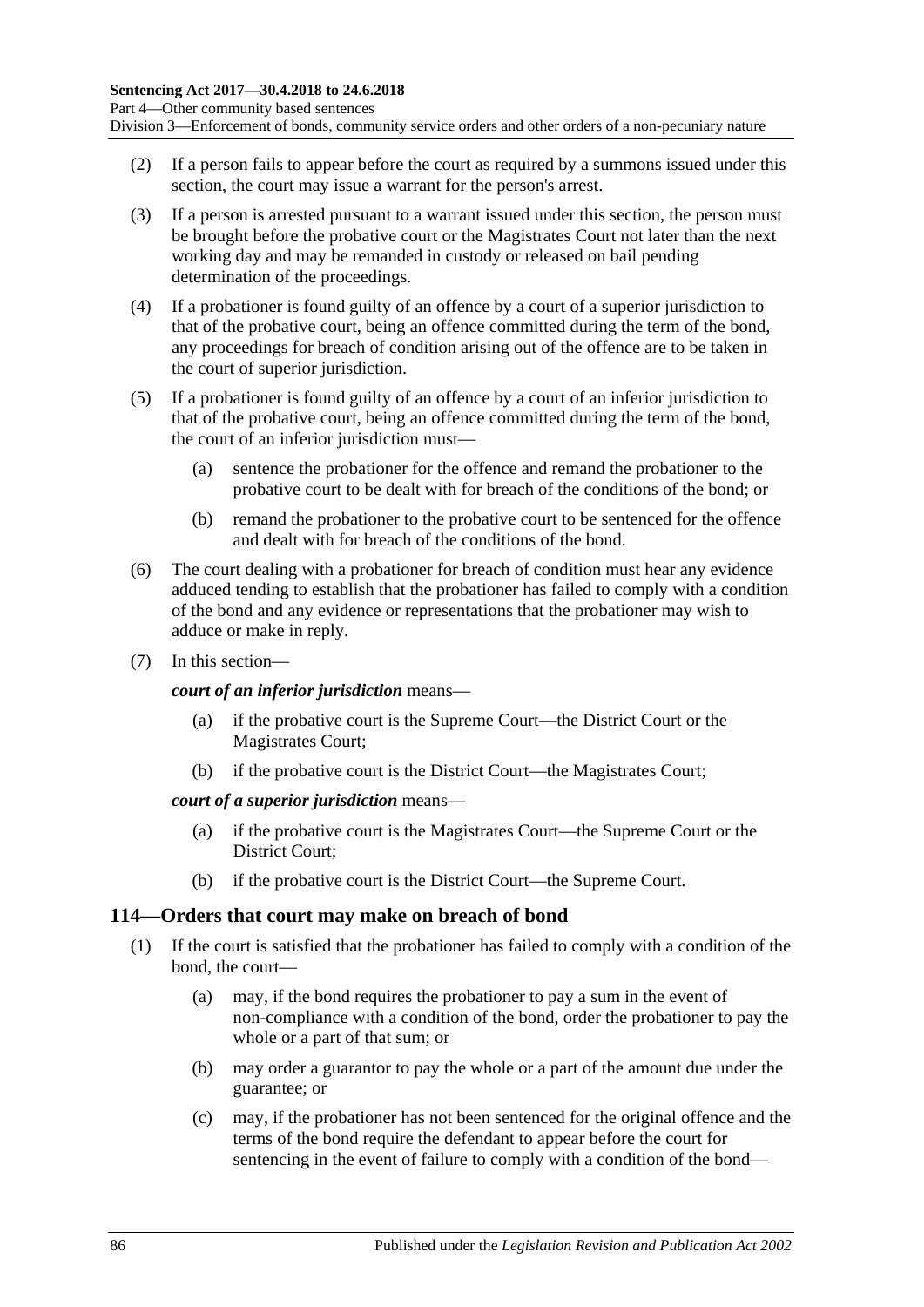(2) If a person fails to appear before the court as required by a summons issued under this section, the court may issue a warrant for the person's arrest.

(3) If a person is arrested pursuant to a warrant issued under this section, the person must be brought before the probative court or the Magistrates Court not later than the next working day and may be remanded in custody or released on bail pending determination of the proceedings.

(4) If a probationer is found guilty of an offence by a court of a superior jurisdiction to that of the probative court, being an offence committed during the term of the bond, any proceedings for breach of condition arising out of the offence are to be taken in the court of superior jurisdiction.

(5) If a probationer is found guilty of an offence by a court of an inferior jurisdiction to that of the probative court, being an offence committed during the term of the bond, the court of an inferior jurisdiction must—

(a) sentence the probationer for the offence and remand the probationer to the probative court to be dealt with for breach of the conditions of the bond; or

(b) remand the probationer to the probative court to be sentenced for the offence and dealt with for breach of the conditions of the bond.

(6) The court dealing with a probationer for breach of condition must hear any evidence adduced tending to establish that the probationer has failed to comply with a condition of the bond and any evidence or representations that the probationer may wish to adduce or make in reply.

(7) In this section—

***court of an inferior jurisdiction*** means—

(a) if the probative court is the Supreme Court—the District Court or the Magistrates Court;

(b) if the probative court is the District Court—the Magistrates Court;

***court of a superior jurisdiction*** means—

(a) if the probative court is the Magistrates Court—the Supreme Court or the District Court;

(b) if the probative court is the District Court—the Supreme Court.

## 114—Orders that court may make on breach of bond

(1) If the court is satisfied that the probationer has failed to comply with a condition of the bond, the court—

(a) may, if the bond requires the probationer to pay a sum in the event of non-compliance with a condition of the bond, order the probationer to pay the whole or a part of that sum; or

(b) may order a guarantor to pay the whole or a part of the amount due under the guarantee; or

(c) may, if the probationer has not been sentenced for the original offence and the terms of the bond require the defendant to appear before the court for sentencing in the event of failure to comply with a condition of the bond—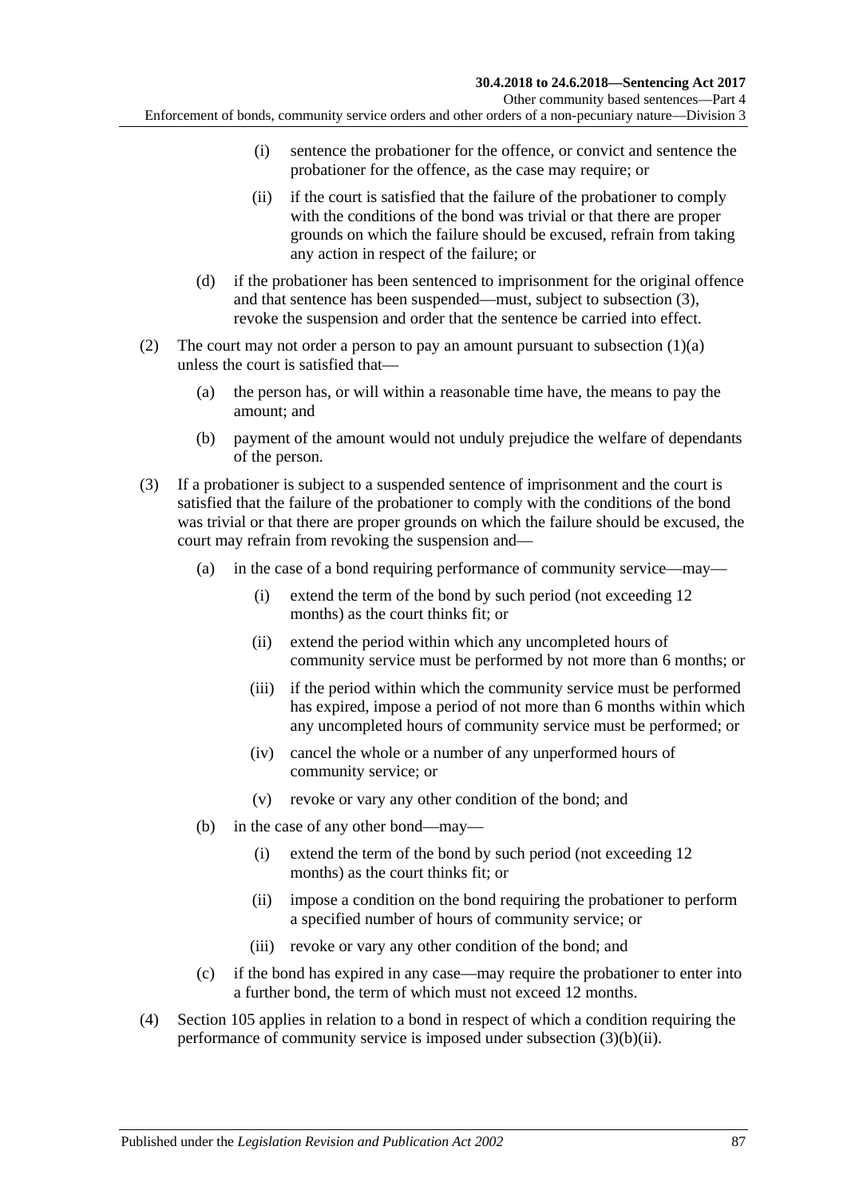(i) sentence the probationer for the offence, or convict and sentence the probationer for the offence, as the case may require; or

(ii) if the court is satisfied that the failure of the probationer to comply with the conditions of the bond was trivial or that there are proper grounds on which the failure should be excused, refrain from taking any action in respect of the failure; or

(d) if the probationer has been sentenced to imprisonment for the original offence and that sentence has been suspended—must, subject to subsection (3), revoke the suspension and order that the sentence be carried into effect.

(2) The court may not order a person to pay an amount pursuant to subsection (1)(a) unless the court is satisfied that—

(a) the person has, or will within a reasonable time have, the means to pay the amount; and

(b) payment of the amount would not unduly prejudice the welfare of dependants of the person.

(3) If a probationer is subject to a suspended sentence of imprisonment and the court is satisfied that the failure of the probationer to comply with the conditions of the bond was trivial or that there are proper grounds on which the failure should be excused, the court may refrain from revoking the suspension and—

(a) in the case of a bond requiring performance of community service—may—

(i) extend the term of the bond by such period (not exceeding 12 months) as the court thinks fit; or

(ii) extend the period within which any uncompleted hours of community service must be performed by not more than 6 months; or

(iii) if the period within which the community service must be performed has expired, impose a period of not more than 6 months within which any uncompleted hours of community service must be performed; or

(iv) cancel the whole or a number of any unperformed hours of community service; or

(v) revoke or vary any other condition of the bond; and

(b) in the case of any other bond—may—

(i) extend the term of the bond by such period (not exceeding 12 months) as the court thinks fit; or

(ii) impose a condition on the bond requiring the probationer to perform a specified number of hours of community service; or

(iii) revoke or vary any other condition of the bond; and

(c) if the bond has expired in any case—may require the probationer to enter into a further bond, the term of which must not exceed 12 months.

(4) Section 105 applies in relation to a bond in respect of which a condition requiring the performance of community service is imposed under subsection (3)(b)(ii).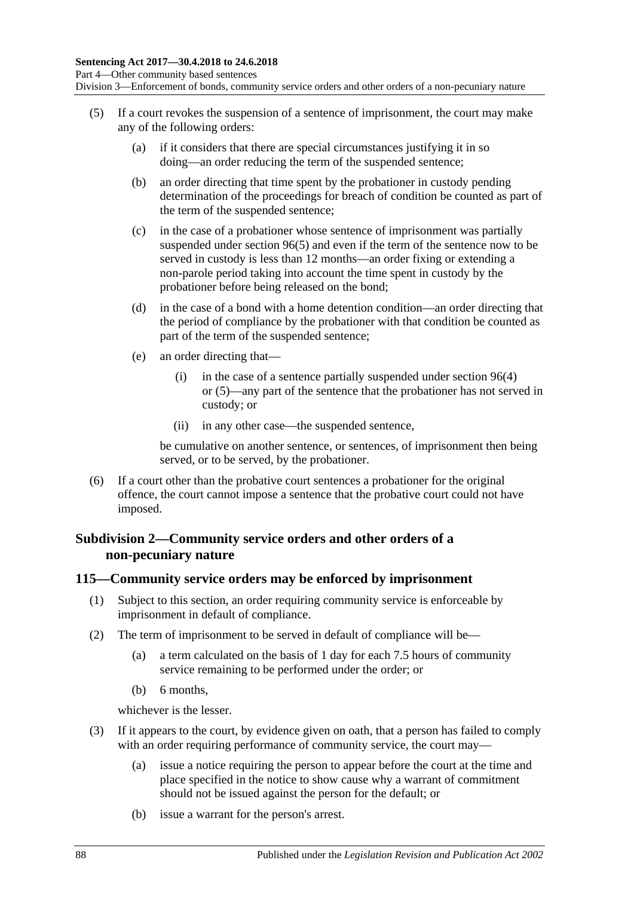(5) If a court revokes the suspension of a sentence of imprisonment, the court may make any of the following orders:

(a) if it considers that there are special circumstances justifying it in so doing—an order reducing the term of the suspended sentence;

(b) an order directing that time spent by the probationer in custody pending determination of the proceedings for breach of condition be counted as part of the term of the suspended sentence;

(c) in the case of a probationer whose sentence of imprisonment was partially suspended under section 96(5) and even if the term of the sentence now to be served in custody is less than 12 months—an order fixing or extending a non-parole period taking into account the time spent in custody by the probationer before being released on the bond;

(d) in the case of a bond with a home detention condition—an order directing that the period of compliance by the probationer with that condition be counted as part of the term of the suspended sentence;

(e) an order directing that—

(i) in the case of a sentence partially suspended under section 96(4) or (5)—any part of the sentence that the probationer has not served in custody; or

(ii) in any other case—the suspended sentence,

be cumulative on another sentence, or sentences, of imprisonment then being served, or to be served, by the probationer.

(6) If a court other than the probative court sentences a probationer for the original offence, the court cannot impose a sentence that the probative court could not have imposed.

## Subdivision 2—Community service orders and other orders of a non-pecuniary nature

### 115—Community service orders may be enforced by imprisonment

(1) Subject to this section, an order requiring community service is enforceable by imprisonment in default of compliance.

(2) The term of imprisonment to be served in default of compliance will be—

(a) a term calculated on the basis of 1 day for each 7.5 hours of community service remaining to be performed under the order; or

(b) 6 months,

whichever is the lesser.

(3) If it appears to the court, by evidence given on oath, that a person has failed to comply with an order requiring performance of community service, the court may—

(a) issue a notice requiring the person to appear before the court at the time and place specified in the notice to show cause why a warrant of commitment should not be issued against the person for the default; or

(b) issue a warrant for the person's arrest.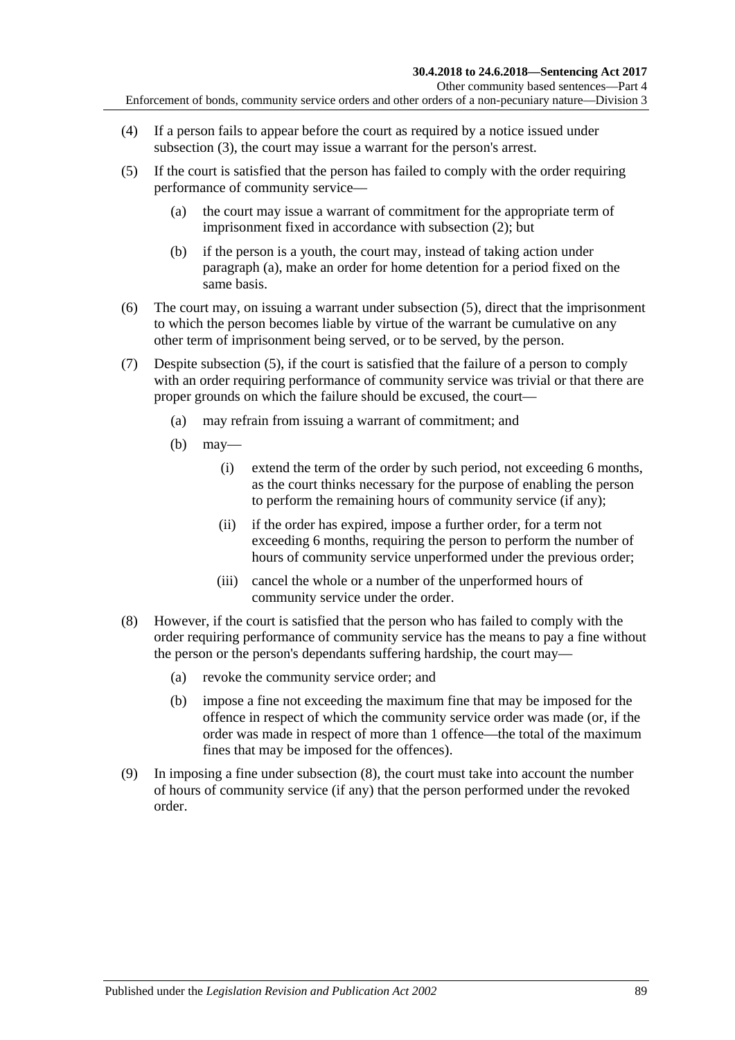(4) If a person fails to appear before the court as required by a notice issued under subsection (3), the court may issue a warrant for the person's arrest.

(5) If the court is satisfied that the person has failed to comply with the order requiring performance of community service—

- (a) the court may issue a warrant of commitment for the appropriate term of imprisonment fixed in accordance with subsection (2); but
- (b) if the person is a youth, the court may, instead of taking action under paragraph (a), make an order for home detention for a period fixed on the same basis.

(6) The court may, on issuing a warrant under subsection (5), direct that the imprisonment to which the person becomes liable by virtue of the warrant be cumulative on any other term of imprisonment being served, or to be served, by the person.

(7) Despite subsection (5), if the court is satisfied that the failure of a person to comply with an order requiring performance of community service was trivial or that there are proper grounds on which the failure should be excused, the court—

- (a) may refrain from issuing a warrant of commitment; and
- (b) may—
  - (i) extend the term of the order by such period, not exceeding 6 months, as the court thinks necessary for the purpose of enabling the person to perform the remaining hours of community service (if any);
  - (ii) if the order has expired, impose a further order, for a term not exceeding 6 months, requiring the person to perform the number of hours of community service unperformed under the previous order;
  - (iii) cancel the whole or a number of the unperformed hours of community service under the order.

(8) However, if the court is satisfied that the person who has failed to comply with the order requiring performance of community service has the means to pay a fine without the person or the person's dependants suffering hardship, the court may—

- (a) revoke the community service order; and
- (b) impose a fine not exceeding the maximum fine that may be imposed for the offence in respect of which the community service order was made (or, if the order was made in respect of more than 1 offence—the total of the maximum fines that may be imposed for the offences).

(9) In imposing a fine under subsection (8), the court must take into account the number of hours of community service (if any) that the person performed under the revoked order.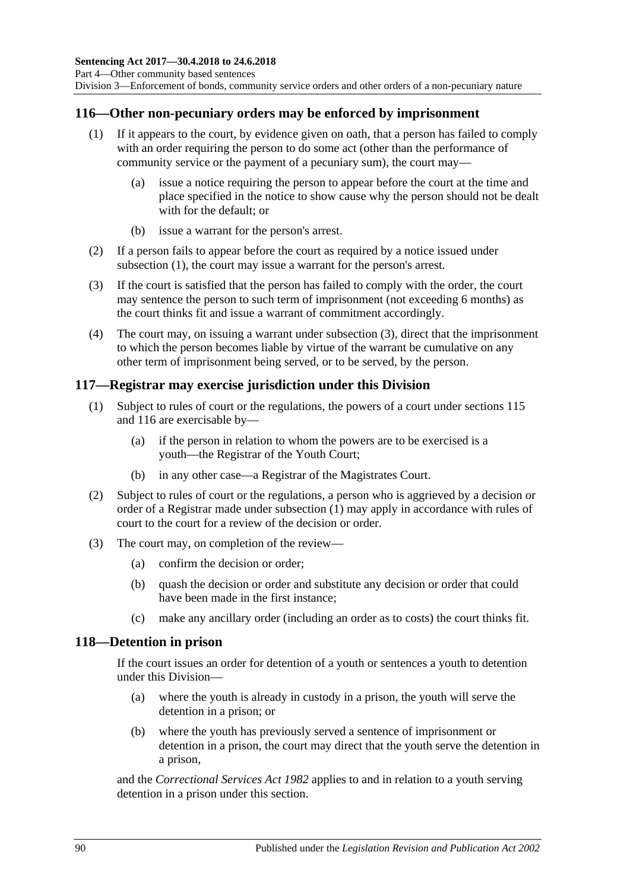## 116—Other non-pecuniary orders may be enforced by imprisonment

(1) If it appears to the court, by evidence given on oath, that a person has failed to comply with an order requiring the person to do some act (other than the performance of community service or the payment of a pecuniary sum), the court may—

(a) issue a notice requiring the person to appear before the court at the time and place specified in the notice to show cause why the person should not be dealt with for the default; or

(b) issue a warrant for the person's arrest.

(2) If a person fails to appear before the court as required by a notice issued under subsection (1), the court may issue a warrant for the person's arrest.

(3) If the court is satisfied that the person has failed to comply with the order, the court may sentence the person to such term of imprisonment (not exceeding 6 months) as the court thinks fit and issue a warrant of commitment accordingly.

(4) The court may, on issuing a warrant under subsection (3), direct that the imprisonment to which the person becomes liable by virtue of the warrant be cumulative on any other term of imprisonment being served, or to be served, by the person.

## 117—Registrar may exercise jurisdiction under this Division

(1) Subject to rules of court or the regulations, the powers of a court under sections 115 and 116 are exercisable by—

(a) if the person in relation to whom the powers are to be exercised is a youth—the Registrar of the Youth Court;

(b) in any other case—a Registrar of the Magistrates Court.

(2) Subject to rules of court or the regulations, a person who is aggrieved by a decision or order of a Registrar made under subsection (1) may apply in accordance with rules of court to the court for a review of the decision or order.

(3) The court may, on completion of the review—

(a) confirm the decision or order;

(b) quash the decision or order and substitute any decision or order that could have been made in the first instance;

(c) make any ancillary order (including an order as to costs) the court thinks fit.

## 118—Detention in prison

If the court issues an order for detention of a youth or sentences a youth to detention under this Division—

(a) where the youth is already in custody in a prison, the youth will serve the detention in a prison; or

(b) where the youth has previously served a sentence of imprisonment or detention in a prison, the court may direct that the youth serve the detention in a prison,

and the *Correctional Services Act 1982* applies to and in relation to a youth serving detention in a prison under this section.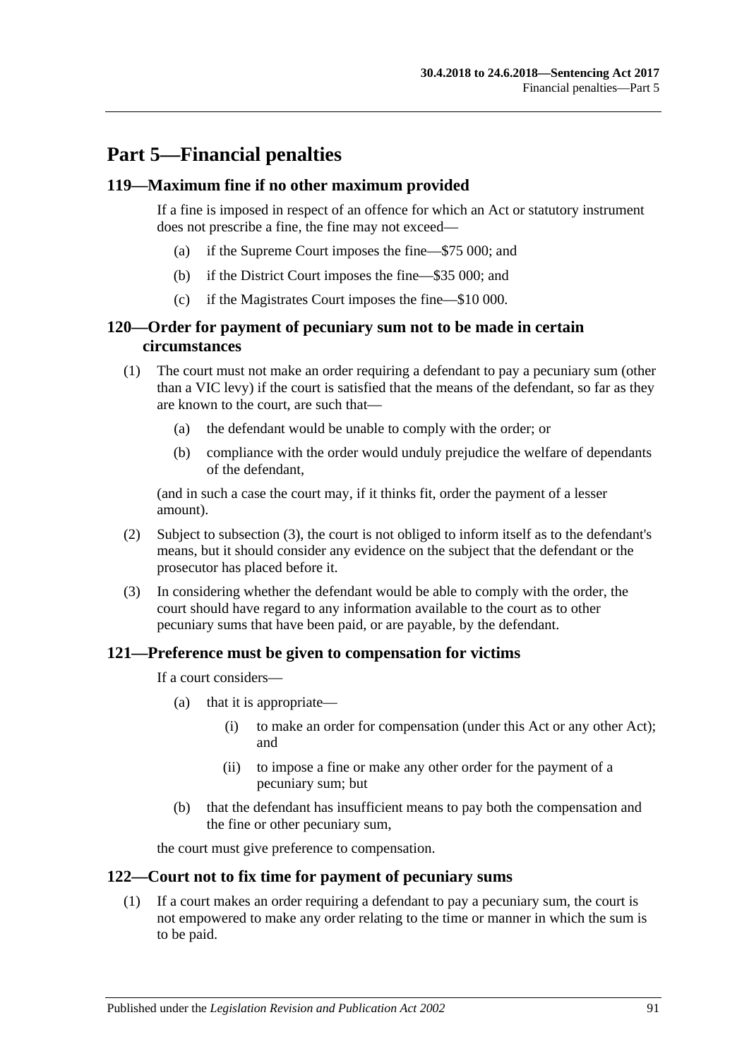# Part 5—Financial penalties

## 119—Maximum fine if no other maximum provided

If a fine is imposed in respect of an offence for which an Act or statutory instrument does not prescribe a fine, the fine may not exceed—

- (a) if the Supreme Court imposes the fine—$75 000; and
- (b) if the District Court imposes the fine—$35 000; and
- (c) if the Magistrates Court imposes the fine—$10 000.

## 120—Order for payment of pecuniary sum not to be made in certain circumstances

(1) The court must not make an order requiring a defendant to pay a pecuniary sum (other than a VIC levy) if the court is satisfied that the means of the defendant, so far as they are known to the court, are such that—

- (a) the defendant would be unable to comply with the order; or
- (b) compliance with the order would unduly prejudice the welfare of dependants of the defendant,

(and in such a case the court may, if it thinks fit, order the payment of a lesser amount).

(2) Subject to subsection (3), the court is not obliged to inform itself as to the defendant's means, but it should consider any evidence on the subject that the defendant or the prosecutor has placed before it.

(3) In considering whether the defendant would be able to comply with the order, the court should have regard to any information available to the court as to other pecuniary sums that have been paid, or are payable, by the defendant.

## 121—Preference must be given to compensation for victims

If a court considers—

- (a) that it is appropriate—
  - (i) to make an order for compensation (under this Act or any other Act); and
  - (ii) to impose a fine or make any other order for the payment of a pecuniary sum; but
- (b) that the defendant has insufficient means to pay both the compensation and the fine or other pecuniary sum,

the court must give preference to compensation.

## 122—Court not to fix time for payment of pecuniary sums

(1) If a court makes an order requiring a defendant to pay a pecuniary sum, the court is not empowered to make any order relating to the time or manner in which the sum is to be paid.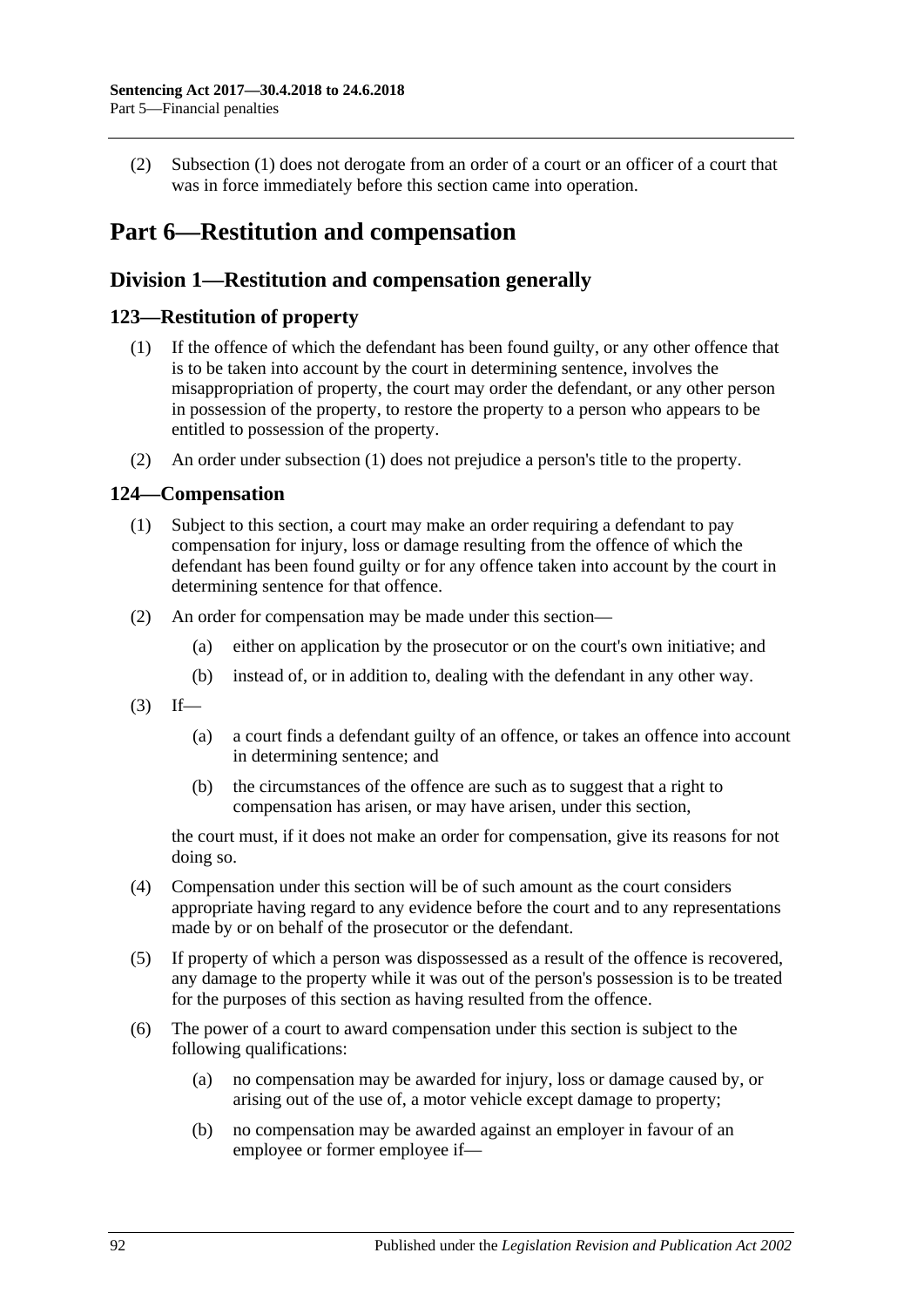(2) Subsection (1) does not derogate from an order of a court or an officer of a court that was in force immediately before this section came into operation.

# Part 6—Restitution and compensation

## Division 1—Restitution and compensation generally

### 123—Restitution of property

(1) If the offence of which the defendant has been found guilty, or any other offence that is to be taken into account by the court in determining sentence, involves the misappropriation of property, the court may order the defendant, or any other person in possession of the property, to restore the property to a person who appears to be entitled to possession of the property.

(2) An order under subsection (1) does not prejudice a person's title to the property.

### 124—Compensation

(1) Subject to this section, a court may make an order requiring a defendant to pay compensation for injury, loss or damage resulting from the offence of which the defendant has been found guilty or for any offence taken into account by the court in determining sentence for that offence.

(2) An order for compensation may be made under this section—

- (a) either on application by the prosecutor or on the court's own initiative; and
- (b) instead of, or in addition to, dealing with the defendant in any other way.

(3) If—

- (a) a court finds a defendant guilty of an offence, or takes an offence into account in determining sentence; and
- (b) the circumstances of the offence are such as to suggest that a right to compensation has arisen, or may have arisen, under this section,

the court must, if it does not make an order for compensation, give its reasons for not doing so.

(4) Compensation under this section will be of such amount as the court considers appropriate having regard to any evidence before the court and to any representations made by or on behalf of the prosecutor or the defendant.

(5) If property of which a person was dispossessed as a result of the offence is recovered, any damage to the property while it was out of the person's possession is to be treated for the purposes of this section as having resulted from the offence.

(6) The power of a court to award compensation under this section is subject to the following qualifications:

- (a) no compensation may be awarded for injury, loss or damage caused by, or arising out of the use of, a motor vehicle except damage to property;
- (b) no compensation may be awarded against an employer in favour of an employee or former employee if—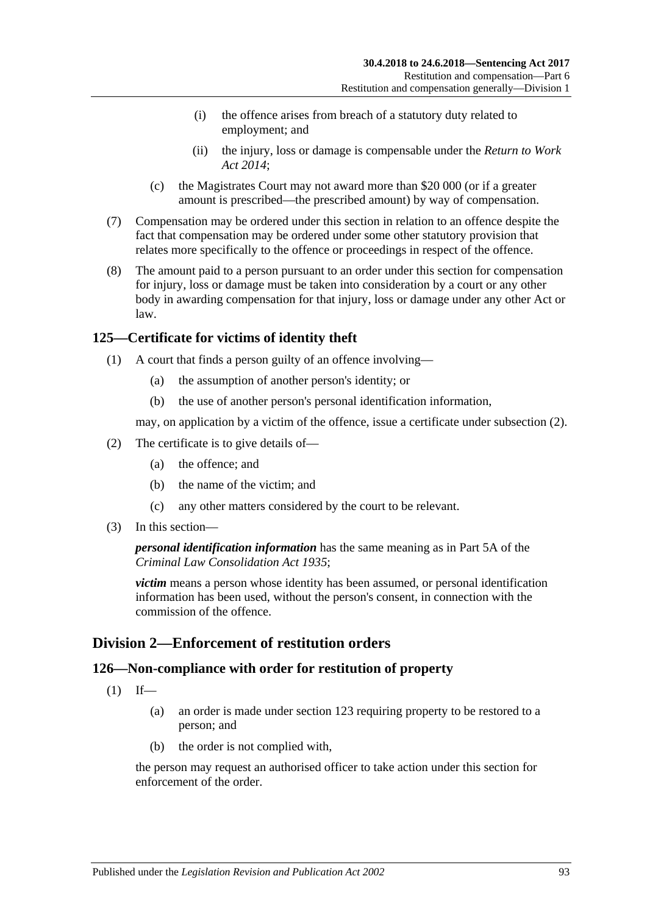(i) the offence arises from breach of a statutory duty related to employment; and

(ii) the injury, loss or damage is compensable under the *Return to Work Act 2014*;

(c) the Magistrates Court may not award more than $20 000 (or if a greater amount is prescribed—the prescribed amount) by way of compensation.

(7) Compensation may be ordered under this section in relation to an offence despite the fact that compensation may be ordered under some other statutory provision that relates more specifically to the offence or proceedings in respect of the offence.

(8) The amount paid to a person pursuant to an order under this section for compensation for injury, loss or damage must be taken into consideration by a court or any other body in awarding compensation for that injury, loss or damage under any other Act or law.

## 125—Certificate for victims of identity theft

(1) A court that finds a person guilty of an offence involving—

(a) the assumption of another person's identity; or

(b) the use of another person's personal identification information,

may, on application by a victim of the offence, issue a certificate under subsection (2).

(2) The certificate is to give details of—

(a) the offence; and

(b) the name of the victim; and

(c) any other matters considered by the court to be relevant.

(3) In this section—

***personal identification information*** has the same meaning as in Part 5A of the *Criminal Law Consolidation Act 1935*;

***victim*** means a person whose identity has been assumed, or personal identification information has been used, without the person's consent, in connection with the commission of the offence.

# Division 2—Enforcement of restitution orders

## 126—Non-compliance with order for restitution of property

(1) If—

(a) an order is made under section 123 requiring property to be restored to a person; and

(b) the order is not complied with,

the person may request an authorised officer to take action under this section for enforcement of the order.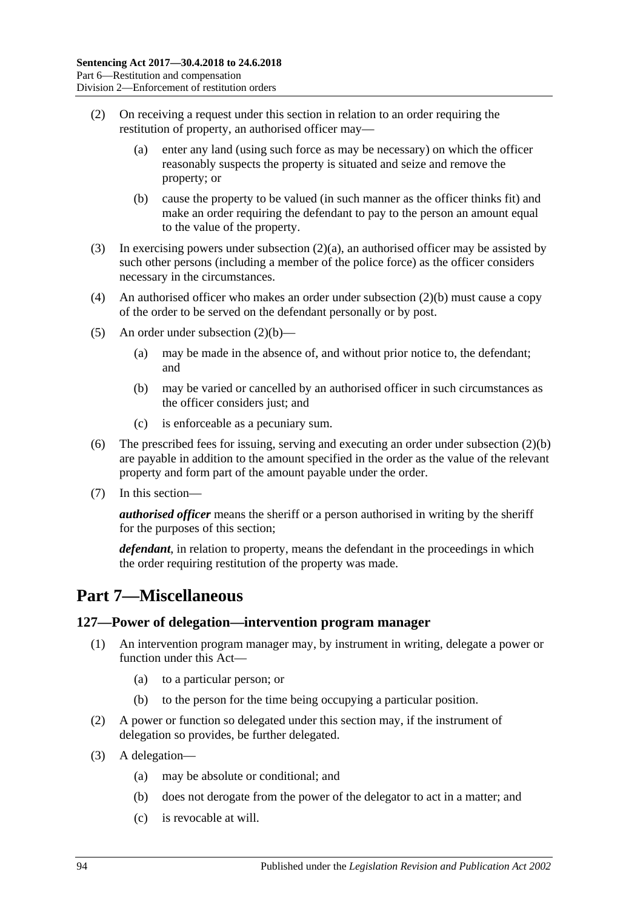(2) On receiving a request under this section in relation to an order requiring the restitution of property, an authorised officer may—

(a) enter any land (using such force as may be necessary) on which the officer reasonably suspects the property is situated and seize and remove the property; or

(b) cause the property to be valued (in such manner as the officer thinks fit) and make an order requiring the defendant to pay to the person an amount equal to the value of the property.

(3) In exercising powers under subsection (2)(a), an authorised officer may be assisted by such other persons (including a member of the police force) as the officer considers necessary in the circumstances.

(4) An authorised officer who makes an order under subsection (2)(b) must cause a copy of the order to be served on the defendant personally or by post.

(5) An order under subsection (2)(b)—

(a) may be made in the absence of, and without prior notice to, the defendant; and

(b) may be varied or cancelled by an authorised officer in such circumstances as the officer considers just; and

(c) is enforceable as a pecuniary sum.

(6) The prescribed fees for issuing, serving and executing an order under subsection (2)(b) are payable in addition to the amount specified in the order as the value of the relevant property and form part of the amount payable under the order.

(7) In this section—

***authorised officer*** means the sheriff or a person authorised in writing by the sheriff for the purposes of this section;

***defendant***, in relation to property, means the defendant in the proceedings in which the order requiring restitution of the property was made.

# Part 7—Miscellaneous

## 127—Power of delegation—intervention program manager

(1) An intervention program manager may, by instrument in writing, delegate a power or function under this Act—

(a) to a particular person; or

(b) to the person for the time being occupying a particular position.

(2) A power or function so delegated under this section may, if the instrument of delegation so provides, be further delegated.

(3) A delegation—

(a) may be absolute or conditional; and

(b) does not derogate from the power of the delegator to act in a matter; and

(c) is revocable at will.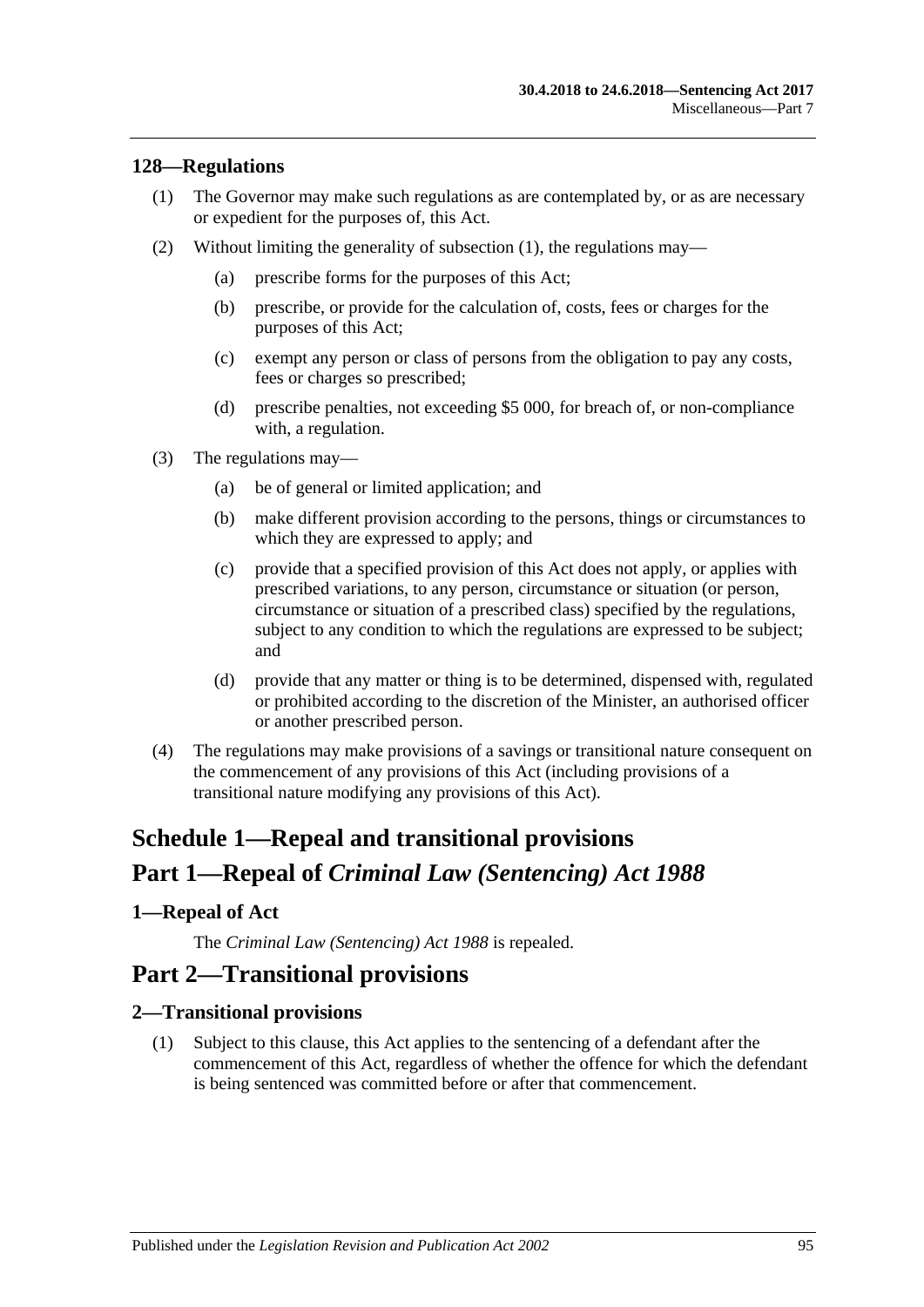### 128—Regulations

(1) The Governor may make such regulations as are contemplated by, or as are necessary or expedient for the purposes of, this Act.

(2) Without limiting the generality of subsection (1), the regulations may—

(a) prescribe forms for the purposes of this Act;

(b) prescribe, or provide for the calculation of, costs, fees or charges for the purposes of this Act;

(c) exempt any person or class of persons from the obligation to pay any costs, fees or charges so prescribed;

(d) prescribe penalties, not exceeding $5 000, for breach of, or non-compliance with, a regulation.

(3) The regulations may—

(a) be of general or limited application; and

(b) make different provision according to the persons, things or circumstances to which they are expressed to apply; and

(c) provide that a specified provision of this Act does not apply, or applies with prescribed variations, to any person, circumstance or situation (or person, circumstance or situation of a prescribed class) specified by the regulations, subject to any condition to which the regulations are expressed to be subject; and

(d) provide that any matter or thing is to be determined, dispensed with, regulated or prohibited according to the discretion of the Minister, an authorised officer or another prescribed person.

(4) The regulations may make provisions of a savings or transitional nature consequent on the commencement of any provisions of this Act (including provisions of a transitional nature modifying any provisions of this Act).

# Schedule 1—Repeal and transitional provisions

# Part 1—Repeal of *Criminal Law (Sentencing) Act 1988*

### 1—Repeal of Act

The *Criminal Law (Sentencing) Act 1988* is repealed.

# Part 2—Transitional provisions

### 2—Transitional provisions

(1) Subject to this clause, this Act applies to the sentencing of a defendant after the commencement of this Act, regardless of whether the offence for which the defendant is being sentenced was committed before or after that commencement.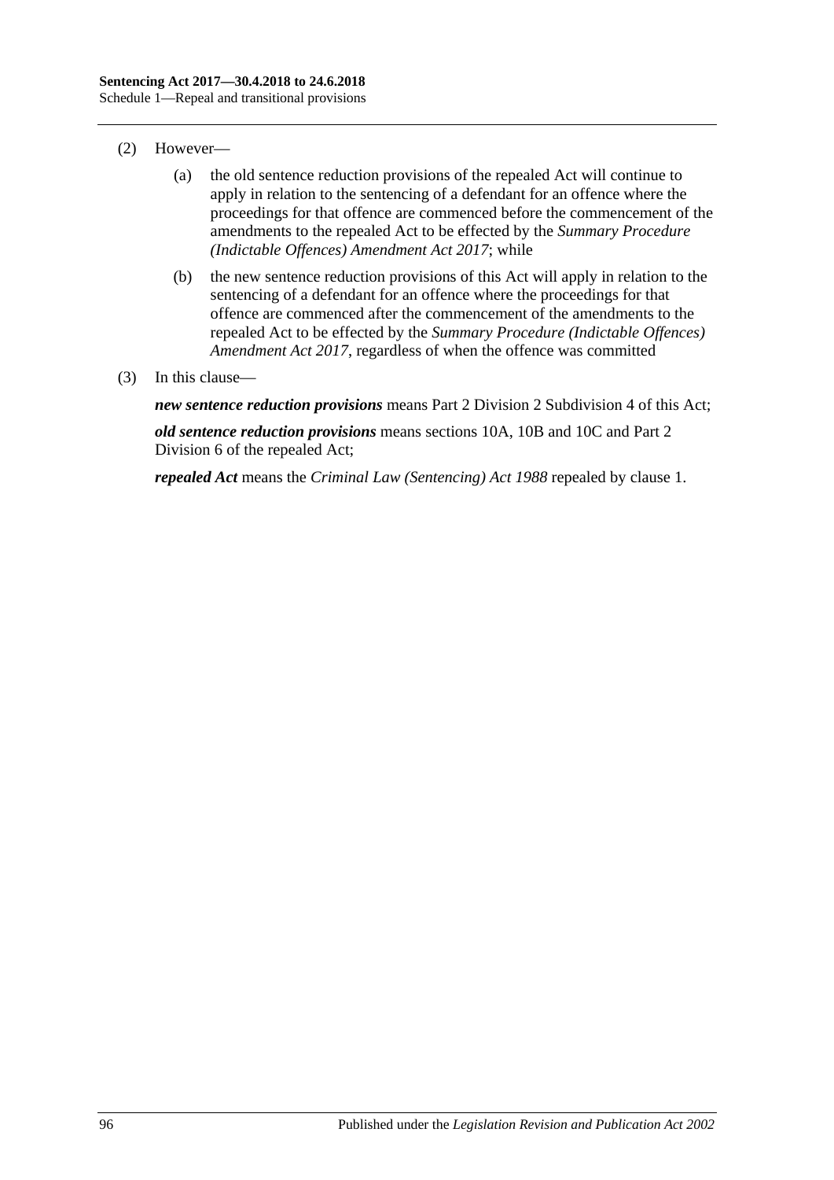(2) However—

(a) the old sentence reduction provisions of the repealed Act will continue to apply in relation to the sentencing of a defendant for an offence where the proceedings for that offence are commenced before the commencement of the amendments to the repealed Act to be effected by the *Summary Procedure (Indictable Offences) Amendment Act 2017*; while

(b) the new sentence reduction provisions of this Act will apply in relation to the sentencing of a defendant for an offence where the proceedings for that offence are commenced after the commencement of the amendments to the repealed Act to be effected by the *Summary Procedure (Indictable Offences) Amendment Act 2017*, regardless of when the offence was committed

(3) In this clause—

***new sentence reduction provisions*** means Part 2 Division 2 Subdivision 4 of this Act;

***old sentence reduction provisions*** means sections 10A, 10B and 10C and Part 2 Division 6 of the repealed Act;

***repealed Act*** means the *Criminal Law (Sentencing) Act 1988* repealed by clause 1.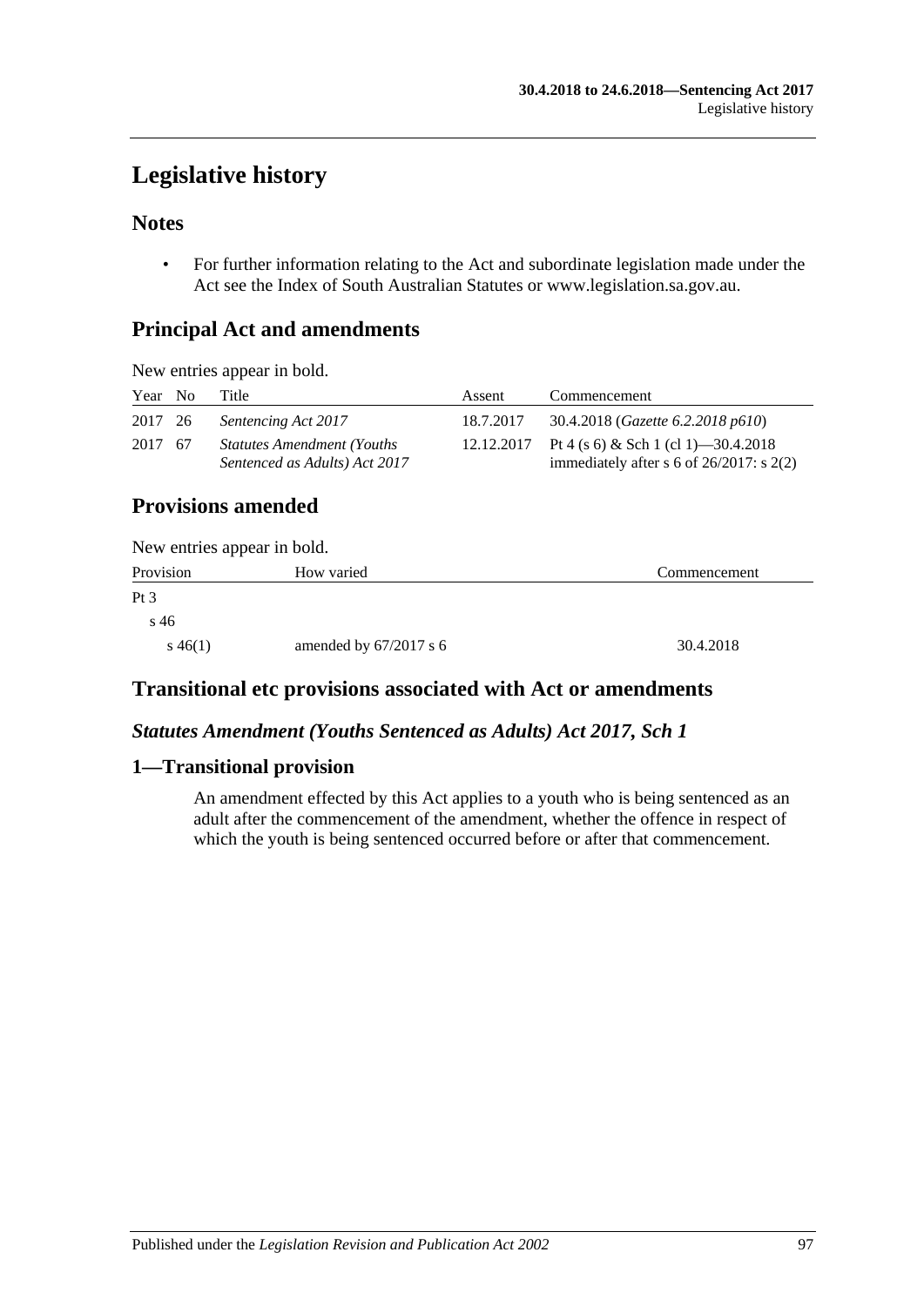# Legislative history

## Notes

- For further information relating to the Act and subordinate legislation made under the Act see the Index of South Australian Statutes or www.legislation.sa.gov.au.

## Principal Act and amendments

New entries appear in bold.

| Year | No | Title | Assent | Commencement |
|---|---|---|---|---|
| 2017 | 26 | *Sentencing Act 2017* | 18.7.2017 | 30.4.2018 (*Gazette 6.2.2018 p610*) |
| 2017 | 67 | *Statutes Amendment (Youths Sentenced as Adults) Act 2017* | 12.12.2017 | Pt 4 (s 6) & Sch 1 (cl 1)—30.4.2018 immediately after s 6 of 26/2017: s 2(2) |

## Provisions amended

New entries appear in bold.

| Provision | How varied | Commencement |
|---|---|---|
| Pt 3 | | |
| s 46 | | |
| s 46(1) | amended by 67/2017 s 6 | 30.4.2018 |

## Transitional etc provisions associated with Act or amendments

### *Statutes Amendment (Youths Sentenced as Adults) Act 2017, Sch 1*

### 1—Transitional provision

An amendment effected by this Act applies to a youth who is being sentenced as an adult after the commencement of the amendment, whether the offence in respect of which the youth is being sentenced occurred before or after that commencement.